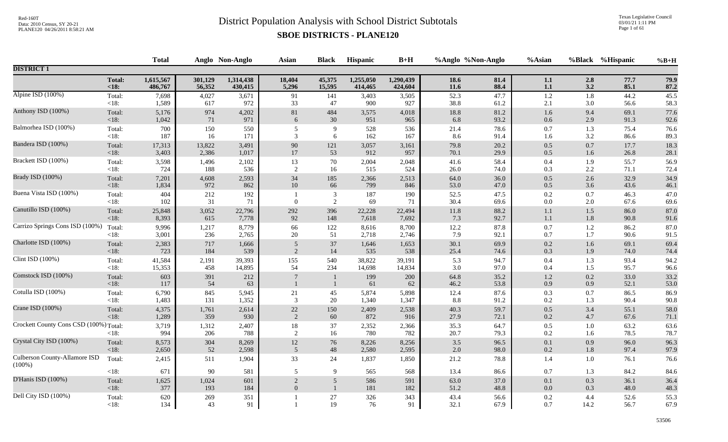# District Population Analysis with School District Subtotals

## SBOE DISTRICTS - PLANE120

Red-160T
Data: 2010 Census, SY 20-21
PLANE120 04/26/2011 8:58:21 AM

Texas Legislative Council
03/01/21 1:11 PM

| | | Total | Anglo | Non-Anglo | Asian | Black | Hispanic | B+H | %Anglo | %Non-Anglo | %Asian | %Black | %Hispanic | %B+H |
|---|---|---|---|---|---|---|---|---|---|---|---|---|---|---|
| **DISTRICT 1** | | | | | | | | | | | | | | |
| | **Total:** | **1,615,567** | **301,129** | **1,314,438** | **18,404** | **45,375** | **1,255,050** | **1,290,439** | **18.6** | **81.4** | **1.1** | **2.8** | **77.7** | **79.9** |
| | **<18:** | **486,767** | **56,352** | **430,415** | **5,296** | **15,595** | **414,465** | **424,604** | **11.6** | **88.4** | **1.1** | **3.2** | **85.1** | **87.2** |
| Alpine ISD (100%) | Total: | 7,698 | 4,027 | 3,671 | 91 | 141 | 3,403 | 3,505 | 52.3 | 47.7 | 1.2 | 1.8 | 44.2 | 45.5 |
| | <18: | 1,589 | 617 | 972 | 33 | 47 | 900 | 927 | 38.8 | 61.2 | 2.1 | 3.0 | 56.6 | 58.3 |
| Anthony ISD (100%) | Total: | 5,176 | 974 | 4,202 | 81 | 484 | 3,575 | 4,018 | 18.8 | 81.2 | 1.6 | 9.4 | 69.1 | 77.6 |
| | <18: | 1,042 | 71 | 971 | 6 | 30 | 951 | 965 | 6.8 | 93.2 | 0.6 | 2.9 | 91.3 | 92.6 |
| Balmorhea ISD (100%) | Total: | 700 | 150 | 550 | 5 | 9 | 528 | 536 | 21.4 | 78.6 | 0.7 | 1.3 | 75.4 | 76.6 |
| | <18: | 187 | 16 | 171 | 3 | 6 | 162 | 167 | 8.6 | 91.4 | 1.6 | 3.2 | 86.6 | 89.3 |
| Bandera ISD (100%) | Total: | 17,313 | 13,822 | 3,491 | 90 | 121 | 3,057 | 3,161 | 79.8 | 20.2 | 0.5 | 0.7 | 17.7 | 18.3 |
| | <18: | 3,403 | 2,386 | 1,017 | 17 | 53 | 912 | 957 | 70.1 | 29.9 | 0.5 | 1.6 | 26.8 | 28.1 |
| Brackett ISD (100%) | Total: | 3,598 | 1,496 | 2,102 | 13 | 70 | 2,004 | 2,048 | 41.6 | 58.4 | 0.4 | 1.9 | 55.7 | 56.9 |
| | <18: | 724 | 188 | 536 | 2 | 16 | 515 | 524 | 26.0 | 74.0 | 0.3 | 2.2 | 71.1 | 72.4 |
| Brady ISD (100%) | Total: | 7,201 | 4,608 | 2,593 | 34 | 185 | 2,366 | 2,513 | 64.0 | 36.0 | 0.5 | 2.6 | 32.9 | 34.9 |
| | <18: | 1,834 | 972 | 862 | 10 | 66 | 799 | 846 | 53.0 | 47.0 | 0.5 | 3.6 | 43.6 | 46.1 |
| Buena Vista ISD (100%) | Total: | 404 | 212 | 192 | 1 | 3 | 187 | 190 | 52.5 | 47.5 | 0.2 | 0.7 | 46.3 | 47.0 |
| | <18: | 102 | 31 | 71 | 0 | 2 | 69 | 71 | 30.4 | 69.6 | 0.0 | 2.0 | 67.6 | 69.6 |
| Canutillo ISD (100%) | Total: | 25,848 | 3,052 | 22,796 | 292 | 396 | 22,228 | 22,494 | 11.8 | 88.2 | 1.1 | 1.5 | 86.0 | 87.0 |
| | <18: | 8,393 | 615 | 7,778 | 92 | 148 | 7,618 | 7,692 | 7.3 | 92.7 | 1.1 | 1.8 | 90.8 | 91.6 |
| Carrizo Springs Cons ISD (100%) | Total: | 9,996 | 1,217 | 8,779 | 66 | 122 | 8,616 | 8,700 | 12.2 | 87.8 | 0.7 | 1.2 | 86.2 | 87.0 |
| | <18: | 3,001 | 236 | 2,765 | 20 | 51 | 2,718 | 2,746 | 7.9 | 92.1 | 0.7 | 1.7 | 90.6 | 91.5 |
| Charlotte ISD (100%) | Total: | 2,383 | 717 | 1,666 | 5 | 37 | 1,646 | 1,653 | 30.1 | 69.9 | 0.2 | 1.6 | 69.1 | 69.4 |
| | <18: | 723 | 184 | 539 | 2 | 14 | 535 | 538 | 25.4 | 74.6 | 0.3 | 1.9 | 74.0 | 74.4 |
| Clint ISD (100%) | Total: | 41,584 | 2,191 | 39,393 | 155 | 540 | 38,822 | 39,191 | 5.3 | 94.7 | 0.4 | 1.3 | 93.4 | 94.2 |
| | <18: | 15,353 | 458 | 14,895 | 54 | 234 | 14,698 | 14,834 | 3.0 | 97.0 | 0.4 | 1.5 | 95.7 | 96.6 |
| Comstock ISD (100%) | Total: | 603 | 391 | 212 | 7 | 1 | 199 | 200 | 64.8 | 35.2 | 1.2 | 0.2 | 33.0 | 33.2 |
| | <18: | 117 | 54 | 63 | 1 | 1 | 61 | 62 | 46.2 | 53.8 | 0.9 | 0.9 | 52.1 | 53.0 |
| Cotulla ISD (100%) | Total: | 6,790 | 845 | 5,945 | 21 | 45 | 5,874 | 5,898 | 12.4 | 87.6 | 0.3 | 0.7 | 86.5 | 86.9 |
| | <18: | 1,483 | 131 | 1,352 | 3 | 20 | 1,340 | 1,347 | 8.8 | 91.2 | 0.2 | 1.3 | 90.4 | 90.8 |
| Crane ISD (100%) | Total: | 4,375 | 1,761 | 2,614 | 22 | 150 | 2,409 | 2,538 | 40.3 | 59.7 | 0.5 | 3.4 | 55.1 | 58.0 |
| | <18: | 1,289 | 359 | 930 | 2 | 60 | 872 | 916 | 27.9 | 72.1 | 0.2 | 4.7 | 67.6 | 71.1 |
| Crockett County Cons ISD (100%) | Total: | 3,719 | 1,312 | 2,407 | 18 | 37 | 2,352 | 2,366 | 35.3 | 64.7 | 0.5 | 1.0 | 63.2 | 63.6 |
| | <18: | 994 | 206 | 788 | 2 | 16 | 780 | 782 | 20.7 | 79.3 | 0.2 | 1.6 | 78.5 | 78.7 |
| Crystal City ISD (100%) | Total: | 8,573 | 304 | 8,269 | 12 | 76 | 8,226 | 8,256 | 3.5 | 96.5 | 0.1 | 0.9 | 96.0 | 96.3 |
| | <18: | 2,650 | 52 | 2,598 | 5 | 48 | 2,580 | 2,595 | 2.0 | 98.0 | 0.2 | 1.8 | 97.4 | 97.9 |
| Culberson County-Allamore ISD (100%) | Total: | 2,415 | 511 | 1,904 | 33 | 24 | 1,837 | 1,850 | 21.2 | 78.8 | 1.4 | 1.0 | 76.1 | 76.6 |
| | <18: | 671 | 90 | 581 | 5 | 9 | 565 | 568 | 13.4 | 86.6 | 0.7 | 1.3 | 84.2 | 84.6 |
| D'Hanis ISD (100%) | Total: | 1,625 | 1,024 | 601 | 2 | 5 | 586 | 591 | 63.0 | 37.0 | 0.1 | 0.3 | 36.1 | 36.4 |
| | <18: | 377 | 193 | 184 | 0 | 1 | 181 | 182 | 51.2 | 48.8 | 0.0 | 0.3 | 48.0 | 48.3 |
| Dell City ISD (100%) | Total: | 620 | 269 | 351 | 1 | 27 | 326 | 343 | 43.4 | 56.6 | 0.2 | 4.4 | 52.6 | 55.3 |
| | <18: | 134 | 43 | 91 | 1 | 19 | 76 | 91 | 32.1 | 67.9 | 0.7 | 14.2 | 56.7 | 67.9 |

53506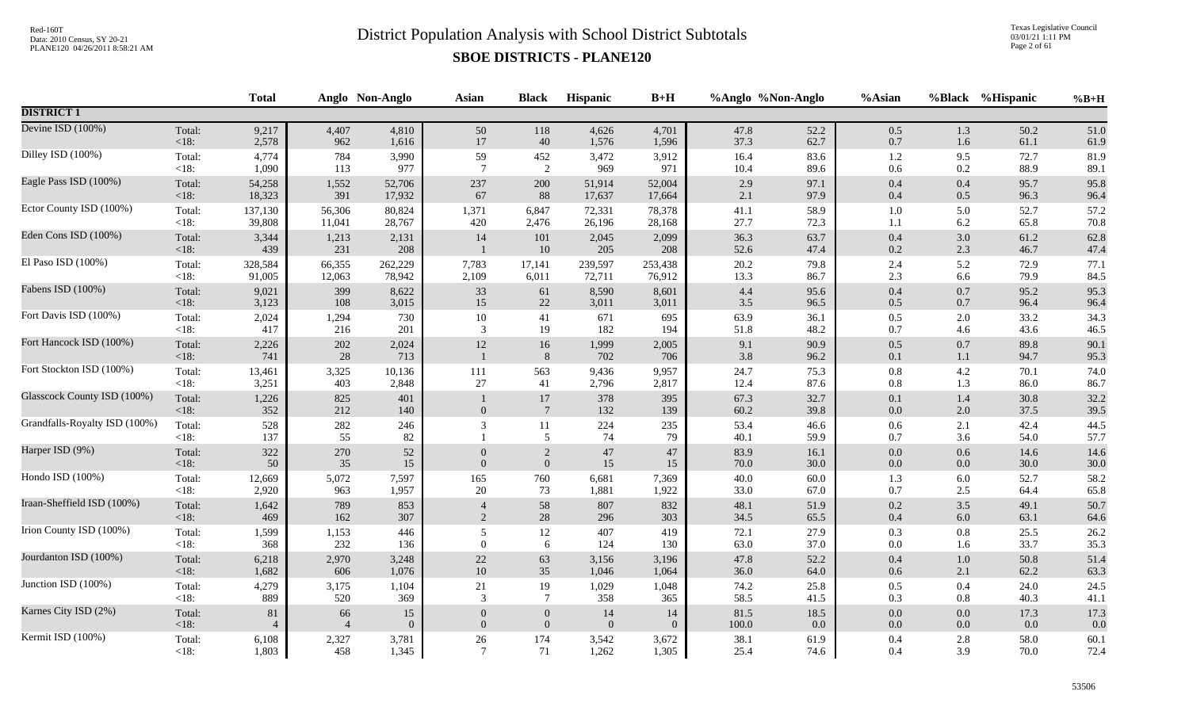# District Population Analysis with School District Subtotals

## SBOE DISTRICTS - PLANE120

| | | Total | Anglo | Non-Anglo | Asian | Black | Hispanic | B+H | %Anglo | %Non-Anglo | %Asian | %Black | %Hispanic | %B+H |
|---|---|---|---|---|---|---|---|---|---|---|---|---|---|---|
| **DISTRICT 1** | | | | | | | | | | | | | | |
| Devine ISD (100%) | Total: | 9,217 | 4,407 | 4,810 | 50 | 118 | 4,626 | 4,701 | 47.8 | 52.2 | 0.5 | 1.3 | 50.2 | 51.0 |
| | <18: | 2,578 | 962 | 1,616 | 17 | 40 | 1,576 | 1,596 | 37.3 | 62.7 | 0.7 | 1.6 | 61.1 | 61.9 |
| Dilley ISD (100%) | Total: | 4,774 | 784 | 3,990 | 59 | 452 | 3,472 | 3,912 | 16.4 | 83.6 | 1.2 | 9.5 | 72.7 | 81.9 |
| | <18: | 1,090 | 113 | 977 | 7 | 2 | 969 | 971 | 10.4 | 89.6 | 0.6 | 0.2 | 88.9 | 89.1 |
| Eagle Pass ISD (100%) | Total: | 54,258 | 1,552 | 52,706 | 237 | 200 | 51,914 | 52,004 | 2.9 | 97.1 | 0.4 | 0.4 | 95.7 | 95.8 |
| | <18: | 18,323 | 391 | 17,932 | 67 | 88 | 17,637 | 17,664 | 2.1 | 97.9 | 0.4 | 0.5 | 96.3 | 96.4 |
| Ector County ISD (100%) | Total: | 137,130 | 56,306 | 80,824 | 1,371 | 6,847 | 72,331 | 78,378 | 41.1 | 58.9 | 1.0 | 5.0 | 52.7 | 57.2 |
| | <18: | 39,808 | 11,041 | 28,767 | 420 | 2,476 | 26,196 | 28,168 | 27.7 | 72.3 | 1.1 | 6.2 | 65.8 | 70.8 |
| Eden Cons ISD (100%) | Total: | 3,344 | 1,213 | 2,131 | 14 | 101 | 2,045 | 2,099 | 36.3 | 63.7 | 0.4 | 3.0 | 61.2 | 62.8 |
| | <18: | 439 | 231 | 208 | 1 | 10 | 205 | 208 | 52.6 | 47.4 | 0.2 | 2.3 | 46.7 | 47.4 |
| El Paso ISD (100%) | Total: | 328,584 | 66,355 | 262,229 | 7,783 | 17,141 | 239,597 | 253,438 | 20.2 | 79.8 | 2.4 | 5.2 | 72.9 | 77.1 |
| | <18: | 91,005 | 12,063 | 78,942 | 2,109 | 6,011 | 72,711 | 76,912 | 13.3 | 86.7 | 2.3 | 6.6 | 79.9 | 84.5 |
| Fabens ISD (100%) | Total: | 9,021 | 399 | 8,622 | 33 | 61 | 8,590 | 8,601 | 4.4 | 95.6 | 0.4 | 0.7 | 95.2 | 95.3 |
| | <18: | 3,123 | 108 | 3,015 | 15 | 22 | 3,011 | 3,011 | 3.5 | 96.5 | 0.5 | 0.7 | 96.4 | 96.4 |
| Fort Davis ISD (100%) | Total: | 2,024 | 1,294 | 730 | 10 | 41 | 671 | 695 | 63.9 | 36.1 | 0.5 | 2.0 | 33.2 | 34.3 |
| | <18: | 417 | 216 | 201 | 3 | 19 | 182 | 194 | 51.8 | 48.2 | 0.7 | 4.6 | 43.6 | 46.5 |
| Fort Hancock ISD (100%) | Total: | 2,226 | 202 | 2,024 | 12 | 16 | 1,999 | 2,005 | 9.1 | 90.9 | 0.5 | 0.7 | 89.8 | 90.1 |
| | <18: | 741 | 28 | 713 | 1 | 8 | 702 | 706 | 3.8 | 96.2 | 0.1 | 1.1 | 94.7 | 95.3 |
| Fort Stockton ISD (100%) | Total: | 13,461 | 3,325 | 10,136 | 111 | 563 | 9,436 | 9,957 | 24.7 | 75.3 | 0.8 | 4.2 | 70.1 | 74.0 |
| | <18: | 3,251 | 403 | 2,848 | 27 | 41 | 2,796 | 2,817 | 12.4 | 87.6 | 0.8 | 1.3 | 86.0 | 86.7 |
| Glasscock County ISD (100%) | Total: | 1,226 | 825 | 401 | 1 | 17 | 378 | 395 | 67.3 | 32.7 | 0.1 | 1.4 | 30.8 | 32.2 |
| | <18: | 352 | 212 | 140 | 0 | 7 | 132 | 139 | 60.2 | 39.8 | 0.0 | 2.0 | 37.5 | 39.5 |
| Grandfalls-Royalty ISD (100%) | Total: | 528 | 282 | 246 | 3 | 11 | 224 | 235 | 53.4 | 46.6 | 0.6 | 2.1 | 42.4 | 44.5 |
| | <18: | 137 | 55 | 82 | 1 | 5 | 74 | 79 | 40.1 | 59.9 | 0.7 | 3.6 | 54.0 | 57.7 |
| Harper ISD (9%) | Total: | 322 | 270 | 52 | 0 | 2 | 47 | 47 | 83.9 | 16.1 | 0.0 | 0.6 | 14.6 | 14.6 |
| | <18: | 50 | 35 | 15 | 0 | 0 | 15 | 15 | 70.0 | 30.0 | 0.0 | 0.0 | 30.0 | 30.0 |
| Hondo ISD (100%) | Total: | 12,669 | 5,072 | 7,597 | 165 | 760 | 6,681 | 7,369 | 40.0 | 60.0 | 1.3 | 6.0 | 52.7 | 58.2 |
| | <18: | 2,920 | 963 | 1,957 | 20 | 73 | 1,881 | 1,922 | 33.0 | 67.0 | 0.7 | 2.5 | 64.4 | 65.8 |
| Iraan-Sheffield ISD (100%) | Total: | 1,642 | 789 | 853 | 4 | 58 | 807 | 832 | 48.1 | 51.9 | 0.2 | 3.5 | 49.1 | 50.7 |
| | <18: | 469 | 162 | 307 | 2 | 28 | 296 | 303 | 34.5 | 65.5 | 0.4 | 6.0 | 63.1 | 64.6 |
| Irion County ISD (100%) | Total: | 1,599 | 1,153 | 446 | 5 | 12 | 407 | 419 | 72.1 | 27.9 | 0.3 | 0.8 | 25.5 | 26.2 |
| | <18: | 368 | 232 | 136 | 0 | 6 | 124 | 130 | 63.0 | 37.0 | 0.0 | 1.6 | 33.7 | 35.3 |
| Jourdanton ISD (100%) | Total: | 6,218 | 2,970 | 3,248 | 22 | 63 | 3,156 | 3,196 | 47.8 | 52.2 | 0.4 | 1.0 | 50.8 | 51.4 |
| | <18: | 1,682 | 606 | 1,076 | 10 | 35 | 1,046 | 1,064 | 36.0 | 64.0 | 0.6 | 2.1 | 62.2 | 63.3 |
| Junction ISD (100%) | Total: | 4,279 | 3,175 | 1,104 | 21 | 19 | 1,029 | 1,048 | 74.2 | 25.8 | 0.5 | 0.4 | 24.0 | 24.5 |
| | <18: | 889 | 520 | 369 | 3 | 7 | 358 | 365 | 58.5 | 41.5 | 0.3 | 0.8 | 40.3 | 41.1 |
| Karnes City ISD (2%) | Total: | 81 | 66 | 15 | 0 | 0 | 14 | 14 | 81.5 | 18.5 | 0.0 | 0.0 | 17.3 | 17.3 |
| | <18: | 4 | 4 | 0 | 0 | 0 | 0 | 0 | 100.0 | 0.0 | 0.0 | 0.0 | 0.0 | 0.0 |
| Kermit ISD (100%) | Total: | 6,108 | 2,327 | 3,781 | 26 | 174 | 3,542 | 3,672 | 38.1 | 61.9 | 0.4 | 2.8 | 58.0 | 60.1 |
| | <18: | 1,803 | 458 | 1,345 | 7 | 71 | 1,262 | 1,305 | 25.4 | 74.6 | 0.4 | 3.9 | 70.0 | 72.4 |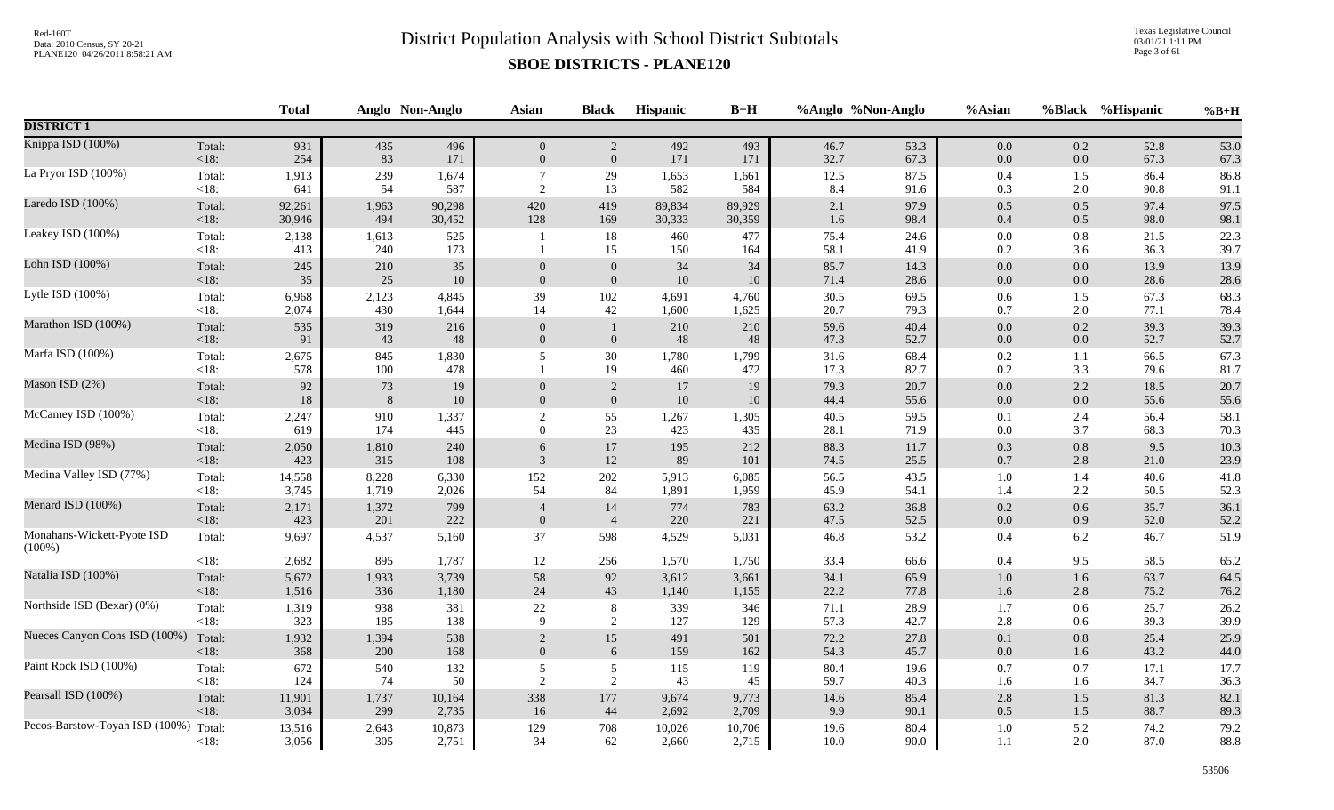# District Population Analysis with School District Subtotals

## SBOE DISTRICTS - PLANE120

| | | Total | Anglo | Non-Anglo | Asian | Black | Hispanic | B+H | %Anglo | %Non-Anglo | %Asian | %Black | %Hispanic | %B+H |
|---|---|---|---|---|---|---|---|---|---|---|---|---|---|---|
| **DISTRICT 1** | | | | | | | | | | | | | | |
| Knippa ISD (100%) | Total: | 931 | 435 | 496 | 0 | 2 | 492 | 493 | 46.7 | 53.3 | 0.0 | 0.2 | 52.8 | 53.0 |
| | <18: | 254 | 83 | 171 | 0 | 0 | 171 | 171 | 32.7 | 67.3 | 0.0 | 0.0 | 67.3 | 67.3 |
| La Pryor ISD (100%) | Total: | 1,913 | 239 | 1,674 | 7 | 29 | 1,653 | 1,661 | 12.5 | 87.5 | 0.4 | 1.5 | 86.4 | 86.8 |
| | <18: | 641 | 54 | 587 | 2 | 13 | 582 | 584 | 8.4 | 91.6 | 0.3 | 2.0 | 90.8 | 91.1 |
| Laredo ISD (100%) | Total: | 92,261 | 1,963 | 90,298 | 420 | 419 | 89,834 | 89,929 | 2.1 | 97.9 | 0.5 | 0.5 | 97.4 | 97.5 |
| | <18: | 30,946 | 494 | 30,452 | 128 | 169 | 30,333 | 30,359 | 1.6 | 98.4 | 0.4 | 0.5 | 98.0 | 98.1 |
| Leakey ISD (100%) | Total: | 2,138 | 1,613 | 525 | 1 | 18 | 460 | 477 | 75.4 | 24.6 | 0.0 | 0.8 | 21.5 | 22.3 |
| | <18: | 413 | 240 | 173 | 1 | 15 | 150 | 164 | 58.1 | 41.9 | 0.2 | 3.6 | 36.3 | 39.7 |
| Lohn ISD (100%) | Total: | 245 | 210 | 35 | 0 | 0 | 34 | 34 | 85.7 | 14.3 | 0.0 | 0.0 | 13.9 | 13.9 |
| | <18: | 35 | 25 | 10 | 0 | 0 | 10 | 10 | 71.4 | 28.6 | 0.0 | 0.0 | 28.6 | 28.6 |
| Lytle ISD (100%) | Total: | 6,968 | 2,123 | 4,845 | 39 | 102 | 4,691 | 4,760 | 30.5 | 69.5 | 0.6 | 1.5 | 67.3 | 68.3 |
| | <18: | 2,074 | 430 | 1,644 | 14 | 42 | 1,600 | 1,625 | 20.7 | 79.3 | 0.7 | 2.0 | 77.1 | 78.4 |
| Marathon ISD (100%) | Total: | 535 | 319 | 216 | 0 | 1 | 210 | 210 | 59.6 | 40.4 | 0.0 | 0.2 | 39.3 | 39.3 |
| | <18: | 91 | 43 | 48 | 0 | 0 | 48 | 48 | 47.3 | 52.7 | 0.0 | 0.0 | 52.7 | 52.7 |
| Marfa ISD (100%) | Total: | 2,675 | 845 | 1,830 | 5 | 30 | 1,780 | 1,799 | 31.6 | 68.4 | 0.2 | 1.1 | 66.5 | 67.3 |
| | <18: | 578 | 100 | 478 | 1 | 19 | 460 | 472 | 17.3 | 82.7 | 0.2 | 3.3 | 79.6 | 81.7 |
| Mason ISD (2%) | Total: | 92 | 73 | 19 | 0 | 2 | 17 | 19 | 79.3 | 20.7 | 0.0 | 2.2 | 18.5 | 20.7 |
| | <18: | 18 | 8 | 10 | 0 | 0 | 10 | 10 | 44.4 | 55.6 | 0.0 | 0.0 | 55.6 | 55.6 |
| McCamey ISD (100%) | Total: | 2,247 | 910 | 1,337 | 2 | 55 | 1,267 | 1,305 | 40.5 | 59.5 | 0.1 | 2.4 | 56.4 | 58.1 |
| | <18: | 619 | 174 | 445 | 0 | 23 | 423 | 435 | 28.1 | 71.9 | 0.0 | 3.7 | 68.3 | 70.3 |
| Medina ISD (98%) | Total: | 2,050 | 1,810 | 240 | 6 | 17 | 195 | 212 | 88.3 | 11.7 | 0.3 | 0.8 | 9.5 | 10.3 |
| | <18: | 423 | 315 | 108 | 3 | 12 | 89 | 101 | 74.5 | 25.5 | 0.7 | 2.8 | 21.0 | 23.9 |
| Medina Valley ISD (77%) | Total: | 14,558 | 8,228 | 6,330 | 152 | 202 | 5,913 | 6,085 | 56.5 | 43.5 | 1.0 | 1.4 | 40.6 | 41.8 |
| | <18: | 3,745 | 1,719 | 2,026 | 54 | 84 | 1,891 | 1,959 | 45.9 | 54.1 | 1.4 | 2.2 | 50.5 | 52.3 |
| Menard ISD (100%) | Total: | 2,171 | 1,372 | 799 | 4 | 14 | 774 | 783 | 63.2 | 36.8 | 0.2 | 0.6 | 35.7 | 36.1 |
| | <18: | 423 | 201 | 222 | 0 | 4 | 220 | 221 | 47.5 | 52.5 | 0.0 | 0.9 | 52.0 | 52.2 |
| Monahans-Wickett-Pyote ISD (100%) | Total: | 9,697 | 4,537 | 5,160 | 37 | 598 | 4,529 | 5,031 | 46.8 | 53.2 | 0.4 | 6.2 | 46.7 | 51.9 |
| | <18: | 2,682 | 895 | 1,787 | 12 | 256 | 1,570 | 1,750 | 33.4 | 66.6 | 0.4 | 9.5 | 58.5 | 65.2 |
| Natalia ISD (100%) | Total: | 5,672 | 1,933 | 3,739 | 58 | 92 | 3,612 | 3,661 | 34.1 | 65.9 | 1.0 | 1.6 | 63.7 | 64.5 |
| | <18: | 1,516 | 336 | 1,180 | 24 | 43 | 1,140 | 1,155 | 22.2 | 77.8 | 1.6 | 2.8 | 75.2 | 76.2 |
| Northside ISD (Bexar) (0%) | Total: | 1,319 | 938 | 381 | 22 | 8 | 339 | 346 | 71.1 | 28.9 | 1.7 | 0.6 | 25.7 | 26.2 |
| | <18: | 323 | 185 | 138 | 9 | 2 | 127 | 129 | 57.3 | 42.7 | 2.8 | 0.6 | 39.3 | 39.9 |
| Nueces Canyon Cons ISD (100%) | Total: | 1,932 | 1,394 | 538 | 2 | 15 | 491 | 501 | 72.2 | 27.8 | 0.1 | 0.8 | 25.4 | 25.9 |
| | <18: | 368 | 200 | 168 | 0 | 6 | 159 | 162 | 54.3 | 45.7 | 0.0 | 1.6 | 43.2 | 44.0 |
| Paint Rock ISD (100%) | Total: | 672 | 540 | 132 | 5 | 5 | 115 | 119 | 80.4 | 19.6 | 0.7 | 0.7 | 17.1 | 17.7 |
| | <18: | 124 | 74 | 50 | 2 | 2 | 43 | 45 | 59.7 | 40.3 | 1.6 | 1.6 | 34.7 | 36.3 |
| Pearsall ISD (100%) | Total: | 11,901 | 1,737 | 10,164 | 338 | 177 | 9,674 | 9,773 | 14.6 | 85.4 | 2.8 | 1.5 | 81.3 | 82.1 |
| | <18: | 3,034 | 299 | 2,735 | 16 | 44 | 2,692 | 2,709 | 9.9 | 90.1 | 0.5 | 1.5 | 88.7 | 89.3 |
| Pecos-Barstow-Toyah ISD (100%) | Total: | 13,516 | 2,643 | 10,873 | 129 | 708 | 10,026 | 10,706 | 19.6 | 80.4 | 1.0 | 5.2 | 74.2 | 79.2 |
| | <18: | 3,056 | 305 | 2,751 | 34 | 62 | 2,660 | 2,715 | 10.0 | 90.0 | 1.1 | 2.0 | 87.0 | 88.8 |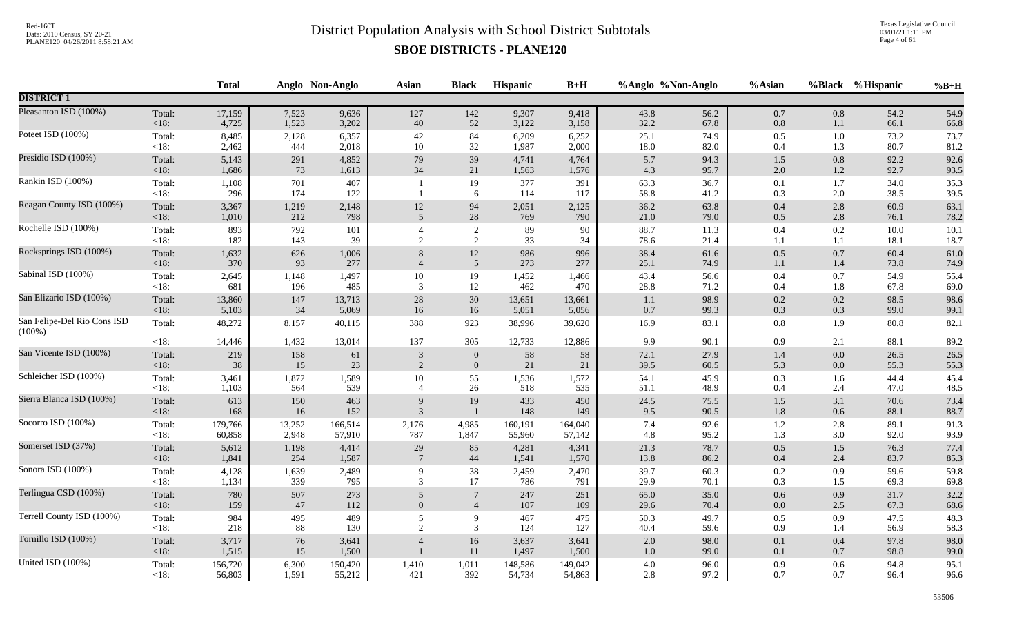# District Population Analysis with School District Subtotals

## SBOE DISTRICTS - PLANE120

Red-160T
Data: 2010 Census, SY 20-21
PLANE120 04/26/2011 8:58:21 AM

Texas Legislative Council
03/01/21 1:11 PM

| | | Total | Anglo | Non-Anglo | Asian | Black | Hispanic | B+H | %Anglo | %Non-Anglo | %Asian | %Black | %Hispanic | %B+H |
|---|---|---|---|---|---|---|---|---|---|---|---|---|---|---|
| **DISTRICT 1** | | | | | | | | | | | | | | |
| Pleasanton ISD (100%) | Total: | 17,159 | 7,523 | 9,636 | 127 | 142 | 9,307 | 9,418 | 43.8 | 56.2 | 0.7 | 0.8 | 54.2 | 54.9 |
| | <18: | 4,725 | 1,523 | 3,202 | 40 | 52 | 3,122 | 3,158 | 32.2 | 67.8 | 0.8 | 1.1 | 66.1 | 66.8 |
| Poteet ISD (100%) | Total: | 8,485 | 2,128 | 6,357 | 42 | 84 | 6,209 | 6,252 | 25.1 | 74.9 | 0.5 | 1.0 | 73.2 | 73.7 |
| | <18: | 2,462 | 444 | 2,018 | 10 | 32 | 1,987 | 2,000 | 18.0 | 82.0 | 0.4 | 1.3 | 80.7 | 81.2 |
| Presidio ISD (100%) | Total: | 5,143 | 291 | 4,852 | 79 | 39 | 4,741 | 4,764 | 5.7 | 94.3 | 1.5 | 0.8 | 92.2 | 92.6 |
| | <18: | 1,686 | 73 | 1,613 | 34 | 21 | 1,563 | 1,576 | 4.3 | 95.7 | 2.0 | 1.2 | 92.7 | 93.5 |
| Rankin ISD (100%) | Total: | 1,108 | 701 | 407 | 1 | 19 | 377 | 391 | 63.3 | 36.7 | 0.1 | 1.7 | 34.0 | 35.3 |
| | <18: | 296 | 174 | 122 | 1 | 6 | 114 | 117 | 58.8 | 41.2 | 0.3 | 2.0 | 38.5 | 39.5 |
| Reagan County ISD (100%) | Total: | 3,367 | 1,219 | 2,148 | 12 | 94 | 2,051 | 2,125 | 36.2 | 63.8 | 0.4 | 2.8 | 60.9 | 63.1 |
| | <18: | 1,010 | 212 | 798 | 5 | 28 | 769 | 790 | 21.0 | 79.0 | 0.5 | 2.8 | 76.1 | 78.2 |
| Rochelle ISD (100%) | Total: | 893 | 792 | 101 | 4 | 2 | 89 | 90 | 88.7 | 11.3 | 0.4 | 0.2 | 10.0 | 10.1 |
| | <18: | 182 | 143 | 39 | 2 | 2 | 33 | 34 | 78.6 | 21.4 | 1.1 | 1.1 | 18.1 | 18.7 |
| Rocksprings ISD (100%) | Total: | 1,632 | 626 | 1,006 | 8 | 12 | 986 | 996 | 38.4 | 61.6 | 0.5 | 0.7 | 60.4 | 61.0 |
| | <18: | 370 | 93 | 277 | 4 | 5 | 273 | 277 | 25.1 | 74.9 | 1.1 | 1.4 | 73.8 | 74.9 |
| Sabinal ISD (100%) | Total: | 2,645 | 1,148 | 1,497 | 10 | 19 | 1,452 | 1,466 | 43.4 | 56.6 | 0.4 | 0.7 | 54.9 | 55.4 |
| | <18: | 681 | 196 | 485 | 3 | 12 | 462 | 470 | 28.8 | 71.2 | 0.4 | 1.8 | 67.8 | 69.0 |
| San Elizario ISD (100%) | Total: | 13,860 | 147 | 13,713 | 28 | 30 | 13,651 | 13,661 | 1.1 | 98.9 | 0.2 | 0.2 | 98.5 | 98.6 |
| | <18: | 5,103 | 34 | 5,069 | 16 | 16 | 5,051 | 5,056 | 0.7 | 99.3 | 0.3 | 0.3 | 99.0 | 99.1 |
| San Felipe-Del Rio Cons ISD (100%) | Total: | 48,272 | 8,157 | 40,115 | 388 | 923 | 38,996 | 39,620 | 16.9 | 83.1 | 0.8 | 1.9 | 80.8 | 82.1 |
| | <18: | 14,446 | 1,432 | 13,014 | 137 | 305 | 12,733 | 12,886 | 9.9 | 90.1 | 0.9 | 2.1 | 88.1 | 89.2 |
| San Vicente ISD (100%) | Total: | 219 | 158 | 61 | 3 | 0 | 58 | 58 | 72.1 | 27.9 | 1.4 | 0.0 | 26.5 | 26.5 |
| | <18: | 38 | 15 | 23 | 2 | 0 | 21 | 21 | 39.5 | 60.5 | 5.3 | 0.0 | 55.3 | 55.3 |
| Schleicher ISD (100%) | Total: | 3,461 | 1,872 | 1,589 | 10 | 55 | 1,536 | 1,572 | 54.1 | 45.9 | 0.3 | 1.6 | 44.4 | 45.4 |
| | <18: | 1,103 | 564 | 539 | 4 | 26 | 518 | 535 | 51.1 | 48.9 | 0.4 | 2.4 | 47.0 | 48.5 |
| Sierra Blanca ISD (100%) | Total: | 613 | 150 | 463 | 9 | 19 | 433 | 450 | 24.5 | 75.5 | 1.5 | 3.1 | 70.6 | 73.4 |
| | <18: | 168 | 16 | 152 | 3 | 1 | 148 | 149 | 9.5 | 90.5 | 1.8 | 0.6 | 88.1 | 88.7 |
| Socorro ISD (100%) | Total: | 179,766 | 13,252 | 166,514 | 2,176 | 4,985 | 160,191 | 164,040 | 7.4 | 92.6 | 1.2 | 2.8 | 89.1 | 91.3 |
| | <18: | 60,858 | 2,948 | 57,910 | 787 | 1,847 | 55,960 | 57,142 | 4.8 | 95.2 | 1.3 | 3.0 | 92.0 | 93.9 |
| Somerset ISD (37%) | Total: | 5,612 | 1,198 | 4,414 | 29 | 85 | 4,281 | 4,341 | 21.3 | 78.7 | 0.5 | 1.5 | 76.3 | 77.4 |
| | <18: | 1,841 | 254 | 1,587 | 7 | 44 | 1,541 | 1,570 | 13.8 | 86.2 | 0.4 | 2.4 | 83.7 | 85.3 |
| Sonora ISD (100%) | Total: | 4,128 | 1,639 | 2,489 | 9 | 38 | 2,459 | 2,470 | 39.7 | 60.3 | 0.2 | 0.9 | 59.6 | 59.8 |
| | <18: | 1,134 | 339 | 795 | 3 | 17 | 786 | 791 | 29.9 | 70.1 | 0.3 | 1.5 | 69.3 | 69.8 |
| Terlingua CSD (100%) | Total: | 780 | 507 | 273 | 5 | 7 | 247 | 251 | 65.0 | 35.0 | 0.6 | 0.9 | 31.7 | 32.2 |
| | <18: | 159 | 47 | 112 | 0 | 4 | 107 | 109 | 29.6 | 70.4 | 0.0 | 2.5 | 67.3 | 68.6 |
| Terrell County ISD (100%) | Total: | 984 | 495 | 489 | 5 | 9 | 467 | 475 | 50.3 | 49.7 | 0.5 | 0.9 | 47.5 | 48.3 |
| | <18: | 218 | 88 | 130 | 2 | 3 | 124 | 127 | 40.4 | 59.6 | 0.9 | 1.4 | 56.9 | 58.3 |
| Tornillo ISD (100%) | Total: | 3,717 | 76 | 3,641 | 4 | 16 | 3,637 | 3,641 | 2.0 | 98.0 | 0.1 | 0.4 | 97.8 | 98.0 |
| | <18: | 1,515 | 15 | 1,500 | 1 | 11 | 1,497 | 1,500 | 1.0 | 99.0 | 0.1 | 0.7 | 98.8 | 99.0 |
| United ISD (100%) | Total: | 156,720 | 6,300 | 150,420 | 1,410 | 1,011 | 148,586 | 149,042 | 4.0 | 96.0 | 0.9 | 0.6 | 94.8 | 95.1 |
| | <18: | 56,803 | 1,591 | 55,212 | 421 | 392 | 54,734 | 54,863 | 2.8 | 97.2 | 0.7 | 0.7 | 96.4 | 96.6 |

53506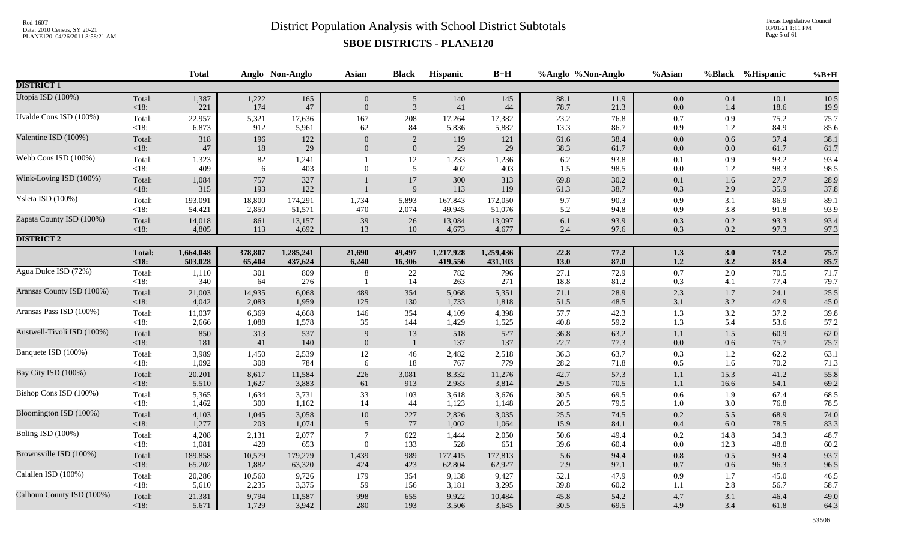# District Population Analysis with School District Subtotals

## SBOE DISTRICTS - PLANE120

| | | Total | Anglo | Non-Anglo | Asian | Black | Hispanic | B+H | %Anglo | %Non-Anglo | %Asian | %Black | %Hispanic | %B+H |
|---|---|---|---|---|---|---|---|---|---|---|---|---|---|---|
| **DISTRICT 1** | | | | | | | | | | | | | | |
| Utopia ISD (100%) | Total: | 1,387 | 1,222 | 165 | 0 | 5 | 140 | 145 | 88.1 | 11.9 | 0.0 | 0.4 | 10.1 | 10.5 |
| | <18: | 221 | 174 | 47 | 0 | 3 | 41 | 44 | 78.7 | 21.3 | 0.0 | 1.4 | 18.6 | 19.9 |
| Uvalde Cons ISD (100%) | Total: | 22,957 | 5,321 | 17,636 | 167 | 208 | 17,264 | 17,382 | 23.2 | 76.8 | 0.7 | 0.9 | 75.2 | 75.7 |
| | <18: | 6,873 | 912 | 5,961 | 62 | 84 | 5,836 | 5,882 | 13.3 | 86.7 | 0.9 | 1.2 | 84.9 | 85.6 |
| Valentine ISD (100%) | Total: | 318 | 196 | 122 | 0 | 2 | 119 | 121 | 61.6 | 38.4 | 0.0 | 0.6 | 37.4 | 38.1 |
| | <18: | 47 | 18 | 29 | 0 | 0 | 29 | 29 | 38.3 | 61.7 | 0.0 | 0.0 | 61.7 | 61.7 |
| Webb Cons ISD (100%) | Total: | 1,323 | 82 | 1,241 | 1 | 12 | 1,233 | 1,236 | 6.2 | 93.8 | 0.1 | 0.9 | 93.2 | 93.4 |
| | <18: | 409 | 6 | 403 | 0 | 5 | 402 | 403 | 1.5 | 98.5 | 0.0 | 1.2 | 98.3 | 98.5 |
| Wink-Loving ISD (100%) | Total: | 1,084 | 757 | 327 | 1 | 17 | 300 | 313 | 69.8 | 30.2 | 0.1 | 1.6 | 27.7 | 28.9 |
| | <18: | 315 | 193 | 122 | 1 | 9 | 113 | 119 | 61.3 | 38.7 | 0.3 | 2.9 | 35.9 | 37.8 |
| Ysleta ISD (100%) | Total: | 193,091 | 18,800 | 174,291 | 1,734 | 5,893 | 167,843 | 172,050 | 9.7 | 90.3 | 0.9 | 3.1 | 86.9 | 89.1 |
| | <18: | 54,421 | 2,850 | 51,571 | 470 | 2,074 | 49,945 | 51,076 | 5.2 | 94.8 | 0.9 | 3.8 | 91.8 | 93.9 |
| Zapata County ISD (100%) | Total: | 14,018 | 861 | 13,157 | 39 | 26 | 13,084 | 13,097 | 6.1 | 93.9 | 0.3 | 0.2 | 93.3 | 93.4 |
| | <18: | 4,805 | 113 | 4,692 | 13 | 10 | 4,673 | 4,677 | 2.4 | 97.6 | 0.3 | 0.2 | 97.3 | 97.3 |
| **DISTRICT 2** | | | | | | | | | | | | | | |
| | **Total:** | **1,664,048** | **378,807** | **1,285,241** | **21,690** | **49,497** | **1,217,928** | **1,259,436** | **22.8** | **77.2** | **1.3** | **3.0** | **73.2** | **75.7** |
| | **<18:** | **503,028** | **65,404** | **437,624** | **6,240** | **16,306** | **419,556** | **431,103** | **13.0** | **87.0** | **1.2** | **3.2** | **83.4** | **85.7** |
| Agua Dulce ISD (72%) | Total: | 1,110 | 301 | 809 | 8 | 22 | 782 | 796 | 27.1 | 72.9 | 0.7 | 2.0 | 70.5 | 71.7 |
| | <18: | 340 | 64 | 276 | 1 | 14 | 263 | 271 | 18.8 | 81.2 | 0.3 | 4.1 | 77.4 | 79.7 |
| Aransas County ISD (100%) | Total: | 21,003 | 14,935 | 6,068 | 489 | 354 | 5,068 | 5,351 | 71.1 | 28.9 | 2.3 | 1.7 | 24.1 | 25.5 |
| | <18: | 4,042 | 2,083 | 1,959 | 125 | 130 | 1,733 | 1,818 | 51.5 | 48.5 | 3.1 | 3.2 | 42.9 | 45.0 |
| Aransas Pass ISD (100%) | Total: | 11,037 | 6,369 | 4,668 | 146 | 354 | 4,109 | 4,398 | 57.7 | 42.3 | 1.3 | 3.2 | 37.2 | 39.8 |
| | <18: | 2,666 | 1,088 | 1,578 | 35 | 144 | 1,429 | 1,525 | 40.8 | 59.2 | 1.3 | 5.4 | 53.6 | 57.2 |
| Austwell-Tivoli ISD (100%) | Total: | 850 | 313 | 537 | 9 | 13 | 518 | 527 | 36.8 | 63.2 | 1.1 | 1.5 | 60.9 | 62.0 |
| | <18: | 181 | 41 | 140 | 0 | 1 | 137 | 137 | 22.7 | 77.3 | 0.0 | 0.6 | 75.7 | 75.7 |
| Banquete ISD (100%) | Total: | 3,989 | 1,450 | 2,539 | 12 | 46 | 2,482 | 2,518 | 36.3 | 63.7 | 0.3 | 1.2 | 62.2 | 63.1 |
| | <18: | 1,092 | 308 | 784 | 6 | 18 | 767 | 779 | 28.2 | 71.8 | 0.5 | 1.6 | 70.2 | 71.3 |
| Bay City ISD (100%) | Total: | 20,201 | 8,617 | 11,584 | 226 | 3,081 | 8,332 | 11,276 | 42.7 | 57.3 | 1.1 | 15.3 | 41.2 | 55.8 |
| | <18: | 5,510 | 1,627 | 3,883 | 61 | 913 | 2,983 | 3,814 | 29.5 | 70.5 | 1.1 | 16.6 | 54.1 | 69.2 |
| Bishop Cons ISD (100%) | Total: | 5,365 | 1,634 | 3,731 | 33 | 103 | 3,618 | 3,676 | 30.5 | 69.5 | 0.6 | 1.9 | 67.4 | 68.5 |
| | <18: | 1,462 | 300 | 1,162 | 14 | 44 | 1,123 | 1,148 | 20.5 | 79.5 | 1.0 | 3.0 | 76.8 | 78.5 |
| Bloomington ISD (100%) | Total: | 4,103 | 1,045 | 3,058 | 10 | 227 | 2,826 | 3,035 | 25.5 | 74.5 | 0.2 | 5.5 | 68.9 | 74.0 |
| | <18: | 1,277 | 203 | 1,074 | 5 | 77 | 1,002 | 1,064 | 15.9 | 84.1 | 0.4 | 6.0 | 78.5 | 83.3 |
| Boling ISD (100%) | Total: | 4,208 | 2,131 | 2,077 | 7 | 622 | 1,444 | 2,050 | 50.6 | 49.4 | 0.2 | 14.8 | 34.3 | 48.7 |
| | <18: | 1,081 | 428 | 653 | 0 | 133 | 528 | 651 | 39.6 | 60.4 | 0.0 | 12.3 | 48.8 | 60.2 |
| Brownsville ISD (100%) | Total: | 189,858 | 10,579 | 179,279 | 1,439 | 989 | 177,415 | 177,813 | 5.6 | 94.4 | 0.8 | 0.5 | 93.4 | 93.7 |
| | <18: | 65,202 | 1,882 | 63,320 | 424 | 423 | 62,804 | 62,927 | 2.9 | 97.1 | 0.7 | 0.6 | 96.3 | 96.5 |
| Calallen ISD (100%) | Total: | 20,286 | 10,560 | 9,726 | 179 | 354 | 9,138 | 9,427 | 52.1 | 47.9 | 0.9 | 1.7 | 45.0 | 46.5 |
| | <18: | 5,610 | 2,235 | 3,375 | 59 | 156 | 3,181 | 3,295 | 39.8 | 60.2 | 1.1 | 2.8 | 56.7 | 58.7 |
| Calhoun County ISD (100%) | Total: | 21,381 | 9,794 | 11,587 | 998 | 655 | 9,922 | 10,484 | 45.8 | 54.2 | 4.7 | 3.1 | 46.4 | 49.0 |
| | <18: | 5,671 | 1,729 | 3,942 | 280 | 193 | 3,506 | 3,645 | 30.5 | 69.5 | 4.9 | 3.4 | 61.8 | 64.3 |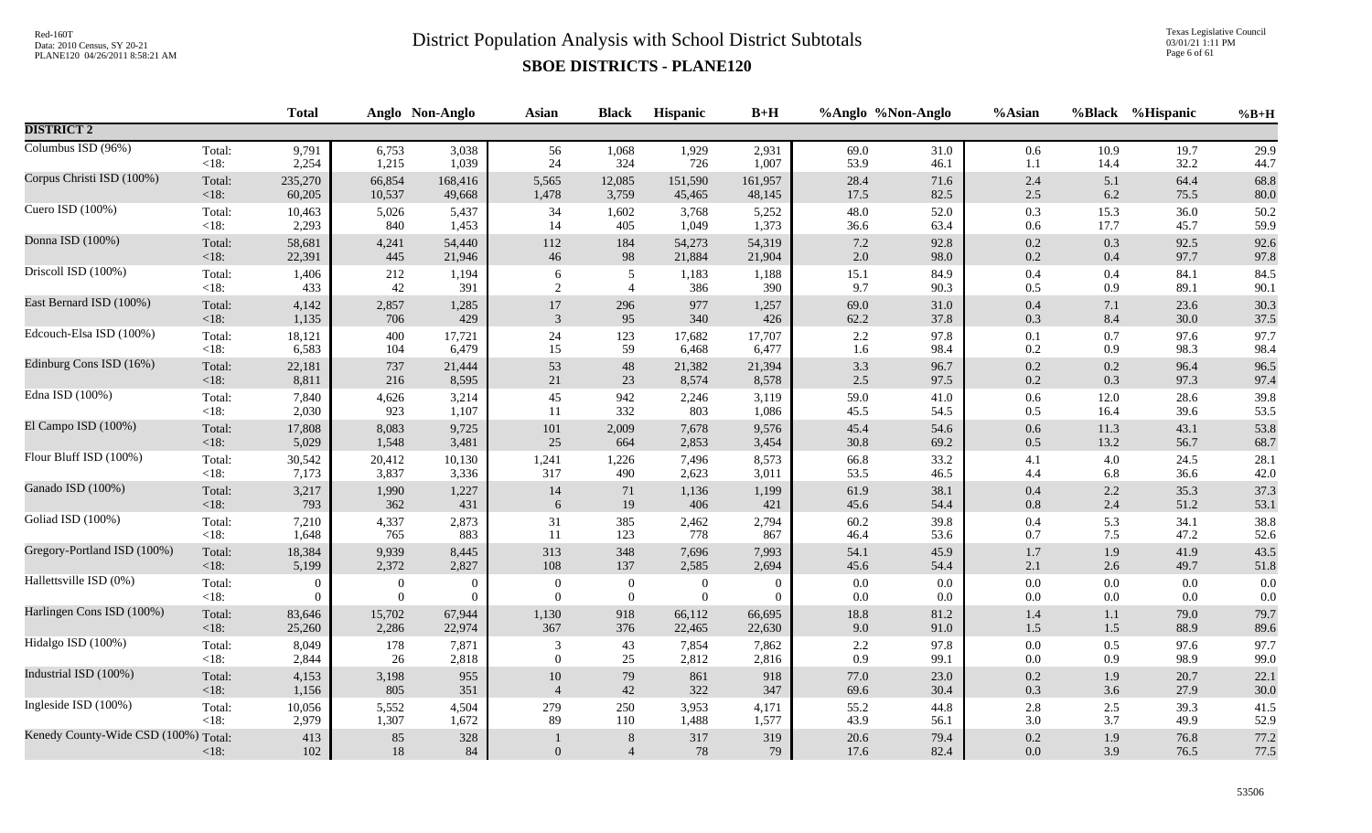# District Population Analysis with School District Subtotals

## SBOE DISTRICTS - PLANE120

| | | Total | Anglo | Non-Anglo | Asian | Black | Hispanic | B+H | %Anglo | %Non-Anglo | %Asian | %Black | %Hispanic | %B+H |
|---|---|---|---|---|---|---|---|---|---|---|---|---|---|---|
| **DISTRICT 2** | | | | | | | | | | | | | | |
| Columbus ISD (96%) | Total: | 9,791 | 6,753 | 3,038 | 56 | 1,068 | 1,929 | 2,931 | 69.0 | 31.0 | 0.6 | 10.9 | 19.7 | 29.9 |
| | <18: | 2,254 | 1,215 | 1,039 | 24 | 324 | 726 | 1,007 | 53.9 | 46.1 | 1.1 | 14.4 | 32.2 | 44.7 |
| Corpus Christi ISD (100%) | Total: | 235,270 | 66,854 | 168,416 | 5,565 | 12,085 | 151,590 | 161,957 | 28.4 | 71.6 | 2.4 | 5.1 | 64.4 | 68.8 |
| | <18: | 60,205 | 10,537 | 49,668 | 1,478 | 3,759 | 45,465 | 48,145 | 17.5 | 82.5 | 2.5 | 6.2 | 75.5 | 80.0 |
| Cuero ISD (100%) | Total: | 10,463 | 5,026 | 5,437 | 34 | 1,602 | 3,768 | 5,252 | 48.0 | 52.0 | 0.3 | 15.3 | 36.0 | 50.2 |
| | <18: | 2,293 | 840 | 1,453 | 14 | 405 | 1,049 | 1,373 | 36.6 | 63.4 | 0.6 | 17.7 | 45.7 | 59.9 |
| Donna ISD (100%) | Total: | 58,681 | 4,241 | 54,440 | 112 | 184 | 54,273 | 54,319 | 7.2 | 92.8 | 0.2 | 0.3 | 92.5 | 92.6 |
| | <18: | 22,391 | 445 | 21,946 | 46 | 98 | 21,884 | 21,904 | 2.0 | 98.0 | 0.2 | 0.4 | 97.7 | 97.8 |
| Driscoll ISD (100%) | Total: | 1,406 | 212 | 1,194 | 6 | 5 | 1,183 | 1,188 | 15.1 | 84.9 | 0.4 | 0.4 | 84.1 | 84.5 |
| | <18: | 433 | 42 | 391 | 2 | 4 | 386 | 390 | 9.7 | 90.3 | 0.5 | 0.9 | 89.1 | 90.1 |
| East Bernard ISD (100%) | Total: | 4,142 | 2,857 | 1,285 | 17 | 296 | 977 | 1,257 | 69.0 | 31.0 | 0.4 | 7.1 | 23.6 | 30.3 |
| | <18: | 1,135 | 706 | 429 | 3 | 95 | 340 | 426 | 62.2 | 37.8 | 0.3 | 8.4 | 30.0 | 37.5 |
| Edcouch-Elsa ISD (100%) | Total: | 18,121 | 400 | 17,721 | 24 | 123 | 17,682 | 17,707 | 2.2 | 97.8 | 0.1 | 0.7 | 97.6 | 97.7 |
| | <18: | 6,583 | 104 | 6,479 | 15 | 59 | 6,468 | 6,477 | 1.6 | 98.4 | 0.2 | 0.9 | 98.3 | 98.4 |
| Edinburg Cons ISD (16%) | Total: | 22,181 | 737 | 21,444 | 53 | 48 | 21,382 | 21,394 | 3.3 | 96.7 | 0.2 | 0.2 | 96.4 | 96.5 |
| | <18: | 8,811 | 216 | 8,595 | 21 | 23 | 8,574 | 8,578 | 2.5 | 97.5 | 0.2 | 0.3 | 97.3 | 97.4 |
| Edna ISD (100%) | Total: | 7,840 | 4,626 | 3,214 | 45 | 942 | 2,246 | 3,119 | 59.0 | 41.0 | 0.6 | 12.0 | 28.6 | 39.8 |
| | <18: | 2,030 | 923 | 1,107 | 11 | 332 | 803 | 1,086 | 45.5 | 54.5 | 0.5 | 16.4 | 39.6 | 53.5 |
| El Campo ISD (100%) | Total: | 17,808 | 8,083 | 9,725 | 101 | 2,009 | 7,678 | 9,576 | 45.4 | 54.6 | 0.6 | 11.3 | 43.1 | 53.8 |
| | <18: | 5,029 | 1,548 | 3,481 | 25 | 664 | 2,853 | 3,454 | 30.8 | 69.2 | 0.5 | 13.2 | 56.7 | 68.7 |
| Flour Bluff ISD (100%) | Total: | 30,542 | 20,412 | 10,130 | 1,241 | 1,226 | 7,496 | 8,573 | 66.8 | 33.2 | 4.1 | 4.0 | 24.5 | 28.1 |
| | <18: | 7,173 | 3,837 | 3,336 | 317 | 490 | 2,623 | 3,011 | 53.5 | 46.5 | 4.4 | 6.8 | 36.6 | 42.0 |
| Ganado ISD (100%) | Total: | 3,217 | 1,990 | 1,227 | 14 | 71 | 1,136 | 1,199 | 61.9 | 38.1 | 0.4 | 2.2 | 35.3 | 37.3 |
| | <18: | 793 | 362 | 431 | 6 | 19 | 406 | 421 | 45.6 | 54.4 | 0.8 | 2.4 | 51.2 | 53.1 |
| Goliad ISD (100%) | Total: | 7,210 | 4,337 | 2,873 | 31 | 385 | 2,462 | 2,794 | 60.2 | 39.8 | 0.4 | 5.3 | 34.1 | 38.8 |
| | <18: | 1,648 | 765 | 883 | 11 | 123 | 778 | 867 | 46.4 | 53.6 | 0.7 | 7.5 | 47.2 | 52.6 |
| Gregory-Portland ISD (100%) | Total: | 18,384 | 9,939 | 8,445 | 313 | 348 | 7,696 | 7,993 | 54.1 | 45.9 | 1.7 | 1.9 | 41.9 | 43.5 |
| | <18: | 5,199 | 2,372 | 2,827 | 108 | 137 | 2,585 | 2,694 | 45.6 | 54.4 | 2.1 | 2.6 | 49.7 | 51.8 |
| Hallettsville ISD (0%) | Total: | 0 | 0 | 0 | 0 | 0 | 0 | 0 | 0.0 | 0.0 | 0.0 | 0.0 | 0.0 | 0.0 |
| | <18: | 0 | 0 | 0 | 0 | 0 | 0 | 0 | 0.0 | 0.0 | 0.0 | 0.0 | 0.0 | 0.0 |
| Harlingen Cons ISD (100%) | Total: | 83,646 | 15,702 | 67,944 | 1,130 | 918 | 66,112 | 66,695 | 18.8 | 81.2 | 1.4 | 1.1 | 79.0 | 79.7 |
| | <18: | 25,260 | 2,286 | 22,974 | 367 | 376 | 22,465 | 22,630 | 9.0 | 91.0 | 1.5 | 1.5 | 88.9 | 89.6 |
| Hidalgo ISD (100%) | Total: | 8,049 | 178 | 7,871 | 3 | 43 | 7,854 | 7,862 | 2.2 | 97.8 | 0.0 | 0.5 | 97.6 | 97.7 |
| | <18: | 2,844 | 26 | 2,818 | 0 | 25 | 2,812 | 2,816 | 0.9 | 99.1 | 0.0 | 0.9 | 98.9 | 99.0 |
| Industrial ISD (100%) | Total: | 4,153 | 3,198 | 955 | 10 | 79 | 861 | 918 | 77.0 | 23.0 | 0.2 | 1.9 | 20.7 | 22.1 |
| | <18: | 1,156 | 805 | 351 | 4 | 42 | 322 | 347 | 69.6 | 30.4 | 0.3 | 3.6 | 27.9 | 30.0 |
| Ingleside ISD (100%) | Total: | 10,056 | 5,552 | 4,504 | 279 | 250 | 3,953 | 4,171 | 55.2 | 44.8 | 2.8 | 2.5 | 39.3 | 41.5 |
| | <18: | 2,979 | 1,307 | 1,672 | 89 | 110 | 1,488 | 1,577 | 43.9 | 56.1 | 3.0 | 3.7 | 49.9 | 52.9 |
| Kenedy County-Wide CSD (100%) | Total: | 413 | 85 | 328 | 1 | 8 | 317 | 319 | 20.6 | 79.4 | 0.2 | 1.9 | 76.8 | 77.2 |
| | <18: | 102 | 18 | 84 | 0 | 4 | 78 | 79 | 17.6 | 82.4 | 0.0 | 3.9 | 76.5 | 77.5 |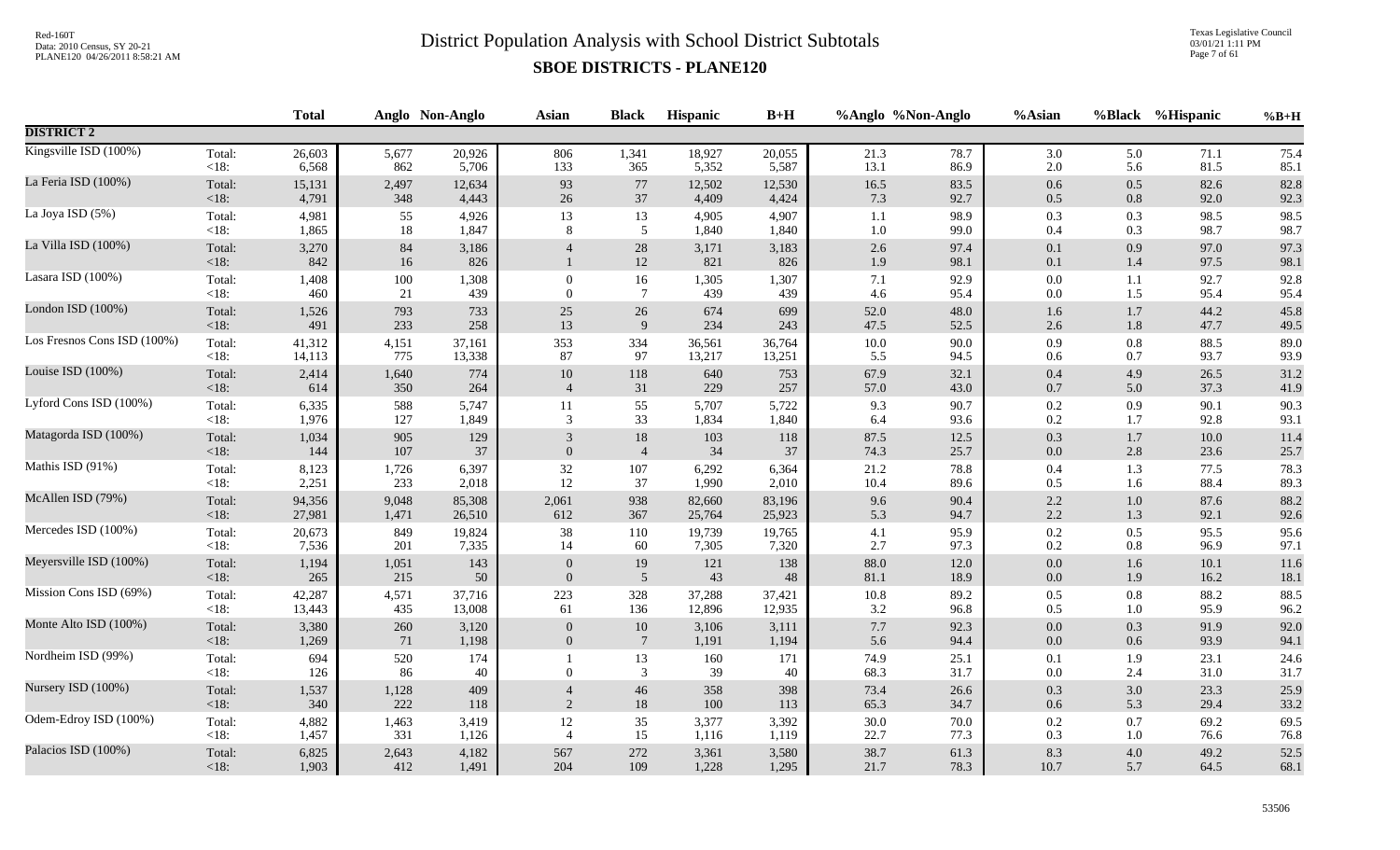# District Population Analysis with School District Subtotals

## SBOE DISTRICTS - PLANE120

| | | Total | Anglo | Non-Anglo | Asian | Black | Hispanic | B+H | %Anglo | %Non-Anglo | %Asian | %Black | %Hispanic | %B+H |
|---|---|---|---|---|---|---|---|---|---|---|---|---|---|---|
| **DISTRICT 2** | | | | | | | | | | | | | | |
| Kingsville ISD (100%) | Total: | 26,603 | 5,677 | 20,926 | 806 | 1,341 | 18,927 | 20,055 | 21.3 | 78.7 | 3.0 | 5.0 | 71.1 | 75.4 |
| | <18: | 6,568 | 862 | 5,706 | 133 | 365 | 5,352 | 5,587 | 13.1 | 86.9 | 2.0 | 5.6 | 81.5 | 85.1 |
| La Feria ISD (100%) | Total: | 15,131 | 2,497 | 12,634 | 93 | 77 | 12,502 | 12,530 | 16.5 | 83.5 | 0.6 | 0.5 | 82.6 | 82.8 |
| | <18: | 4,791 | 348 | 4,443 | 26 | 37 | 4,409 | 4,424 | 7.3 | 92.7 | 0.5 | 0.8 | 92.0 | 92.3 |
| La Joya ISD (5%) | Total: | 4,981 | 55 | 4,926 | 13 | 13 | 4,905 | 4,907 | 1.1 | 98.9 | 0.3 | 0.3 | 98.5 | 98.5 |
| | <18: | 1,865 | 18 | 1,847 | 8 | 5 | 1,840 | 1,840 | 1.0 | 99.0 | 0.4 | 0.3 | 98.7 | 98.7 |
| La Villa ISD (100%) | Total: | 3,270 | 84 | 3,186 | 4 | 28 | 3,171 | 3,183 | 2.6 | 97.4 | 0.1 | 0.9 | 97.0 | 97.3 |
| | <18: | 842 | 16 | 826 | 1 | 12 | 821 | 826 | 1.9 | 98.1 | 0.1 | 1.4 | 97.5 | 98.1 |
| Lasara ISD (100%) | Total: | 1,408 | 100 | 1,308 | 0 | 16 | 1,305 | 1,307 | 7.1 | 92.9 | 0.0 | 1.1 | 92.7 | 92.8 |
| | <18: | 460 | 21 | 439 | 0 | 7 | 439 | 439 | 4.6 | 95.4 | 0.0 | 1.5 | 95.4 | 95.4 |
| London ISD (100%) | Total: | 1,526 | 793 | 733 | 25 | 26 | 674 | 699 | 52.0 | 48.0 | 1.6 | 1.7 | 44.2 | 45.8 |
| | <18: | 491 | 233 | 258 | 13 | 9 | 234 | 243 | 47.5 | 52.5 | 2.6 | 1.8 | 47.7 | 49.5 |
| Los Fresnos Cons ISD (100%) | Total: | 41,312 | 4,151 | 37,161 | 353 | 334 | 36,561 | 36,764 | 10.0 | 90.0 | 0.9 | 0.8 | 88.5 | 89.0 |
| | <18: | 14,113 | 775 | 13,338 | 87 | 97 | 13,217 | 13,251 | 5.5 | 94.5 | 0.6 | 0.7 | 93.7 | 93.9 |
| Louise ISD (100%) | Total: | 2,414 | 1,640 | 774 | 10 | 118 | 640 | 753 | 67.9 | 32.1 | 0.4 | 4.9 | 26.5 | 31.2 |
| | <18: | 614 | 350 | 264 | 4 | 31 | 229 | 257 | 57.0 | 43.0 | 0.7 | 5.0 | 37.3 | 41.9 |
| Lyford Cons ISD (100%) | Total: | 6,335 | 588 | 5,747 | 11 | 55 | 5,707 | 5,722 | 9.3 | 90.7 | 0.2 | 0.9 | 90.1 | 90.3 |
| | <18: | 1,976 | 127 | 1,849 | 3 | 33 | 1,834 | 1,840 | 6.4 | 93.6 | 0.2 | 1.7 | 92.8 | 93.1 |
| Matagorda ISD (100%) | Total: | 1,034 | 905 | 129 | 3 | 18 | 103 | 118 | 87.5 | 12.5 | 0.3 | 1.7 | 10.0 | 11.4 |
| | <18: | 144 | 107 | 37 | 0 | 4 | 34 | 37 | 74.3 | 25.7 | 0.0 | 2.8 | 23.6 | 25.7 |
| Mathis ISD (91%) | Total: | 8,123 | 1,726 | 6,397 | 32 | 107 | 6,292 | 6,364 | 21.2 | 78.8 | 0.4 | 1.3 | 77.5 | 78.3 |
| | <18: | 2,251 | 233 | 2,018 | 12 | 37 | 1,990 | 2,010 | 10.4 | 89.6 | 0.5 | 1.6 | 88.4 | 89.3 |
| McAllen ISD (79%) | Total: | 94,356 | 9,048 | 85,308 | 2,061 | 938 | 82,660 | 83,196 | 9.6 | 90.4 | 2.2 | 1.0 | 87.6 | 88.2 |
| | <18: | 27,981 | 1,471 | 26,510 | 612 | 367 | 25,764 | 25,923 | 5.3 | 94.7 | 2.2 | 1.3 | 92.1 | 92.6 |
| Mercedes ISD (100%) | Total: | 20,673 | 849 | 19,824 | 38 | 110 | 19,739 | 19,765 | 4.1 | 95.9 | 0.2 | 0.5 | 95.5 | 95.6 |
| | <18: | 7,536 | 201 | 7,335 | 14 | 60 | 7,305 | 7,320 | 2.7 | 97.3 | 0.2 | 0.8 | 96.9 | 97.1 |
| Meyersville ISD (100%) | Total: | 1,194 | 1,051 | 143 | 0 | 19 | 121 | 138 | 88.0 | 12.0 | 0.0 | 1.6 | 10.1 | 11.6 |
| | <18: | 265 | 215 | 50 | 0 | 5 | 43 | 48 | 81.1 | 18.9 | 0.0 | 1.9 | 16.2 | 18.1 |
| Mission Cons ISD (69%) | Total: | 42,287 | 4,571 | 37,716 | 223 | 328 | 37,288 | 37,421 | 10.8 | 89.2 | 0.5 | 0.8 | 88.2 | 88.5 |
| | <18: | 13,443 | 435 | 13,008 | 61 | 136 | 12,896 | 12,935 | 3.2 | 96.8 | 0.5 | 1.0 | 95.9 | 96.2 |
| Monte Alto ISD (100%) | Total: | 3,380 | 260 | 3,120 | 0 | 10 | 3,106 | 3,111 | 7.7 | 92.3 | 0.0 | 0.3 | 91.9 | 92.0 |
| | <18: | 1,269 | 71 | 1,198 | 0 | 7 | 1,191 | 1,194 | 5.6 | 94.4 | 0.0 | 0.6 | 93.9 | 94.1 |
| Nordheim ISD (99%) | Total: | 694 | 520 | 174 | 1 | 13 | 160 | 171 | 74.9 | 25.1 | 0.1 | 1.9 | 23.1 | 24.6 |
| | <18: | 126 | 86 | 40 | 0 | 3 | 39 | 40 | 68.3 | 31.7 | 0.0 | 2.4 | 31.0 | 31.7 |
| Nursery ISD (100%) | Total: | 1,537 | 1,128 | 409 | 4 | 46 | 358 | 398 | 73.4 | 26.6 | 0.3 | 3.0 | 23.3 | 25.9 |
| | <18: | 340 | 222 | 118 | 2 | 18 | 100 | 113 | 65.3 | 34.7 | 0.6 | 5.3 | 29.4 | 33.2 |
| Odem-Edroy ISD (100%) | Total: | 4,882 | 1,463 | 3,419 | 12 | 35 | 3,377 | 3,392 | 30.0 | 70.0 | 0.2 | 0.7 | 69.2 | 69.5 |
| | <18: | 1,457 | 331 | 1,126 | 4 | 15 | 1,116 | 1,119 | 22.7 | 77.3 | 0.3 | 1.0 | 76.6 | 76.8 |
| Palacios ISD (100%) | Total: | 6,825 | 2,643 | 4,182 | 567 | 272 | 3,361 | 3,580 | 38.7 | 61.3 | 8.3 | 4.0 | 49.2 | 52.5 |
| | <18: | 1,903 | 412 | 1,491 | 204 | 109 | 1,228 | 1,295 | 21.7 | 78.3 | 10.7 | 5.7 | 64.5 | 68.1 |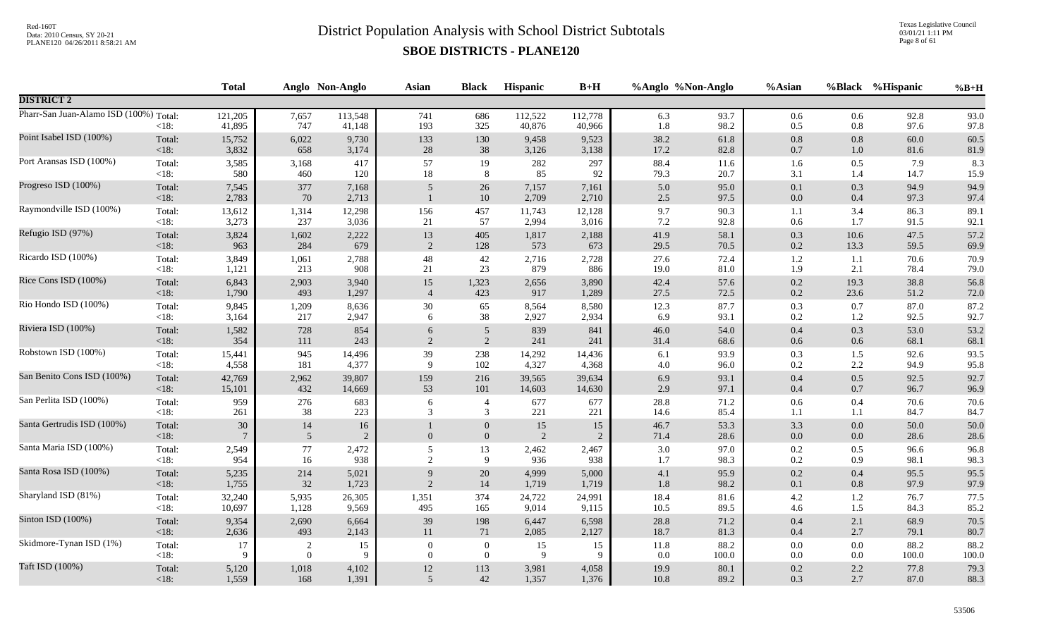# District Population Analysis with School District Subtotals

## SBOE DISTRICTS - PLANE120

| | | Total | Anglo | Non-Anglo | Asian | Black | Hispanic | B+H | %Anglo | %Non-Anglo | %Asian | %Black | %Hispanic | %B+H |
|---|---|---|---|---|---|---|---|---|---|---|---|---|---|---|
| **DISTRICT 2** | | | | | | | | | | | | | | |
| Pharr-San Juan-Alamo ISD (100%) | Total: | 121,205 | 7,657 | 113,548 | 741 | 686 | 112,522 | 112,778 | 6.3 | 93.7 | 0.6 | 0.6 | 92.8 | 93.0 |
| | <18: | 41,895 | 747 | 41,148 | 193 | 325 | 40,876 | 40,966 | 1.8 | 98.2 | 0.5 | 0.8 | 97.6 | 97.8 |
| Point Isabel ISD (100%) | Total: | 15,752 | 6,022 | 9,730 | 133 | 130 | 9,458 | 9,523 | 38.2 | 61.8 | 0.8 | 0.8 | 60.0 | 60.5 |
| | <18: | 3,832 | 658 | 3,174 | 28 | 38 | 3,126 | 3,138 | 17.2 | 82.8 | 0.7 | 1.0 | 81.6 | 81.9 |
| Port Aransas ISD (100%) | Total: | 3,585 | 3,168 | 417 | 57 | 19 | 282 | 297 | 88.4 | 11.6 | 1.6 | 0.5 | 7.9 | 8.3 |
| | <18: | 580 | 460 | 120 | 18 | 8 | 85 | 92 | 79.3 | 20.7 | 3.1 | 1.4 | 14.7 | 15.9 |
| Progreso ISD (100%) | Total: | 7,545 | 377 | 7,168 | 5 | 26 | 7,157 | 7,161 | 5.0 | 95.0 | 0.1 | 0.3 | 94.9 | 94.9 |
| | <18: | 2,783 | 70 | 2,713 | 1 | 10 | 2,709 | 2,710 | 2.5 | 97.5 | 0.0 | 0.4 | 97.3 | 97.4 |
| Raymondville ISD (100%) | Total: | 13,612 | 1,314 | 12,298 | 156 | 457 | 11,743 | 12,128 | 9.7 | 90.3 | 1.1 | 3.4 | 86.3 | 89.1 |
| | <18: | 3,273 | 237 | 3,036 | 21 | 57 | 2,994 | 3,016 | 7.2 | 92.8 | 0.6 | 1.7 | 91.5 | 92.1 |
| Refugio ISD (97%) | Total: | 3,824 | 1,602 | 2,222 | 13 | 405 | 1,817 | 2,188 | 41.9 | 58.1 | 0.3 | 10.6 | 47.5 | 57.2 |
| | <18: | 963 | 284 | 679 | 2 | 128 | 573 | 673 | 29.5 | 70.5 | 0.2 | 13.3 | 59.5 | 69.9 |
| Ricardo ISD (100%) | Total: | 3,849 | 1,061 | 2,788 | 48 | 42 | 2,716 | 2,728 | 27.6 | 72.4 | 1.2 | 1.1 | 70.6 | 70.9 |
| | <18: | 1,121 | 213 | 908 | 21 | 23 | 879 | 886 | 19.0 | 81.0 | 1.9 | 2.1 | 78.4 | 79.0 |
| Rice Cons ISD (100%) | Total: | 6,843 | 2,903 | 3,940 | 15 | 1,323 | 2,656 | 3,890 | 42.4 | 57.6 | 0.2 | 19.3 | 38.8 | 56.8 |
| | <18: | 1,790 | 493 | 1,297 | 4 | 423 | 917 | 1,289 | 27.5 | 72.5 | 0.2 | 23.6 | 51.2 | 72.0 |
| Rio Hondo ISD (100%) | Total: | 9,845 | 1,209 | 8,636 | 30 | 65 | 8,564 | 8,580 | 12.3 | 87.7 | 0.3 | 0.7 | 87.0 | 87.2 |
| | <18: | 3,164 | 217 | 2,947 | 6 | 38 | 2,927 | 2,934 | 6.9 | 93.1 | 0.2 | 1.2 | 92.5 | 92.7 |
| Riviera ISD (100%) | Total: | 1,582 | 728 | 854 | 6 | 5 | 839 | 841 | 46.0 | 54.0 | 0.4 | 0.3 | 53.0 | 53.2 |
| | <18: | 354 | 111 | 243 | 2 | 2 | 241 | 241 | 31.4 | 68.6 | 0.6 | 0.6 | 68.1 | 68.1 |
| Robstown ISD (100%) | Total: | 15,441 | 945 | 14,496 | 39 | 238 | 14,292 | 14,436 | 6.1 | 93.9 | 0.3 | 1.5 | 92.6 | 93.5 |
| | <18: | 4,558 | 181 | 4,377 | 9 | 102 | 4,327 | 4,368 | 4.0 | 96.0 | 0.2 | 2.2 | 94.9 | 95.8 |
| San Benito Cons ISD (100%) | Total: | 42,769 | 2,962 | 39,807 | 159 | 216 | 39,565 | 39,634 | 6.9 | 93.1 | 0.4 | 0.5 | 92.5 | 92.7 |
| | <18: | 15,101 | 432 | 14,669 | 53 | 101 | 14,603 | 14,630 | 2.9 | 97.1 | 0.4 | 0.7 | 96.7 | 96.9 |
| San Perlita ISD (100%) | Total: | 959 | 276 | 683 | 6 | 4 | 677 | 677 | 28.8 | 71.2 | 0.6 | 0.4 | 70.6 | 70.6 |
| | <18: | 261 | 38 | 223 | 3 | 3 | 221 | 221 | 14.6 | 85.4 | 1.1 | 1.1 | 84.7 | 84.7 |
| Santa Gertrudis ISD (100%) | Total: | 30 | 14 | 16 | 1 | 0 | 15 | 15 | 46.7 | 53.3 | 3.3 | 0.0 | 50.0 | 50.0 |
| | <18: | 7 | 5 | 2 | 0 | 0 | 2 | 2 | 71.4 | 28.6 | 0.0 | 0.0 | 28.6 | 28.6 |
| Santa Maria ISD (100%) | Total: | 2,549 | 77 | 2,472 | 5 | 13 | 2,462 | 2,467 | 3.0 | 97.0 | 0.2 | 0.5 | 96.6 | 96.8 |
| | <18: | 954 | 16 | 938 | 2 | 9 | 936 | 938 | 1.7 | 98.3 | 0.2 | 0.9 | 98.1 | 98.3 |
| Santa Rosa ISD (100%) | Total: | 5,235 | 214 | 5,021 | 9 | 20 | 4,999 | 5,000 | 4.1 | 95.9 | 0.2 | 0.4 | 95.5 | 95.5 |
| | <18: | 1,755 | 32 | 1,723 | 2 | 14 | 1,719 | 1,719 | 1.8 | 98.2 | 0.1 | 0.8 | 97.9 | 97.9 |
| Sharyland ISD (81%) | Total: | 32,240 | 5,935 | 26,305 | 1,351 | 374 | 24,722 | 24,991 | 18.4 | 81.6 | 4.2 | 1.2 | 76.7 | 77.5 |
| | <18: | 10,697 | 1,128 | 9,569 | 495 | 165 | 9,014 | 9,115 | 10.5 | 89.5 | 4.6 | 1.5 | 84.3 | 85.2 |
| Sinton ISD (100%) | Total: | 9,354 | 2,690 | 6,664 | 39 | 198 | 6,447 | 6,598 | 28.8 | 71.2 | 0.4 | 2.1 | 68.9 | 70.5 |
| | <18: | 2,636 | 493 | 2,143 | 11 | 71 | 2,085 | 2,127 | 18.7 | 81.3 | 0.4 | 2.7 | 79.1 | 80.7 |
| Skidmore-Tynan ISD (1%) | Total: | 17 | 2 | 15 | 0 | 0 | 15 | 15 | 11.8 | 88.2 | 0.0 | 0.0 | 88.2 | 88.2 |
| | <18: | 9 | 0 | 9 | 0 | 0 | 9 | 9 | 0.0 | 100.0 | 0.0 | 0.0 | 100.0 | 100.0 |
| Taft ISD (100%) | Total: | 5,120 | 1,018 | 4,102 | 12 | 113 | 3,981 | 4,058 | 19.9 | 80.1 | 0.2 | 2.2 | 77.8 | 79.3 |
| | <18: | 1,559 | 168 | 1,391 | 5 | 42 | 1,357 | 1,376 | 10.8 | 89.2 | 0.3 | 2.7 | 87.0 | 88.3 |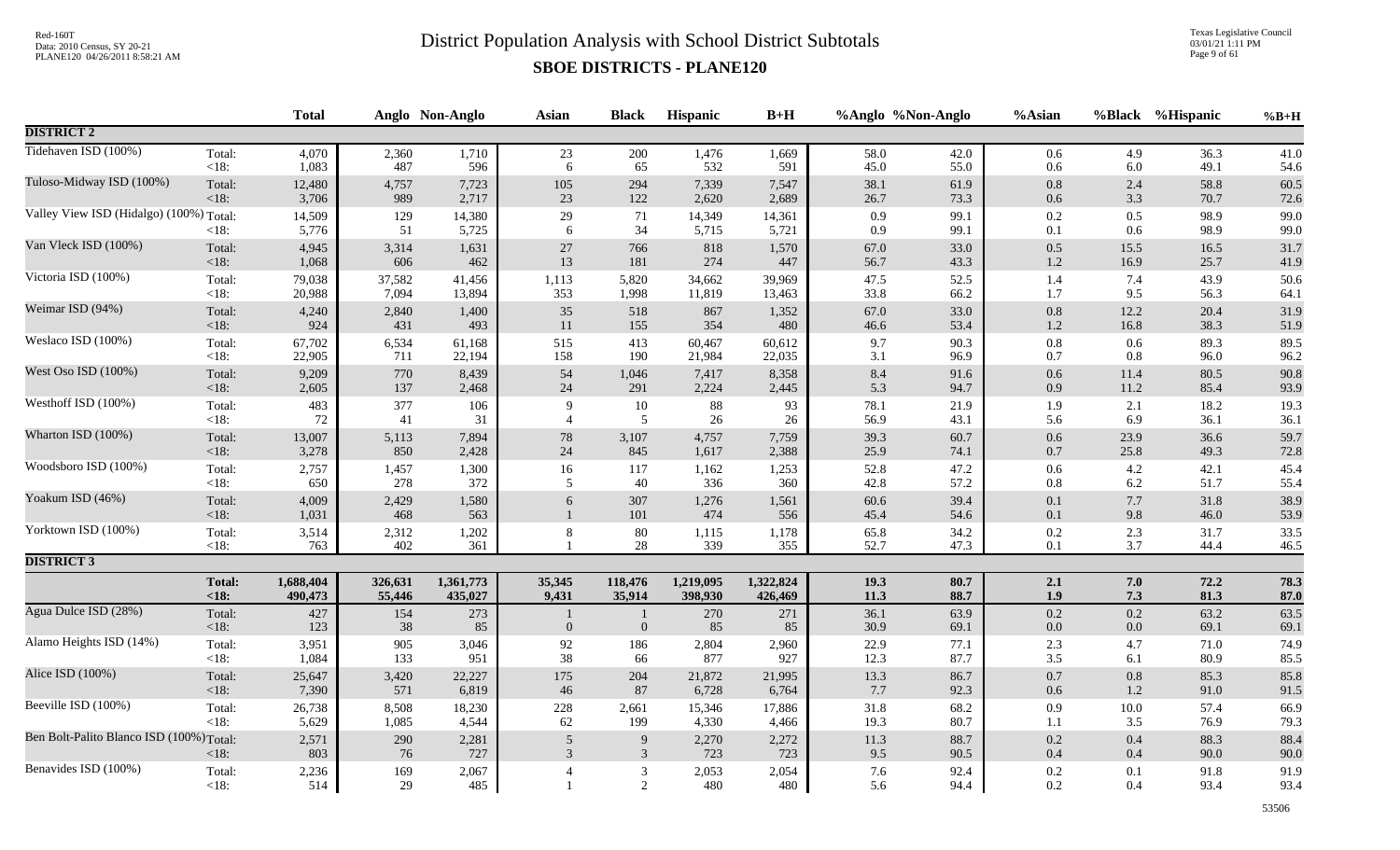# District Population Analysis with School District Subtotals

## SBOE DISTRICTS - PLANE120

| | | Total | Anglo | Non-Anglo | Asian | Black | Hispanic | B+H | %Anglo | %Non-Anglo | %Asian | %Black | %Hispanic | %B+H |
|---|---|---|---|---|---|---|---|---|---|---|---|---|---|---|
| **DISTRICT 2** | | | | | | | | | | | | | | |
| Tidehaven ISD (100%) | Total: | 4,070 | 2,360 | 1,710 | 23 | 200 | 1,476 | 1,669 | 58.0 | 42.0 | 0.6 | 4.9 | 36.3 | 41.0 |
| | <18: | 1,083 | 487 | 596 | 6 | 65 | 532 | 591 | 45.0 | 55.0 | 0.6 | 6.0 | 49.1 | 54.6 |
| Tuloso-Midway ISD (100%) | Total: | 12,480 | 4,757 | 7,723 | 105 | 294 | 7,339 | 7,547 | 38.1 | 61.9 | 0.8 | 2.4 | 58.8 | 60.5 |
| | <18: | 3,706 | 989 | 2,717 | 23 | 122 | 2,620 | 2,689 | 26.7 | 73.3 | 0.6 | 3.3 | 70.7 | 72.6 |
| Valley View ISD (Hidalgo) (100%) | Total: | 14,509 | 129 | 14,380 | 29 | 71 | 14,349 | 14,361 | 0.9 | 99.1 | 0.2 | 0.5 | 98.9 | 99.0 |
| | <18: | 5,776 | 51 | 5,725 | 6 | 34 | 5,715 | 5,721 | 0.9 | 99.1 | 0.1 | 0.6 | 98.9 | 99.0 |
| Van Vleck ISD (100%) | Total: | 4,945 | 3,314 | 1,631 | 27 | 766 | 818 | 1,570 | 67.0 | 33.0 | 0.5 | 15.5 | 16.5 | 31.7 |
| | <18: | 1,068 | 606 | 462 | 13 | 181 | 274 | 447 | 56.7 | 43.3 | 1.2 | 16.9 | 25.7 | 41.9 |
| Victoria ISD (100%) | Total: | 79,038 | 37,582 | 41,456 | 1,113 | 5,820 | 34,662 | 39,969 | 47.5 | 52.5 | 1.4 | 7.4 | 43.9 | 50.6 |
| | <18: | 20,988 | 7,094 | 13,894 | 353 | 1,998 | 11,819 | 13,463 | 33.8 | 66.2 | 1.7 | 9.5 | 56.3 | 64.1 |
| Weimar ISD (94%) | Total: | 4,240 | 2,840 | 1,400 | 35 | 518 | 867 | 1,352 | 67.0 | 33.0 | 0.8 | 12.2 | 20.4 | 31.9 |
| | <18: | 924 | 431 | 493 | 11 | 155 | 354 | 480 | 46.6 | 53.4 | 1.2 | 16.8 | 38.3 | 51.9 |
| Weslaco ISD (100%) | Total: | 67,702 | 6,534 | 61,168 | 515 | 413 | 60,467 | 60,612 | 9.7 | 90.3 | 0.8 | 0.6 | 89.3 | 89.5 |
| | <18: | 22,905 | 711 | 22,194 | 158 | 190 | 21,984 | 22,035 | 3.1 | 96.9 | 0.7 | 0.8 | 96.0 | 96.2 |
| West Oso ISD (100%) | Total: | 9,209 | 770 | 8,439 | 54 | 1,046 | 7,417 | 8,358 | 8.4 | 91.6 | 0.6 | 11.4 | 80.5 | 90.8 |
| | <18: | 2,605 | 137 | 2,468 | 24 | 291 | 2,224 | 2,445 | 5.3 | 94.7 | 0.9 | 11.2 | 85.4 | 93.9 |
| Westhoff ISD (100%) | Total: | 483 | 377 | 106 | 9 | 10 | 88 | 93 | 78.1 | 21.9 | 1.9 | 2.1 | 18.2 | 19.3 |
| | <18: | 72 | 41 | 31 | 4 | 5 | 26 | 26 | 56.9 | 43.1 | 5.6 | 6.9 | 36.1 | 36.1 |
| Wharton ISD (100%) | Total: | 13,007 | 5,113 | 7,894 | 78 | 3,107 | 4,757 | 7,759 | 39.3 | 60.7 | 0.6 | 23.9 | 36.6 | 59.7 |
| | <18: | 3,278 | 850 | 2,428 | 24 | 845 | 1,617 | 2,388 | 25.9 | 74.1 | 0.7 | 25.8 | 49.3 | 72.8 |
| Woodsboro ISD (100%) | Total: | 2,757 | 1,457 | 1,300 | 16 | 117 | 1,162 | 1,253 | 52.8 | 47.2 | 0.6 | 4.2 | 42.1 | 45.4 |
| | <18: | 650 | 278 | 372 | 5 | 40 | 336 | 360 | 42.8 | 57.2 | 0.8 | 6.2 | 51.7 | 55.4 |
| Yoakum ISD (46%) | Total: | 4,009 | 2,429 | 1,580 | 6 | 307 | 1,276 | 1,561 | 60.6 | 39.4 | 0.1 | 7.7 | 31.8 | 38.9 |
| | <18: | 1,031 | 468 | 563 | 1 | 101 | 474 | 556 | 45.4 | 54.6 | 0.1 | 9.8 | 46.0 | 53.9 |
| Yorktown ISD (100%) | Total: | 3,514 | 2,312 | 1,202 | 8 | 80 | 1,115 | 1,178 | 65.8 | 34.2 | 0.2 | 2.3 | 31.7 | 33.5 |
| | <18: | 763 | 402 | 361 | 1 | 28 | 339 | 355 | 52.7 | 47.3 | 0.1 | 3.7 | 44.4 | 46.5 |
| **DISTRICT 3** | | | | | | | | | | | | | | |
| | **Total:** | **1,688,404** | **326,631** | **1,361,773** | **35,345** | **118,476** | **1,219,095** | **1,322,824** | **19.3** | **80.7** | **2.1** | **7.0** | **72.2** | **78.3** |
| | **<18:** | **490,473** | **55,446** | **435,027** | **9,431** | **35,914** | **398,930** | **426,469** | **11.3** | **88.7** | **1.9** | **7.3** | **81.3** | **87.0** |
| Agua Dulce ISD (28%) | Total: | 427 | 154 | 273 | 1 | 1 | 270 | 271 | 36.1 | 63.9 | 0.2 | 0.2 | 63.2 | 63.5 |
| | <18: | 123 | 38 | 85 | 0 | 0 | 85 | 85 | 30.9 | 69.1 | 0.0 | 0.0 | 69.1 | 69.1 |
| Alamo Heights ISD (14%) | Total: | 3,951 | 905 | 3,046 | 92 | 186 | 2,804 | 2,960 | 22.9 | 77.1 | 2.3 | 4.7 | 71.0 | 74.9 |
| | <18: | 1,084 | 133 | 951 | 38 | 66 | 877 | 927 | 12.3 | 87.7 | 3.5 | 6.1 | 80.9 | 85.5 |
| Alice ISD (100%) | Total: | 25,647 | 3,420 | 22,227 | 175 | 204 | 21,872 | 21,995 | 13.3 | 86.7 | 0.7 | 0.8 | 85.3 | 85.8 |
| | <18: | 7,390 | 571 | 6,819 | 46 | 87 | 6,728 | 6,764 | 7.7 | 92.3 | 0.6 | 1.2 | 91.0 | 91.5 |
| Beeville ISD (100%) | Total: | 26,738 | 8,508 | 18,230 | 228 | 2,661 | 15,346 | 17,886 | 31.8 | 68.2 | 0.9 | 10.0 | 57.4 | 66.9 |
| | <18: | 5,629 | 1,085 | 4,544 | 62 | 199 | 4,330 | 4,466 | 19.3 | 80.7 | 1.1 | 3.5 | 76.9 | 79.3 |
| Ben Bolt-Palito Blanco ISD (100%) | Total: | 2,571 | 290 | 2,281 | 5 | 9 | 2,270 | 2,272 | 11.3 | 88.7 | 0.2 | 0.4 | 88.3 | 88.4 |
| | <18: | 803 | 76 | 727 | 3 | 3 | 723 | 723 | 9.5 | 90.5 | 0.4 | 0.4 | 90.0 | 90.0 |
| Benavides ISD (100%) | Total: | 2,236 | 169 | 2,067 | 4 | 3 | 2,053 | 2,054 | 7.6 | 92.4 | 0.2 | 0.1 | 91.8 | 91.9 |
| | <18: | 514 | 29 | 485 | 1 | 2 | 480 | 480 | 5.6 | 94.4 | 0.2 | 0.4 | 93.4 | 93.4 |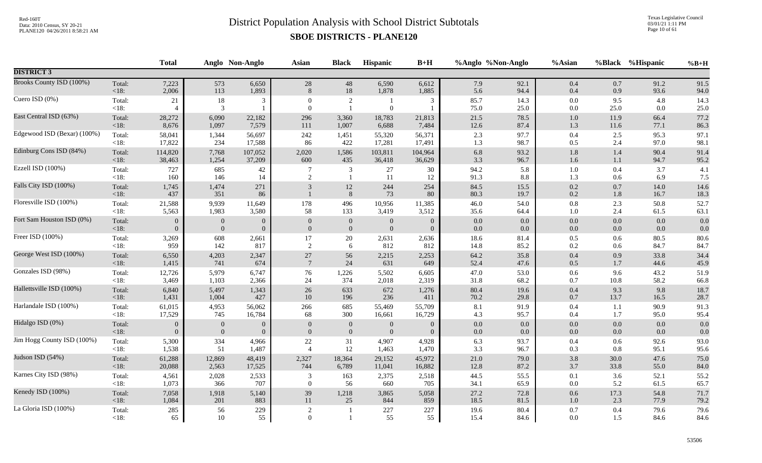# District Population Analysis with School District Subtotals

## SBOE DISTRICTS - PLANE120

| | | Total | Anglo | Non-Anglo | Asian | Black | Hispanic | B+H | %Anglo | %Non-Anglo | %Asian | %Black | %Hispanic | %B+H |
|---|---|---|---|---|---|---|---|---|---|---|---|---|---|---|
| **DISTRICT 3** | | | | | | | | | | | | | | |
| Brooks County ISD (100%) | Total: | 7,223 | 573 | 6,650 | 28 | 48 | 6,590 | 6,612 | 7.9 | 92.1 | 0.4 | 0.7 | 91.2 | 91.5 |
| | <18: | 2,006 | 113 | 1,893 | 8 | 18 | 1,878 | 1,885 | 5.6 | 94.4 | 0.4 | 0.9 | 93.6 | 94.0 |
| Cuero ISD (0%) | Total: | 21 | 18 | 3 | 0 | 2 | 1 | 3 | 85.7 | 14.3 | 0.0 | 9.5 | 4.8 | 14.3 |
| | <18: | 4 | 3 | 1 | 0 | 1 | 0 | 1 | 75.0 | 25.0 | 0.0 | 25.0 | 0.0 | 25.0 |
| East Central ISD (63%) | Total: | 28,272 | 6,090 | 22,182 | 296 | 3,360 | 18,783 | 21,813 | 21.5 | 78.5 | 1.0 | 11.9 | 66.4 | 77.2 |
| | <18: | 8,676 | 1,097 | 7,579 | 111 | 1,007 | 6,688 | 7,484 | 12.6 | 87.4 | 1.3 | 11.6 | 77.1 | 86.3 |
| Edgewood ISD (Bexar) (100%) | Total: | 58,041 | 1,344 | 56,697 | 242 | 1,451 | 55,320 | 56,371 | 2.3 | 97.7 | 0.4 | 2.5 | 95.3 | 97.1 |
| | <18: | 17,822 | 234 | 17,588 | 86 | 422 | 17,281 | 17,491 | 1.3 | 98.7 | 0.5 | 2.4 | 97.0 | 98.1 |
| Edinburg Cons ISD (84%) | Total: | 114,820 | 7,768 | 107,052 | 2,020 | 1,586 | 103,811 | 104,964 | 6.8 | 93.2 | 1.8 | 1.4 | 90.4 | 91.4 |
| | <18: | 38,463 | 1,254 | 37,209 | 600 | 435 | 36,418 | 36,629 | 3.3 | 96.7 | 1.6 | 1.1 | 94.7 | 95.2 |
| Ezzell ISD (100%) | Total: | 727 | 685 | 42 | 7 | 3 | 27 | 30 | 94.2 | 5.8 | 1.0 | 0.4 | 3.7 | 4.1 |
| | <18: | 160 | 146 | 14 | 2 | 1 | 11 | 12 | 91.3 | 8.8 | 1.3 | 0.6 | 6.9 | 7.5 |
| Falls City ISD (100%) | Total: | 1,745 | 1,474 | 271 | 3 | 12 | 244 | 254 | 84.5 | 15.5 | 0.2 | 0.7 | 14.0 | 14.6 |
| | <18: | 437 | 351 | 86 | 1 | 8 | 73 | 80 | 80.3 | 19.7 | 0.2 | 1.8 | 16.7 | 18.3 |
| Floresville ISD (100%) | Total: | 21,588 | 9,939 | 11,649 | 178 | 496 | 10,956 | 11,385 | 46.0 | 54.0 | 0.8 | 2.3 | 50.8 | 52.7 |
| | <18: | 5,563 | 1,983 | 3,580 | 58 | 133 | 3,419 | 3,512 | 35.6 | 64.4 | 1.0 | 2.4 | 61.5 | 63.1 |
| Fort Sam Houston ISD (0%) | Total: | 0 | 0 | 0 | 0 | 0 | 0 | 0 | 0.0 | 0.0 | 0.0 | 0.0 | 0.0 | 0.0 |
| | <18: | 0 | 0 | 0 | 0 | 0 | 0 | 0 | 0.0 | 0.0 | 0.0 | 0.0 | 0.0 | 0.0 |
| Freer ISD (100%) | Total: | 3,269 | 608 | 2,661 | 17 | 20 | 2,631 | 2,636 | 18.6 | 81.4 | 0.5 | 0.6 | 80.5 | 80.6 |
| | <18: | 959 | 142 | 817 | 2 | 6 | 812 | 812 | 14.8 | 85.2 | 0.2 | 0.6 | 84.7 | 84.7 |
| George West ISD (100%) | Total: | 6,550 | 4,203 | 2,347 | 27 | 56 | 2,215 | 2,253 | 64.2 | 35.8 | 0.4 | 0.9 | 33.8 | 34.4 |
| | <18: | 1,415 | 741 | 674 | 7 | 24 | 631 | 649 | 52.4 | 47.6 | 0.5 | 1.7 | 44.6 | 45.9 |
| Gonzales ISD (98%) | Total: | 12,726 | 5,979 | 6,747 | 76 | 1,226 | 5,502 | 6,605 | 47.0 | 53.0 | 0.6 | 9.6 | 43.2 | 51.9 |
| | <18: | 3,469 | 1,103 | 2,366 | 24 | 374 | 2,018 | 2,319 | 31.8 | 68.2 | 0.7 | 10.8 | 58.2 | 66.8 |
| Hallettsville ISD (100%) | Total: | 6,840 | 5,497 | 1,343 | 26 | 633 | 672 | 1,276 | 80.4 | 19.6 | 0.4 | 9.3 | 9.8 | 18.7 |
| | <18: | 1,431 | 1,004 | 427 | 10 | 196 | 236 | 411 | 70.2 | 29.8 | 0.7 | 13.7 | 16.5 | 28.7 |
| Harlandale ISD (100%) | Total: | 61,015 | 4,953 | 56,062 | 266 | 685 | 55,469 | 55,709 | 8.1 | 91.9 | 0.4 | 1.1 | 90.9 | 91.3 |
| | <18: | 17,529 | 745 | 16,784 | 68 | 300 | 16,661 | 16,729 | 4.3 | 95.7 | 0.4 | 1.7 | 95.0 | 95.4 |
| Hidalgo ISD (0%) | Total: | 0 | 0 | 0 | 0 | 0 | 0 | 0 | 0.0 | 0.0 | 0.0 | 0.0 | 0.0 | 0.0 |
| | <18: | 0 | 0 | 0 | 0 | 0 | 0 | 0 | 0.0 | 0.0 | 0.0 | 0.0 | 0.0 | 0.0 |
| Jim Hogg County ISD (100%) | Total: | 5,300 | 334 | 4,966 | 22 | 31 | 4,907 | 4,928 | 6.3 | 93.7 | 0.4 | 0.6 | 92.6 | 93.0 |
| | <18: | 1,538 | 51 | 1,487 | 4 | 12 | 1,463 | 1,470 | 3.3 | 96.7 | 0.3 | 0.8 | 95.1 | 95.6 |
| Judson ISD (54%) | Total: | 61,288 | 12,869 | 48,419 | 2,327 | 18,364 | 29,152 | 45,972 | 21.0 | 79.0 | 3.8 | 30.0 | 47.6 | 75.0 |
| | <18: | 20,088 | 2,563 | 17,525 | 744 | 6,789 | 11,041 | 16,882 | 12.8 | 87.2 | 3.7 | 33.8 | 55.0 | 84.0 |
| Karnes City ISD (98%) | Total: | 4,561 | 2,028 | 2,533 | 3 | 163 | 2,375 | 2,518 | 44.5 | 55.5 | 0.1 | 3.6 | 52.1 | 55.2 |
| | <18: | 1,073 | 366 | 707 | 0 | 56 | 660 | 705 | 34.1 | 65.9 | 0.0 | 5.2 | 61.5 | 65.7 |
| Kenedy ISD (100%) | Total: | 7,058 | 1,918 | 5,140 | 39 | 1,218 | 3,865 | 5,058 | 27.2 | 72.8 | 0.6 | 17.3 | 54.8 | 71.7 |
| | <18: | 1,084 | 201 | 883 | 11 | 25 | 844 | 859 | 18.5 | 81.5 | 1.0 | 2.3 | 77.9 | 79.2 |
| La Gloria ISD (100%) | Total: | 285 | 56 | 229 | 2 | 1 | 227 | 227 | 19.6 | 80.4 | 0.7 | 0.4 | 79.6 | 79.6 |
| | <18: | 65 | 10 | 55 | 0 | 1 | 55 | 55 | 15.4 | 84.6 | 0.0 | 1.5 | 84.6 | 84.6 |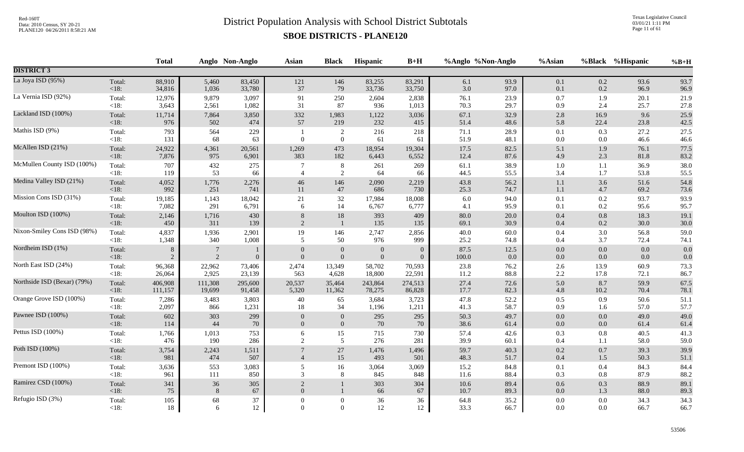# District Population Analysis with School District Subtotals

## SBOE DISTRICTS - PLANE120

| | | Total | Anglo | Non-Anglo | Asian | Black | Hispanic | B+H | %Anglo | %Non-Anglo | %Asian | %Black | %Hispanic | %B+H |
|---|---|---|---|---|---|---|---|---|---|---|---|---|---|---|
| **DISTRICT 3** | | | | | | | | | | | | | | |
| La Joya ISD (95%) | Total: | 88,910 | 5,460 | 83,450 | 121 | 146 | 83,255 | 83,291 | 6.1 | 93.9 | 0.1 | 0.2 | 93.6 | 93.7 |
| | <18: | 34,816 | 1,036 | 33,780 | 37 | 79 | 33,736 | 33,750 | 3.0 | 97.0 | 0.1 | 0.2 | 96.9 | 96.9 |
| La Vernia ISD (92%) | Total: | 12,976 | 9,879 | 3,097 | 91 | 250 | 2,604 | 2,838 | 76.1 | 23.9 | 0.7 | 1.9 | 20.1 | 21.9 |
| | <18: | 3,643 | 2,561 | 1,082 | 31 | 87 | 936 | 1,013 | 70.3 | 29.7 | 0.9 | 2.4 | 25.7 | 27.8 |
| Lackland ISD (100%) | Total: | 11,714 | 7,864 | 3,850 | 332 | 1,983 | 1,122 | 3,036 | 67.1 | 32.9 | 2.8 | 16.9 | 9.6 | 25.9 |
| | <18: | 976 | 502 | 474 | 57 | 219 | 232 | 415 | 51.4 | 48.6 | 5.8 | 22.4 | 23.8 | 42.5 |
| Mathis ISD (9%) | Total: | 793 | 564 | 229 | 1 | 2 | 216 | 218 | 71.1 | 28.9 | 0.1 | 0.3 | 27.2 | 27.5 |
| | <18: | 131 | 68 | 63 | 0 | 0 | 61 | 61 | 51.9 | 48.1 | 0.0 | 0.0 | 46.6 | 46.6 |
| McAllen ISD (21%) | Total: | 24,922 | 4,361 | 20,561 | 1,269 | 473 | 18,954 | 19,304 | 17.5 | 82.5 | 5.1 | 1.9 | 76.1 | 77.5 |
| | <18: | 7,876 | 975 | 6,901 | 383 | 182 | 6,443 | 6,552 | 12.4 | 87.6 | 4.9 | 2.3 | 81.8 | 83.2 |
| McMullen County ISD (100%) | Total: | 707 | 432 | 275 | 7 | 8 | 261 | 269 | 61.1 | 38.9 | 1.0 | 1.1 | 36.9 | 38.0 |
| | <18: | 119 | 53 | 66 | 4 | 2 | 64 | 66 | 44.5 | 55.5 | 3.4 | 1.7 | 53.8 | 55.5 |
| Medina Valley ISD (21%) | Total: | 4,052 | 1,776 | 2,276 | 46 | 146 | 2,090 | 2,219 | 43.8 | 56.2 | 1.1 | 3.6 | 51.6 | 54.8 |
| | <18: | 992 | 251 | 741 | 11 | 47 | 686 | 730 | 25.3 | 74.7 | 1.1 | 4.7 | 69.2 | 73.6 |
| Mission Cons ISD (31%) | Total: | 19,185 | 1,143 | 18,042 | 21 | 32 | 17,984 | 18,008 | 6.0 | 94.0 | 0.1 | 0.2 | 93.7 | 93.9 |
| | <18: | 7,082 | 291 | 6,791 | 6 | 14 | 6,767 | 6,777 | 4.1 | 95.9 | 0.1 | 0.2 | 95.6 | 95.7 |
| Moulton ISD (100%) | Total: | 2,146 | 1,716 | 430 | 8 | 18 | 393 | 409 | 80.0 | 20.0 | 0.4 | 0.8 | 18.3 | 19.1 |
| | <18: | 450 | 311 | 139 | 2 | 1 | 135 | 135 | 69.1 | 30.9 | 0.4 | 0.2 | 30.0 | 30.0 |
| Nixon-Smiley Cons ISD (98%) | Total: | 4,837 | 1,936 | 2,901 | 19 | 146 | 2,747 | 2,856 | 40.0 | 60.0 | 0.4 | 3.0 | 56.8 | 59.0 |
| | <18: | 1,348 | 340 | 1,008 | 5 | 50 | 976 | 999 | 25.2 | 74.8 | 0.4 | 3.7 | 72.4 | 74.1 |
| Nordheim ISD (1%) | Total: | 8 | 7 | 1 | 0 | 0 | 0 | 0 | 87.5 | 12.5 | 0.0 | 0.0 | 0.0 | 0.0 |
| | <18: | 2 | 2 | 0 | 0 | 0 | 0 | 0 | 100.0 | 0.0 | 0.0 | 0.0 | 0.0 | 0.0 |
| North East ISD (24%) | Total: | 96,368 | 22,962 | 73,406 | 2,474 | 13,349 | 58,702 | 70,593 | 23.8 | 76.2 | 2.6 | 13.9 | 60.9 | 73.3 |
| | <18: | 26,064 | 2,925 | 23,139 | 563 | 4,628 | 18,800 | 22,591 | 11.2 | 88.8 | 2.2 | 17.8 | 72.1 | 86.7 |
| Northside ISD (Bexar) (79%) | Total: | 406,908 | 111,308 | 295,600 | 20,537 | 35,464 | 243,864 | 274,513 | 27.4 | 72.6 | 5.0 | 8.7 | 59.9 | 67.5 |
| | <18: | 111,157 | 19,699 | 91,458 | 5,320 | 11,362 | 78,275 | 86,828 | 17.7 | 82.3 | 4.8 | 10.2 | 70.4 | 78.1 |
| Orange Grove ISD (100%) | Total: | 7,286 | 3,483 | 3,803 | 40 | 65 | 3,684 | 3,723 | 47.8 | 52.2 | 0.5 | 0.9 | 50.6 | 51.1 |
| | <18: | 2,097 | 866 | 1,231 | 18 | 34 | 1,196 | 1,211 | 41.3 | 58.7 | 0.9 | 1.6 | 57.0 | 57.7 |
| Pawnee ISD (100%) | Total: | 602 | 303 | 299 | 0 | 0 | 295 | 295 | 50.3 | 49.7 | 0.0 | 0.0 | 49.0 | 49.0 |
| | <18: | 114 | 44 | 70 | 0 | 0 | 70 | 70 | 38.6 | 61.4 | 0.0 | 0.0 | 61.4 | 61.4 |
| Pettus ISD (100%) | Total: | 1,766 | 1,013 | 753 | 6 | 15 | 715 | 730 | 57.4 | 42.6 | 0.3 | 0.8 | 40.5 | 41.3 |
| | <18: | 476 | 190 | 286 | 2 | 5 | 276 | 281 | 39.9 | 60.1 | 0.4 | 1.1 | 58.0 | 59.0 |
| Poth ISD (100%) | Total: | 3,754 | 2,243 | 1,511 | 7 | 27 | 1,476 | 1,496 | 59.7 | 40.3 | 0.2 | 0.7 | 39.3 | 39.9 |
| | <18: | 981 | 474 | 507 | 4 | 15 | 493 | 501 | 48.3 | 51.7 | 0.4 | 1.5 | 50.3 | 51.1 |
| Premont ISD (100%) | Total: | 3,636 | 553 | 3,083 | 5 | 16 | 3,064 | 3,069 | 15.2 | 84.8 | 0.1 | 0.4 | 84.3 | 84.4 |
| | <18: | 961 | 111 | 850 | 3 | 8 | 845 | 848 | 11.6 | 88.4 | 0.3 | 0.8 | 87.9 | 88.2 |
| Ramirez CSD (100%) | Total: | 341 | 36 | 305 | 2 | 1 | 303 | 304 | 10.6 | 89.4 | 0.6 | 0.3 | 88.9 | 89.1 |
| | <18: | 75 | 8 | 67 | 0 | 1 | 66 | 67 | 10.7 | 89.3 | 0.0 | 1.3 | 88.0 | 89.3 |
| Refugio ISD (3%) | Total: | 105 | 68 | 37 | 0 | 0 | 36 | 36 | 64.8 | 35.2 | 0.0 | 0.0 | 34.3 | 34.3 |
| | <18: | 18 | 6 | 12 | 0 | 0 | 12 | 12 | 33.3 | 66.7 | 0.0 | 0.0 | 66.7 | 66.7 |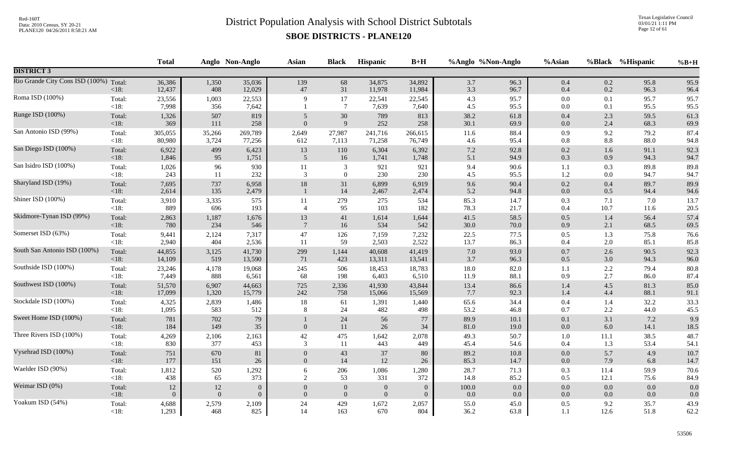# District Population Analysis with School District Subtotals

## SBOE DISTRICTS - PLANE120

| | | Total | Anglo | Non-Anglo | Asian | Black | Hispanic | B+H | %Anglo | %Non-Anglo | %Asian | %Black | %Hispanic | %B+H |
|---|---|---|---|---|---|---|---|---|---|---|---|---|---|---|
| **DISTRICT 3** | | | | | | | | | | | | | | |
| Rio Grande City Cons ISD (100%) | Total: | 36,386 | 1,350 | 35,036 | 139 | 68 | 34,875 | 34,892 | 3.7 | 96.3 | 0.4 | 0.2 | 95.8 | 95.9 |
| | <18: | 12,437 | 408 | 12,029 | 47 | 31 | 11,978 | 11,984 | 3.3 | 96.7 | 0.4 | 0.2 | 96.3 | 96.4 |
| Roma ISD (100%) | Total: | 23,556 | 1,003 | 22,553 | 9 | 17 | 22,541 | 22,545 | 4.3 | 95.7 | 0.0 | 0.1 | 95.7 | 95.7 |
| | <18: | 7,998 | 356 | 7,642 | 1 | 7 | 7,639 | 7,640 | 4.5 | 95.5 | 0.0 | 0.1 | 95.5 | 95.5 |
| Runge ISD (100%) | Total: | 1,326 | 507 | 819 | 5 | 30 | 789 | 813 | 38.2 | 61.8 | 0.4 | 2.3 | 59.5 | 61.3 |
| | <18: | 369 | 111 | 258 | 0 | 9 | 252 | 258 | 30.1 | 69.9 | 0.0 | 2.4 | 68.3 | 69.9 |
| San Antonio ISD (99%) | Total: | 305,055 | 35,266 | 269,789 | 2,649 | 27,987 | 241,716 | 266,615 | 11.6 | 88.4 | 0.9 | 9.2 | 79.2 | 87.4 |
| | <18: | 80,980 | 3,724 | 77,256 | 612 | 7,113 | 71,258 | 76,749 | 4.6 | 95.4 | 0.8 | 8.8 | 88.0 | 94.8 |
| San Diego ISD (100%) | Total: | 6,922 | 499 | 6,423 | 13 | 110 | 6,304 | 6,392 | 7.2 | 92.8 | 0.2 | 1.6 | 91.1 | 92.3 |
| | <18: | 1,846 | 95 | 1,751 | 5 | 16 | 1,741 | 1,748 | 5.1 | 94.9 | 0.3 | 0.9 | 94.3 | 94.7 |
| San Isidro ISD (100%) | Total: | 1,026 | 96 | 930 | 11 | 3 | 921 | 921 | 9.4 | 90.6 | 1.1 | 0.3 | 89.8 | 89.8 |
| | <18: | 243 | 11 | 232 | 3 | 0 | 230 | 230 | 4.5 | 95.5 | 1.2 | 0.0 | 94.7 | 94.7 |
| Sharyland ISD (19%) | Total: | 7,695 | 737 | 6,958 | 18 | 31 | 6,899 | 6,919 | 9.6 | 90.4 | 0.2 | 0.4 | 89.7 | 89.9 |
| | <18: | 2,614 | 135 | 2,479 | 1 | 14 | 2,467 | 2,474 | 5.2 | 94.8 | 0.0 | 0.5 | 94.4 | 94.6 |
| Shiner ISD (100%) | Total: | 3,910 | 3,335 | 575 | 11 | 279 | 275 | 534 | 85.3 | 14.7 | 0.3 | 7.1 | 7.0 | 13.7 |
| | <18: | 889 | 696 | 193 | 4 | 95 | 103 | 182 | 78.3 | 21.7 | 0.4 | 10.7 | 11.6 | 20.5 |
| Skidmore-Tynan ISD (99%) | Total: | 2,863 | 1,187 | 1,676 | 13 | 41 | 1,614 | 1,644 | 41.5 | 58.5 | 0.5 | 1.4 | 56.4 | 57.4 |
| | <18: | 780 | 234 | 546 | 7 | 16 | 534 | 542 | 30.0 | 70.0 | 0.9 | 2.1 | 68.5 | 69.5 |
| Somerset ISD (63%) | Total: | 9,441 | 2,124 | 7,317 | 47 | 126 | 7,159 | 7,232 | 22.5 | 77.5 | 0.5 | 1.3 | 75.8 | 76.6 |
| | <18: | 2,940 | 404 | 2,536 | 11 | 59 | 2,503 | 2,522 | 13.7 | 86.3 | 0.4 | 2.0 | 85.1 | 85.8 |
| South San Antonio ISD (100%) | Total: | 44,855 | 3,125 | 41,730 | 299 | 1,144 | 40,608 | 41,419 | 7.0 | 93.0 | 0.7 | 2.6 | 90.5 | 92.3 |
| | <18: | 14,109 | 519 | 13,590 | 71 | 423 | 13,311 | 13,541 | 3.7 | 96.3 | 0.5 | 3.0 | 94.3 | 96.0 |
| Southside ISD (100%) | Total: | 23,246 | 4,178 | 19,068 | 245 | 506 | 18,453 | 18,783 | 18.0 | 82.0 | 1.1 | 2.2 | 79.4 | 80.8 |
| | <18: | 7,449 | 888 | 6,561 | 68 | 198 | 6,403 | 6,510 | 11.9 | 88.1 | 0.9 | 2.7 | 86.0 | 87.4 |
| Southwest ISD (100%) | Total: | 51,570 | 6,907 | 44,663 | 725 | 2,336 | 41,930 | 43,844 | 13.4 | 86.6 | 1.4 | 4.5 | 81.3 | 85.0 |
| | <18: | 17,099 | 1,320 | 15,779 | 242 | 758 | 15,066 | 15,569 | 7.7 | 92.3 | 1.4 | 4.4 | 88.1 | 91.1 |
| Stockdale ISD (100%) | Total: | 4,325 | 2,839 | 1,486 | 18 | 61 | 1,391 | 1,440 | 65.6 | 34.4 | 0.4 | 1.4 | 32.2 | 33.3 |
| | <18: | 1,095 | 583 | 512 | 8 | 24 | 482 | 498 | 53.2 | 46.8 | 0.7 | 2.2 | 44.0 | 45.5 |
| Sweet Home ISD (100%) | Total: | 781 | 702 | 79 | 1 | 24 | 56 | 77 | 89.9 | 10.1 | 0.1 | 3.1 | 7.2 | 9.9 |
| | <18: | 184 | 149 | 35 | 0 | 11 | 26 | 34 | 81.0 | 19.0 | 0.0 | 6.0 | 14.1 | 18.5 |
| Three Rivers ISD (100%) | Total: | 4,269 | 2,106 | 2,163 | 42 | 475 | 1,642 | 2,078 | 49.3 | 50.7 | 1.0 | 11.1 | 38.5 | 48.7 |
| | <18: | 830 | 377 | 453 | 3 | 11 | 443 | 449 | 45.4 | 54.6 | 0.4 | 1.3 | 53.4 | 54.1 |
| Vysehrad ISD (100%) | Total: | 751 | 670 | 81 | 0 | 43 | 37 | 80 | 89.2 | 10.8 | 0.0 | 5.7 | 4.9 | 10.7 |
| | <18: | 177 | 151 | 26 | 0 | 14 | 12 | 26 | 85.3 | 14.7 | 0.0 | 7.9 | 6.8 | 14.7 |
| Waelder ISD (90%) | Total: | 1,812 | 520 | 1,292 | 6 | 206 | 1,086 | 1,280 | 28.7 | 71.3 | 0.3 | 11.4 | 59.9 | 70.6 |
| | <18: | 438 | 65 | 373 | 2 | 53 | 331 | 372 | 14.8 | 85.2 | 0.5 | 12.1 | 75.6 | 84.9 |
| Weimar ISD (0%) | Total: | 12 | 12 | 0 | 0 | 0 | 0 | 0 | 100.0 | 0.0 | 0.0 | 0.0 | 0.0 | 0.0 |
| | <18: | 0 | 0 | 0 | 0 | 0 | 0 | 0 | 0.0 | 0.0 | 0.0 | 0.0 | 0.0 | 0.0 |
| Yoakum ISD (54%) | Total: | 4,688 | 2,579 | 2,109 | 24 | 429 | 1,672 | 2,057 | 55.0 | 45.0 | 0.5 | 9.2 | 35.7 | 43.9 |
| | <18: | 1,293 | 468 | 825 | 14 | 163 | 670 | 804 | 36.2 | 63.8 | 1.1 | 12.6 | 51.8 | 62.2 |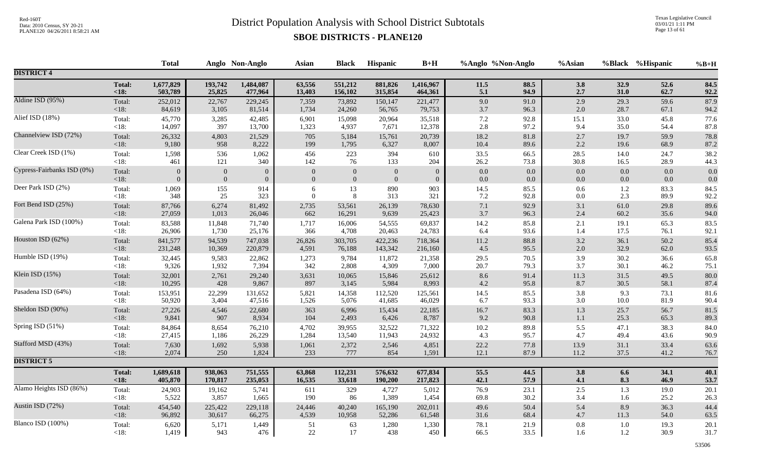# District Population Analysis with School District Subtotals

## SBOE DISTRICTS - PLANE120

| | | Total | Anglo | Non-Anglo | Asian | Black | Hispanic | B+H | %Anglo | %Non-Anglo | %Asian | %Black | %Hispanic | %B+H |
|---|---|---|---|---|---|---|---|---|---|---|---|---|---|---|
| **DISTRICT 4** | | | | | | | | | | | | | | |
| | **Total:** | **1,677,829** | **193,742** | **1,484,087** | **63,556** | **551,212** | **881,826** | **1,416,967** | **11.5** | **88.5** | **3.8** | **32.9** | **52.6** | **84.5** |
| | **<18:** | **503,789** | **25,825** | **477,964** | **13,403** | **156,102** | **315,854** | **464,361** | **5.1** | **94.9** | **2.7** | **31.0** | **62.7** | **92.2** |
| Aldine ISD (95%) | Total: | 252,012 | 22,767 | 229,245 | 7,359 | 73,892 | 150,147 | 221,477 | 9.0 | 91.0 | 2.9 | 29.3 | 59.6 | 87.9 |
| | <18: | 84,619 | 3,105 | 81,514 | 1,734 | 24,260 | 56,765 | 79,753 | 3.7 | 96.3 | 2.0 | 28.7 | 67.1 | 94.2 |
| Alief ISD (18%) | Total: | 45,770 | 3,285 | 42,485 | 6,901 | 15,098 | 20,964 | 35,518 | 7.2 | 92.8 | 15.1 | 33.0 | 45.8 | 77.6 |
| | <18: | 14,097 | 397 | 13,700 | 1,323 | 4,937 | 7,671 | 12,378 | 2.8 | 97.2 | 9.4 | 35.0 | 54.4 | 87.8 |
| Channelview ISD (72%) | Total: | 26,332 | 4,803 | 21,529 | 705 | 5,184 | 15,761 | 20,739 | 18.2 | 81.8 | 2.7 | 19.7 | 59.9 | 78.8 |
| | <18: | 9,180 | 958 | 8,222 | 199 | 1,795 | 6,327 | 8,007 | 10.4 | 89.6 | 2.2 | 19.6 | 68.9 | 87.2 |
| Clear Creek ISD (1%) | Total: | 1,598 | 536 | 1,062 | 456 | 223 | 394 | 610 | 33.5 | 66.5 | 28.5 | 14.0 | 24.7 | 38.2 |
| | <18: | 461 | 121 | 340 | 142 | 76 | 133 | 204 | 26.2 | 73.8 | 30.8 | 16.5 | 28.9 | 44.3 |
| Cypress-Fairbanks ISD (0%) | Total: | 0 | 0 | 0 | 0 | 0 | 0 | 0 | 0.0 | 0.0 | 0.0 | 0.0 | 0.0 | 0.0 |
| | <18: | 0 | 0 | 0 | 0 | 0 | 0 | 0 | 0.0 | 0.0 | 0.0 | 0.0 | 0.0 | 0.0 |
| Deer Park ISD (2%) | Total: | 1,069 | 155 | 914 | 6 | 13 | 890 | 903 | 14.5 | 85.5 | 0.6 | 1.2 | 83.3 | 84.5 |
| | <18: | 348 | 25 | 323 | 0 | 8 | 313 | 321 | 7.2 | 92.8 | 0.0 | 2.3 | 89.9 | 92.2 |
| Fort Bend ISD (25%) | Total: | 87,766 | 6,274 | 81,492 | 2,735 | 53,561 | 26,139 | 78,630 | 7.1 | 92.9 | 3.1 | 61.0 | 29.8 | 89.6 |
| | <18: | 27,059 | 1,013 | 26,046 | 662 | 16,291 | 9,639 | 25,423 | 3.7 | 96.3 | 2.4 | 60.2 | 35.6 | 94.0 |
| Galena Park ISD (100%) | Total: | 83,588 | 11,848 | 71,740 | 1,717 | 16,006 | 54,555 | 69,837 | 14.2 | 85.8 | 2.1 | 19.1 | 65.3 | 83.5 |
| | <18: | 26,906 | 1,730 | 25,176 | 366 | 4,708 | 20,463 | 24,783 | 6.4 | 93.6 | 1.4 | 17.5 | 76.1 | 92.1 |
| Houston ISD (62%) | Total: | 841,577 | 94,539 | 747,038 | 26,826 | 303,705 | 422,236 | 718,364 | 11.2 | 88.8 | 3.2 | 36.1 | 50.2 | 85.4 |
| | <18: | 231,248 | 10,369 | 220,879 | 4,591 | 76,188 | 143,342 | 216,160 | 4.5 | 95.5 | 2.0 | 32.9 | 62.0 | 93.5 |
| Humble ISD (19%) | Total: | 32,445 | 9,583 | 22,862 | 1,273 | 9,784 | 11,872 | 21,358 | 29.5 | 70.5 | 3.9 | 30.2 | 36.6 | 65.8 |
| | <18: | 9,326 | 1,932 | 7,394 | 342 | 2,808 | 4,309 | 7,000 | 20.7 | 79.3 | 3.7 | 30.1 | 46.2 | 75.1 |
| Klein ISD (15%) | Total: | 32,001 | 2,761 | 29,240 | 3,631 | 10,065 | 15,846 | 25,612 | 8.6 | 91.4 | 11.3 | 31.5 | 49.5 | 80.0 |
| | <18: | 10,295 | 428 | 9,867 | 897 | 3,145 | 5,984 | 8,993 | 4.2 | 95.8 | 8.7 | 30.5 | 58.1 | 87.4 |
| Pasadena ISD (64%) | Total: | 153,951 | 22,299 | 131,652 | 5,821 | 14,358 | 112,520 | 125,561 | 14.5 | 85.5 | 3.8 | 9.3 | 73.1 | 81.6 |
| | <18: | 50,920 | 3,404 | 47,516 | 1,526 | 5,076 | 41,685 | 46,029 | 6.7 | 93.3 | 3.0 | 10.0 | 81.9 | 90.4 |
| Sheldon ISD (90%) | Total: | 27,226 | 4,546 | 22,680 | 363 | 6,996 | 15,434 | 22,185 | 16.7 | 83.3 | 1.3 | 25.7 | 56.7 | 81.5 |
| | <18: | 9,841 | 907 | 8,934 | 104 | 2,493 | 6,426 | 8,787 | 9.2 | 90.8 | 1.1 | 25.3 | 65.3 | 89.3 |
| Spring ISD (51%) | Total: | 84,864 | 8,654 | 76,210 | 4,702 | 39,955 | 32,522 | 71,322 | 10.2 | 89.8 | 5.5 | 47.1 | 38.3 | 84.0 |
| | <18: | 27,415 | 1,186 | 26,229 | 1,284 | 13,540 | 11,943 | 24,932 | 4.3 | 95.7 | 4.7 | 49.4 | 43.6 | 90.9 |
| Stafford MSD (43%) | Total: | 7,630 | 1,692 | 5,938 | 1,061 | 2,372 | 2,546 | 4,851 | 22.2 | 77.8 | 13.9 | 31.1 | 33.4 | 63.6 |
| | <18: | 2,074 | 250 | 1,824 | 233 | 777 | 854 | 1,591 | 12.1 | 87.9 | 11.2 | 37.5 | 41.2 | 76.7 |
| **DISTRICT 5** | | | | | | | | | | | | | | |
| | **Total:** | **1,689,618** | **938,063** | **751,555** | **63,868** | **112,231** | **576,632** | **677,834** | **55.5** | **44.5** | **3.8** | **6.6** | **34.1** | **40.1** |
| | **<18:** | **405,870** | **170,817** | **235,053** | **16,535** | **33,618** | **190,200** | **217,823** | **42.1** | **57.9** | **4.1** | **8.3** | **46.9** | **53.7** |
| Alamo Heights ISD (86%) | Total: | 24,903 | 19,162 | 5,741 | 611 | 329 | 4,727 | 5,012 | 76.9 | 23.1 | 2.5 | 1.3 | 19.0 | 20.1 |
| | <18: | 5,522 | 3,857 | 1,665 | 190 | 86 | 1,389 | 1,454 | 69.8 | 30.2 | 3.4 | 1.6 | 25.2 | 26.3 |
| Austin ISD (72%) | Total: | 454,540 | 225,422 | 229,118 | 24,446 | 40,240 | 165,190 | 202,011 | 49.6 | 50.4 | 5.4 | 8.9 | 36.3 | 44.4 |
| | <18: | 96,892 | 30,617 | 66,275 | 4,539 | 10,958 | 52,286 | 61,548 | 31.6 | 68.4 | 4.7 | 11.3 | 54.0 | 63.5 |
| Blanco ISD (100%) | Total: | 6,620 | 5,171 | 1,449 | 51 | 63 | 1,280 | 1,330 | 78.1 | 21.9 | 0.8 | 1.0 | 19.3 | 20.1 |
| | <18: | 1,419 | 943 | 476 | 22 | 17 | 438 | 450 | 66.5 | 33.5 | 1.6 | 1.2 | 30.9 | 31.7 |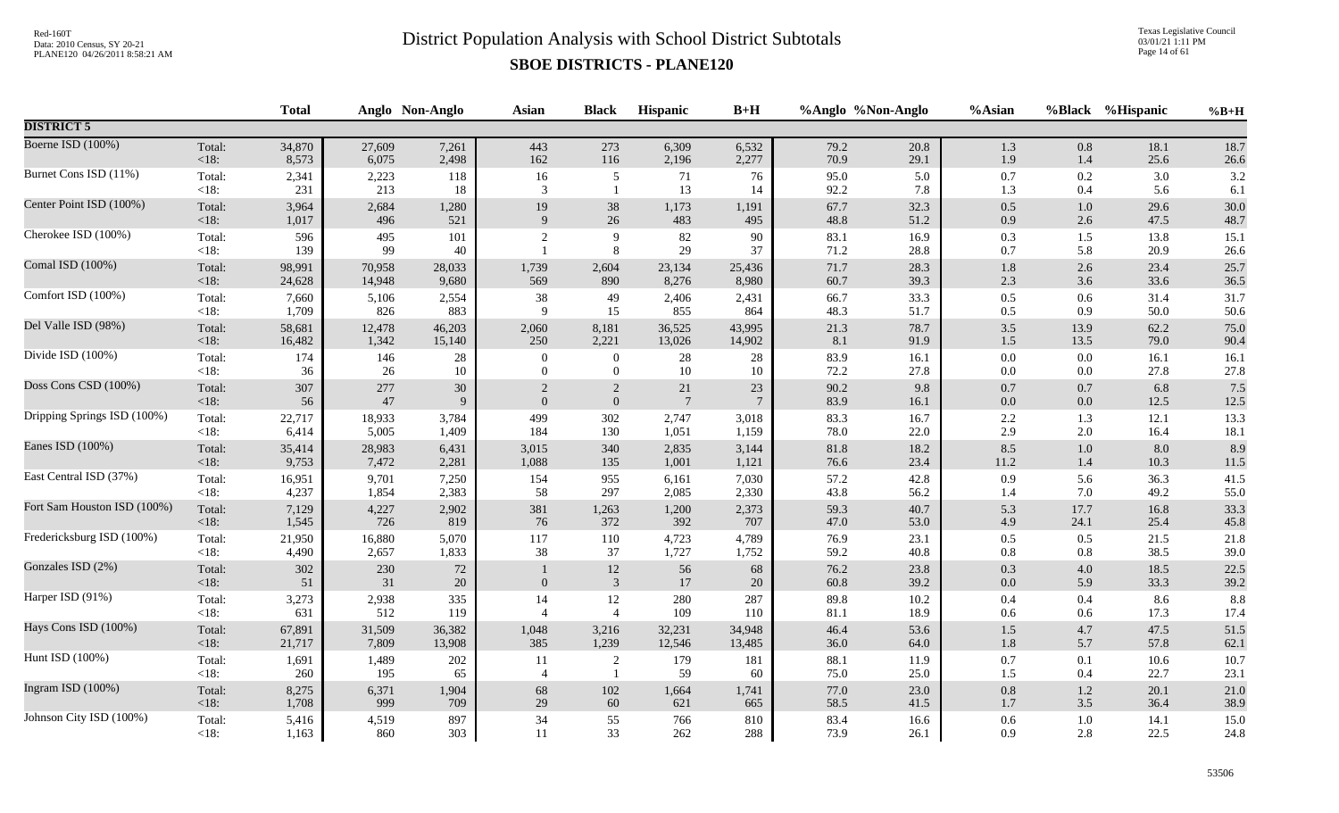# District Population Analysis with School District Subtotals

## SBOE DISTRICTS - PLANE120

| | | Total | Anglo | Non-Anglo | Asian | Black | Hispanic | B+H | %Anglo | %Non-Anglo | %Asian | %Black | %Hispanic | %B+H |
|---|---|---|---|---|---|---|---|---|---|---|---|---|---|---|
| **DISTRICT 5** | | | | | | | | | | | | | | |
| Boerne ISD (100%) | Total: | 34,870 | 27,609 | 7,261 | 443 | 273 | 6,309 | 6,532 | 79.2 | 20.8 | 1.3 | 0.8 | 18.1 | 18.7 |
| | <18: | 8,573 | 6,075 | 2,498 | 162 | 116 | 2,196 | 2,277 | 70.9 | 29.1 | 1.9 | 1.4 | 25.6 | 26.6 |
| Burnet Cons ISD (11%) | Total: | 2,341 | 2,223 | 118 | 16 | 5 | 71 | 76 | 95.0 | 5.0 | 0.7 | 0.2 | 3.0 | 3.2 |
| | <18: | 231 | 213 | 18 | 3 | 1 | 13 | 14 | 92.2 | 7.8 | 1.3 | 0.4 | 5.6 | 6.1 |
| Center Point ISD (100%) | Total: | 3,964 | 2,684 | 1,280 | 19 | 38 | 1,173 | 1,191 | 67.7 | 32.3 | 0.5 | 1.0 | 29.6 | 30.0 |
| | <18: | 1,017 | 496 | 521 | 9 | 26 | 483 | 495 | 48.8 | 51.2 | 0.9 | 2.6 | 47.5 | 48.7 |
| Cherokee ISD (100%) | Total: | 596 | 495 | 101 | 2 | 9 | 82 | 90 | 83.1 | 16.9 | 0.3 | 1.5 | 13.8 | 15.1 |
| | <18: | 139 | 99 | 40 | 1 | 8 | 29 | 37 | 71.2 | 28.8 | 0.7 | 5.8 | 20.9 | 26.6 |
| Comal ISD (100%) | Total: | 98,991 | 70,958 | 28,033 | 1,739 | 2,604 | 23,134 | 25,436 | 71.7 | 28.3 | 1.8 | 2.6 | 23.4 | 25.7 |
| | <18: | 24,628 | 14,948 | 9,680 | 569 | 890 | 8,276 | 8,980 | 60.7 | 39.3 | 2.3 | 3.6 | 33.6 | 36.5 |
| Comfort ISD (100%) | Total: | 7,660 | 5,106 | 2,554 | 38 | 49 | 2,406 | 2,431 | 66.7 | 33.3 | 0.5 | 0.6 | 31.4 | 31.7 |
| | <18: | 1,709 | 826 | 883 | 9 | 15 | 855 | 864 | 48.3 | 51.7 | 0.5 | 0.9 | 50.0 | 50.6 |
| Del Valle ISD (98%) | Total: | 58,681 | 12,478 | 46,203 | 2,060 | 8,181 | 36,525 | 43,995 | 21.3 | 78.7 | 3.5 | 13.9 | 62.2 | 75.0 |
| | <18: | 16,482 | 1,342 | 15,140 | 250 | 2,221 | 13,026 | 14,902 | 8.1 | 91.9 | 1.5 | 13.5 | 79.0 | 90.4 |
| Divide ISD (100%) | Total: | 174 | 146 | 28 | 0 | 0 | 28 | 28 | 83.9 | 16.1 | 0.0 | 0.0 | 16.1 | 16.1 |
| | <18: | 36 | 26 | 10 | 0 | 0 | 10 | 10 | 72.2 | 27.8 | 0.0 | 0.0 | 27.8 | 27.8 |
| Doss Cons CSD (100%) | Total: | 307 | 277 | 30 | 2 | 2 | 21 | 23 | 90.2 | 9.8 | 0.7 | 0.7 | 6.8 | 7.5 |
| | <18: | 56 | 47 | 9 | 0 | 0 | 7 | 7 | 83.9 | 16.1 | 0.0 | 0.0 | 12.5 | 12.5 |
| Dripping Springs ISD (100%) | Total: | 22,717 | 18,933 | 3,784 | 499 | 302 | 2,747 | 3,018 | 83.3 | 16.7 | 2.2 | 1.3 | 12.1 | 13.3 |
| | <18: | 6,414 | 5,005 | 1,409 | 184 | 130 | 1,051 | 1,159 | 78.0 | 22.0 | 2.9 | 2.0 | 16.4 | 18.1 |
| Eanes ISD (100%) | Total: | 35,414 | 28,983 | 6,431 | 3,015 | 340 | 2,835 | 3,144 | 81.8 | 18.2 | 8.5 | 1.0 | 8.0 | 8.9 |
| | <18: | 9,753 | 7,472 | 2,281 | 1,088 | 135 | 1,001 | 1,121 | 76.6 | 23.4 | 11.2 | 1.4 | 10.3 | 11.5 |
| East Central ISD (37%) | Total: | 16,951 | 9,701 | 7,250 | 154 | 955 | 6,161 | 7,030 | 57.2 | 42.8 | 0.9 | 5.6 | 36.3 | 41.5 |
| | <18: | 4,237 | 1,854 | 2,383 | 58 | 297 | 2,085 | 2,330 | 43.8 | 56.2 | 1.4 | 7.0 | 49.2 | 55.0 |
| Fort Sam Houston ISD (100%) | Total: | 7,129 | 4,227 | 2,902 | 381 | 1,263 | 1,200 | 2,373 | 59.3 | 40.7 | 5.3 | 17.7 | 16.8 | 33.3 |
| | <18: | 1,545 | 726 | 819 | 76 | 372 | 392 | 707 | 47.0 | 53.0 | 4.9 | 24.1 | 25.4 | 45.8 |
| Fredericksburg ISD (100%) | Total: | 21,950 | 16,880 | 5,070 | 117 | 110 | 4,723 | 4,789 | 76.9 | 23.1 | 0.5 | 0.5 | 21.5 | 21.8 |
| | <18: | 4,490 | 2,657 | 1,833 | 38 | 37 | 1,727 | 1,752 | 59.2 | 40.8 | 0.8 | 0.8 | 38.5 | 39.0 |
| Gonzales ISD (2%) | Total: | 302 | 230 | 72 | 1 | 12 | 56 | 68 | 76.2 | 23.8 | 0.3 | 4.0 | 18.5 | 22.5 |
| | <18: | 51 | 31 | 20 | 0 | 3 | 17 | 20 | 60.8 | 39.2 | 0.0 | 5.9 | 33.3 | 39.2 |
| Harper ISD (91%) | Total: | 3,273 | 2,938 | 335 | 14 | 12 | 280 | 287 | 89.8 | 10.2 | 0.4 | 0.4 | 8.6 | 8.8 |
| | <18: | 631 | 512 | 119 | 4 | 4 | 109 | 110 | 81.1 | 18.9 | 0.6 | 0.6 | 17.3 | 17.4 |
| Hays Cons ISD (100%) | Total: | 67,891 | 31,509 | 36,382 | 1,048 | 3,216 | 32,231 | 34,948 | 46.4 | 53.6 | 1.5 | 4.7 | 47.5 | 51.5 |
| | <18: | 21,717 | 7,809 | 13,908 | 385 | 1,239 | 12,546 | 13,485 | 36.0 | 64.0 | 1.8 | 5.7 | 57.8 | 62.1 |
| Hunt ISD (100%) | Total: | 1,691 | 1,489 | 202 | 11 | 2 | 179 | 181 | 88.1 | 11.9 | 0.7 | 0.1 | 10.6 | 10.7 |
| | <18: | 260 | 195 | 65 | 4 | 1 | 59 | 60 | 75.0 | 25.0 | 1.5 | 0.4 | 22.7 | 23.1 |
| Ingram ISD (100%) | Total: | 8,275 | 6,371 | 1,904 | 68 | 102 | 1,664 | 1,741 | 77.0 | 23.0 | 0.8 | 1.2 | 20.1 | 21.0 |
| | <18: | 1,708 | 999 | 709 | 29 | 60 | 621 | 665 | 58.5 | 41.5 | 1.7 | 3.5 | 36.4 | 38.9 |
| Johnson City ISD (100%) | Total: | 5,416 | 4,519 | 897 | 34 | 55 | 766 | 810 | 83.4 | 16.6 | 0.6 | 1.0 | 14.1 | 15.0 |
| | <18: | 1,163 | 860 | 303 | 11 | 33 | 262 | 288 | 73.9 | 26.1 | 0.9 | 2.8 | 22.5 | 24.8 |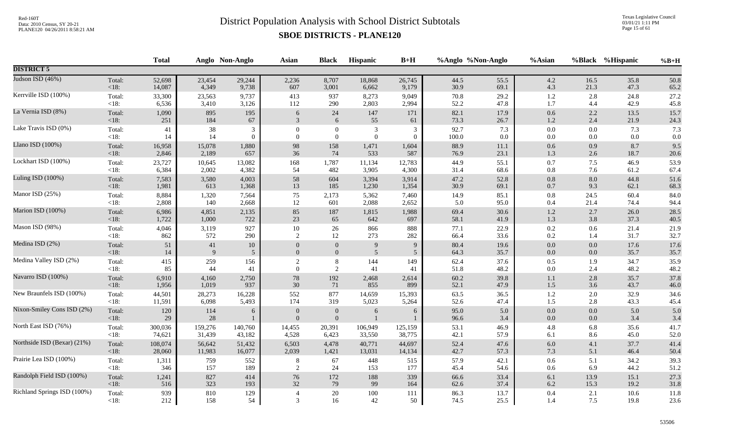# District Population Analysis with School District Subtotals

## SBOE DISTRICTS - PLANE120

| | | Total | Anglo | Non-Anglo | Asian | Black | Hispanic | B+H | %Anglo | %Non-Anglo | %Asian | %Black | %Hispanic | %B+H |
|---|---|---|---|---|---|---|---|---|---|---|---|---|---|---|
| **DISTRICT 5** | | | | | | | | | | | | | | |
| Judson ISD (46%) | Total: | 52,698 | 23,454 | 29,244 | 2,236 | 8,707 | 18,868 | 26,745 | 44.5 | 55.5 | 4.2 | 16.5 | 35.8 | 50.8 |
| | <18: | 14,087 | 4,349 | 9,738 | 607 | 3,001 | 6,662 | 9,179 | 30.9 | 69.1 | 4.3 | 21.3 | 47.3 | 65.2 |
| Kerrville ISD (100%) | Total: | 33,300 | 23,563 | 9,737 | 413 | 937 | 8,273 | 9,049 | 70.8 | 29.2 | 1.2 | 2.8 | 24.8 | 27.2 |
| | <18: | 6,536 | 3,410 | 3,126 | 112 | 290 | 2,803 | 2,994 | 52.2 | 47.8 | 1.7 | 4.4 | 42.9 | 45.8 |
| La Vernia ISD (8%) | Total: | 1,090 | 895 | 195 | 6 | 24 | 147 | 171 | 82.1 | 17.9 | 0.6 | 2.2 | 13.5 | 15.7 |
| | <18: | 251 | 184 | 67 | 3 | 6 | 55 | 61 | 73.3 | 26.7 | 1.2 | 2.4 | 21.9 | 24.3 |
| Lake Travis ISD (0%) | Total: | 41 | 38 | 3 | 0 | 0 | 3 | 3 | 92.7 | 7.3 | 0.0 | 0.0 | 7.3 | 7.3 |
| | <18: | 14 | 14 | 0 | 0 | 0 | 0 | 0 | 100.0 | 0.0 | 0.0 | 0.0 | 0.0 | 0.0 |
| Llano ISD (100%) | Total: | 16,958 | 15,078 | 1,880 | 98 | 158 | 1,471 | 1,604 | 88.9 | 11.1 | 0.6 | 0.9 | 8.7 | 9.5 |
| | <18: | 2,846 | 2,189 | 657 | 36 | 74 | 533 | 587 | 76.9 | 23.1 | 1.3 | 2.6 | 18.7 | 20.6 |
| Lockhart ISD (100%) | Total: | 23,727 | 10,645 | 13,082 | 168 | 1,787 | 11,134 | 12,783 | 44.9 | 55.1 | 0.7 | 7.5 | 46.9 | 53.9 |
| | <18: | 6,384 | 2,002 | 4,382 | 54 | 482 | 3,905 | 4,300 | 31.4 | 68.6 | 0.8 | 7.6 | 61.2 | 67.4 |
| Luling ISD (100%) | Total: | 7,583 | 3,580 | 4,003 | 58 | 604 | 3,394 | 3,914 | 47.2 | 52.8 | 0.8 | 8.0 | 44.8 | 51.6 |
| | <18: | 1,981 | 613 | 1,368 | 13 | 185 | 1,230 | 1,354 | 30.9 | 69.1 | 0.7 | 9.3 | 62.1 | 68.3 |
| Manor ISD (25%) | Total: | 8,884 | 1,320 | 7,564 | 75 | 2,173 | 5,362 | 7,460 | 14.9 | 85.1 | 0.8 | 24.5 | 60.4 | 84.0 |
| | <18: | 2,808 | 140 | 2,668 | 12 | 601 | 2,088 | 2,652 | 5.0 | 95.0 | 0.4 | 21.4 | 74.4 | 94.4 |
| Marion ISD (100%) | Total: | 6,986 | 4,851 | 2,135 | 85 | 187 | 1,815 | 1,988 | 69.4 | 30.6 | 1.2 | 2.7 | 26.0 | 28.5 |
| | <18: | 1,722 | 1,000 | 722 | 23 | 65 | 642 | 697 | 58.1 | 41.9 | 1.3 | 3.8 | 37.3 | 40.5 |
| Mason ISD (98%) | Total: | 4,046 | 3,119 | 927 | 10 | 26 | 866 | 888 | 77.1 | 22.9 | 0.2 | 0.6 | 21.4 | 21.9 |
| | <18: | 862 | 572 | 290 | 2 | 12 | 273 | 282 | 66.4 | 33.6 | 0.2 | 1.4 | 31.7 | 32.7 |
| Medina ISD (2%) | Total: | 51 | 41 | 10 | 0 | 0 | 9 | 9 | 80.4 | 19.6 | 0.0 | 0.0 | 17.6 | 17.6 |
| | <18: | 14 | 9 | 5 | 0 | 0 | 5 | 5 | 64.3 | 35.7 | 0.0 | 0.0 | 35.7 | 35.7 |
| Medina Valley ISD (2%) | Total: | 415 | 259 | 156 | 2 | 8 | 144 | 149 | 62.4 | 37.6 | 0.5 | 1.9 | 34.7 | 35.9 |
| | <18: | 85 | 44 | 41 | 0 | 2 | 41 | 41 | 51.8 | 48.2 | 0.0 | 2.4 | 48.2 | 48.2 |
| Navarro ISD (100%) | Total: | 6,910 | 4,160 | 2,750 | 78 | 192 | 2,468 | 2,614 | 60.2 | 39.8 | 1.1 | 2.8 | 35.7 | 37.8 |
| | <18: | 1,956 | 1,019 | 937 | 30 | 71 | 855 | 899 | 52.1 | 47.9 | 1.5 | 3.6 | 43.7 | 46.0 |
| New Braunfels ISD (100%) | Total: | 44,501 | 28,273 | 16,228 | 552 | 877 | 14,659 | 15,393 | 63.5 | 36.5 | 1.2 | 2.0 | 32.9 | 34.6 |
| | <18: | 11,591 | 6,098 | 5,493 | 174 | 319 | 5,023 | 5,264 | 52.6 | 47.4 | 1.5 | 2.8 | 43.3 | 45.4 |
| Nixon-Smiley Cons ISD (2%) | Total: | 120 | 114 | 6 | 0 | 0 | 6 | 6 | 95.0 | 5.0 | 0.0 | 0.0 | 5.0 | 5.0 |
| | <18: | 29 | 28 | 1 | 0 | 0 | 1 | 1 | 96.6 | 3.4 | 0.0 | 0.0 | 3.4 | 3.4 |
| North East ISD (76%) | Total: | 300,036 | 159,276 | 140,760 | 14,455 | 20,391 | 106,949 | 125,159 | 53.1 | 46.9 | 4.8 | 6.8 | 35.6 | 41.7 |
| | <18: | 74,621 | 31,439 | 43,182 | 4,528 | 6,423 | 33,550 | 38,775 | 42.1 | 57.9 | 6.1 | 8.6 | 45.0 | 52.0 |
| Northside ISD (Bexar) (21%) | Total: | 108,074 | 56,642 | 51,432 | 6,503 | 4,478 | 40,771 | 44,697 | 52.4 | 47.6 | 6.0 | 4.1 | 37.7 | 41.4 |
| | <18: | 28,060 | 11,983 | 16,077 | 2,039 | 1,421 | 13,031 | 14,134 | 42.7 | 57.3 | 7.3 | 5.1 | 46.4 | 50.4 |
| Prairie Lea ISD (100%) | Total: | 1,311 | 759 | 552 | 8 | 67 | 448 | 515 | 57.9 | 42.1 | 0.6 | 5.1 | 34.2 | 39.3 |
| | <18: | 346 | 157 | 189 | 2 | 24 | 153 | 177 | 45.4 | 54.6 | 0.6 | 6.9 | 44.2 | 51.2 |
| Randolph Field ISD (100%) | Total: | 1,241 | 827 | 414 | 76 | 172 | 188 | 339 | 66.6 | 33.4 | 6.1 | 13.9 | 15.1 | 27.3 |
| | <18: | 516 | 323 | 193 | 32 | 79 | 99 | 164 | 62.6 | 37.4 | 6.2 | 15.3 | 19.2 | 31.8 |
| Richland Springs ISD (100%) | Total: | 939 | 810 | 129 | 4 | 20 | 100 | 111 | 86.3 | 13.7 | 0.4 | 2.1 | 10.6 | 11.8 |
| | <18: | 212 | 158 | 54 | 3 | 16 | 42 | 50 | 74.5 | 25.5 | 1.4 | 7.5 | 19.8 | 23.6 |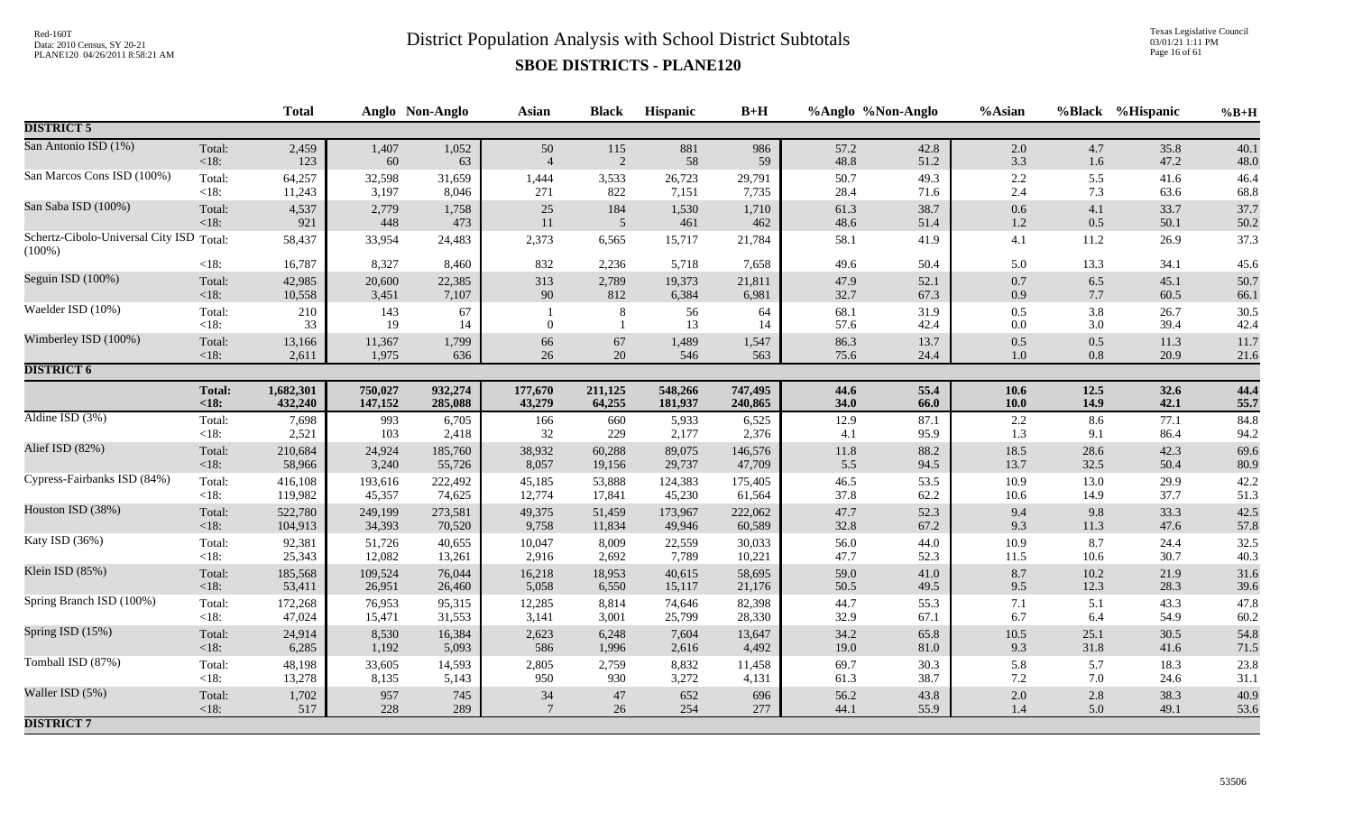# District Population Analysis with School District Subtotals

## SBOE DISTRICTS - PLANE120

| | | Total | Anglo | Non-Anglo | Asian | Black | Hispanic | B+H | %Anglo | %Non-Anglo | %Asian | %Black | %Hispanic | %B+H |
|---|---|---|---|---|---|---|---|---|---|---|---|---|---|---|
| **DISTRICT 5** | | | | | | | | | | | | | | |
| San Antonio ISD (1%) | Total: | 2,459 | 1,407 | 1,052 | 50 | 115 | 881 | 986 | 57.2 | 42.8 | 2.0 | 4.7 | 35.8 | 40.1 |
| | <18: | 123 | 60 | 63 | 4 | 2 | 58 | 59 | 48.8 | 51.2 | 3.3 | 1.6 | 47.2 | 48.0 |
| San Marcos Cons ISD (100%) | Total: | 64,257 | 32,598 | 31,659 | 1,444 | 3,533 | 26,723 | 29,791 | 50.7 | 49.3 | 2.2 | 5.5 | 41.6 | 46.4 |
| | <18: | 11,243 | 3,197 | 8,046 | 271 | 822 | 7,151 | 7,735 | 28.4 | 71.6 | 2.4 | 7.3 | 63.6 | 68.8 |
| San Saba ISD (100%) | Total: | 4,537 | 2,779 | 1,758 | 25 | 184 | 1,530 | 1,710 | 61.3 | 38.7 | 0.6 | 4.1 | 33.7 | 37.7 |
| | <18: | 921 | 448 | 473 | 11 | 5 | 461 | 462 | 48.6 | 51.4 | 1.2 | 0.5 | 50.1 | 50.2 |
| Schertz-Cibolo-Universal City ISD (100%) | Total: | 58,437 | 33,954 | 24,483 | 2,373 | 6,565 | 15,717 | 21,784 | 58.1 | 41.9 | 4.1 | 11.2 | 26.9 | 37.3 |
| | <18: | 16,787 | 8,327 | 8,460 | 832 | 2,236 | 5,718 | 7,658 | 49.6 | 50.4 | 5.0 | 13.3 | 34.1 | 45.6 |
| Seguin ISD (100%) | Total: | 42,985 | 20,600 | 22,385 | 313 | 2,789 | 19,373 | 21,811 | 47.9 | 52.1 | 0.7 | 6.5 | 45.1 | 50.7 |
| | <18: | 10,558 | 3,451 | 7,107 | 90 | 812 | 6,384 | 6,981 | 32.7 | 67.3 | 0.9 | 7.7 | 60.5 | 66.1 |
| Waelder ISD (10%) | Total: | 210 | 143 | 67 | 1 | 8 | 56 | 64 | 68.1 | 31.9 | 0.5 | 3.8 | 26.7 | 30.5 |
| | <18: | 33 | 19 | 14 | 0 | 1 | 13 | 14 | 57.6 | 42.4 | 0.0 | 3.0 | 39.4 | 42.4 |
| Wimberley ISD (100%) | Total: | 13,166 | 11,367 | 1,799 | 66 | 67 | 1,489 | 1,547 | 86.3 | 13.7 | 0.5 | 0.5 | 11.3 | 11.7 |
| | <18: | 2,611 | 1,975 | 636 | 26 | 20 | 546 | 563 | 75.6 | 24.4 | 1.0 | 0.8 | 20.9 | 21.6 |
| **DISTRICT 6** | | | | | | | | | | | | | | |
| | **Total:** | **1,682,301** | **750,027** | **932,274** | **177,670** | **211,125** | **548,266** | **747,495** | **44.6** | **55.4** | **10.6** | **12.5** | **32.6** | **44.4** |
| | **<18:** | **432,240** | **147,152** | **285,088** | **43,279** | **64,255** | **181,937** | **240,865** | **34.0** | **66.0** | **10.0** | **14.9** | **42.1** | **55.7** |
| Aldine ISD (3%) | Total: | 7,698 | 993 | 6,705 | 166 | 660 | 5,933 | 6,525 | 12.9 | 87.1 | 2.2 | 8.6 | 77.1 | 84.8 |
| | <18: | 2,521 | 103 | 2,418 | 32 | 229 | 2,177 | 2,376 | 4.1 | 95.9 | 1.3 | 9.1 | 86.4 | 94.2 |
| Alief ISD (82%) | Total: | 210,684 | 24,924 | 185,760 | 38,932 | 60,288 | 89,075 | 146,576 | 11.8 | 88.2 | 18.5 | 28.6 | 42.3 | 69.6 |
| | <18: | 58,966 | 3,240 | 55,726 | 8,057 | 19,156 | 29,737 | 47,709 | 5.5 | 94.5 | 13.7 | 32.5 | 50.4 | 80.9 |
| Cypress-Fairbanks ISD (84%) | Total: | 416,108 | 193,616 | 222,492 | 45,185 | 53,888 | 124,383 | 175,405 | 46.5 | 53.5 | 10.9 | 13.0 | 29.9 | 42.2 |
| | <18: | 119,982 | 45,357 | 74,625 | 12,774 | 17,841 | 45,230 | 61,564 | 37.8 | 62.2 | 10.6 | 14.9 | 37.7 | 51.3 |
| Houston ISD (38%) | Total: | 522,780 | 249,199 | 273,581 | 49,375 | 51,459 | 173,967 | 222,062 | 47.7 | 52.3 | 9.4 | 9.8 | 33.3 | 42.5 |
| | <18: | 104,913 | 34,393 | 70,520 | 9,758 | 11,834 | 49,946 | 60,589 | 32.8 | 67.2 | 9.3 | 11.3 | 47.6 | 57.8 |
| Katy ISD (36%) | Total: | 92,381 | 51,726 | 40,655 | 10,047 | 8,009 | 22,559 | 30,033 | 56.0 | 44.0 | 10.9 | 8.7 | 24.4 | 32.5 |
| | <18: | 25,343 | 12,082 | 13,261 | 2,916 | 2,692 | 7,789 | 10,221 | 47.7 | 52.3 | 11.5 | 10.6 | 30.7 | 40.3 |
| Klein ISD (85%) | Total: | 185,568 | 109,524 | 76,044 | 16,218 | 18,953 | 40,615 | 58,695 | 59.0 | 41.0 | 8.7 | 10.2 | 21.9 | 31.6 |
| | <18: | 53,411 | 26,951 | 26,460 | 5,058 | 6,550 | 15,117 | 21,176 | 50.5 | 49.5 | 9.5 | 12.3 | 28.3 | 39.6 |
| Spring Branch ISD (100%) | Total: | 172,268 | 76,953 | 95,315 | 12,285 | 8,814 | 74,646 | 82,398 | 44.7 | 55.3 | 7.1 | 5.1 | 43.3 | 47.8 |
| | <18: | 47,024 | 15,471 | 31,553 | 3,141 | 3,001 | 25,799 | 28,330 | 32.9 | 67.1 | 6.7 | 6.4 | 54.9 | 60.2 |
| Spring ISD (15%) | Total: | 24,914 | 8,530 | 16,384 | 2,623 | 6,248 | 7,604 | 13,647 | 34.2 | 65.8 | 10.5 | 25.1 | 30.5 | 54.8 |
| | <18: | 6,285 | 1,192 | 5,093 | 586 | 1,996 | 2,616 | 4,492 | 19.0 | 81.0 | 9.3 | 31.8 | 41.6 | 71.5 |
| Tomball ISD (87%) | Total: | 48,198 | 33,605 | 14,593 | 2,805 | 2,759 | 8,832 | 11,458 | 69.7 | 30.3 | 5.8 | 5.7 | 18.3 | 23.8 |
| | <18: | 13,278 | 8,135 | 5,143 | 950 | 930 | 3,272 | 4,131 | 61.3 | 38.7 | 7.2 | 7.0 | 24.6 | 31.1 |
| Waller ISD (5%) | Total: | 1,702 | 957 | 745 | 34 | 47 | 652 | 696 | 56.2 | 43.8 | 2.0 | 2.8 | 38.3 | 40.9 |
| | <18: | 517 | 228 | 289 | 7 | 26 | 254 | 277 | 44.1 | 55.9 | 1.4 | 5.0 | 49.1 | 53.6 |
| **DISTRICT 7** | | | | | | | | | | | | | | |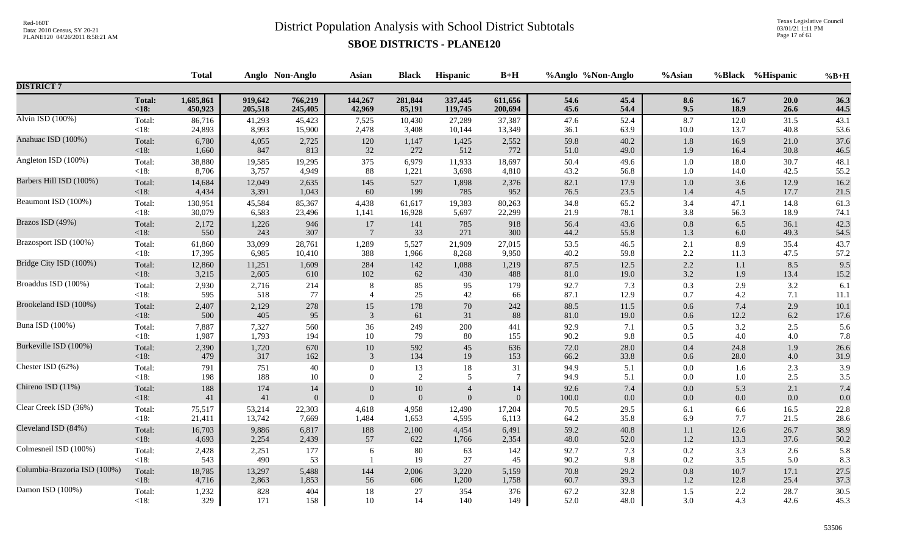# District Population Analysis with School District Subtotals

## SBOE DISTRICTS - PLANE120

Red-160T
Data: 2010 Census, SY 20-21
PLANE120 04/26/2011 8:58:21 AM

Texas Legislative Council
03/01/21 1:11 PM

| | | Total | Anglo | Non-Anglo | Asian | Black | Hispanic | B+H | %Anglo | %Non-Anglo | %Asian | %Black | %Hispanic | %B+H |
|---|---|---|---|---|---|---|---|---|---|---|---|---|---|---|
| **DISTRICT 7** | | | | | | | | | | | | | | |
| | **Total:** | **1,685,861** | **919,642** | **766,219** | **144,267** | **281,844** | **337,445** | **611,656** | **54.6** | **45.4** | **8.6** | **16.7** | **20.0** | **36.3** |
| | **<18:** | **450,923** | **205,518** | **245,405** | **42,969** | **85,191** | **119,745** | **200,694** | **45.6** | **54.4** | **9.5** | **18.9** | **26.6** | **44.5** |
| Alvin ISD (100%) | Total: | 86,716 | 41,293 | 45,423 | 7,525 | 10,430 | 27,289 | 37,387 | 47.6 | 52.4 | 8.7 | 12.0 | 31.5 | 43.1 |
| | <18: | 24,893 | 8,993 | 15,900 | 2,478 | 3,408 | 10,144 | 13,349 | 36.1 | 63.9 | 10.0 | 13.7 | 40.8 | 53.6 |
| Anahuac ISD (100%) | Total: | 6,780 | 4,055 | 2,725 | 120 | 1,147 | 1,425 | 2,552 | 59.8 | 40.2 | 1.8 | 16.9 | 21.0 | 37.6 |
| | <18: | 1,660 | 847 | 813 | 32 | 272 | 512 | 772 | 51.0 | 49.0 | 1.9 | 16.4 | 30.8 | 46.5 |
| Angleton ISD (100%) | Total: | 38,880 | 19,585 | 19,295 | 375 | 6,979 | 11,933 | 18,697 | 50.4 | 49.6 | 1.0 | 18.0 | 30.7 | 48.1 |
| | <18: | 8,706 | 3,757 | 4,949 | 88 | 1,221 | 3,698 | 4,810 | 43.2 | 56.8 | 1.0 | 14.0 | 42.5 | 55.2 |
| Barbers Hill ISD (100%) | Total: | 14,684 | 12,049 | 2,635 | 145 | 527 | 1,898 | 2,376 | 82.1 | 17.9 | 1.0 | 3.6 | 12.9 | 16.2 |
| | <18: | 4,434 | 3,391 | 1,043 | 60 | 199 | 785 | 952 | 76.5 | 23.5 | 1.4 | 4.5 | 17.7 | 21.5 |
| Beaumont ISD (100%) | Total: | 130,951 | 45,584 | 85,367 | 4,438 | 61,617 | 19,383 | 80,263 | 34.8 | 65.2 | 3.4 | 47.1 | 14.8 | 61.3 |
| | <18: | 30,079 | 6,583 | 23,496 | 1,141 | 16,928 | 5,697 | 22,299 | 21.9 | 78.1 | 3.8 | 56.3 | 18.9 | 74.1 |
| Brazos ISD (49%) | Total: | 2,172 | 1,226 | 946 | 17 | 141 | 785 | 918 | 56.4 | 43.6 | 0.8 | 6.5 | 36.1 | 42.3 |
| | <18: | 550 | 243 | 307 | 7 | 33 | 271 | 300 | 44.2 | 55.8 | 1.3 | 6.0 | 49.3 | 54.5 |
| Brazosport ISD (100%) | Total: | 61,860 | 33,099 | 28,761 | 1,289 | 5,527 | 21,909 | 27,015 | 53.5 | 46.5 | 2.1 | 8.9 | 35.4 | 43.7 |
| | <18: | 17,395 | 6,985 | 10,410 | 388 | 1,966 | 8,268 | 9,950 | 40.2 | 59.8 | 2.2 | 11.3 | 47.5 | 57.2 |
| Bridge City ISD (100%) | Total: | 12,860 | 11,251 | 1,609 | 284 | 142 | 1,088 | 1,219 | 87.5 | 12.5 | 2.2 | 1.1 | 8.5 | 9.5 |
| | <18: | 3,215 | 2,605 | 610 | 102 | 62 | 430 | 488 | 81.0 | 19.0 | 3.2 | 1.9 | 13.4 | 15.2 |
| Broaddus ISD (100%) | Total: | 2,930 | 2,716 | 214 | 8 | 85 | 95 | 179 | 92.7 | 7.3 | 0.3 | 2.9 | 3.2 | 6.1 |
| | <18: | 595 | 518 | 77 | 4 | 25 | 42 | 66 | 87.1 | 12.9 | 0.7 | 4.2 | 7.1 | 11.1 |
| Brookeland ISD (100%) | Total: | 2,407 | 2,129 | 278 | 15 | 178 | 70 | 242 | 88.5 | 11.5 | 0.6 | 7.4 | 2.9 | 10.1 |
| | <18: | 500 | 405 | 95 | 3 | 61 | 31 | 88 | 81.0 | 19.0 | 0.6 | 12.2 | 6.2 | 17.6 |
| Buna ISD (100%) | Total: | 7,887 | 7,327 | 560 | 36 | 249 | 200 | 441 | 92.9 | 7.1 | 0.5 | 3.2 | 2.5 | 5.6 |
| | <18: | 1,987 | 1,793 | 194 | 10 | 79 | 80 | 155 | 90.2 | 9.8 | 0.5 | 4.0 | 4.0 | 7.8 |
| Burkeville ISD (100%) | Total: | 2,390 | 1,720 | 670 | 10 | 592 | 45 | 636 | 72.0 | 28.0 | 0.4 | 24.8 | 1.9 | 26.6 |
| | <18: | 479 | 317 | 162 | 3 | 134 | 19 | 153 | 66.2 | 33.8 | 0.6 | 28.0 | 4.0 | 31.9 |
| Chester ISD (62%) | Total: | 791 | 751 | 40 | 0 | 13 | 18 | 31 | 94.9 | 5.1 | 0.0 | 1.6 | 2.3 | 3.9 |
| | <18: | 198 | 188 | 10 | 0 | 2 | 5 | 7 | 94.9 | 5.1 | 0.0 | 1.0 | 2.5 | 3.5 |
| Chireno ISD (11%) | Total: | 188 | 174 | 14 | 0 | 10 | 4 | 14 | 92.6 | 7.4 | 0.0 | 5.3 | 2.1 | 7.4 |
| | <18: | 41 | 41 | 0 | 0 | 0 | 0 | 0 | 100.0 | 0.0 | 0.0 | 0.0 | 0.0 | 0.0 |
| Clear Creek ISD (36%) | Total: | 75,517 | 53,214 | 22,303 | 4,618 | 4,958 | 12,490 | 17,204 | 70.5 | 29.5 | 6.1 | 6.6 | 16.5 | 22.8 |
| | <18: | 21,411 | 13,742 | 7,669 | 1,484 | 1,653 | 4,595 | 6,113 | 64.2 | 35.8 | 6.9 | 7.7 | 21.5 | 28.6 |
| Cleveland ISD (84%) | Total: | 16,703 | 9,886 | 6,817 | 188 | 2,100 | 4,454 | 6,491 | 59.2 | 40.8 | 1.1 | 12.6 | 26.7 | 38.9 |
| | <18: | 4,693 | 2,254 | 2,439 | 57 | 622 | 1,766 | 2,354 | 48.0 | 52.0 | 1.2 | 13.3 | 37.6 | 50.2 |
| Colmesneil ISD (100%) | Total: | 2,428 | 2,251 | 177 | 6 | 80 | 63 | 142 | 92.7 | 7.3 | 0.2 | 3.3 | 2.6 | 5.8 |
| | <18: | 543 | 490 | 53 | 1 | 19 | 27 | 45 | 90.2 | 9.8 | 0.2 | 3.5 | 5.0 | 8.3 |
| Columbia-Brazoria ISD (100%) | Total: | 18,785 | 13,297 | 5,488 | 144 | 2,006 | 3,220 | 5,159 | 70.8 | 29.2 | 0.8 | 10.7 | 17.1 | 27.5 |
| | <18: | 4,716 | 2,863 | 1,853 | 56 | 606 | 1,200 | 1,758 | 60.7 | 39.3 | 1.2 | 12.8 | 25.4 | 37.3 |
| Damon ISD (100%) | Total: | 1,232 | 828 | 404 | 18 | 27 | 354 | 376 | 67.2 | 32.8 | 1.5 | 2.2 | 28.7 | 30.5 |
| | <18: | 329 | 171 | 158 | 10 | 14 | 140 | 149 | 52.0 | 48.0 | 3.0 | 4.3 | 42.6 | 45.3 |

53506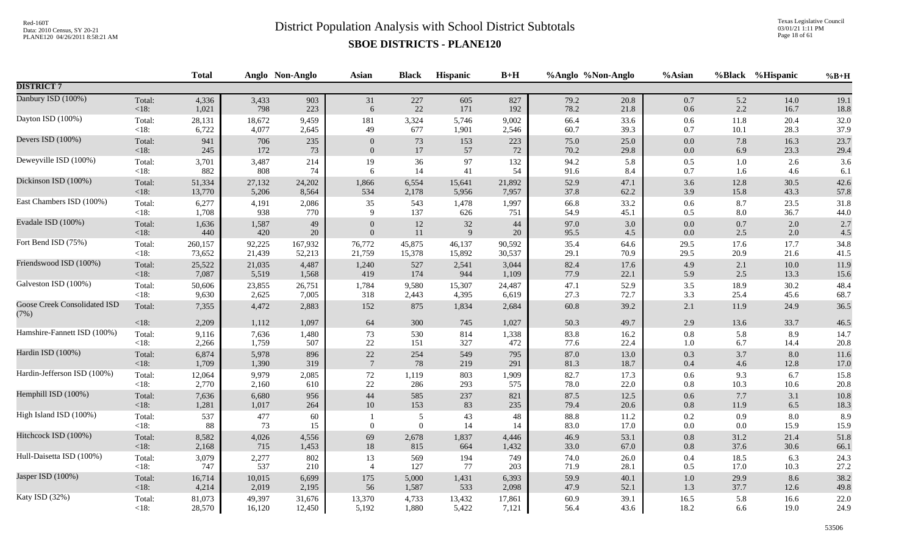# District Population Analysis with School District Subtotals

## SBOE DISTRICTS - PLANE120

| | | Total | Anglo | Non-Anglo | Asian | Black | Hispanic | B+H | %Anglo | %Non-Anglo | %Asian | %Black | %Hispanic | %B+H |
|---|---|---|---|---|---|---|---|---|---|---|---|---|---|---|
| **DISTRICT 7** | | | | | | | | | | | | | | |
| Danbury ISD (100%) | Total: | 4,336 | 3,433 | 903 | 31 | 227 | 605 | 827 | 79.2 | 20.8 | 0.7 | 5.2 | 14.0 | 19.1 |
| | <18: | 1,021 | 798 | 223 | 6 | 22 | 171 | 192 | 78.2 | 21.8 | 0.6 | 2.2 | 16.7 | 18.8 |
| Dayton ISD (100%) | Total: | 28,131 | 18,672 | 9,459 | 181 | 3,324 | 5,746 | 9,002 | 66.4 | 33.6 | 0.6 | 11.8 | 20.4 | 32.0 |
| | <18: | 6,722 | 4,077 | 2,645 | 49 | 677 | 1,901 | 2,546 | 60.7 | 39.3 | 0.7 | 10.1 | 28.3 | 37.9 |
| Devers ISD (100%) | Total: | 941 | 706 | 235 | 0 | 73 | 153 | 223 | 75.0 | 25.0 | 0.0 | 7.8 | 16.3 | 23.7 |
| | <18: | 245 | 172 | 73 | 0 | 17 | 57 | 72 | 70.2 | 29.8 | 0.0 | 6.9 | 23.3 | 29.4 |
| Deweyville ISD (100%) | Total: | 3,701 | 3,487 | 214 | 19 | 36 | 97 | 132 | 94.2 | 5.8 | 0.5 | 1.0 | 2.6 | 3.6 |
| | <18: | 882 | 808 | 74 | 6 | 14 | 41 | 54 | 91.6 | 8.4 | 0.7 | 1.6 | 4.6 | 6.1 |
| Dickinson ISD (100%) | Total: | 51,334 | 27,132 | 24,202 | 1,866 | 6,554 | 15,641 | 21,892 | 52.9 | 47.1 | 3.6 | 12.8 | 30.5 | 42.6 |
| | <18: | 13,770 | 5,206 | 8,564 | 534 | 2,178 | 5,956 | 7,957 | 37.8 | 62.2 | 3.9 | 15.8 | 43.3 | 57.8 |
| East Chambers ISD (100%) | Total: | 6,277 | 4,191 | 2,086 | 35 | 543 | 1,478 | 1,997 | 66.8 | 33.2 | 0.6 | 8.7 | 23.5 | 31.8 |
| | <18: | 1,708 | 938 | 770 | 9 | 137 | 626 | 751 | 54.9 | 45.1 | 0.5 | 8.0 | 36.7 | 44.0 |
| Evadale ISD (100%) | Total: | 1,636 | 1,587 | 49 | 0 | 12 | 32 | 44 | 97.0 | 3.0 | 0.0 | 0.7 | 2.0 | 2.7 |
| | <18: | 440 | 420 | 20 | 0 | 11 | 9 | 20 | 95.5 | 4.5 | 0.0 | 2.5 | 2.0 | 4.5 |
| Fort Bend ISD (75%) | Total: | 260,157 | 92,225 | 167,932 | 76,772 | 45,875 | 46,137 | 90,592 | 35.4 | 64.6 | 29.5 | 17.6 | 17.7 | 34.8 |
| | <18: | 73,652 | 21,439 | 52,213 | 21,759 | 15,378 | 15,892 | 30,537 | 29.1 | 70.9 | 29.5 | 20.9 | 21.6 | 41.5 |
| Friendswood ISD (100%) | Total: | 25,522 | 21,035 | 4,487 | 1,240 | 527 | 2,541 | 3,044 | 82.4 | 17.6 | 4.9 | 2.1 | 10.0 | 11.9 |
| | <18: | 7,087 | 5,519 | 1,568 | 419 | 174 | 944 | 1,109 | 77.9 | 22.1 | 5.9 | 2.5 | 13.3 | 15.6 |
| Galveston ISD (100%) | Total: | 50,606 | 23,855 | 26,751 | 1,784 | 9,580 | 15,307 | 24,487 | 47.1 | 52.9 | 3.5 | 18.9 | 30.2 | 48.4 |
| | <18: | 9,630 | 2,625 | 7,005 | 318 | 2,443 | 4,395 | 6,619 | 27.3 | 72.7 | 3.3 | 25.4 | 45.6 | 68.7 |
| Goose Creek Consolidated ISD (7%) | Total: | 7,355 | 4,472 | 2,883 | 152 | 875 | 1,834 | 2,684 | 60.8 | 39.2 | 2.1 | 11.9 | 24.9 | 36.5 |
| | <18: | 2,209 | 1,112 | 1,097 | 64 | 300 | 745 | 1,027 | 50.3 | 49.7 | 2.9 | 13.6 | 33.7 | 46.5 |
| Hamshire-Fannett ISD (100%) | Total: | 9,116 | 7,636 | 1,480 | 73 | 530 | 814 | 1,338 | 83.8 | 16.2 | 0.8 | 5.8 | 8.9 | 14.7 |
| | <18: | 2,266 | 1,759 | 507 | 22 | 151 | 327 | 472 | 77.6 | 22.4 | 1.0 | 6.7 | 14.4 | 20.8 |
| Hardin ISD (100%) | Total: | 6,874 | 5,978 | 896 | 22 | 254 | 549 | 795 | 87.0 | 13.0 | 0.3 | 3.7 | 8.0 | 11.6 |
| | <18: | 1,709 | 1,390 | 319 | 7 | 78 | 219 | 291 | 81.3 | 18.7 | 0.4 | 4.6 | 12.8 | 17.0 |
| Hardin-Jefferson ISD (100%) | Total: | 12,064 | 9,979 | 2,085 | 72 | 1,119 | 803 | 1,909 | 82.7 | 17.3 | 0.6 | 9.3 | 6.7 | 15.8 |
| | <18: | 2,770 | 2,160 | 610 | 22 | 286 | 293 | 575 | 78.0 | 22.0 | 0.8 | 10.3 | 10.6 | 20.8 |
| Hemphill ISD (100%) | Total: | 7,636 | 6,680 | 956 | 44 | 585 | 237 | 821 | 87.5 | 12.5 | 0.6 | 7.7 | 3.1 | 10.8 |
| | <18: | 1,281 | 1,017 | 264 | 10 | 153 | 83 | 235 | 79.4 | 20.6 | 0.8 | 11.9 | 6.5 | 18.3 |
| High Island ISD (100%) | Total: | 537 | 477 | 60 | 1 | 5 | 43 | 48 | 88.8 | 11.2 | 0.2 | 0.9 | 8.0 | 8.9 |
| | <18: | 88 | 73 | 15 | 0 | 0 | 14 | 14 | 83.0 | 17.0 | 0.0 | 0.0 | 15.9 | 15.9 |
| Hitchcock ISD (100%) | Total: | 8,582 | 4,026 | 4,556 | 69 | 2,678 | 1,837 | 4,446 | 46.9 | 53.1 | 0.8 | 31.2 | 21.4 | 51.8 |
| | <18: | 2,168 | 715 | 1,453 | 18 | 815 | 664 | 1,432 | 33.0 | 67.0 | 0.8 | 37.6 | 30.6 | 66.1 |
| Hull-Daisetta ISD (100%) | Total: | 3,079 | 2,277 | 802 | 13 | 569 | 194 | 749 | 74.0 | 26.0 | 0.4 | 18.5 | 6.3 | 24.3 |
| | <18: | 747 | 537 | 210 | 4 | 127 | 77 | 203 | 71.9 | 28.1 | 0.5 | 17.0 | 10.3 | 27.2 |
| Jasper ISD (100%) | Total: | 16,714 | 10,015 | 6,699 | 175 | 5,000 | 1,431 | 6,393 | 59.9 | 40.1 | 1.0 | 29.9 | 8.6 | 38.2 |
| | <18: | 4,214 | 2,019 | 2,195 | 56 | 1,587 | 533 | 2,098 | 47.9 | 52.1 | 1.3 | 37.7 | 12.6 | 49.8 |
| Katy ISD (32%) | Total: | 81,073 | 49,397 | 31,676 | 13,370 | 4,733 | 13,432 | 17,861 | 60.9 | 39.1 | 16.5 | 5.8 | 16.6 | 22.0 |
| | <18: | 28,570 | 16,120 | 12,450 | 5,192 | 1,880 | 5,422 | 7,121 | 56.4 | 43.6 | 18.2 | 6.6 | 19.0 | 24.9 |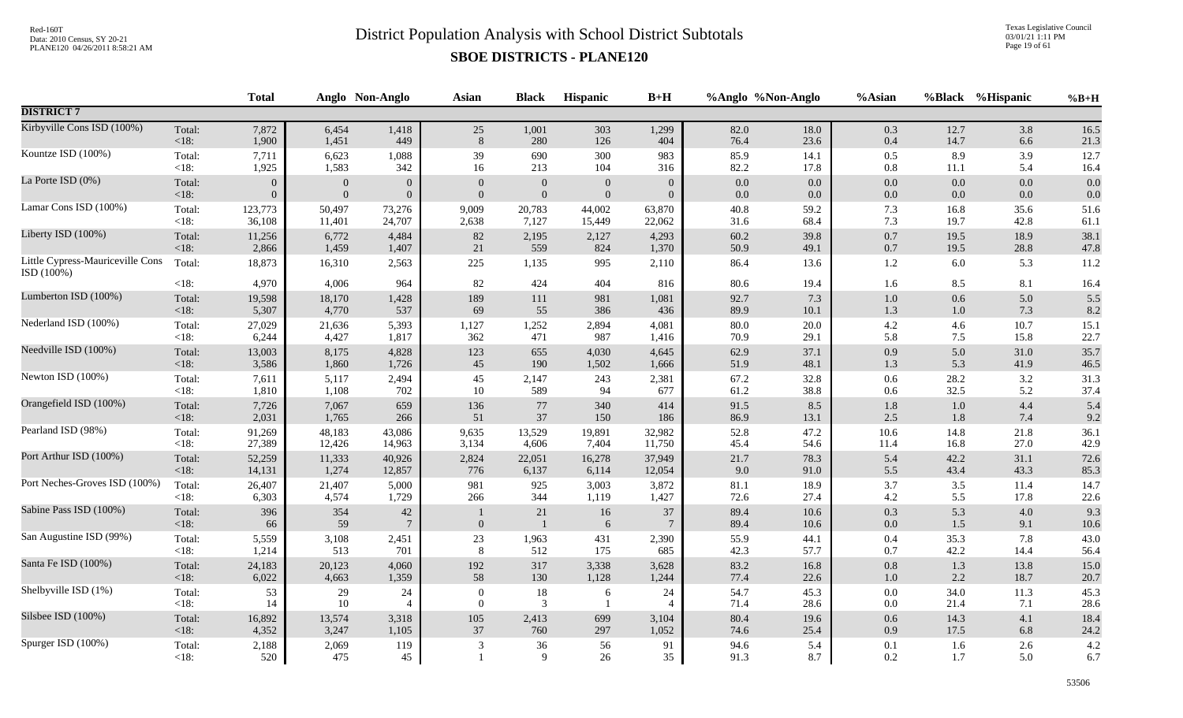# District Population Analysis with School District Subtotals

## SBOE DISTRICTS - PLANE120

Red-160T
Data: 2010 Census, SY 20-21
PLANE120 04/26/2011 8:58:21 AM

Texas Legislative Council
03/01/21 1:11 PM

| | | Total | Anglo | Non-Anglo | Asian | Black | Hispanic | B+H | %Anglo | %Non-Anglo | %Asian | %Black | %Hispanic | %B+H |
|---|---|---|---|---|---|---|---|---|---|---|---|---|---|---|
| **DISTRICT 7** | | | | | | | | | | | | | | |
| Kirbyville Cons ISD (100%) | Total: | 7,872 | 6,454 | 1,418 | 25 | 1,001 | 303 | 1,299 | 82.0 | 18.0 | 0.3 | 12.7 | 3.8 | 16.5 |
| | <18: | 1,900 | 1,451 | 449 | 8 | 280 | 126 | 404 | 76.4 | 23.6 | 0.4 | 14.7 | 6.6 | 21.3 |
| Kountze ISD (100%) | Total: | 7,711 | 6,623 | 1,088 | 39 | 690 | 300 | 983 | 85.9 | 14.1 | 0.5 | 8.9 | 3.9 | 12.7 |
| | <18: | 1,925 | 1,583 | 342 | 16 | 213 | 104 | 316 | 82.2 | 17.8 | 0.8 | 11.1 | 5.4 | 16.4 |
| La Porte ISD (0%) | Total: | 0 | 0 | 0 | 0 | 0 | 0 | 0 | 0.0 | 0.0 | 0.0 | 0.0 | 0.0 | 0.0 |
| | <18: | 0 | 0 | 0 | 0 | 0 | 0 | 0 | 0.0 | 0.0 | 0.0 | 0.0 | 0.0 | 0.0 |
| Lamar Cons ISD (100%) | Total: | 123,773 | 50,497 | 73,276 | 9,009 | 20,783 | 44,002 | 63,870 | 40.8 | 59.2 | 7.3 | 16.8 | 35.6 | 51.6 |
| | <18: | 36,108 | 11,401 | 24,707 | 2,638 | 7,127 | 15,449 | 22,062 | 31.6 | 68.4 | 7.3 | 19.7 | 42.8 | 61.1 |
| Liberty ISD (100%) | Total: | 11,256 | 6,772 | 4,484 | 82 | 2,195 | 2,127 | 4,293 | 60.2 | 39.8 | 0.7 | 19.5 | 18.9 | 38.1 |
| | <18: | 2,866 | 1,459 | 1,407 | 21 | 559 | 824 | 1,370 | 50.9 | 49.1 | 0.7 | 19.5 | 28.8 | 47.8 |
| Little Cypress-Mauriceville Cons ISD (100%) | Total: | 18,873 | 16,310 | 2,563 | 225 | 1,135 | 995 | 2,110 | 86.4 | 13.6 | 1.2 | 6.0 | 5.3 | 11.2 |
| | <18: | 4,970 | 4,006 | 964 | 82 | 424 | 404 | 816 | 80.6 | 19.4 | 1.6 | 8.5 | 8.1 | 16.4 |
| Lumberton ISD (100%) | Total: | 19,598 | 18,170 | 1,428 | 189 | 111 | 981 | 1,081 | 92.7 | 7.3 | 1.0 | 0.6 | 5.0 | 5.5 |
| | <18: | 5,307 | 4,770 | 537 | 69 | 55 | 386 | 436 | 89.9 | 10.1 | 1.3 | 1.0 | 7.3 | 8.2 |
| Nederland ISD (100%) | Total: | 27,029 | 21,636 | 5,393 | 1,127 | 1,252 | 2,894 | 4,081 | 80.0 | 20.0 | 4.2 | 4.6 | 10.7 | 15.1 |
| | <18: | 6,244 | 4,427 | 1,817 | 362 | 471 | 987 | 1,416 | 70.9 | 29.1 | 5.8 | 7.5 | 15.8 | 22.7 |
| Needville ISD (100%) | Total: | 13,003 | 8,175 | 4,828 | 123 | 655 | 4,030 | 4,645 | 62.9 | 37.1 | 0.9 | 5.0 | 31.0 | 35.7 |
| | <18: | 3,586 | 1,860 | 1,726 | 45 | 190 | 1,502 | 1,666 | 51.9 | 48.1 | 1.3 | 5.3 | 41.9 | 46.5 |
| Newton ISD (100%) | Total: | 7,611 | 5,117 | 2,494 | 45 | 2,147 | 243 | 2,381 | 67.2 | 32.8 | 0.6 | 28.2 | 3.2 | 31.3 |
| | <18: | 1,810 | 1,108 | 702 | 10 | 589 | 94 | 677 | 61.2 | 38.8 | 0.6 | 32.5 | 5.2 | 37.4 |
| Orangefield ISD (100%) | Total: | 7,726 | 7,067 | 659 | 136 | 77 | 340 | 414 | 91.5 | 8.5 | 1.8 | 1.0 | 4.4 | 5.4 |
| | <18: | 2,031 | 1,765 | 266 | 51 | 37 | 150 | 186 | 86.9 | 13.1 | 2.5 | 1.8 | 7.4 | 9.2 |
| Pearland ISD (98%) | Total: | 91,269 | 48,183 | 43,086 | 9,635 | 13,529 | 19,891 | 32,982 | 52.8 | 47.2 | 10.6 | 14.8 | 21.8 | 36.1 |
| | <18: | 27,389 | 12,426 | 14,963 | 3,134 | 4,606 | 7,404 | 11,750 | 45.4 | 54.6 | 11.4 | 16.8 | 27.0 | 42.9 |
| Port Arthur ISD (100%) | Total: | 52,259 | 11,333 | 40,926 | 2,824 | 22,051 | 16,278 | 37,949 | 21.7 | 78.3 | 5.4 | 42.2 | 31.1 | 72.6 |
| | <18: | 14,131 | 1,274 | 12,857 | 776 | 6,137 | 6,114 | 12,054 | 9.0 | 91.0 | 5.5 | 43.4 | 43.3 | 85.3 |
| Port Neches-Groves ISD (100%) | Total: | 26,407 | 21,407 | 5,000 | 981 | 925 | 3,003 | 3,872 | 81.1 | 18.9 | 3.7 | 3.5 | 11.4 | 14.7 |
| | <18: | 6,303 | 4,574 | 1,729 | 266 | 344 | 1,119 | 1,427 | 72.6 | 27.4 | 4.2 | 5.5 | 17.8 | 22.6 |
| Sabine Pass ISD (100%) | Total: | 396 | 354 | 42 | 1 | 21 | 16 | 37 | 89.4 | 10.6 | 0.3 | 5.3 | 4.0 | 9.3 |
| | <18: | 66 | 59 | 7 | 0 | 1 | 6 | 7 | 89.4 | 10.6 | 0.0 | 1.5 | 9.1 | 10.6 |
| San Augustine ISD (99%) | Total: | 5,559 | 3,108 | 2,451 | 23 | 1,963 | 431 | 2,390 | 55.9 | 44.1 | 0.4 | 35.3 | 7.8 | 43.0 |
| | <18: | 1,214 | 513 | 701 | 8 | 512 | 175 | 685 | 42.3 | 57.7 | 0.7 | 42.2 | 14.4 | 56.4 |
| Santa Fe ISD (100%) | Total: | 24,183 | 20,123 | 4,060 | 192 | 317 | 3,338 | 3,628 | 83.2 | 16.8 | 0.8 | 1.3 | 13.8 | 15.0 |
| | <18: | 6,022 | 4,663 | 1,359 | 58 | 130 | 1,128 | 1,244 | 77.4 | 22.6 | 1.0 | 2.2 | 18.7 | 20.7 |
| Shelbyville ISD (1%) | Total: | 53 | 29 | 24 | 0 | 18 | 6 | 24 | 54.7 | 45.3 | 0.0 | 34.0 | 11.3 | 45.3 |
| | <18: | 14 | 10 | 4 | 0 | 3 | 1 | 4 | 71.4 | 28.6 | 0.0 | 21.4 | 7.1 | 28.6 |
| Silsbee ISD (100%) | Total: | 16,892 | 13,574 | 3,318 | 105 | 2,413 | 699 | 3,104 | 80.4 | 19.6 | 0.6 | 14.3 | 4.1 | 18.4 |
| | <18: | 4,352 | 3,247 | 1,105 | 37 | 760 | 297 | 1,052 | 74.6 | 25.4 | 0.9 | 17.5 | 6.8 | 24.2 |
| Spurger ISD (100%) | Total: | 2,188 | 2,069 | 119 | 3 | 36 | 56 | 91 | 94.6 | 5.4 | 0.1 | 1.6 | 2.6 | 4.2 |
| | <18: | 520 | 475 | 45 | 1 | 9 | 26 | 35 | 91.3 | 8.7 | 0.2 | 1.7 | 5.0 | 6.7 |

53506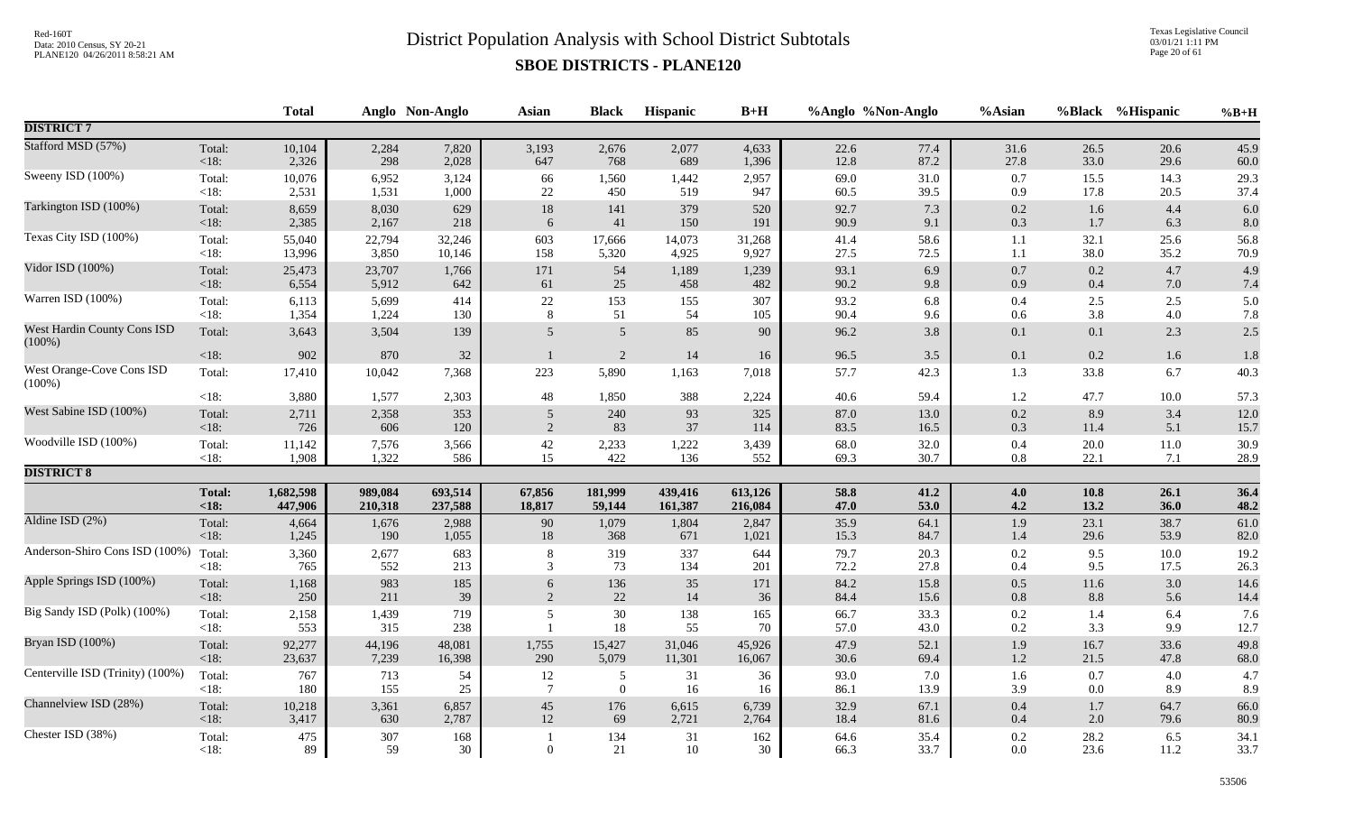# District Population Analysis with School District Subtotals

## SBOE DISTRICTS - PLANE120

| | | Total | Anglo | Non-Anglo | Asian | Black | Hispanic | B+H | %Anglo | %Non-Anglo | %Asian | %Black | %Hispanic | %B+H |
|---|---|---|---|---|---|---|---|---|---|---|---|---|---|---|
| **DISTRICT 7** | | | | | | | | | | | | | | |
| Stafford MSD (57%) | Total: | 10,104 | 2,284 | 7,820 | 3,193 | 2,676 | 2,077 | 4,633 | 22.6 | 77.4 | 31.6 | 26.5 | 20.6 | 45.9 |
| | <18: | 2,326 | 298 | 2,028 | 647 | 768 | 689 | 1,396 | 12.8 | 87.2 | 27.8 | 33.0 | 29.6 | 60.0 |
| Sweeny ISD (100%) | Total: | 10,076 | 6,952 | 3,124 | 66 | 1,560 | 1,442 | 2,957 | 69.0 | 31.0 | 0.7 | 15.5 | 14.3 | 29.3 |
| | <18: | 2,531 | 1,531 | 1,000 | 22 | 450 | 519 | 947 | 60.5 | 39.5 | 0.9 | 17.8 | 20.5 | 37.4 |
| Tarkington ISD (100%) | Total: | 8,659 | 8,030 | 629 | 18 | 141 | 379 | 520 | 92.7 | 7.3 | 0.2 | 1.6 | 4.4 | 6.0 |
| | <18: | 2,385 | 2,167 | 218 | 6 | 41 | 150 | 191 | 90.9 | 9.1 | 0.3 | 1.7 | 6.3 | 8.0 |
| Texas City ISD (100%) | Total: | 55,040 | 22,794 | 32,246 | 603 | 17,666 | 14,073 | 31,268 | 41.4 | 58.6 | 1.1 | 32.1 | 25.6 | 56.8 |
| | <18: | 13,996 | 3,850 | 10,146 | 158 | 5,320 | 4,925 | 9,927 | 27.5 | 72.5 | 1.1 | 38.0 | 35.2 | 70.9 |
| Vidor ISD (100%) | Total: | 25,473 | 23,707 | 1,766 | 171 | 54 | 1,189 | 1,239 | 93.1 | 6.9 | 0.7 | 0.2 | 4.7 | 4.9 |
| | <18: | 6,554 | 5,912 | 642 | 61 | 25 | 458 | 482 | 90.2 | 9.8 | 0.9 | 0.4 | 7.0 | 7.4 |
| Warren ISD (100%) | Total: | 6,113 | 5,699 | 414 | 22 | 153 | 155 | 307 | 93.2 | 6.8 | 0.4 | 2.5 | 2.5 | 5.0 |
| | <18: | 1,354 | 1,224 | 130 | 8 | 51 | 54 | 105 | 90.4 | 9.6 | 0.6 | 3.8 | 4.0 | 7.8 |
| West Hardin County Cons ISD (100%) | Total: | 3,643 | 3,504 | 139 | 5 | 5 | 85 | 90 | 96.2 | 3.8 | 0.1 | 0.1 | 2.3 | 2.5 |
| | <18: | 902 | 870 | 32 | 1 | 2 | 14 | 16 | 96.5 | 3.5 | 0.1 | 0.2 | 1.6 | 1.8 |
| West Orange-Cove Cons ISD (100%) | Total: | 17,410 | 10,042 | 7,368 | 223 | 5,890 | 1,163 | 7,018 | 57.7 | 42.3 | 1.3 | 33.8 | 6.7 | 40.3 |
| | <18: | 3,880 | 1,577 | 2,303 | 48 | 1,850 | 388 | 2,224 | 40.6 | 59.4 | 1.2 | 47.7 | 10.0 | 57.3 |
| West Sabine ISD (100%) | Total: | 2,711 | 2,358 | 353 | 5 | 240 | 93 | 325 | 87.0 | 13.0 | 0.2 | 8.9 | 3.4 | 12.0 |
| | <18: | 726 | 606 | 120 | 2 | 83 | 37 | 114 | 83.5 | 16.5 | 0.3 | 11.4 | 5.1 | 15.7 |
| Woodville ISD (100%) | Total: | 11,142 | 7,576 | 3,566 | 42 | 2,233 | 1,222 | 3,439 | 68.0 | 32.0 | 0.4 | 20.0 | 11.0 | 30.9 |
| | <18: | 1,908 | 1,322 | 586 | 15 | 422 | 136 | 552 | 69.3 | 30.7 | 0.8 | 22.1 | 7.1 | 28.9 |
| **DISTRICT 8** | | | | | | | | | | | | | | |
| | **Total:** | **1,682,598** | **989,084** | **693,514** | **67,856** | **181,999** | **439,416** | **613,126** | **58.8** | **41.2** | **4.0** | **10.8** | **26.1** | **36.4** |
| | **<18:** | **447,906** | **210,318** | **237,588** | **18,817** | **59,144** | **161,387** | **216,084** | **47.0** | **53.0** | **4.2** | **13.2** | **36.0** | **48.2** |
| Aldine ISD (2%) | Total: | 4,664 | 1,676 | 2,988 | 90 | 1,079 | 1,804 | 2,847 | 35.9 | 64.1 | 1.9 | 23.1 | 38.7 | 61.0 |
| | <18: | 1,245 | 190 | 1,055 | 18 | 368 | 671 | 1,021 | 15.3 | 84.7 | 1.4 | 29.6 | 53.9 | 82.0 |
| Anderson-Shiro Cons ISD (100%) | Total: | 3,360 | 2,677 | 683 | 8 | 319 | 337 | 644 | 79.7 | 20.3 | 0.2 | 9.5 | 10.0 | 19.2 |
| | <18: | 765 | 552 | 213 | 3 | 73 | 134 | 201 | 72.2 | 27.8 | 0.4 | 9.5 | 17.5 | 26.3 |
| Apple Springs ISD (100%) | Total: | 1,168 | 983 | 185 | 6 | 136 | 35 | 171 | 84.2 | 15.8 | 0.5 | 11.6 | 3.0 | 14.6 |
| | <18: | 250 | 211 | 39 | 2 | 22 | 14 | 36 | 84.4 | 15.6 | 0.8 | 8.8 | 5.6 | 14.4 |
| Big Sandy ISD (Polk) (100%) | Total: | 2,158 | 1,439 | 719 | 5 | 30 | 138 | 165 | 66.7 | 33.3 | 0.2 | 1.4 | 6.4 | 7.6 |
| | <18: | 553 | 315 | 238 | 1 | 18 | 55 | 70 | 57.0 | 43.0 | 0.2 | 3.3 | 9.9 | 12.7 |
| Bryan ISD (100%) | Total: | 92,277 | 44,196 | 48,081 | 1,755 | 15,427 | 31,046 | 45,926 | 47.9 | 52.1 | 1.9 | 16.7 | 33.6 | 49.8 |
| | <18: | 23,637 | 7,239 | 16,398 | 290 | 5,079 | 11,301 | 16,067 | 30.6 | 69.4 | 1.2 | 21.5 | 47.8 | 68.0 |
| Centerville ISD (Trinity) (100%) | Total: | 767 | 713 | 54 | 12 | 5 | 31 | 36 | 93.0 | 7.0 | 1.6 | 0.7 | 4.0 | 4.7 |
| | <18: | 180 | 155 | 25 | 7 | 0 | 16 | 16 | 86.1 | 13.9 | 3.9 | 0.0 | 8.9 | 8.9 |
| Channelview ISD (28%) | Total: | 10,218 | 3,361 | 6,857 | 45 | 176 | 6,615 | 6,739 | 32.9 | 67.1 | 0.4 | 1.7 | 64.7 | 66.0 |
| | <18: | 3,417 | 630 | 2,787 | 12 | 69 | 2,721 | 2,764 | 18.4 | 81.6 | 0.4 | 2.0 | 79.6 | 80.9 |
| Chester ISD (38%) | Total: | 475 | 307 | 168 | 1 | 134 | 31 | 162 | 64.6 | 35.4 | 0.2 | 28.2 | 6.5 | 34.1 |
| | <18: | 89 | 59 | 30 | 0 | 21 | 10 | 30 | 66.3 | 33.7 | 0.0 | 23.6 | 11.2 | 33.7 |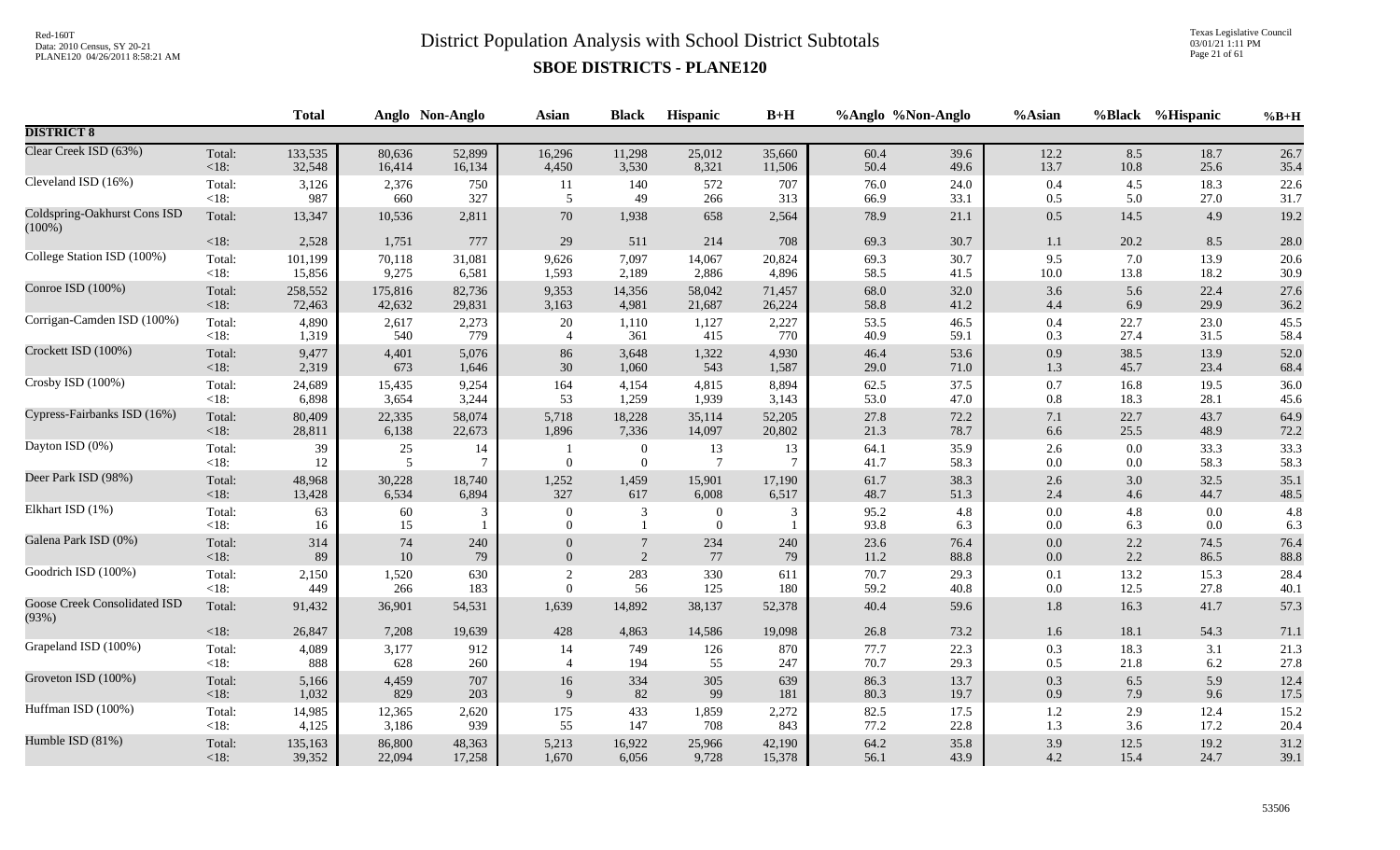# District Population Analysis with School District Subtotals

## SBOE DISTRICTS - PLANE120

| | | Total | Anglo | Non-Anglo | Asian | Black | Hispanic | B+H | %Anglo | %Non-Anglo | %Asian | %Black | %Hispanic | %B+H |
|---|---|---|---|---|---|---|---|---|---|---|---|---|---|---|
| **DISTRICT 8** | | | | | | | | | | | | | | |
| Clear Creek ISD (63%) | Total: | 133,535 | 80,636 | 52,899 | 16,296 | 11,298 | 25,012 | 35,660 | 60.4 | 39.6 | 12.2 | 8.5 | 18.7 | 26.7 |
| | <18: | 32,548 | 16,414 | 16,134 | 4,450 | 3,530 | 8,321 | 11,506 | 50.4 | 49.6 | 13.7 | 10.8 | 25.6 | 35.4 |
| Cleveland ISD (16%) | Total: | 3,126 | 2,376 | 750 | 11 | 140 | 572 | 707 | 76.0 | 24.0 | 0.4 | 4.5 | 18.3 | 22.6 |
| | <18: | 987 | 660 | 327 | 5 | 49 | 266 | 313 | 66.9 | 33.1 | 0.5 | 5.0 | 27.0 | 31.7 |
| Coldspring-Oakhurst Cons ISD (100%) | Total: | 13,347 | 10,536 | 2,811 | 70 | 1,938 | 658 | 2,564 | 78.9 | 21.1 | 0.5 | 14.5 | 4.9 | 19.2 |
| | <18: | 2,528 | 1,751 | 777 | 29 | 511 | 214 | 708 | 69.3 | 30.7 | 1.1 | 20.2 | 8.5 | 28.0 |
| College Station ISD (100%) | Total: | 101,199 | 70,118 | 31,081 | 9,626 | 7,097 | 14,067 | 20,824 | 69.3 | 30.7 | 9.5 | 7.0 | 13.9 | 20.6 |
| | <18: | 15,856 | 9,275 | 6,581 | 1,593 | 2,189 | 2,886 | 4,896 | 58.5 | 41.5 | 10.0 | 13.8 | 18.2 | 30.9 |
| Conroe ISD (100%) | Total: | 258,552 | 175,816 | 82,736 | 9,353 | 14,356 | 58,042 | 71,457 | 68.0 | 32.0 | 3.6 | 5.6 | 22.4 | 27.6 |
| | <18: | 72,463 | 42,632 | 29,831 | 3,163 | 4,981 | 21,687 | 26,224 | 58.8 | 41.2 | 4.4 | 6.9 | 29.9 | 36.2 |
| Corrigan-Camden ISD (100%) | Total: | 4,890 | 2,617 | 2,273 | 20 | 1,110 | 1,127 | 2,227 | 53.5 | 46.5 | 0.4 | 22.7 | 23.0 | 45.5 |
| | <18: | 1,319 | 540 | 779 | 4 | 361 | 415 | 770 | 40.9 | 59.1 | 0.3 | 27.4 | 31.5 | 58.4 |
| Crockett ISD (100%) | Total: | 9,477 | 4,401 | 5,076 | 86 | 3,648 | 1,322 | 4,930 | 46.4 | 53.6 | 0.9 | 38.5 | 13.9 | 52.0 |
| | <18: | 2,319 | 673 | 1,646 | 30 | 1,060 | 543 | 1,587 | 29.0 | 71.0 | 1.3 | 45.7 | 23.4 | 68.4 |
| Crosby ISD (100%) | Total: | 24,689 | 15,435 | 9,254 | 164 | 4,154 | 4,815 | 8,894 | 62.5 | 37.5 | 0.7 | 16.8 | 19.5 | 36.0 |
| | <18: | 6,898 | 3,654 | 3,244 | 53 | 1,259 | 1,939 | 3,143 | 53.0 | 47.0 | 0.8 | 18.3 | 28.1 | 45.6 |
| Cypress-Fairbanks ISD (16%) | Total: | 80,409 | 22,335 | 58,074 | 5,718 | 18,228 | 35,114 | 52,205 | 27.8 | 72.2 | 7.1 | 22.7 | 43.7 | 64.9 |
| | <18: | 28,811 | 6,138 | 22,673 | 1,896 | 7,336 | 14,097 | 20,802 | 21.3 | 78.7 | 6.6 | 25.5 | 48.9 | 72.2 |
| Dayton ISD (0%) | Total: | 39 | 25 | 14 | 1 | 0 | 13 | 13 | 64.1 | 35.9 | 2.6 | 0.0 | 33.3 | 33.3 |
| | <18: | 12 | 5 | 7 | 0 | 0 | 7 | 7 | 41.7 | 58.3 | 0.0 | 0.0 | 58.3 | 58.3 |
| Deer Park ISD (98%) | Total: | 48,968 | 30,228 | 18,740 | 1,252 | 1,459 | 15,901 | 17,190 | 61.7 | 38.3 | 2.6 | 3.0 | 32.5 | 35.1 |
| | <18: | 13,428 | 6,534 | 6,894 | 327 | 617 | 6,008 | 6,517 | 48.7 | 51.3 | 2.4 | 4.6 | 44.7 | 48.5 |
| Elkhart ISD (1%) | Total: | 63 | 60 | 3 | 0 | 3 | 0 | 3 | 95.2 | 4.8 | 0.0 | 4.8 | 0.0 | 4.8 |
| | <18: | 16 | 15 | 1 | 0 | 1 | 0 | 1 | 93.8 | 6.3 | 0.0 | 6.3 | 0.0 | 6.3 |
| Galena Park ISD (0%) | Total: | 314 | 74 | 240 | 0 | 7 | 234 | 240 | 23.6 | 76.4 | 0.0 | 2.2 | 74.5 | 76.4 |
| | <18: | 89 | 10 | 79 | 0 | 2 | 77 | 79 | 11.2 | 88.8 | 0.0 | 2.2 | 86.5 | 88.8 |
| Goodrich ISD (100%) | Total: | 2,150 | 1,520 | 630 | 2 | 283 | 330 | 611 | 70.7 | 29.3 | 0.1 | 13.2 | 15.3 | 28.4 |
| | <18: | 449 | 266 | 183 | 0 | 56 | 125 | 180 | 59.2 | 40.8 | 0.0 | 12.5 | 27.8 | 40.1 |
| Goose Creek Consolidated ISD (93%) | Total: | 91,432 | 36,901 | 54,531 | 1,639 | 14,892 | 38,137 | 52,378 | 40.4 | 59.6 | 1.8 | 16.3 | 41.7 | 57.3 |
| | <18: | 26,847 | 7,208 | 19,639 | 428 | 4,863 | 14,586 | 19,098 | 26.8 | 73.2 | 1.6 | 18.1 | 54.3 | 71.1 |
| Grapeland ISD (100%) | Total: | 4,089 | 3,177 | 912 | 14 | 749 | 126 | 870 | 77.7 | 22.3 | 0.3 | 18.3 | 3.1 | 21.3 |
| | <18: | 888 | 628 | 260 | 4 | 194 | 55 | 247 | 70.7 | 29.3 | 0.5 | 21.8 | 6.2 | 27.8 |
| Groveton ISD (100%) | Total: | 5,166 | 4,459 | 707 | 16 | 334 | 305 | 639 | 86.3 | 13.7 | 0.3 | 6.5 | 5.9 | 12.4 |
| | <18: | 1,032 | 829 | 203 | 9 | 82 | 99 | 181 | 80.3 | 19.7 | 0.9 | 7.9 | 9.6 | 17.5 |
| Huffman ISD (100%) | Total: | 14,985 | 12,365 | 2,620 | 175 | 433 | 1,859 | 2,272 | 82.5 | 17.5 | 1.2 | 2.9 | 12.4 | 15.2 |
| | <18: | 4,125 | 3,186 | 939 | 55 | 147 | 708 | 843 | 77.2 | 22.8 | 1.3 | 3.6 | 17.2 | 20.4 |
| Humble ISD (81%) | Total: | 135,163 | 86,800 | 48,363 | 5,213 | 16,922 | 25,966 | 42,190 | 64.2 | 35.8 | 3.9 | 12.5 | 19.2 | 31.2 |
| | <18: | 39,352 | 22,094 | 17,258 | 1,670 | 6,056 | 9,728 | 15,378 | 56.1 | 43.9 | 4.2 | 15.4 | 24.7 | 39.1 |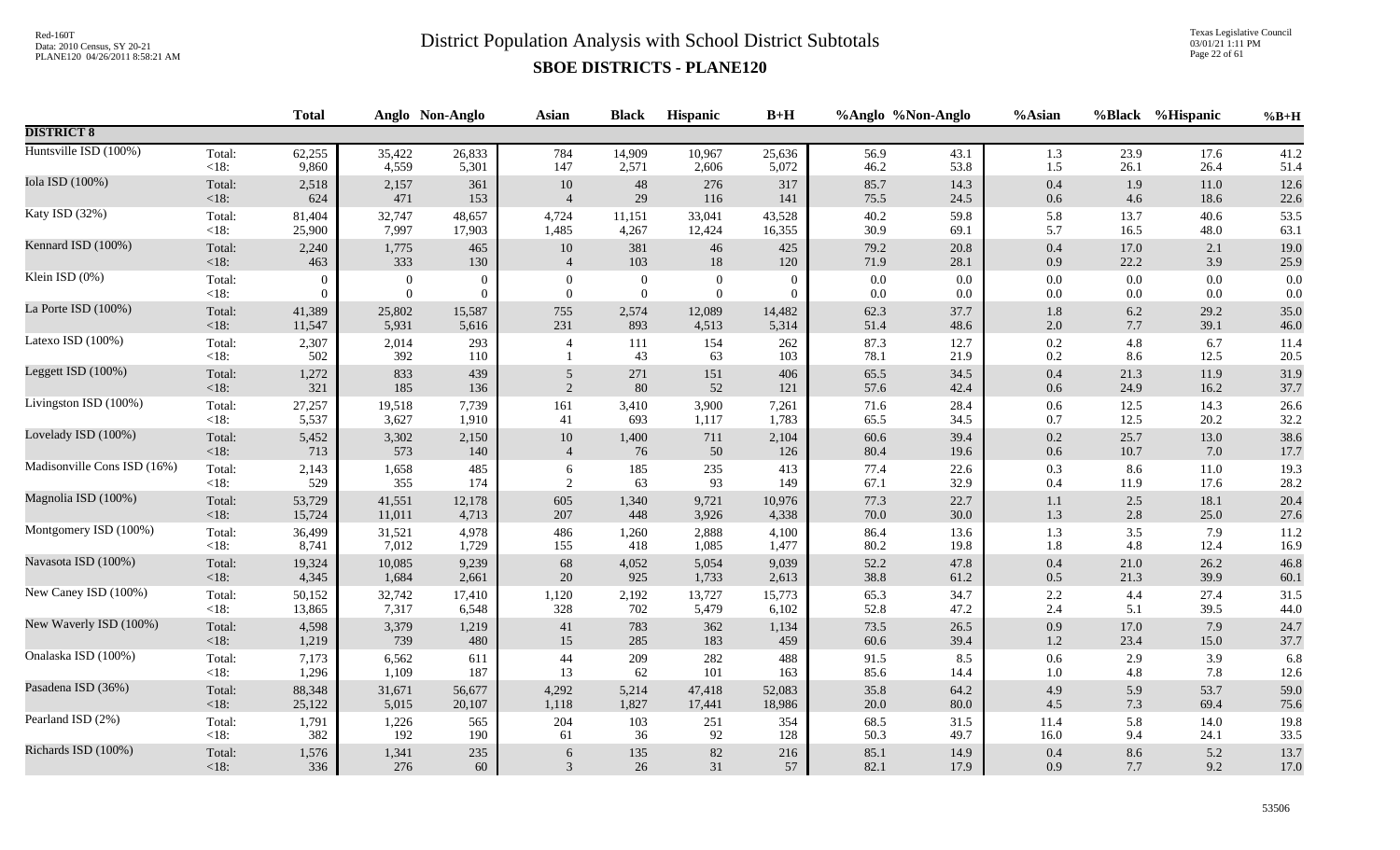# District Population Analysis with School District Subtotals

## SBOE DISTRICTS - PLANE120

| | | Total | Anglo | Non-Anglo | Asian | Black | Hispanic | B+H | %Anglo | %Non-Anglo | %Asian | %Black | %Hispanic | %B+H |
|---|---|---|---|---|---|---|---|---|---|---|---|---|---|---|
| **DISTRICT 8** | | | | | | | | | | | | | | |
| Huntsville ISD (100%) | Total: | 62,255 | 35,422 | 26,833 | 784 | 14,909 | 10,967 | 25,636 | 56.9 | 43.1 | 1.3 | 23.9 | 17.6 | 41.2 |
| | <18: | 9,860 | 4,559 | 5,301 | 147 | 2,571 | 2,606 | 5,072 | 46.2 | 53.8 | 1.5 | 26.1 | 26.4 | 51.4 |
| Iola ISD (100%) | Total: | 2,518 | 2,157 | 361 | 10 | 48 | 276 | 317 | 85.7 | 14.3 | 0.4 | 1.9 | 11.0 | 12.6 |
| | <18: | 624 | 471 | 153 | 4 | 29 | 116 | 141 | 75.5 | 24.5 | 0.6 | 4.6 | 18.6 | 22.6 |
| Katy ISD (32%) | Total: | 81,404 | 32,747 | 48,657 | 4,724 | 11,151 | 33,041 | 43,528 | 40.2 | 59.8 | 5.8 | 13.7 | 40.6 | 53.5 |
| | <18: | 25,900 | 7,997 | 17,903 | 1,485 | 4,267 | 12,424 | 16,355 | 30.9 | 69.1 | 5.7 | 16.5 | 48.0 | 63.1 |
| Kennard ISD (100%) | Total: | 2,240 | 1,775 | 465 | 10 | 381 | 46 | 425 | 79.2 | 20.8 | 0.4 | 17.0 | 2.1 | 19.0 |
| | <18: | 463 | 333 | 130 | 4 | 103 | 18 | 120 | 71.9 | 28.1 | 0.9 | 22.2 | 3.9 | 25.9 |
| Klein ISD (0%) | Total: | 0 | 0 | 0 | 0 | 0 | 0 | 0 | 0.0 | 0.0 | 0.0 | 0.0 | 0.0 | 0.0 |
| | <18: | 0 | 0 | 0 | 0 | 0 | 0 | 0 | 0.0 | 0.0 | 0.0 | 0.0 | 0.0 | 0.0 |
| La Porte ISD (100%) | Total: | 41,389 | 25,802 | 15,587 | 755 | 2,574 | 12,089 | 14,482 | 62.3 | 37.7 | 1.8 | 6.2 | 29.2 | 35.0 |
| | <18: | 11,547 | 5,931 | 5,616 | 231 | 893 | 4,513 | 5,314 | 51.4 | 48.6 | 2.0 | 7.7 | 39.1 | 46.0 |
| Latexo ISD (100%) | Total: | 2,307 | 2,014 | 293 | 4 | 111 | 154 | 262 | 87.3 | 12.7 | 0.2 | 4.8 | 6.7 | 11.4 |
| | <18: | 502 | 392 | 110 | 1 | 43 | 63 | 103 | 78.1 | 21.9 | 0.2 | 8.6 | 12.5 | 20.5 |
| Leggett ISD (100%) | Total: | 1,272 | 833 | 439 | 5 | 271 | 151 | 406 | 65.5 | 34.5 | 0.4 | 21.3 | 11.9 | 31.9 |
| | <18: | 321 | 185 | 136 | 2 | 80 | 52 | 121 | 57.6 | 42.4 | 0.6 | 24.9 | 16.2 | 37.7 |
| Livingston ISD (100%) | Total: | 27,257 | 19,518 | 7,739 | 161 | 3,410 | 3,900 | 7,261 | 71.6 | 28.4 | 0.6 | 12.5 | 14.3 | 26.6 |
| | <18: | 5,537 | 3,627 | 1,910 | 41 | 693 | 1,117 | 1,783 | 65.5 | 34.5 | 0.7 | 12.5 | 20.2 | 32.2 |
| Lovelady ISD (100%) | Total: | 5,452 | 3,302 | 2,150 | 10 | 1,400 | 711 | 2,104 | 60.6 | 39.4 | 0.2 | 25.7 | 13.0 | 38.6 |
| | <18: | 713 | 573 | 140 | 4 | 76 | 50 | 126 | 80.4 | 19.6 | 0.6 | 10.7 | 7.0 | 17.7 |
| Madisonville Cons ISD (16%) | Total: | 2,143 | 1,658 | 485 | 6 | 185 | 235 | 413 | 77.4 | 22.6 | 0.3 | 8.6 | 11.0 | 19.3 |
| | <18: | 529 | 355 | 174 | 2 | 63 | 93 | 149 | 67.1 | 32.9 | 0.4 | 11.9 | 17.6 | 28.2 |
| Magnolia ISD (100%) | Total: | 53,729 | 41,551 | 12,178 | 605 | 1,340 | 9,721 | 10,976 | 77.3 | 22.7 | 1.1 | 2.5 | 18.1 | 20.4 |
| | <18: | 15,724 | 11,011 | 4,713 | 207 | 448 | 3,926 | 4,338 | 70.0 | 30.0 | 1.3 | 2.8 | 25.0 | 27.6 |
| Montgomery ISD (100%) | Total: | 36,499 | 31,521 | 4,978 | 486 | 1,260 | 2,888 | 4,100 | 86.4 | 13.6 | 1.3 | 3.5 | 7.9 | 11.2 |
| | <18: | 8,741 | 7,012 | 1,729 | 155 | 418 | 1,085 | 1,477 | 80.2 | 19.8 | 1.8 | 4.8 | 12.4 | 16.9 |
| Navasota ISD (100%) | Total: | 19,324 | 10,085 | 9,239 | 68 | 4,052 | 5,054 | 9,039 | 52.2 | 47.8 | 0.4 | 21.0 | 26.2 | 46.8 |
| | <18: | 4,345 | 1,684 | 2,661 | 20 | 925 | 1,733 | 2,613 | 38.8 | 61.2 | 0.5 | 21.3 | 39.9 | 60.1 |
| New Caney ISD (100%) | Total: | 50,152 | 32,742 | 17,410 | 1,120 | 2,192 | 13,727 | 15,773 | 65.3 | 34.7 | 2.2 | 4.4 | 27.4 | 31.5 |
| | <18: | 13,865 | 7,317 | 6,548 | 328 | 702 | 5,479 | 6,102 | 52.8 | 47.2 | 2.4 | 5.1 | 39.5 | 44.0 |
| New Waverly ISD (100%) | Total: | 4,598 | 3,379 | 1,219 | 41 | 783 | 362 | 1,134 | 73.5 | 26.5 | 0.9 | 17.0 | 7.9 | 24.7 |
| | <18: | 1,219 | 739 | 480 | 15 | 285 | 183 | 459 | 60.6 | 39.4 | 1.2 | 23.4 | 15.0 | 37.7 |
| Onalaska ISD (100%) | Total: | 7,173 | 6,562 | 611 | 44 | 209 | 282 | 488 | 91.5 | 8.5 | 0.6 | 2.9 | 3.9 | 6.8 |
| | <18: | 1,296 | 1,109 | 187 | 13 | 62 | 101 | 163 | 85.6 | 14.4 | 1.0 | 4.8 | 7.8 | 12.6 |
| Pasadena ISD (36%) | Total: | 88,348 | 31,671 | 56,677 | 4,292 | 5,214 | 47,418 | 52,083 | 35.8 | 64.2 | 4.9 | 5.9 | 53.7 | 59.0 |
| | <18: | 25,122 | 5,015 | 20,107 | 1,118 | 1,827 | 17,441 | 18,986 | 20.0 | 80.0 | 4.5 | 7.3 | 69.4 | 75.6 |
| Pearland ISD (2%) | Total: | 1,791 | 1,226 | 565 | 204 | 103 | 251 | 354 | 68.5 | 31.5 | 11.4 | 5.8 | 14.0 | 19.8 |
| | <18: | 382 | 192 | 190 | 61 | 36 | 92 | 128 | 50.3 | 49.7 | 16.0 | 9.4 | 24.1 | 33.5 |
| Richards ISD (100%) | Total: | 1,576 | 1,341 | 235 | 6 | 135 | 82 | 216 | 85.1 | 14.9 | 0.4 | 8.6 | 5.2 | 13.7 |
| | <18: | 336 | 276 | 60 | 3 | 26 | 31 | 57 | 82.1 | 17.9 | 0.9 | 7.7 | 9.2 | 17.0 |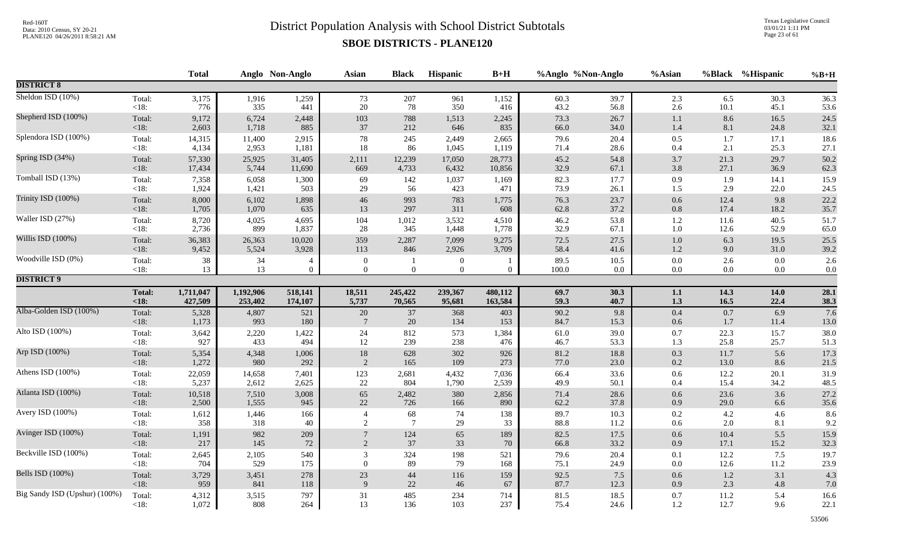# District Population Analysis with School District Subtotals

## SBOE DISTRICTS - PLANE120

| | | Total | Anglo | Non-Anglo | Asian | Black | Hispanic | B+H | %Anglo | %Non-Anglo | %Asian | %Black | %Hispanic | %B+H |
|---|---|---|---|---|---|---|---|---|---|---|---|---|---|---|
| **DISTRICT 8** | | | | | | | | | | | | | | |
| Sheldon ISD (10%) | Total: | 3,175 | 1,916 | 1,259 | 73 | 207 | 961 | 1,152 | 60.3 | 39.7 | 2.3 | 6.5 | 30.3 | 36.3 |
| | <18: | 776 | 335 | 441 | 20 | 78 | 350 | 416 | 43.2 | 56.8 | 2.6 | 10.1 | 45.1 | 53.6 |
| Shepherd ISD (100%) | Total: | 9,172 | 6,724 | 2,448 | 103 | 788 | 1,513 | 2,245 | 73.3 | 26.7 | 1.1 | 8.6 | 16.5 | 24.5 |
| | <18: | 2,603 | 1,718 | 885 | 37 | 212 | 646 | 835 | 66.0 | 34.0 | 1.4 | 8.1 | 24.8 | 32.1 |
| Splendora ISD (100%) | Total: | 14,315 | 11,400 | 2,915 | 78 | 245 | 2,449 | 2,665 | 79.6 | 20.4 | 0.5 | 1.7 | 17.1 | 18.6 |
| | <18: | 4,134 | 2,953 | 1,181 | 18 | 86 | 1,045 | 1,119 | 71.4 | 28.6 | 0.4 | 2.1 | 25.3 | 27.1 |
| Spring ISD (34%) | Total: | 57,330 | 25,925 | 31,405 | 2,111 | 12,239 | 17,050 | 28,773 | 45.2 | 54.8 | 3.7 | 21.3 | 29.7 | 50.2 |
| | <18: | 17,434 | 5,744 | 11,690 | 669 | 4,733 | 6,432 | 10,856 | 32.9 | 67.1 | 3.8 | 27.1 | 36.9 | 62.3 |
| Tomball ISD (13%) | Total: | 7,358 | 6,058 | 1,300 | 69 | 142 | 1,037 | 1,169 | 82.3 | 17.7 | 0.9 | 1.9 | 14.1 | 15.9 |
| | <18: | 1,924 | 1,421 | 503 | 29 | 56 | 423 | 471 | 73.9 | 26.1 | 1.5 | 2.9 | 22.0 | 24.5 |
| Trinity ISD (100%) | Total: | 8,000 | 6,102 | 1,898 | 46 | 993 | 783 | 1,775 | 76.3 | 23.7 | 0.6 | 12.4 | 9.8 | 22.2 |
| | <18: | 1,705 | 1,070 | 635 | 13 | 297 | 311 | 608 | 62.8 | 37.2 | 0.8 | 17.4 | 18.2 | 35.7 |
| Waller ISD (27%) | Total: | 8,720 | 4,025 | 4,695 | 104 | 1,012 | 3,532 | 4,510 | 46.2 | 53.8 | 1.2 | 11.6 | 40.5 | 51.7 |
| | <18: | 2,736 | 899 | 1,837 | 28 | 345 | 1,448 | 1,778 | 32.9 | 67.1 | 1.0 | 12.6 | 52.9 | 65.0 |
| Willis ISD (100%) | Total: | 36,383 | 26,363 | 10,020 | 359 | 2,287 | 7,099 | 9,275 | 72.5 | 27.5 | 1.0 | 6.3 | 19.5 | 25.5 |
| | <18: | 9,452 | 5,524 | 3,928 | 113 | 846 | 2,926 | 3,709 | 58.4 | 41.6 | 1.2 | 9.0 | 31.0 | 39.2 |
| Woodville ISD (0%) | Total: | 38 | 34 | 4 | 0 | 1 | 0 | 1 | 89.5 | 10.5 | 0.0 | 2.6 | 0.0 | 2.6 |
| | <18: | 13 | 13 | 0 | 0 | 0 | 0 | 0 | 100.0 | 0.0 | 0.0 | 0.0 | 0.0 | 0.0 |
| **DISTRICT 9** | | | | | | | | | | | | | | |
| | **Total:** | **1,711,047** | **1,192,906** | **518,141** | **18,511** | **245,422** | **239,367** | **480,112** | **69.7** | **30.3** | **1.1** | **14.3** | **14.0** | **28.1** |
| | **<18:** | **427,509** | **253,402** | **174,107** | **5,737** | **70,565** | **95,681** | **163,584** | **59.3** | **40.7** | **1.3** | **16.5** | **22.4** | **38.3** |
| Alba-Golden ISD (100%) | Total: | 5,328 | 4,807 | 521 | 20 | 37 | 368 | 403 | 90.2 | 9.8 | 0.4 | 0.7 | 6.9 | 7.6 |
| | <18: | 1,173 | 993 | 180 | 7 | 20 | 134 | 153 | 84.7 | 15.3 | 0.6 | 1.7 | 11.4 | 13.0 |
| Alto ISD (100%) | Total: | 3,642 | 2,220 | 1,422 | 24 | 812 | 573 | 1,384 | 61.0 | 39.0 | 0.7 | 22.3 | 15.7 | 38.0 |
| | <18: | 927 | 433 | 494 | 12 | 239 | 238 | 476 | 46.7 | 53.3 | 1.3 | 25.8 | 25.7 | 51.3 |
| Arp ISD (100%) | Total: | 5,354 | 4,348 | 1,006 | 18 | 628 | 302 | 926 | 81.2 | 18.8 | 0.3 | 11.7 | 5.6 | 17.3 |
| | <18: | 1,272 | 980 | 292 | 2 | 165 | 109 | 273 | 77.0 | 23.0 | 0.2 | 13.0 | 8.6 | 21.5 |
| Athens ISD (100%) | Total: | 22,059 | 14,658 | 7,401 | 123 | 2,681 | 4,432 | 7,036 | 66.4 | 33.6 | 0.6 | 12.2 | 20.1 | 31.9 |
| | <18: | 5,237 | 2,612 | 2,625 | 22 | 804 | 1,790 | 2,539 | 49.9 | 50.1 | 0.4 | 15.4 | 34.2 | 48.5 |
| Atlanta ISD (100%) | Total: | 10,518 | 7,510 | 3,008 | 65 | 2,482 | 380 | 2,856 | 71.4 | 28.6 | 0.6 | 23.6 | 3.6 | 27.2 |
| | <18: | 2,500 | 1,555 | 945 | 22 | 726 | 166 | 890 | 62.2 | 37.8 | 0.9 | 29.0 | 6.6 | 35.6 |
| Avery ISD (100%) | Total: | 1,612 | 1,446 | 166 | 4 | 68 | 74 | 138 | 89.7 | 10.3 | 0.2 | 4.2 | 4.6 | 8.6 |
| | <18: | 358 | 318 | 40 | 2 | 7 | 29 | 33 | 88.8 | 11.2 | 0.6 | 2.0 | 8.1 | 9.2 |
| Avinger ISD (100%) | Total: | 1,191 | 982 | 209 | 7 | 124 | 65 | 189 | 82.5 | 17.5 | 0.6 | 10.4 | 5.5 | 15.9 |
| | <18: | 217 | 145 | 72 | 2 | 37 | 33 | 70 | 66.8 | 33.2 | 0.9 | 17.1 | 15.2 | 32.3 |
| Beckville ISD (100%) | Total: | 2,645 | 2,105 | 540 | 3 | 324 | 198 | 521 | 79.6 | 20.4 | 0.1 | 12.2 | 7.5 | 19.7 |
| | <18: | 704 | 529 | 175 | 0 | 89 | 79 | 168 | 75.1 | 24.9 | 0.0 | 12.6 | 11.2 | 23.9 |
| Bells ISD (100%) | Total: | 3,729 | 3,451 | 278 | 23 | 44 | 116 | 159 | 92.5 | 7.5 | 0.6 | 1.2 | 3.1 | 4.3 |
| | <18: | 959 | 841 | 118 | 9 | 22 | 46 | 67 | 87.7 | 12.3 | 0.9 | 2.3 | 4.8 | 7.0 |
| Big Sandy ISD (Upshur) (100%) | Total: | 4,312 | 3,515 | 797 | 31 | 485 | 234 | 714 | 81.5 | 18.5 | 0.7 | 11.2 | 5.4 | 16.6 |
| | <18: | 1,072 | 808 | 264 | 13 | 136 | 103 | 237 | 75.4 | 24.6 | 1.2 | 12.7 | 9.6 | 22.1 |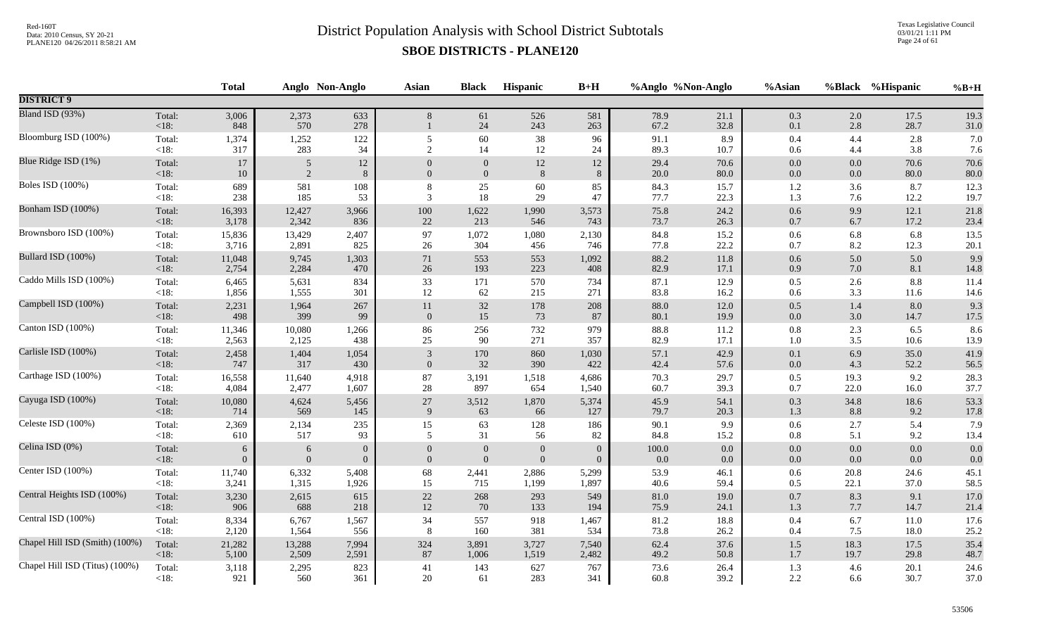# District Population Analysis with School District Subtotals

## SBOE DISTRICTS - PLANE120

Red-160T
Data: 2010 Census, SY 20-21
PLANE120 04/26/2011 8:58:21 AM

Texas Legislative Council
03/01/21 1:11 PM

| | | Total | Anglo | Non-Anglo | Asian | Black | Hispanic | B+H | %Anglo | %Non-Anglo | %Asian | %Black | %Hispanic | %B+H |
|---|---|---|---|---|---|---|---|---|---|---|---|---|---|---|
| **DISTRICT 9** | | | | | | | | | | | | | | |
| Bland ISD (93%) | Total: | 3,006 | 2,373 | 633 | 8 | 61 | 526 | 581 | 78.9 | 21.1 | 0.3 | 2.0 | 17.5 | 19.3 |
| | <18: | 848 | 570 | 278 | 1 | 24 | 243 | 263 | 67.2 | 32.8 | 0.1 | 2.8 | 28.7 | 31.0 |
| Bloomburg ISD (100%) | Total: | 1,374 | 1,252 | 122 | 5 | 60 | 38 | 96 | 91.1 | 8.9 | 0.4 | 4.4 | 2.8 | 7.0 |
| | <18: | 317 | 283 | 34 | 2 | 14 | 12 | 24 | 89.3 | 10.7 | 0.6 | 4.4 | 3.8 | 7.6 |
| Blue Ridge ISD (1%) | Total: | 17 | 5 | 12 | 0 | 0 | 12 | 12 | 29.4 | 70.6 | 0.0 | 0.0 | 70.6 | 70.6 |
| | <18: | 10 | 2 | 8 | 0 | 0 | 8 | 8 | 20.0 | 80.0 | 0.0 | 0.0 | 80.0 | 80.0 |
| Boles ISD (100%) | Total: | 689 | 581 | 108 | 8 | 25 | 60 | 85 | 84.3 | 15.7 | 1.2 | 3.6 | 8.7 | 12.3 |
| | <18: | 238 | 185 | 53 | 3 | 18 | 29 | 47 | 77.7 | 22.3 | 1.3 | 7.6 | 12.2 | 19.7 |
| Bonham ISD (100%) | Total: | 16,393 | 12,427 | 3,966 | 100 | 1,622 | 1,990 | 3,573 | 75.8 | 24.2 | 0.6 | 9.9 | 12.1 | 21.8 |
| | <18: | 3,178 | 2,342 | 836 | 22 | 213 | 546 | 743 | 73.7 | 26.3 | 0.7 | 6.7 | 17.2 | 23.4 |
| Brownsboro ISD (100%) | Total: | 15,836 | 13,429 | 2,407 | 97 | 1,072 | 1,080 | 2,130 | 84.8 | 15.2 | 0.6 | 6.8 | 6.8 | 13.5 |
| | <18: | 3,716 | 2,891 | 825 | 26 | 304 | 456 | 746 | 77.8 | 22.2 | 0.7 | 8.2 | 12.3 | 20.1 |
| Bullard ISD (100%) | Total: | 11,048 | 9,745 | 1,303 | 71 | 553 | 553 | 1,092 | 88.2 | 11.8 | 0.6 | 5.0 | 5.0 | 9.9 |
| | <18: | 2,754 | 2,284 | 470 | 26 | 193 | 223 | 408 | 82.9 | 17.1 | 0.9 | 7.0 | 8.1 | 14.8 |
| Caddo Mills ISD (100%) | Total: | 6,465 | 5,631 | 834 | 33 | 171 | 570 | 734 | 87.1 | 12.9 | 0.5 | 2.6 | 8.8 | 11.4 |
| | <18: | 1,856 | 1,555 | 301 | 12 | 62 | 215 | 271 | 83.8 | 16.2 | 0.6 | 3.3 | 11.6 | 14.6 |
| Campbell ISD (100%) | Total: | 2,231 | 1,964 | 267 | 11 | 32 | 178 | 208 | 88.0 | 12.0 | 0.5 | 1.4 | 8.0 | 9.3 |
| | <18: | 498 | 399 | 99 | 0 | 15 | 73 | 87 | 80.1 | 19.9 | 0.0 | 3.0 | 14.7 | 17.5 |
| Canton ISD (100%) | Total: | 11,346 | 10,080 | 1,266 | 86 | 256 | 732 | 979 | 88.8 | 11.2 | 0.8 | 2.3 | 6.5 | 8.6 |
| | <18: | 2,563 | 2,125 | 438 | 25 | 90 | 271 | 357 | 82.9 | 17.1 | 1.0 | 3.5 | 10.6 | 13.9 |
| Carlisle ISD (100%) | Total: | 2,458 | 1,404 | 1,054 | 3 | 170 | 860 | 1,030 | 57.1 | 42.9 | 0.1 | 6.9 | 35.0 | 41.9 |
| | <18: | 747 | 317 | 430 | 0 | 32 | 390 | 422 | 42.4 | 57.6 | 0.0 | 4.3 | 52.2 | 56.5 |
| Carthage ISD (100%) | Total: | 16,558 | 11,640 | 4,918 | 87 | 3,191 | 1,518 | 4,686 | 70.3 | 29.7 | 0.5 | 19.3 | 9.2 | 28.3 |
| | <18: | 4,084 | 2,477 | 1,607 | 28 | 897 | 654 | 1,540 | 60.7 | 39.3 | 0.7 | 22.0 | 16.0 | 37.7 |
| Cayuga ISD (100%) | Total: | 10,080 | 4,624 | 5,456 | 27 | 3,512 | 1,870 | 5,374 | 45.9 | 54.1 | 0.3 | 34.8 | 18.6 | 53.3 |
| | <18: | 714 | 569 | 145 | 9 | 63 | 66 | 127 | 79.7 | 20.3 | 1.3 | 8.8 | 9.2 | 17.8 |
| Celeste ISD (100%) | Total: | 2,369 | 2,134 | 235 | 15 | 63 | 128 | 186 | 90.1 | 9.9 | 0.6 | 2.7 | 5.4 | 7.9 |
| | <18: | 610 | 517 | 93 | 5 | 31 | 56 | 82 | 84.8 | 15.2 | 0.8 | 5.1 | 9.2 | 13.4 |
| Celina ISD (0%) | Total: | 6 | 6 | 0 | 0 | 0 | 0 | 0 | 100.0 | 0.0 | 0.0 | 0.0 | 0.0 | 0.0 |
| | <18: | 0 | 0 | 0 | 0 | 0 | 0 | 0 | 0.0 | 0.0 | 0.0 | 0.0 | 0.0 | 0.0 |
| Center ISD (100%) | Total: | 11,740 | 6,332 | 5,408 | 68 | 2,441 | 2,886 | 5,299 | 53.9 | 46.1 | 0.6 | 20.8 | 24.6 | 45.1 |
| | <18: | 3,241 | 1,315 | 1,926 | 15 | 715 | 1,199 | 1,897 | 40.6 | 59.4 | 0.5 | 22.1 | 37.0 | 58.5 |
| Central Heights ISD (100%) | Total: | 3,230 | 2,615 | 615 | 22 | 268 | 293 | 549 | 81.0 | 19.0 | 0.7 | 8.3 | 9.1 | 17.0 |
| | <18: | 906 | 688 | 218 | 12 | 70 | 133 | 194 | 75.9 | 24.1 | 1.3 | 7.7 | 14.7 | 21.4 |
| Central ISD (100%) | Total: | 8,334 | 6,767 | 1,567 | 34 | 557 | 918 | 1,467 | 81.2 | 18.8 | 0.4 | 6.7 | 11.0 | 17.6 |
| | <18: | 2,120 | 1,564 | 556 | 8 | 160 | 381 | 534 | 73.8 | 26.2 | 0.4 | 7.5 | 18.0 | 25.2 |
| Chapel Hill ISD (Smith) (100%) | Total: | 21,282 | 13,288 | 7,994 | 324 | 3,891 | 3,727 | 7,540 | 62.4 | 37.6 | 1.5 | 18.3 | 17.5 | 35.4 |
| | <18: | 5,100 | 2,509 | 2,591 | 87 | 1,006 | 1,519 | 2,482 | 49.2 | 50.8 | 1.7 | 19.7 | 29.8 | 48.7 |
| Chapel Hill ISD (Titus) (100%) | Total: | 3,118 | 2,295 | 823 | 41 | 143 | 627 | 767 | 73.6 | 26.4 | 1.3 | 4.6 | 20.1 | 24.6 |
| | <18: | 921 | 560 | 361 | 20 | 61 | 283 | 341 | 60.8 | 39.2 | 2.2 | 6.6 | 30.7 | 37.0 |

53506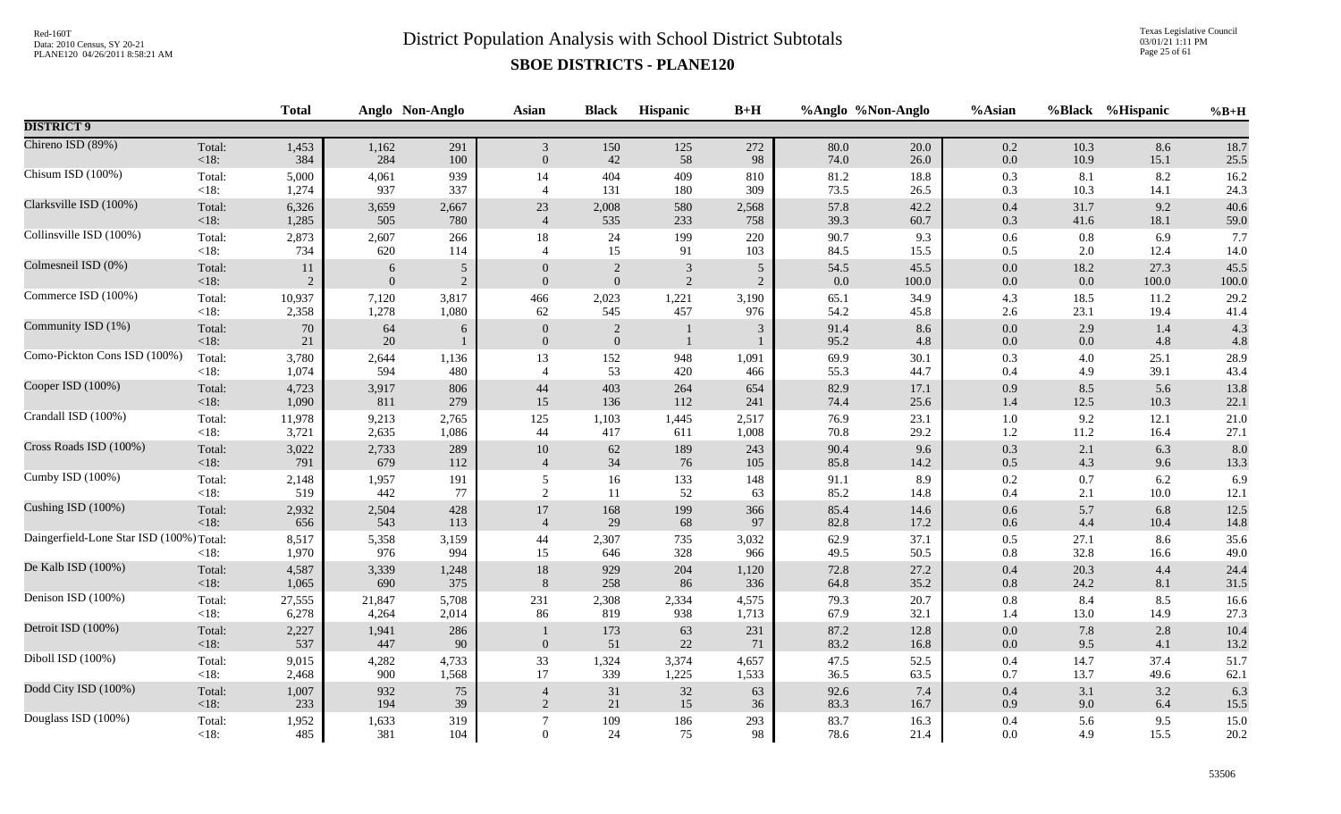# District Population Analysis with School District Subtotals

## SBOE DISTRICTS - PLANE120

Red-160T
Data: 2010 Census, SY 20-21
PLANE120 04/26/2011 8:58:21 AM

Texas Legislative Council
03/01/21 1:11 PM

| | | Total | Anglo | Non-Anglo | Asian | Black | Hispanic | B+H | %Anglo | %Non-Anglo | %Asian | %Black | %Hispanic | %B+H |
|---|---|---|---|---|---|---|---|---|---|---|---|---|---|---|
| **DISTRICT 9** | | | | | | | | | | | | | | |
| Chireno ISD (89%) | Total: | 1,453 | 1,162 | 291 | 3 | 150 | 125 | 272 | 80.0 | 20.0 | 0.2 | 10.3 | 8.6 | 18.7 |
| | <18: | 384 | 284 | 100 | 0 | 42 | 58 | 98 | 74.0 | 26.0 | 0.0 | 10.9 | 15.1 | 25.5 |
| Chisum ISD (100%) | Total: | 5,000 | 4,061 | 939 | 14 | 404 | 409 | 810 | 81.2 | 18.8 | 0.3 | 8.1 | 8.2 | 16.2 |
| | <18: | 1,274 | 937 | 337 | 4 | 131 | 180 | 309 | 73.5 | 26.5 | 0.3 | 10.3 | 14.1 | 24.3 |
| Clarksville ISD (100%) | Total: | 6,326 | 3,659 | 2,667 | 23 | 2,008 | 580 | 2,568 | 57.8 | 42.2 | 0.4 | 31.7 | 9.2 | 40.6 |
| | <18: | 1,285 | 505 | 780 | 4 | 535 | 233 | 758 | 39.3 | 60.7 | 0.3 | 41.6 | 18.1 | 59.0 |
| Collinsville ISD (100%) | Total: | 2,873 | 2,607 | 266 | 18 | 24 | 199 | 220 | 90.7 | 9.3 | 0.6 | 0.8 | 6.9 | 7.7 |
| | <18: | 734 | 620 | 114 | 4 | 15 | 91 | 103 | 84.5 | 15.5 | 0.5 | 2.0 | 12.4 | 14.0 |
| Colmesneil ISD (0%) | Total: | 11 | 6 | 5 | 0 | 2 | 3 | 5 | 54.5 | 45.5 | 0.0 | 18.2 | 27.3 | 45.5 |
| | <18: | 2 | 0 | 2 | 0 | 0 | 2 | 2 | 0.0 | 100.0 | 0.0 | 0.0 | 100.0 | 100.0 |
| Commerce ISD (100%) | Total: | 10,937 | 7,120 | 3,817 | 466 | 2,023 | 1,221 | 3,190 | 65.1 | 34.9 | 4.3 | 18.5 | 11.2 | 29.2 |
| | <18: | 2,358 | 1,278 | 1,080 | 62 | 545 | 457 | 976 | 54.2 | 45.8 | 2.6 | 23.1 | 19.4 | 41.4 |
| Community ISD (1%) | Total: | 70 | 64 | 6 | 0 | 2 | 1 | 3 | 91.4 | 8.6 | 0.0 | 2.9 | 1.4 | 4.3 |
| | <18: | 21 | 20 | 1 | 0 | 0 | 1 | 1 | 95.2 | 4.8 | 0.0 | 0.0 | 4.8 | 4.8 |
| Como-Pickton Cons ISD (100%) | Total: | 3,780 | 2,644 | 1,136 | 13 | 152 | 948 | 1,091 | 69.9 | 30.1 | 0.3 | 4.0 | 25.1 | 28.9 |
| | <18: | 1,074 | 594 | 480 | 4 | 53 | 420 | 466 | 55.3 | 44.7 | 0.4 | 4.9 | 39.1 | 43.4 |
| Cooper ISD (100%) | Total: | 4,723 | 3,917 | 806 | 44 | 403 | 264 | 654 | 82.9 | 17.1 | 0.9 | 8.5 | 5.6 | 13.8 |
| | <18: | 1,090 | 811 | 279 | 15 | 136 | 112 | 241 | 74.4 | 25.6 | 1.4 | 12.5 | 10.3 | 22.1 |
| Crandall ISD (100%) | Total: | 11,978 | 9,213 | 2,765 | 125 | 1,103 | 1,445 | 2,517 | 76.9 | 23.1 | 1.0 | 9.2 | 12.1 | 21.0 |
| | <18: | 3,721 | 2,635 | 1,086 | 44 | 417 | 611 | 1,008 | 70.8 | 29.2 | 1.2 | 11.2 | 16.4 | 27.1 |
| Cross Roads ISD (100%) | Total: | 3,022 | 2,733 | 289 | 10 | 62 | 189 | 243 | 90.4 | 9.6 | 0.3 | 2.1 | 6.3 | 8.0 |
| | <18: | 791 | 679 | 112 | 4 | 34 | 76 | 105 | 85.8 | 14.2 | 0.5 | 4.3 | 9.6 | 13.3 |
| Cumby ISD (100%) | Total: | 2,148 | 1,957 | 191 | 5 | 16 | 133 | 148 | 91.1 | 8.9 | 0.2 | 0.7 | 6.2 | 6.9 |
| | <18: | 519 | 442 | 77 | 2 | 11 | 52 | 63 | 85.2 | 14.8 | 0.4 | 2.1 | 10.0 | 12.1 |
| Cushing ISD (100%) | Total: | 2,932 | 2,504 | 428 | 17 | 168 | 199 | 366 | 85.4 | 14.6 | 0.6 | 5.7 | 6.8 | 12.5 |
| | <18: | 656 | 543 | 113 | 4 | 29 | 68 | 97 | 82.8 | 17.2 | 0.6 | 4.4 | 10.4 | 14.8 |
| Daingerfield-Lone Star ISD (100%) | Total: | 8,517 | 5,358 | 3,159 | 44 | 2,307 | 735 | 3,032 | 62.9 | 37.1 | 0.5 | 27.1 | 8.6 | 35.6 |
| | <18: | 1,970 | 976 | 994 | 15 | 646 | 328 | 966 | 49.5 | 50.5 | 0.8 | 32.8 | 16.6 | 49.0 |
| De Kalb ISD (100%) | Total: | 4,587 | 3,339 | 1,248 | 18 | 929 | 204 | 1,120 | 72.8 | 27.2 | 0.4 | 20.3 | 4.4 | 24.4 |
| | <18: | 1,065 | 690 | 375 | 8 | 258 | 86 | 336 | 64.8 | 35.2 | 0.8 | 24.2 | 8.1 | 31.5 |
| Denison ISD (100%) | Total: | 27,555 | 21,847 | 5,708 | 231 | 2,308 | 2,334 | 4,575 | 79.3 | 20.7 | 0.8 | 8.4 | 8.5 | 16.6 |
| | <18: | 6,278 | 4,264 | 2,014 | 86 | 819 | 938 | 1,713 | 67.9 | 32.1 | 1.4 | 13.0 | 14.9 | 27.3 |
| Detroit ISD (100%) | Total: | 2,227 | 1,941 | 286 | 1 | 173 | 63 | 231 | 87.2 | 12.8 | 0.0 | 7.8 | 2.8 | 10.4 |
| | <18: | 537 | 447 | 90 | 0 | 51 | 22 | 71 | 83.2 | 16.8 | 0.0 | 9.5 | 4.1 | 13.2 |
| Diboll ISD (100%) | Total: | 9,015 | 4,282 | 4,733 | 33 | 1,324 | 3,374 | 4,657 | 47.5 | 52.5 | 0.4 | 14.7 | 37.4 | 51.7 |
| | <18: | 2,468 | 900 | 1,568 | 17 | 339 | 1,225 | 1,533 | 36.5 | 63.5 | 0.7 | 13.7 | 49.6 | 62.1 |
| Dodd City ISD (100%) | Total: | 1,007 | 932 | 75 | 4 | 31 | 32 | 63 | 92.6 | 7.4 | 0.4 | 3.1 | 3.2 | 6.3 |
| | <18: | 233 | 194 | 39 | 2 | 21 | 15 | 36 | 83.3 | 16.7 | 0.9 | 9.0 | 6.4 | 15.5 |
| Douglass ISD (100%) | Total: | 1,952 | 1,633 | 319 | 7 | 109 | 186 | 293 | 83.7 | 16.3 | 0.4 | 5.6 | 9.5 | 15.0 |
| | <18: | 485 | 381 | 104 | 0 | 24 | 75 | 98 | 78.6 | 21.4 | 0.0 | 4.9 | 15.5 | 20.2 |

53506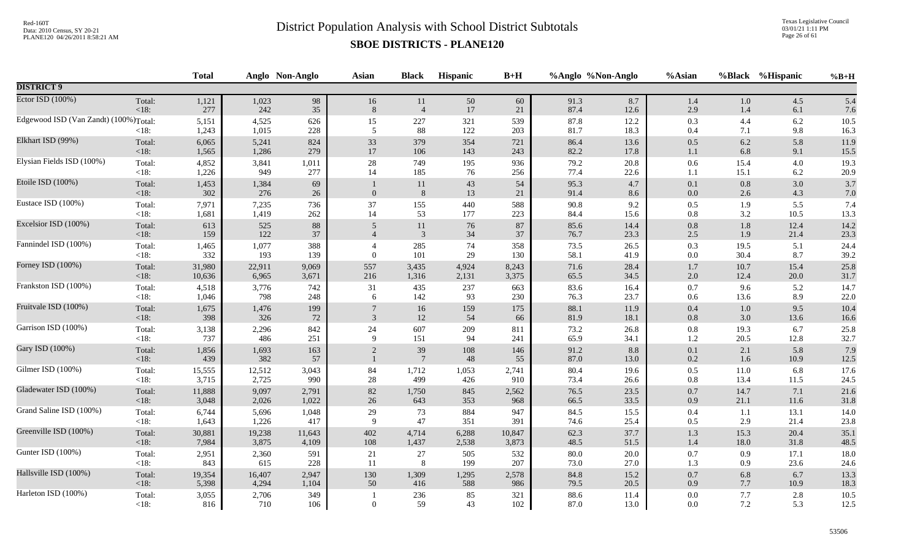# District Population Analysis with School District Subtotals

## SBOE DISTRICTS - PLANE120

| | | Total | Anglo | Non-Anglo | Asian | Black | Hispanic | B+H | %Anglo | %Non-Anglo | %Asian | %Black | %Hispanic | %B+H |
|---|---|---|---|---|---|---|---|---|---|---|---|---|---|---|
| **DISTRICT 9** | | | | | | | | | | | | | | |
| Ector ISD (100%) | Total: | 1,121 | 1,023 | 98 | 16 | 11 | 50 | 60 | 91.3 | 8.7 | 1.4 | 1.0 | 4.5 | 5.4 |
| | <18: | 277 | 242 | 35 | 8 | 4 | 17 | 21 | 87.4 | 12.6 | 2.9 | 1.4 | 6.1 | 7.6 |
| Edgewood ISD (Van Zandt) (100%) | Total: | 5,151 | 4,525 | 626 | 15 | 227 | 321 | 539 | 87.8 | 12.2 | 0.3 | 4.4 | 6.2 | 10.5 |
| | <18: | 1,243 | 1,015 | 228 | 5 | 88 | 122 | 203 | 81.7 | 18.3 | 0.4 | 7.1 | 9.8 | 16.3 |
| Elkhart ISD (99%) | Total: | 6,065 | 5,241 | 824 | 33 | 379 | 354 | 721 | 86.4 | 13.6 | 0.5 | 6.2 | 5.8 | 11.9 |
| | <18: | 1,565 | 1,286 | 279 | 17 | 106 | 143 | 243 | 82.2 | 17.8 | 1.1 | 6.8 | 9.1 | 15.5 |
| Elysian Fields ISD (100%) | Total: | 4,852 | 3,841 | 1,011 | 28 | 749 | 195 | 936 | 79.2 | 20.8 | 0.6 | 15.4 | 4.0 | 19.3 |
| | <18: | 1,226 | 949 | 277 | 14 | 185 | 76 | 256 | 77.4 | 22.6 | 1.1 | 15.1 | 6.2 | 20.9 |
| Etoile ISD (100%) | Total: | 1,453 | 1,384 | 69 | 1 | 11 | 43 | 54 | 95.3 | 4.7 | 0.1 | 0.8 | 3.0 | 3.7 |
| | <18: | 302 | 276 | 26 | 0 | 8 | 13 | 21 | 91.4 | 8.6 | 0.0 | 2.6 | 4.3 | 7.0 |
| Eustace ISD (100%) | Total: | 7,971 | 7,235 | 736 | 37 | 155 | 440 | 588 | 90.8 | 9.2 | 0.5 | 1.9 | 5.5 | 7.4 |
| | <18: | 1,681 | 1,419 | 262 | 14 | 53 | 177 | 223 | 84.4 | 15.6 | 0.8 | 3.2 | 10.5 | 13.3 |
| Excelsior ISD (100%) | Total: | 613 | 525 | 88 | 5 | 11 | 76 | 87 | 85.6 | 14.4 | 0.8 | 1.8 | 12.4 | 14.2 |
| | <18: | 159 | 122 | 37 | 4 | 3 | 34 | 37 | 76.7 | 23.3 | 2.5 | 1.9 | 21.4 | 23.3 |
| Fannindel ISD (100%) | Total: | 1,465 | 1,077 | 388 | 4 | 285 | 74 | 358 | 73.5 | 26.5 | 0.3 | 19.5 | 5.1 | 24.4 |
| | <18: | 332 | 193 | 139 | 0 | 101 | 29 | 130 | 58.1 | 41.9 | 0.0 | 30.4 | 8.7 | 39.2 |
| Forney ISD (100%) | Total: | 31,980 | 22,911 | 9,069 | 557 | 3,435 | 4,924 | 8,243 | 71.6 | 28.4 | 1.7 | 10.7 | 15.4 | 25.8 |
| | <18: | 10,636 | 6,965 | 3,671 | 216 | 1,316 | 2,131 | 3,375 | 65.5 | 34.5 | 2.0 | 12.4 | 20.0 | 31.7 |
| Frankston ISD (100%) | Total: | 4,518 | 3,776 | 742 | 31 | 435 | 237 | 663 | 83.6 | 16.4 | 0.7 | 9.6 | 5.2 | 14.7 |
| | <18: | 1,046 | 798 | 248 | 6 | 142 | 93 | 230 | 76.3 | 23.7 | 0.6 | 13.6 | 8.9 | 22.0 |
| Fruitvale ISD (100%) | Total: | 1,675 | 1,476 | 199 | 7 | 16 | 159 | 175 | 88.1 | 11.9 | 0.4 | 1.0 | 9.5 | 10.4 |
| | <18: | 398 | 326 | 72 | 3 | 12 | 54 | 66 | 81.9 | 18.1 | 0.8 | 3.0 | 13.6 | 16.6 |
| Garrison ISD (100%) | Total: | 3,138 | 2,296 | 842 | 24 | 607 | 209 | 811 | 73.2 | 26.8 | 0.8 | 19.3 | 6.7 | 25.8 |
| | <18: | 737 | 486 | 251 | 9 | 151 | 94 | 241 | 65.9 | 34.1 | 1.2 | 20.5 | 12.8 | 32.7 |
| Gary ISD (100%) | Total: | 1,856 | 1,693 | 163 | 2 | 39 | 108 | 146 | 91.2 | 8.8 | 0.1 | 2.1 | 5.8 | 7.9 |
| | <18: | 439 | 382 | 57 | 1 | 7 | 48 | 55 | 87.0 | 13.0 | 0.2 | 1.6 | 10.9 | 12.5 |
| Gilmer ISD (100%) | Total: | 15,555 | 12,512 | 3,043 | 84 | 1,712 | 1,053 | 2,741 | 80.4 | 19.6 | 0.5 | 11.0 | 6.8 | 17.6 |
| | <18: | 3,715 | 2,725 | 990 | 28 | 499 | 426 | 910 | 73.4 | 26.6 | 0.8 | 13.4 | 11.5 | 24.5 |
| Gladewater ISD (100%) | Total: | 11,888 | 9,097 | 2,791 | 82 | 1,750 | 845 | 2,562 | 76.5 | 23.5 | 0.7 | 14.7 | 7.1 | 21.6 |
| | <18: | 3,048 | 2,026 | 1,022 | 26 | 643 | 353 | 968 | 66.5 | 33.5 | 0.9 | 21.1 | 11.6 | 31.8 |
| Grand Saline ISD (100%) | Total: | 6,744 | 5,696 | 1,048 | 29 | 73 | 884 | 947 | 84.5 | 15.5 | 0.4 | 1.1 | 13.1 | 14.0 |
| | <18: | 1,643 | 1,226 | 417 | 9 | 47 | 351 | 391 | 74.6 | 25.4 | 0.5 | 2.9 | 21.4 | 23.8 |
| Greenville ISD (100%) | Total: | 30,881 | 19,238 | 11,643 | 402 | 4,714 | 6,288 | 10,847 | 62.3 | 37.7 | 1.3 | 15.3 | 20.4 | 35.1 |
| | <18: | 7,984 | 3,875 | 4,109 | 108 | 1,437 | 2,538 | 3,873 | 48.5 | 51.5 | 1.4 | 18.0 | 31.8 | 48.5 |
| Gunter ISD (100%) | Total: | 2,951 | 2,360 | 591 | 21 | 27 | 505 | 532 | 80.0 | 20.0 | 0.7 | 0.9 | 17.1 | 18.0 |
| | <18: | 843 | 615 | 228 | 11 | 8 | 199 | 207 | 73.0 | 27.0 | 1.3 | 0.9 | 23.6 | 24.6 |
| Hallsville ISD (100%) | Total: | 19,354 | 16,407 | 2,947 | 130 | 1,309 | 1,295 | 2,578 | 84.8 | 15.2 | 0.7 | 6.8 | 6.7 | 13.3 |
| | <18: | 5,398 | 4,294 | 1,104 | 50 | 416 | 588 | 986 | 79.5 | 20.5 | 0.9 | 7.7 | 10.9 | 18.3 |
| Harleton ISD (100%) | Total: | 3,055 | 2,706 | 349 | 1 | 236 | 85 | 321 | 88.6 | 11.4 | 0.0 | 7.7 | 2.8 | 10.5 |
| | <18: | 816 | 710 | 106 | 0 | 59 | 43 | 102 | 87.0 | 13.0 | 0.0 | 7.2 | 5.3 | 12.5 |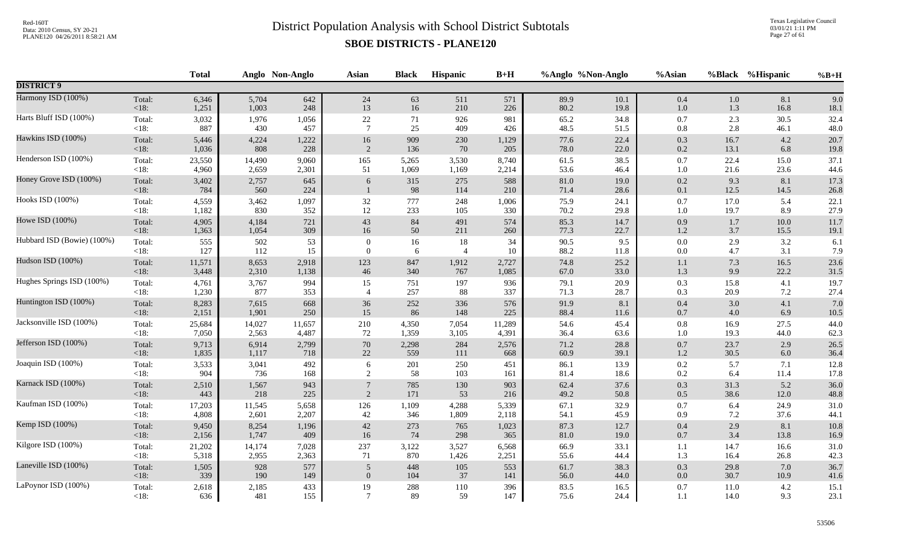# District Population Analysis with School District Subtotals

## SBOE DISTRICTS - PLANE120

| | | Total | Anglo | Non-Anglo | Asian | Black | Hispanic | B+H | %Anglo | %Non-Anglo | %Asian | %Black | %Hispanic | %B+H |
|---|---|---|---|---|---|---|---|---|---|---|---|---|---|---|
| **DISTRICT 9** | | | | | | | | | | | | | | |
| Harmony ISD (100%) | Total: | 6,346 | 5,704 | 642 | 24 | 63 | 511 | 571 | 89.9 | 10.1 | 0.4 | 1.0 | 8.1 | 9.0 |
| | <18: | 1,251 | 1,003 | 248 | 13 | 16 | 210 | 226 | 80.2 | 19.8 | 1.0 | 1.3 | 16.8 | 18.1 |
| Harts Bluff ISD (100%) | Total: | 3,032 | 1,976 | 1,056 | 22 | 71 | 926 | 981 | 65.2 | 34.8 | 0.7 | 2.3 | 30.5 | 32.4 |
| | <18: | 887 | 430 | 457 | 7 | 25 | 409 | 426 | 48.5 | 51.5 | 0.8 | 2.8 | 46.1 | 48.0 |
| Hawkins ISD (100%) | Total: | 5,446 | 4,224 | 1,222 | 16 | 909 | 230 | 1,129 | 77.6 | 22.4 | 0.3 | 16.7 | 4.2 | 20.7 |
| | <18: | 1,036 | 808 | 228 | 2 | 136 | 70 | 205 | 78.0 | 22.0 | 0.2 | 13.1 | 6.8 | 19.8 |
| Henderson ISD (100%) | Total: | 23,550 | 14,490 | 9,060 | 165 | 5,265 | 3,530 | 8,740 | 61.5 | 38.5 | 0.7 | 22.4 | 15.0 | 37.1 |
| | <18: | 4,960 | 2,659 | 2,301 | 51 | 1,069 | 1,169 | 2,214 | 53.6 | 46.4 | 1.0 | 21.6 | 23.6 | 44.6 |
| Honey Grove ISD (100%) | Total: | 3,402 | 2,757 | 645 | 6 | 315 | 275 | 588 | 81.0 | 19.0 | 0.2 | 9.3 | 8.1 | 17.3 |
| | <18: | 784 | 560 | 224 | 1 | 98 | 114 | 210 | 71.4 | 28.6 | 0.1 | 12.5 | 14.5 | 26.8 |
| Hooks ISD (100%) | Total: | 4,559 | 3,462 | 1,097 | 32 | 777 | 248 | 1,006 | 75.9 | 24.1 | 0.7 | 17.0 | 5.4 | 22.1 |
| | <18: | 1,182 | 830 | 352 | 12 | 233 | 105 | 330 | 70.2 | 29.8 | 1.0 | 19.7 | 8.9 | 27.9 |
| Howe ISD (100%) | Total: | 4,905 | 4,184 | 721 | 43 | 84 | 491 | 574 | 85.3 | 14.7 | 0.9 | 1.7 | 10.0 | 11.7 |
| | <18: | 1,363 | 1,054 | 309 | 16 | 50 | 211 | 260 | 77.3 | 22.7 | 1.2 | 3.7 | 15.5 | 19.1 |
| Hubbard ISD (Bowie) (100%) | Total: | 555 | 502 | 53 | 0 | 16 | 18 | 34 | 90.5 | 9.5 | 0.0 | 2.9 | 3.2 | 6.1 |
| | <18: | 127 | 112 | 15 | 0 | 6 | 4 | 10 | 88.2 | 11.8 | 0.0 | 4.7 | 3.1 | 7.9 |
| Hudson ISD (100%) | Total: | 11,571 | 8,653 | 2,918 | 123 | 847 | 1,912 | 2,727 | 74.8 | 25.2 | 1.1 | 7.3 | 16.5 | 23.6 |
| | <18: | 3,448 | 2,310 | 1,138 | 46 | 340 | 767 | 1,085 | 67.0 | 33.0 | 1.3 | 9.9 | 22.2 | 31.5 |
| Hughes Springs ISD (100%) | Total: | 4,761 | 3,767 | 994 | 15 | 751 | 197 | 936 | 79.1 | 20.9 | 0.3 | 15.8 | 4.1 | 19.7 |
| | <18: | 1,230 | 877 | 353 | 4 | 257 | 88 | 337 | 71.3 | 28.7 | 0.3 | 20.9 | 7.2 | 27.4 |
| Huntington ISD (100%) | Total: | 8,283 | 7,615 | 668 | 36 | 252 | 336 | 576 | 91.9 | 8.1 | 0.4 | 3.0 | 4.1 | 7.0 |
| | <18: | 2,151 | 1,901 | 250 | 15 | 86 | 148 | 225 | 88.4 | 11.6 | 0.7 | 4.0 | 6.9 | 10.5 |
| Jacksonville ISD (100%) | Total: | 25,684 | 14,027 | 11,657 | 210 | 4,350 | 7,054 | 11,289 | 54.6 | 45.4 | 0.8 | 16.9 | 27.5 | 44.0 |
| | <18: | 7,050 | 2,563 | 4,487 | 72 | 1,359 | 3,105 | 4,391 | 36.4 | 63.6 | 1.0 | 19.3 | 44.0 | 62.3 |
| Jefferson ISD (100%) | Total: | 9,713 | 6,914 | 2,799 | 70 | 2,298 | 284 | 2,576 | 71.2 | 28.8 | 0.7 | 23.7 | 2.9 | 26.5 |
| | <18: | 1,835 | 1,117 | 718 | 22 | 559 | 111 | 668 | 60.9 | 39.1 | 1.2 | 30.5 | 6.0 | 36.4 |
| Joaquin ISD (100%) | Total: | 3,533 | 3,041 | 492 | 6 | 201 | 250 | 451 | 86.1 | 13.9 | 0.2 | 5.7 | 7.1 | 12.8 |
| | <18: | 904 | 736 | 168 | 2 | 58 | 103 | 161 | 81.4 | 18.6 | 0.2 | 6.4 | 11.4 | 17.8 |
| Karnack ISD (100%) | Total: | 2,510 | 1,567 | 943 | 7 | 785 | 130 | 903 | 62.4 | 37.6 | 0.3 | 31.3 | 5.2 | 36.0 |
| | <18: | 443 | 218 | 225 | 2 | 171 | 53 | 216 | 49.2 | 50.8 | 0.5 | 38.6 | 12.0 | 48.8 |
| Kaufman ISD (100%) | Total: | 17,203 | 11,545 | 5,658 | 126 | 1,109 | 4,288 | 5,339 | 67.1 | 32.9 | 0.7 | 6.4 | 24.9 | 31.0 |
| | <18: | 4,808 | 2,601 | 2,207 | 42 | 346 | 1,809 | 2,118 | 54.1 | 45.9 | 0.9 | 7.2 | 37.6 | 44.1 |
| Kemp ISD (100%) | Total: | 9,450 | 8,254 | 1,196 | 42 | 273 | 765 | 1,023 | 87.3 | 12.7 | 0.4 | 2.9 | 8.1 | 10.8 |
| | <18: | 2,156 | 1,747 | 409 | 16 | 74 | 298 | 365 | 81.0 | 19.0 | 0.7 | 3.4 | 13.8 | 16.9 |
| Kilgore ISD (100%) | Total: | 21,202 | 14,174 | 7,028 | 237 | 3,122 | 3,527 | 6,568 | 66.9 | 33.1 | 1.1 | 14.7 | 16.6 | 31.0 |
| | <18: | 5,318 | 2,955 | 2,363 | 71 | 870 | 1,426 | 2,251 | 55.6 | 44.4 | 1.3 | 16.4 | 26.8 | 42.3 |
| Laneville ISD (100%) | Total: | 1,505 | 928 | 577 | 5 | 448 | 105 | 553 | 61.7 | 38.3 | 0.3 | 29.8 | 7.0 | 36.7 |
| | <18: | 339 | 190 | 149 | 0 | 104 | 37 | 141 | 56.0 | 44.0 | 0.0 | 30.7 | 10.9 | 41.6 |
| LaPoynor ISD (100%) | Total: | 2,618 | 2,185 | 433 | 19 | 288 | 110 | 396 | 83.5 | 16.5 | 0.7 | 11.0 | 4.2 | 15.1 |
| | <18: | 636 | 481 | 155 | 7 | 89 | 59 | 147 | 75.6 | 24.4 | 1.1 | 14.0 | 9.3 | 23.1 |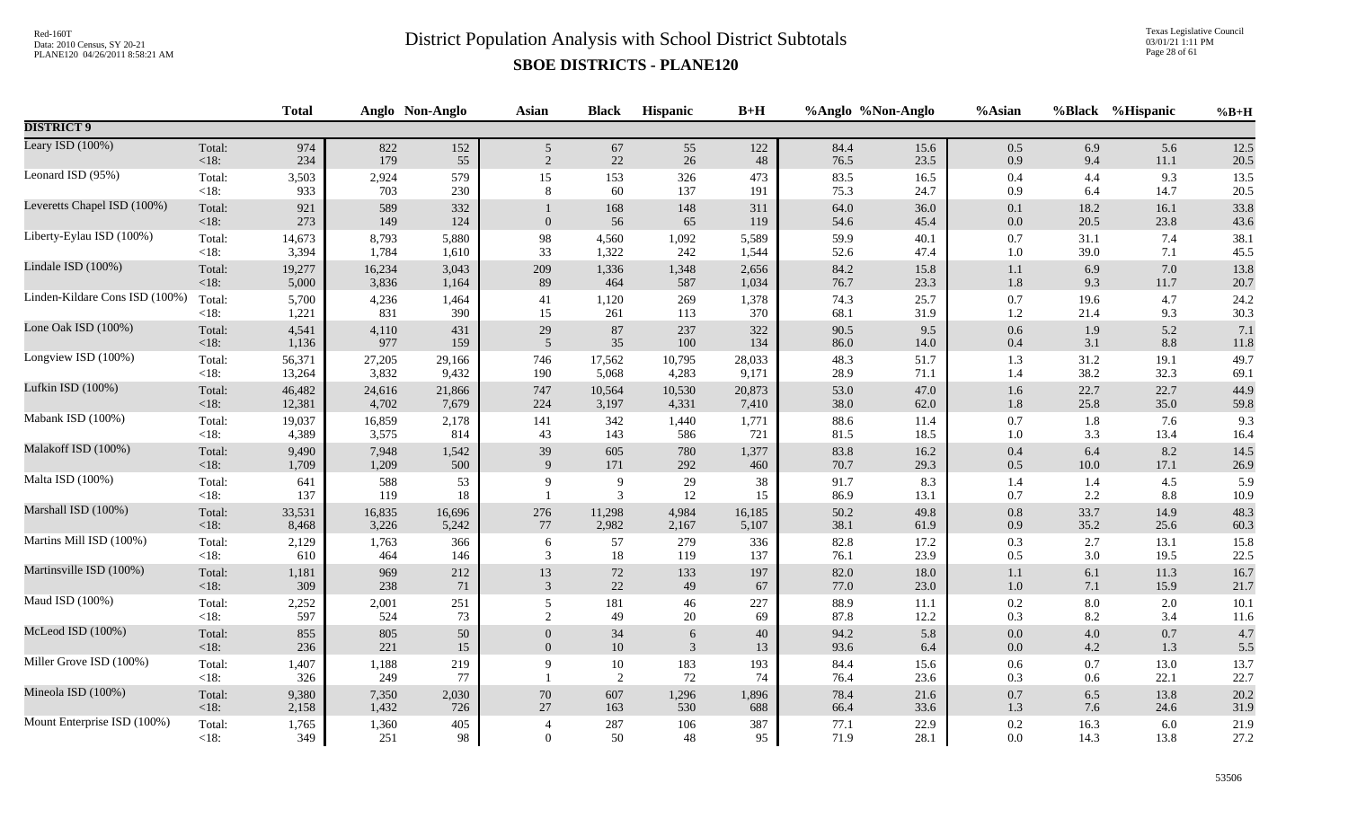# District Population Analysis with School District Subtotals

## SBOE DISTRICTS - PLANE120

| | | Total | Anglo | Non-Anglo | Asian | Black | Hispanic | B+H | %Anglo | %Non-Anglo | %Asian | %Black | %Hispanic | %B+H |
|---|---|---|---|---|---|---|---|---|---|---|---|---|---|---|
| **DISTRICT 9** | | | | | | | | | | | | | | |
| Leary ISD (100%) | Total: | 974 | 822 | 152 | 5 | 67 | 55 | 122 | 84.4 | 15.6 | 0.5 | 6.9 | 5.6 | 12.5 |
| | <18: | 234 | 179 | 55 | 2 | 22 | 26 | 48 | 76.5 | 23.5 | 0.9 | 9.4 | 11.1 | 20.5 |
| Leonard ISD (95%) | Total: | 3,503 | 2,924 | 579 | 15 | 153 | 326 | 473 | 83.5 | 16.5 | 0.4 | 4.4 | 9.3 | 13.5 |
| | <18: | 933 | 703 | 230 | 8 | 60 | 137 | 191 | 75.3 | 24.7 | 0.9 | 6.4 | 14.7 | 20.5 |
| Leveretts Chapel ISD (100%) | Total: | 921 | 589 | 332 | 1 | 168 | 148 | 311 | 64.0 | 36.0 | 0.1 | 18.2 | 16.1 | 33.8 |
| | <18: | 273 | 149 | 124 | 0 | 56 | 65 | 119 | 54.6 | 45.4 | 0.0 | 20.5 | 23.8 | 43.6 |
| Liberty-Eylau ISD (100%) | Total: | 14,673 | 8,793 | 5,880 | 98 | 4,560 | 1,092 | 5,589 | 59.9 | 40.1 | 0.7 | 31.1 | 7.4 | 38.1 |
| | <18: | 3,394 | 1,784 | 1,610 | 33 | 1,322 | 242 | 1,544 | 52.6 | 47.4 | 1.0 | 39.0 | 7.1 | 45.5 |
| Lindale ISD (100%) | Total: | 19,277 | 16,234 | 3,043 | 209 | 1,336 | 1,348 | 2,656 | 84.2 | 15.8 | 1.1 | 6.9 | 7.0 | 13.8 |
| | <18: | 5,000 | 3,836 | 1,164 | 89 | 464 | 587 | 1,034 | 76.7 | 23.3 | 1.8 | 9.3 | 11.7 | 20.7 |
| Linden-Kildare Cons ISD (100%) | Total: | 5,700 | 4,236 | 1,464 | 41 | 1,120 | 269 | 1,378 | 74.3 | 25.7 | 0.7 | 19.6 | 4.7 | 24.2 |
| | <18: | 1,221 | 831 | 390 | 15 | 261 | 113 | 370 | 68.1 | 31.9 | 1.2 | 21.4 | 9.3 | 30.3 |
| Lone Oak ISD (100%) | Total: | 4,541 | 4,110 | 431 | 29 | 87 | 237 | 322 | 90.5 | 9.5 | 0.6 | 1.9 | 5.2 | 7.1 |
| | <18: | 1,136 | 977 | 159 | 5 | 35 | 100 | 134 | 86.0 | 14.0 | 0.4 | 3.1 | 8.8 | 11.8 |
| Longview ISD (100%) | Total: | 56,371 | 27,205 | 29,166 | 746 | 17,562 | 10,795 | 28,033 | 48.3 | 51.7 | 1.3 | 31.2 | 19.1 | 49.7 |
| | <18: | 13,264 | 3,832 | 9,432 | 190 | 5,068 | 4,283 | 9,171 | 28.9 | 71.1 | 1.4 | 38.2 | 32.3 | 69.1 |
| Lufkin ISD (100%) | Total: | 46,482 | 24,616 | 21,866 | 747 | 10,564 | 10,530 | 20,873 | 53.0 | 47.0 | 1.6 | 22.7 | 22.7 | 44.9 |
| | <18: | 12,381 | 4,702 | 7,679 | 224 | 3,197 | 4,331 | 7,410 | 38.0 | 62.0 | 1.8 | 25.8 | 35.0 | 59.8 |
| Mabank ISD (100%) | Total: | 19,037 | 16,859 | 2,178 | 141 | 342 | 1,440 | 1,771 | 88.6 | 11.4 | 0.7 | 1.8 | 7.6 | 9.3 |
| | <18: | 4,389 | 3,575 | 814 | 43 | 143 | 586 | 721 | 81.5 | 18.5 | 1.0 | 3.3 | 13.4 | 16.4 |
| Malakoff ISD (100%) | Total: | 9,490 | 7,948 | 1,542 | 39 | 605 | 780 | 1,377 | 83.8 | 16.2 | 0.4 | 6.4 | 8.2 | 14.5 |
| | <18: | 1,709 | 1,209 | 500 | 9 | 171 | 292 | 460 | 70.7 | 29.3 | 0.5 | 10.0 | 17.1 | 26.9 |
| Malta ISD (100%) | Total: | 641 | 588 | 53 | 9 | 9 | 29 | 38 | 91.7 | 8.3 | 1.4 | 1.4 | 4.5 | 5.9 |
| | <18: | 137 | 119 | 18 | 1 | 3 | 12 | 15 | 86.9 | 13.1 | 0.7 | 2.2 | 8.8 | 10.9 |
| Marshall ISD (100%) | Total: | 33,531 | 16,835 | 16,696 | 276 | 11,298 | 4,984 | 16,185 | 50.2 | 49.8 | 0.8 | 33.7 | 14.9 | 48.3 |
| | <18: | 8,468 | 3,226 | 5,242 | 77 | 2,982 | 2,167 | 5,107 | 38.1 | 61.9 | 0.9 | 35.2 | 25.6 | 60.3 |
| Martins Mill ISD (100%) | Total: | 2,129 | 1,763 | 366 | 6 | 57 | 279 | 336 | 82.8 | 17.2 | 0.3 | 2.7 | 13.1 | 15.8 |
| | <18: | 610 | 464 | 146 | 3 | 18 | 119 | 137 | 76.1 | 23.9 | 0.5 | 3.0 | 19.5 | 22.5 |
| Martinsville ISD (100%) | Total: | 1,181 | 969 | 212 | 13 | 72 | 133 | 197 | 82.0 | 18.0 | 1.1 | 6.1 | 11.3 | 16.7 |
| | <18: | 309 | 238 | 71 | 3 | 22 | 49 | 67 | 77.0 | 23.0 | 1.0 | 7.1 | 15.9 | 21.7 |
| Maud ISD (100%) | Total: | 2,252 | 2,001 | 251 | 5 | 181 | 46 | 227 | 88.9 | 11.1 | 0.2 | 8.0 | 2.0 | 10.1 |
| | <18: | 597 | 524 | 73 | 2 | 49 | 20 | 69 | 87.8 | 12.2 | 0.3 | 8.2 | 3.4 | 11.6 |
| McLeod ISD (100%) | Total: | 855 | 805 | 50 | 0 | 34 | 6 | 40 | 94.2 | 5.8 | 0.0 | 4.0 | 0.7 | 4.7 |
| | <18: | 236 | 221 | 15 | 0 | 10 | 3 | 13 | 93.6 | 6.4 | 0.0 | 4.2 | 1.3 | 5.5 |
| Miller Grove ISD (100%) | Total: | 1,407 | 1,188 | 219 | 9 | 10 | 183 | 193 | 84.4 | 15.6 | 0.6 | 0.7 | 13.0 | 13.7 |
| | <18: | 326 | 249 | 77 | 1 | 2 | 72 | 74 | 76.4 | 23.6 | 0.3 | 0.6 | 22.1 | 22.7 |
| Mineola ISD (100%) | Total: | 9,380 | 7,350 | 2,030 | 70 | 607 | 1,296 | 1,896 | 78.4 | 21.6 | 0.7 | 6.5 | 13.8 | 20.2 |
| | <18: | 2,158 | 1,432 | 726 | 27 | 163 | 530 | 688 | 66.4 | 33.6 | 1.3 | 7.6 | 24.6 | 31.9 |
| Mount Enterprise ISD (100%) | Total: | 1,765 | 1,360 | 405 | 4 | 287 | 106 | 387 | 77.1 | 22.9 | 0.2 | 16.3 | 6.0 | 21.9 |
| | <18: | 349 | 251 | 98 | 0 | 50 | 48 | 95 | 71.9 | 28.1 | 0.0 | 14.3 | 13.8 | 27.2 |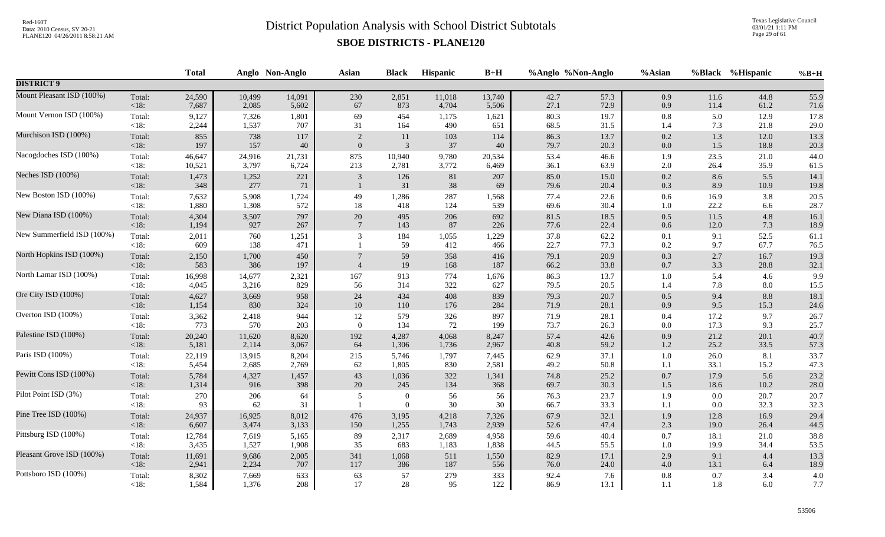# District Population Analysis with School District Subtotals

## SBOE DISTRICTS - PLANE120

| | | Total | Anglo | Non-Anglo | Asian | Black | Hispanic | B+H | %Anglo | %Non-Anglo | %Asian | %Black | %Hispanic | %B+H |
|---|---|---|---|---|---|---|---|---|---|---|---|---|---|---|
| **DISTRICT 9** | | | | | | | | | | | | | | |
| Mount Pleasant ISD (100%) | Total: | 24,590 | 10,499 | 14,091 | 230 | 2,851 | 11,018 | 13,740 | 42.7 | 57.3 | 0.9 | 11.6 | 44.8 | 55.9 |
| | <18: | 7,687 | 2,085 | 5,602 | 67 | 873 | 4,704 | 5,506 | 27.1 | 72.9 | 0.9 | 11.4 | 61.2 | 71.6 |
| Mount Vernon ISD (100%) | Total: | 9,127 | 7,326 | 1,801 | 69 | 454 | 1,175 | 1,621 | 80.3 | 19.7 | 0.8 | 5.0 | 12.9 | 17.8 |
| | <18: | 2,244 | 1,537 | 707 | 31 | 164 | 490 | 651 | 68.5 | 31.5 | 1.4 | 7.3 | 21.8 | 29.0 |
| Murchison ISD (100%) | Total: | 855 | 738 | 117 | 2 | 11 | 103 | 114 | 86.3 | 13.7 | 0.2 | 1.3 | 12.0 | 13.3 |
| | <18: | 197 | 157 | 40 | 0 | 3 | 37 | 40 | 79.7 | 20.3 | 0.0 | 1.5 | 18.8 | 20.3 |
| Nacogdoches ISD (100%) | Total: | 46,647 | 24,916 | 21,731 | 875 | 10,940 | 9,780 | 20,534 | 53.4 | 46.6 | 1.9 | 23.5 | 21.0 | 44.0 |
| | <18: | 10,521 | 3,797 | 6,724 | 213 | 2,781 | 3,772 | 6,469 | 36.1 | 63.9 | 2.0 | 26.4 | 35.9 | 61.5 |
| Neches ISD (100%) | Total: | 1,473 | 1,252 | 221 | 3 | 126 | 81 | 207 | 85.0 | 15.0 | 0.2 | 8.6 | 5.5 | 14.1 |
| | <18: | 348 | 277 | 71 | 1 | 31 | 38 | 69 | 79.6 | 20.4 | 0.3 | 8.9 | 10.9 | 19.8 |
| New Boston ISD (100%) | Total: | 7,632 | 5,908 | 1,724 | 49 | 1,286 | 287 | 1,568 | 77.4 | 22.6 | 0.6 | 16.9 | 3.8 | 20.5 |
| | <18: | 1,880 | 1,308 | 572 | 18 | 418 | 124 | 539 | 69.6 | 30.4 | 1.0 | 22.2 | 6.6 | 28.7 |
| New Diana ISD (100%) | Total: | 4,304 | 3,507 | 797 | 20 | 495 | 206 | 692 | 81.5 | 18.5 | 0.5 | 11.5 | 4.8 | 16.1 |
| | <18: | 1,194 | 927 | 267 | 7 | 143 | 87 | 226 | 77.6 | 22.4 | 0.6 | 12.0 | 7.3 | 18.9 |
| New Summerfield ISD (100%) | Total: | 2,011 | 760 | 1,251 | 3 | 184 | 1,055 | 1,229 | 37.8 | 62.2 | 0.1 | 9.1 | 52.5 | 61.1 |
| | <18: | 609 | 138 | 471 | 1 | 59 | 412 | 466 | 22.7 | 77.3 | 0.2 | 9.7 | 67.7 | 76.5 |
| North Hopkins ISD (100%) | Total: | 2,150 | 1,700 | 450 | 7 | 59 | 358 | 416 | 79.1 | 20.9 | 0.3 | 2.7 | 16.7 | 19.3 |
| | <18: | 583 | 386 | 197 | 4 | 19 | 168 | 187 | 66.2 | 33.8 | 0.7 | 3.3 | 28.8 | 32.1 |
| North Lamar ISD (100%) | Total: | 16,998 | 14,677 | 2,321 | 167 | 913 | 774 | 1,676 | 86.3 | 13.7 | 1.0 | 5.4 | 4.6 | 9.9 |
| | <18: | 4,045 | 3,216 | 829 | 56 | 314 | 322 | 627 | 79.5 | 20.5 | 1.4 | 7.8 | 8.0 | 15.5 |
| Ore City ISD (100%) | Total: | 4,627 | 3,669 | 958 | 24 | 434 | 408 | 839 | 79.3 | 20.7 | 0.5 | 9.4 | 8.8 | 18.1 |
| | <18: | 1,154 | 830 | 324 | 10 | 110 | 176 | 284 | 71.9 | 28.1 | 0.9 | 9.5 | 15.3 | 24.6 |
| Overton ISD (100%) | Total: | 3,362 | 2,418 | 944 | 12 | 579 | 326 | 897 | 71.9 | 28.1 | 0.4 | 17.2 | 9.7 | 26.7 |
| | <18: | 773 | 570 | 203 | 0 | 134 | 72 | 199 | 73.7 | 26.3 | 0.0 | 17.3 | 9.3 | 25.7 |
| Palestine ISD (100%) | Total: | 20,240 | 11,620 | 8,620 | 192 | 4,287 | 4,068 | 8,247 | 57.4 | 42.6 | 0.9 | 21.2 | 20.1 | 40.7 |
| | <18: | 5,181 | 2,114 | 3,067 | 64 | 1,306 | 1,736 | 2,967 | 40.8 | 59.2 | 1.2 | 25.2 | 33.5 | 57.3 |
| Paris ISD (100%) | Total: | 22,119 | 13,915 | 8,204 | 215 | 5,746 | 1,797 | 7,445 | 62.9 | 37.1 | 1.0 | 26.0 | 8.1 | 33.7 |
| | <18: | 5,454 | 2,685 | 2,769 | 62 | 1,805 | 830 | 2,581 | 49.2 | 50.8 | 1.1 | 33.1 | 15.2 | 47.3 |
| Pewitt Cons ISD (100%) | Total: | 5,784 | 4,327 | 1,457 | 43 | 1,036 | 322 | 1,341 | 74.8 | 25.2 | 0.7 | 17.9 | 5.6 | 23.2 |
| | <18: | 1,314 | 916 | 398 | 20 | 245 | 134 | 368 | 69.7 | 30.3 | 1.5 | 18.6 | 10.2 | 28.0 |
| Pilot Point ISD (3%) | Total: | 270 | 206 | 64 | 5 | 0 | 56 | 56 | 76.3 | 23.7 | 1.9 | 0.0 | 20.7 | 20.7 |
| | <18: | 93 | 62 | 31 | 1 | 0 | 30 | 30 | 66.7 | 33.3 | 1.1 | 0.0 | 32.3 | 32.3 |
| Pine Tree ISD (100%) | Total: | 24,937 | 16,925 | 8,012 | 476 | 3,195 | 4,218 | 7,326 | 67.9 | 32.1 | 1.9 | 12.8 | 16.9 | 29.4 |
| | <18: | 6,607 | 3,474 | 3,133 | 150 | 1,255 | 1,743 | 2,939 | 52.6 | 47.4 | 2.3 | 19.0 | 26.4 | 44.5 |
| Pittsburg ISD (100%) | Total: | 12,784 | 7,619 | 5,165 | 89 | 2,317 | 2,689 | 4,958 | 59.6 | 40.4 | 0.7 | 18.1 | 21.0 | 38.8 |
| | <18: | 3,435 | 1,527 | 1,908 | 35 | 683 | 1,183 | 1,838 | 44.5 | 55.5 | 1.0 | 19.9 | 34.4 | 53.5 |
| Pleasant Grove ISD (100%) | Total: | 11,691 | 9,686 | 2,005 | 341 | 1,068 | 511 | 1,550 | 82.9 | 17.1 | 2.9 | 9.1 | 4.4 | 13.3 |
| | <18: | 2,941 | 2,234 | 707 | 117 | 386 | 187 | 556 | 76.0 | 24.0 | 4.0 | 13.1 | 6.4 | 18.9 |
| Pottsboro ISD (100%) | Total: | 8,302 | 7,669 | 633 | 63 | 57 | 279 | 333 | 92.4 | 7.6 | 0.8 | 0.7 | 3.4 | 4.0 |
| | <18: | 1,584 | 1,376 | 208 | 17 | 28 | 95 | 122 | 86.9 | 13.1 | 1.1 | 1.8 | 6.0 | 7.7 |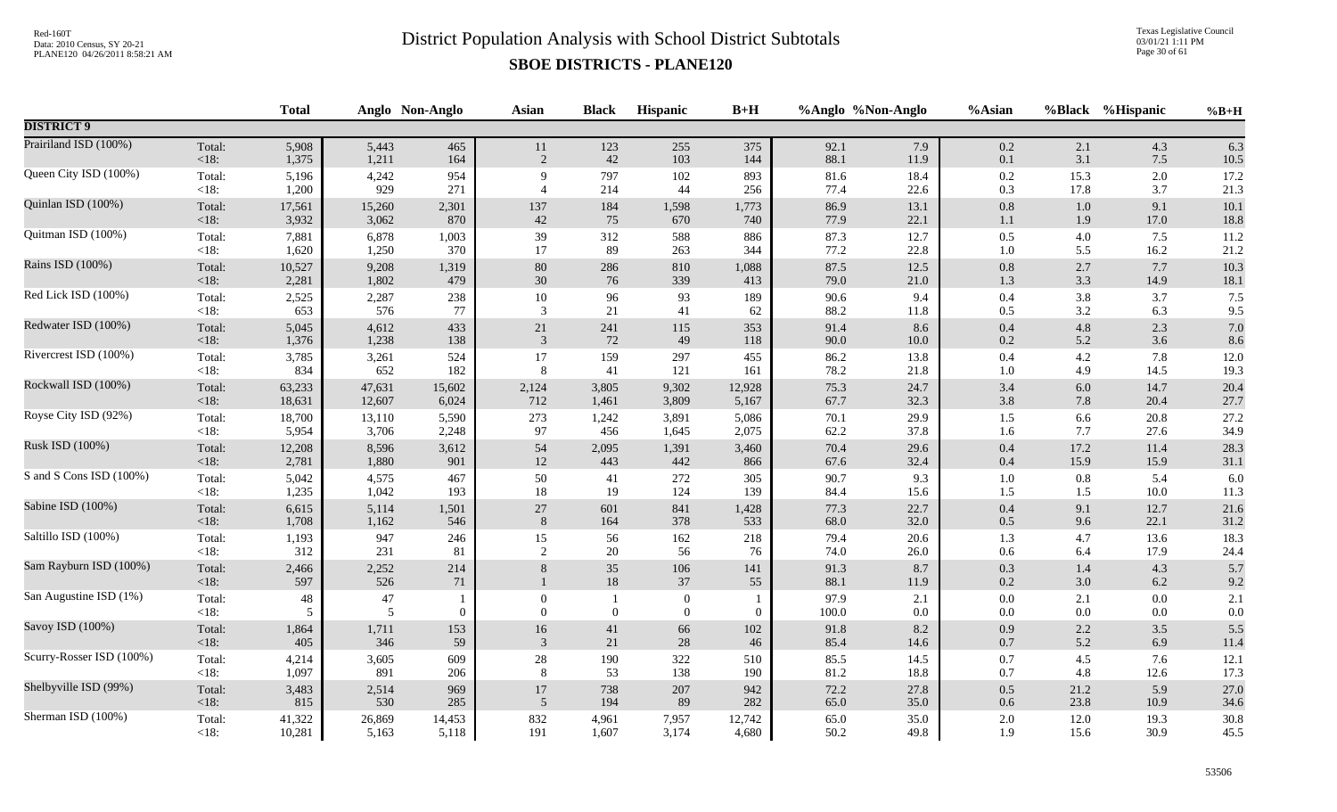# District Population Analysis with School District Subtotals

## SBOE DISTRICTS - PLANE120

| | | Total | Anglo | Non-Anglo | Asian | Black | Hispanic | B+H | %Anglo | %Non-Anglo | %Asian | %Black | %Hispanic | %B+H |
|---|---|---|---|---|---|---|---|---|---|---|---|---|---|---|
| **DISTRICT 9** | | | | | | | | | | | | | | |
| Prairiland ISD (100%) | Total: | 5,908 | 5,443 | 465 | 11 | 123 | 255 | 375 | 92.1 | 7.9 | 0.2 | 2.1 | 4.3 | 6.3 |
| | <18: | 1,375 | 1,211 | 164 | 2 | 42 | 103 | 144 | 88.1 | 11.9 | 0.1 | 3.1 | 7.5 | 10.5 |
| Queen City ISD (100%) | Total: | 5,196 | 4,242 | 954 | 9 | 797 | 102 | 893 | 81.6 | 18.4 | 0.2 | 15.3 | 2.0 | 17.2 |
| | <18: | 1,200 | 929 | 271 | 4 | 214 | 44 | 256 | 77.4 | 22.6 | 0.3 | 17.8 | 3.7 | 21.3 |
| Quinlan ISD (100%) | Total: | 17,561 | 15,260 | 2,301 | 137 | 184 | 1,598 | 1,773 | 86.9 | 13.1 | 0.8 | 1.0 | 9.1 | 10.1 |
| | <18: | 3,932 | 3,062 | 870 | 42 | 75 | 670 | 740 | 77.9 | 22.1 | 1.1 | 1.9 | 17.0 | 18.8 |
| Quitman ISD (100%) | Total: | 7,881 | 6,878 | 1,003 | 39 | 312 | 588 | 886 | 87.3 | 12.7 | 0.5 | 4.0 | 7.5 | 11.2 |
| | <18: | 1,620 | 1,250 | 370 | 17 | 89 | 263 | 344 | 77.2 | 22.8 | 1.0 | 5.5 | 16.2 | 21.2 |
| Rains ISD (100%) | Total: | 10,527 | 9,208 | 1,319 | 80 | 286 | 810 | 1,088 | 87.5 | 12.5 | 0.8 | 2.7 | 7.7 | 10.3 |
| | <18: | 2,281 | 1,802 | 479 | 30 | 76 | 339 | 413 | 79.0 | 21.0 | 1.3 | 3.3 | 14.9 | 18.1 |
| Red Lick ISD (100%) | Total: | 2,525 | 2,287 | 238 | 10 | 96 | 93 | 189 | 90.6 | 9.4 | 0.4 | 3.8 | 3.7 | 7.5 |
| | <18: | 653 | 576 | 77 | 3 | 21 | 41 | 62 | 88.2 | 11.8 | 0.5 | 3.2 | 6.3 | 9.5 |
| Redwater ISD (100%) | Total: | 5,045 | 4,612 | 433 | 21 | 241 | 115 | 353 | 91.4 | 8.6 | 0.4 | 4.8 | 2.3 | 7.0 |
| | <18: | 1,376 | 1,238 | 138 | 3 | 72 | 49 | 118 | 90.0 | 10.0 | 0.2 | 5.2 | 3.6 | 8.6 |
| Rivercrest ISD (100%) | Total: | 3,785 | 3,261 | 524 | 17 | 159 | 297 | 455 | 86.2 | 13.8 | 0.4 | 4.2 | 7.8 | 12.0 |
| | <18: | 834 | 652 | 182 | 8 | 41 | 121 | 161 | 78.2 | 21.8 | 1.0 | 4.9 | 14.5 | 19.3 |
| Rockwall ISD (100%) | Total: | 63,233 | 47,631 | 15,602 | 2,124 | 3,805 | 9,302 | 12,928 | 75.3 | 24.7 | 3.4 | 6.0 | 14.7 | 20.4 |
| | <18: | 18,631 | 12,607 | 6,024 | 712 | 1,461 | 3,809 | 5,167 | 67.7 | 32.3 | 3.8 | 7.8 | 20.4 | 27.7 |
| Royse City ISD (92%) | Total: | 18,700 | 13,110 | 5,590 | 273 | 1,242 | 3,891 | 5,086 | 70.1 | 29.9 | 1.5 | 6.6 | 20.8 | 27.2 |
| | <18: | 5,954 | 3,706 | 2,248 | 97 | 456 | 1,645 | 2,075 | 62.2 | 37.8 | 1.6 | 7.7 | 27.6 | 34.9 |
| Rusk ISD (100%) | Total: | 12,208 | 8,596 | 3,612 | 54 | 2,095 | 1,391 | 3,460 | 70.4 | 29.6 | 0.4 | 17.2 | 11.4 | 28.3 |
| | <18: | 2,781 | 1,880 | 901 | 12 | 443 | 442 | 866 | 67.6 | 32.4 | 0.4 | 15.9 | 15.9 | 31.1 |
| S and S Cons ISD (100%) | Total: | 5,042 | 4,575 | 467 | 50 | 41 | 272 | 305 | 90.7 | 9.3 | 1.0 | 0.8 | 5.4 | 6.0 |
| | <18: | 1,235 | 1,042 | 193 | 18 | 19 | 124 | 139 | 84.4 | 15.6 | 1.5 | 1.5 | 10.0 | 11.3 |
| Sabine ISD (100%) | Total: | 6,615 | 5,114 | 1,501 | 27 | 601 | 841 | 1,428 | 77.3 | 22.7 | 0.4 | 9.1 | 12.7 | 21.6 |
| | <18: | 1,708 | 1,162 | 546 | 8 | 164 | 378 | 533 | 68.0 | 32.0 | 0.5 | 9.6 | 22.1 | 31.2 |
| Saltillo ISD (100%) | Total: | 1,193 | 947 | 246 | 15 | 56 | 162 | 218 | 79.4 | 20.6 | 1.3 | 4.7 | 13.6 | 18.3 |
| | <18: | 312 | 231 | 81 | 2 | 20 | 56 | 76 | 74.0 | 26.0 | 0.6 | 6.4 | 17.9 | 24.4 |
| Sam Rayburn ISD (100%) | Total: | 2,466 | 2,252 | 214 | 8 | 35 | 106 | 141 | 91.3 | 8.7 | 0.3 | 1.4 | 4.3 | 5.7 |
| | <18: | 597 | 526 | 71 | 1 | 18 | 37 | 55 | 88.1 | 11.9 | 0.2 | 3.0 | 6.2 | 9.2 |
| San Augustine ISD (1%) | Total: | 48 | 47 | 1 | 0 | 1 | 0 | 1 | 97.9 | 2.1 | 0.0 | 2.1 | 0.0 | 2.1 |
| | <18: | 5 | 5 | 0 | 0 | 0 | 0 | 0 | 100.0 | 0.0 | 0.0 | 0.0 | 0.0 | 0.0 |
| Savoy ISD (100%) | Total: | 1,864 | 1,711 | 153 | 16 | 41 | 66 | 102 | 91.8 | 8.2 | 0.9 | 2.2 | 3.5 | 5.5 |
| | <18: | 405 | 346 | 59 | 3 | 21 | 28 | 46 | 85.4 | 14.6 | 0.7 | 5.2 | 6.9 | 11.4 |
| Scurry-Rosser ISD (100%) | Total: | 4,214 | 3,605 | 609 | 28 | 190 | 322 | 510 | 85.5 | 14.5 | 0.7 | 4.5 | 7.6 | 12.1 |
| | <18: | 1,097 | 891 | 206 | 8 | 53 | 138 | 190 | 81.2 | 18.8 | 0.7 | 4.8 | 12.6 | 17.3 |
| Shelbyville ISD (99%) | Total: | 3,483 | 2,514 | 969 | 17 | 738 | 207 | 942 | 72.2 | 27.8 | 0.5 | 21.2 | 5.9 | 27.0 |
| | <18: | 815 | 530 | 285 | 5 | 194 | 89 | 282 | 65.0 | 35.0 | 0.6 | 23.8 | 10.9 | 34.6 |
| Sherman ISD (100%) | Total: | 41,322 | 26,869 | 14,453 | 832 | 4,961 | 7,957 | 12,742 | 65.0 | 35.0 | 2.0 | 12.0 | 19.3 | 30.8 |
| | <18: | 10,281 | 5,163 | 5,118 | 191 | 1,607 | 3,174 | 4,680 | 50.2 | 49.8 | 1.9 | 15.6 | 30.9 | 45.5 |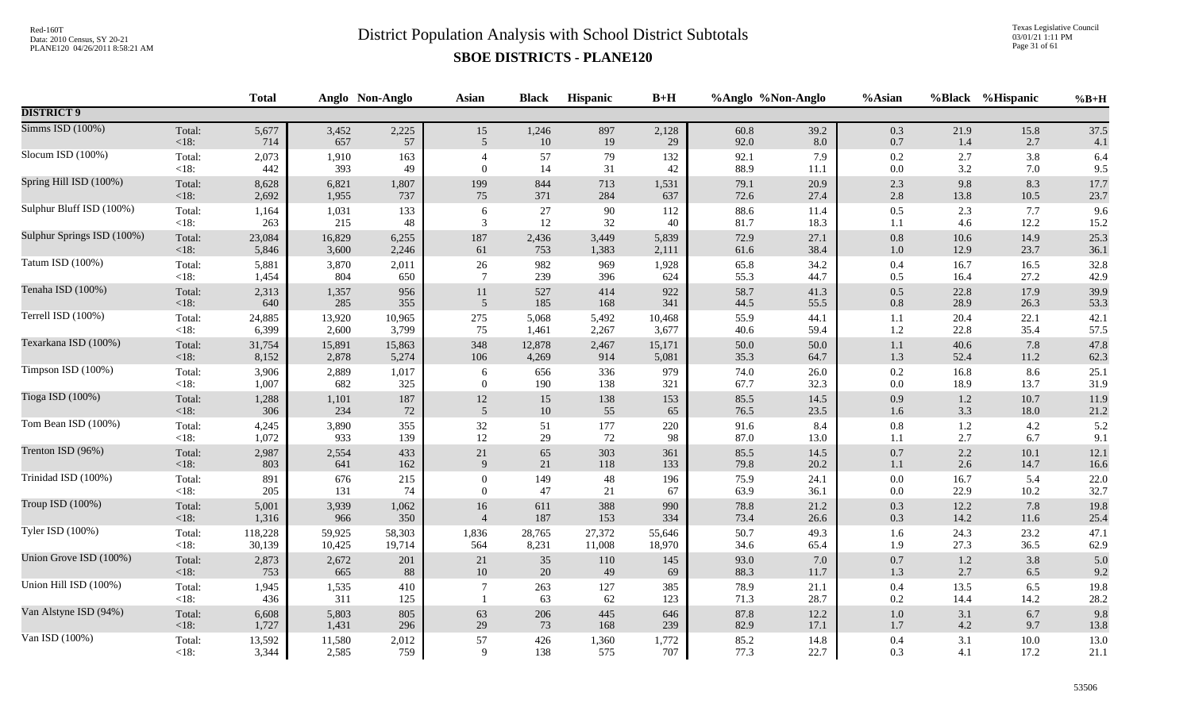# District Population Analysis with School District Subtotals

## SBOE DISTRICTS - PLANE120

Red-160T
Data: 2010 Census, SY 20-21
PLANE120 04/26/2011 8:58:21 AM

Texas Legislative Council
03/01/21 1:11 PM

| | | Total | Anglo | Non-Anglo | Asian | Black | Hispanic | B+H | %Anglo | %Non-Anglo | %Asian | %Black | %Hispanic | %B+H |
|---|---|---|---|---|---|---|---|---|---|---|---|---|---|---|
| **DISTRICT 9** | | | | | | | | | | | | | | |
| Simms ISD (100%) | Total: | 5,677 | 3,452 | 2,225 | 15 | 1,246 | 897 | 2,128 | 60.8 | 39.2 | 0.3 | 21.9 | 15.8 | 37.5 |
| | <18: | 714 | 657 | 57 | 5 | 10 | 19 | 29 | 92.0 | 8.0 | 0.7 | 1.4 | 2.7 | 4.1 |
| Slocum ISD (100%) | Total: | 2,073 | 1,910 | 163 | 4 | 57 | 79 | 132 | 92.1 | 7.9 | 0.2 | 2.7 | 3.8 | 6.4 |
| | <18: | 442 | 393 | 49 | 0 | 14 | 31 | 42 | 88.9 | 11.1 | 0.0 | 3.2 | 7.0 | 9.5 |
| Spring Hill ISD (100%) | Total: | 8,628 | 6,821 | 1,807 | 199 | 844 | 713 | 1,531 | 79.1 | 20.9 | 2.3 | 9.8 | 8.3 | 17.7 |
| | <18: | 2,692 | 1,955 | 737 | 75 | 371 | 284 | 637 | 72.6 | 27.4 | 2.8 | 13.8 | 10.5 | 23.7 |
| Sulphur Bluff ISD (100%) | Total: | 1,164 | 1,031 | 133 | 6 | 27 | 90 | 112 | 88.6 | 11.4 | 0.5 | 2.3 | 7.7 | 9.6 |
| | <18: | 263 | 215 | 48 | 3 | 12 | 32 | 40 | 81.7 | 18.3 | 1.1 | 4.6 | 12.2 | 15.2 |
| Sulphur Springs ISD (100%) | Total: | 23,084 | 16,829 | 6,255 | 187 | 2,436 | 3,449 | 5,839 | 72.9 | 27.1 | 0.8 | 10.6 | 14.9 | 25.3 |
| | <18: | 5,846 | 3,600 | 2,246 | 61 | 753 | 1,383 | 2,111 | 61.6 | 38.4 | 1.0 | 12.9 | 23.7 | 36.1 |
| Tatum ISD (100%) | Total: | 5,881 | 3,870 | 2,011 | 26 | 982 | 969 | 1,928 | 65.8 | 34.2 | 0.4 | 16.7 | 16.5 | 32.8 |
| | <18: | 1,454 | 804 | 650 | 7 | 239 | 396 | 624 | 55.3 | 44.7 | 0.5 | 16.4 | 27.2 | 42.9 |
| Tenaha ISD (100%) | Total: | 2,313 | 1,357 | 956 | 11 | 527 | 414 | 922 | 58.7 | 41.3 | 0.5 | 22.8 | 17.9 | 39.9 |
| | <18: | 640 | 285 | 355 | 5 | 185 | 168 | 341 | 44.5 | 55.5 | 0.8 | 28.9 | 26.3 | 53.3 |
| Terrell ISD (100%) | Total: | 24,885 | 13,920 | 10,965 | 275 | 5,068 | 5,492 | 10,468 | 55.9 | 44.1 | 1.1 | 20.4 | 22.1 | 42.1 |
| | <18: | 6,399 | 2,600 | 3,799 | 75 | 1,461 | 2,267 | 3,677 | 40.6 | 59.4 | 1.2 | 22.8 | 35.4 | 57.5 |
| Texarkana ISD (100%) | Total: | 31,754 | 15,891 | 15,863 | 348 | 12,878 | 2,467 | 15,171 | 50.0 | 50.0 | 1.1 | 40.6 | 7.8 | 47.8 |
| | <18: | 8,152 | 2,878 | 5,274 | 106 | 4,269 | 914 | 5,081 | 35.3 | 64.7 | 1.3 | 52.4 | 11.2 | 62.3 |
| Timpson ISD (100%) | Total: | 3,906 | 2,889 | 1,017 | 6 | 656 | 336 | 979 | 74.0 | 26.0 | 0.2 | 16.8 | 8.6 | 25.1 |
| | <18: | 1,007 | 682 | 325 | 0 | 190 | 138 | 321 | 67.7 | 32.3 | 0.0 | 18.9 | 13.7 | 31.9 |
| Tioga ISD (100%) | Total: | 1,288 | 1,101 | 187 | 12 | 15 | 138 | 153 | 85.5 | 14.5 | 0.9 | 1.2 | 10.7 | 11.9 |
| | <18: | 306 | 234 | 72 | 5 | 10 | 55 | 65 | 76.5 | 23.5 | 1.6 | 3.3 | 18.0 | 21.2 |
| Tom Bean ISD (100%) | Total: | 4,245 | 3,890 | 355 | 32 | 51 | 177 | 220 | 91.6 | 8.4 | 0.8 | 1.2 | 4.2 | 5.2 |
| | <18: | 1,072 | 933 | 139 | 12 | 29 | 72 | 98 | 87.0 | 13.0 | 1.1 | 2.7 | 6.7 | 9.1 |
| Trenton ISD (96%) | Total: | 2,987 | 2,554 | 433 | 21 | 65 | 303 | 361 | 85.5 | 14.5 | 0.7 | 2.2 | 10.1 | 12.1 |
| | <18: | 803 | 641 | 162 | 9 | 21 | 118 | 133 | 79.8 | 20.2 | 1.1 | 2.6 | 14.7 | 16.6 |
| Trinidad ISD (100%) | Total: | 891 | 676 | 215 | 0 | 149 | 48 | 196 | 75.9 | 24.1 | 0.0 | 16.7 | 5.4 | 22.0 |
| | <18: | 205 | 131 | 74 | 0 | 47 | 21 | 67 | 63.9 | 36.1 | 0.0 | 22.9 | 10.2 | 32.7 |
| Troup ISD (100%) | Total: | 5,001 | 3,939 | 1,062 | 16 | 611 | 388 | 990 | 78.8 | 21.2 | 0.3 | 12.2 | 7.8 | 19.8 |
| | <18: | 1,316 | 966 | 350 | 4 | 187 | 153 | 334 | 73.4 | 26.6 | 0.3 | 14.2 | 11.6 | 25.4 |
| Tyler ISD (100%) | Total: | 118,228 | 59,925 | 58,303 | 1,836 | 28,765 | 27,372 | 55,646 | 50.7 | 49.3 | 1.6 | 24.3 | 23.2 | 47.1 |
| | <18: | 30,139 | 10,425 | 19,714 | 564 | 8,231 | 11,008 | 18,970 | 34.6 | 65.4 | 1.9 | 27.3 | 36.5 | 62.9 |
| Union Grove ISD (100%) | Total: | 2,873 | 2,672 | 201 | 21 | 35 | 110 | 145 | 93.0 | 7.0 | 0.7 | 1.2 | 3.8 | 5.0 |
| | <18: | 753 | 665 | 88 | 10 | 20 | 49 | 69 | 88.3 | 11.7 | 1.3 | 2.7 | 6.5 | 9.2 |
| Union Hill ISD (100%) | Total: | 1,945 | 1,535 | 410 | 7 | 263 | 127 | 385 | 78.9 | 21.1 | 0.4 | 13.5 | 6.5 | 19.8 |
| | <18: | 436 | 311 | 125 | 1 | 63 | 62 | 123 | 71.3 | 28.7 | 0.2 | 14.4 | 14.2 | 28.2 |
| Van Alstyne ISD (94%) | Total: | 6,608 | 5,803 | 805 | 63 | 206 | 445 | 646 | 87.8 | 12.2 | 1.0 | 3.1 | 6.7 | 9.8 |
| | <18: | 1,727 | 1,431 | 296 | 29 | 73 | 168 | 239 | 82.9 | 17.1 | 1.7 | 4.2 | 9.7 | 13.8 |
| Van ISD (100%) | Total: | 13,592 | 11,580 | 2,012 | 57 | 426 | 1,360 | 1,772 | 85.2 | 14.8 | 0.4 | 3.1 | 10.0 | 13.0 |
| | <18: | 3,344 | 2,585 | 759 | 9 | 138 | 575 | 707 | 77.3 | 22.7 | 0.3 | 4.1 | 17.2 | 21.1 |

53506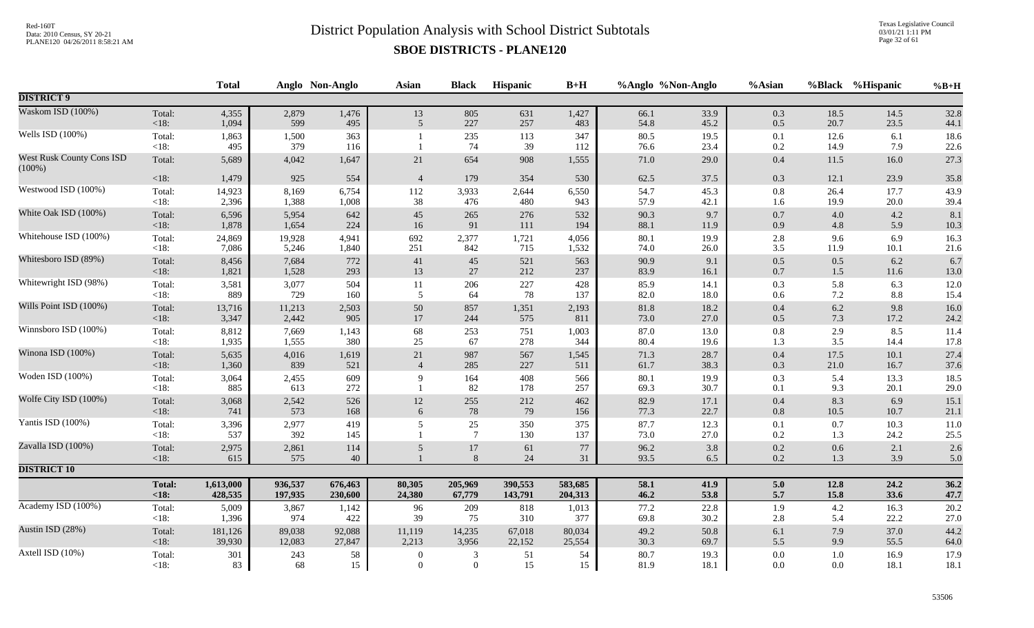# District Population Analysis with School District Subtotals

## SBOE DISTRICTS - PLANE120

| | | Total | Anglo | Non-Anglo | Asian | Black | Hispanic | B+H | %Anglo | %Non-Anglo | %Asian | %Black | %Hispanic | %B+H |
|---|---|---|---|---|---|---|---|---|---|---|---|---|---|---|
| **DISTRICT 9** | | | | | | | | | | | | | | |
| Waskom ISD (100%) | Total: | 4,355 | 2,879 | 1,476 | 13 | 805 | 631 | 1,427 | 66.1 | 33.9 | 0.3 | 18.5 | 14.5 | 32.8 |
| | <18: | 1,094 | 599 | 495 | 5 | 227 | 257 | 483 | 54.8 | 45.2 | 0.5 | 20.7 | 23.5 | 44.1 |
| Wells ISD (100%) | Total: | 1,863 | 1,500 | 363 | 1 | 235 | 113 | 347 | 80.5 | 19.5 | 0.1 | 12.6 | 6.1 | 18.6 |
| | <18: | 495 | 379 | 116 | 1 | 74 | 39 | 112 | 76.6 | 23.4 | 0.2 | 14.9 | 7.9 | 22.6 |
| West Rusk County Cons ISD (100%) | Total: | 5,689 | 4,042 | 1,647 | 21 | 654 | 908 | 1,555 | 71.0 | 29.0 | 0.4 | 11.5 | 16.0 | 27.3 |
| | <18: | 1,479 | 925 | 554 | 4 | 179 | 354 | 530 | 62.5 | 37.5 | 0.3 | 12.1 | 23.9 | 35.8 |
| Westwood ISD (100%) | Total: | 14,923 | 8,169 | 6,754 | 112 | 3,933 | 2,644 | 6,550 | 54.7 | 45.3 | 0.8 | 26.4 | 17.7 | 43.9 |
| | <18: | 2,396 | 1,388 | 1,008 | 38 | 476 | 480 | 943 | 57.9 | 42.1 | 1.6 | 19.9 | 20.0 | 39.4 |
| White Oak ISD (100%) | Total: | 6,596 | 5,954 | 642 | 45 | 265 | 276 | 532 | 90.3 | 9.7 | 0.7 | 4.0 | 4.2 | 8.1 |
| | <18: | 1,878 | 1,654 | 224 | 16 | 91 | 111 | 194 | 88.1 | 11.9 | 0.9 | 4.8 | 5.9 | 10.3 |
| Whitehouse ISD (100%) | Total: | 24,869 | 19,928 | 4,941 | 692 | 2,377 | 1,721 | 4,056 | 80.1 | 19.9 | 2.8 | 9.6 | 6.9 | 16.3 |
| | <18: | 7,086 | 5,246 | 1,840 | 251 | 842 | 715 | 1,532 | 74.0 | 26.0 | 3.5 | 11.9 | 10.1 | 21.6 |
| Whitesboro ISD (89%) | Total: | 8,456 | 7,684 | 772 | 41 | 45 | 521 | 563 | 90.9 | 9.1 | 0.5 | 0.5 | 6.2 | 6.7 |
| | <18: | 1,821 | 1,528 | 293 | 13 | 27 | 212 | 237 | 83.9 | 16.1 | 0.7 | 1.5 | 11.6 | 13.0 |
| Whitewright ISD (98%) | Total: | 3,581 | 3,077 | 504 | 11 | 206 | 227 | 428 | 85.9 | 14.1 | 0.3 | 5.8 | 6.3 | 12.0 |
| | <18: | 889 | 729 | 160 | 5 | 64 | 78 | 137 | 82.0 | 18.0 | 0.6 | 7.2 | 8.8 | 15.4 |
| Wills Point ISD (100%) | Total: | 13,716 | 11,213 | 2,503 | 50 | 857 | 1,351 | 2,193 | 81.8 | 18.2 | 0.4 | 6.2 | 9.8 | 16.0 |
| | <18: | 3,347 | 2,442 | 905 | 17 | 244 | 575 | 811 | 73.0 | 27.0 | 0.5 | 7.3 | 17.2 | 24.2 |
| Winnsboro ISD (100%) | Total: | 8,812 | 7,669 | 1,143 | 68 | 253 | 751 | 1,003 | 87.0 | 13.0 | 0.8 | 2.9 | 8.5 | 11.4 |
| | <18: | 1,935 | 1,555 | 380 | 25 | 67 | 278 | 344 | 80.4 | 19.6 | 1.3 | 3.5 | 14.4 | 17.8 |
| Winona ISD (100%) | Total: | 5,635 | 4,016 | 1,619 | 21 | 987 | 567 | 1,545 | 71.3 | 28.7 | 0.4 | 17.5 | 10.1 | 27.4 |
| | <18: | 1,360 | 839 | 521 | 4 | 285 | 227 | 511 | 61.7 | 38.3 | 0.3 | 21.0 | 16.7 | 37.6 |
| Woden ISD (100%) | Total: | 3,064 | 2,455 | 609 | 9 | 164 | 408 | 566 | 80.1 | 19.9 | 0.3 | 5.4 | 13.3 | 18.5 |
| | <18: | 885 | 613 | 272 | 1 | 82 | 178 | 257 | 69.3 | 30.7 | 0.1 | 9.3 | 20.1 | 29.0 |
| Wolfe City ISD (100%) | Total: | 3,068 | 2,542 | 526 | 12 | 255 | 212 | 462 | 82.9 | 17.1 | 0.4 | 8.3 | 6.9 | 15.1 |
| | <18: | 741 | 573 | 168 | 6 | 78 | 79 | 156 | 77.3 | 22.7 | 0.8 | 10.5 | 10.7 | 21.1 |
| Yantis ISD (100%) | Total: | 3,396 | 2,977 | 419 | 5 | 25 | 350 | 375 | 87.7 | 12.3 | 0.1 | 0.7 | 10.3 | 11.0 |
| | <18: | 537 | 392 | 145 | 1 | 7 | 130 | 137 | 73.0 | 27.0 | 0.2 | 1.3 | 24.2 | 25.5 |
| Zavalla ISD (100%) | Total: | 2,975 | 2,861 | 114 | 5 | 17 | 61 | 77 | 96.2 | 3.8 | 0.2 | 0.6 | 2.1 | 2.6 |
| | <18: | 615 | 575 | 40 | 1 | 8 | 24 | 31 | 93.5 | 6.5 | 0.2 | 1.3 | 3.9 | 5.0 |
| **DISTRICT 10** | | | | | | | | | | | | | | |
| | **Total:** | **1,613,000** | **936,537** | **676,463** | **80,305** | **205,969** | **390,553** | **583,685** | **58.1** | **41.9** | **5.0** | **12.8** | **24.2** | **36.2** |
| | **<18:** | **428,535** | **197,935** | **230,600** | **24,380** | **67,779** | **143,791** | **204,313** | **46.2** | **53.8** | **5.7** | **15.8** | **33.6** | **47.7** |
| Academy ISD (100%) | Total: | 5,009 | 3,867 | 1,142 | 96 | 209 | 818 | 1,013 | 77.2 | 22.8 | 1.9 | 4.2 | 16.3 | 20.2 |
| | <18: | 1,396 | 974 | 422 | 39 | 75 | 310 | 377 | 69.8 | 30.2 | 2.8 | 5.4 | 22.2 | 27.0 |
| Austin ISD (28%) | Total: | 181,126 | 89,038 | 92,088 | 11,119 | 14,235 | 67,018 | 80,034 | 49.2 | 50.8 | 6.1 | 7.9 | 37.0 | 44.2 |
| | <18: | 39,930 | 12,083 | 27,847 | 2,213 | 3,956 | 22,152 | 25,554 | 30.3 | 69.7 | 5.5 | 9.9 | 55.5 | 64.0 |
| Axtell ISD (10%) | Total: | 301 | 243 | 58 | 0 | 3 | 51 | 54 | 80.7 | 19.3 | 0.0 | 1.0 | 16.9 | 17.9 |
| | <18: | 83 | 68 | 15 | 0 | 0 | 15 | 15 | 81.9 | 18.1 | 0.0 | 0.0 | 18.1 | 18.1 |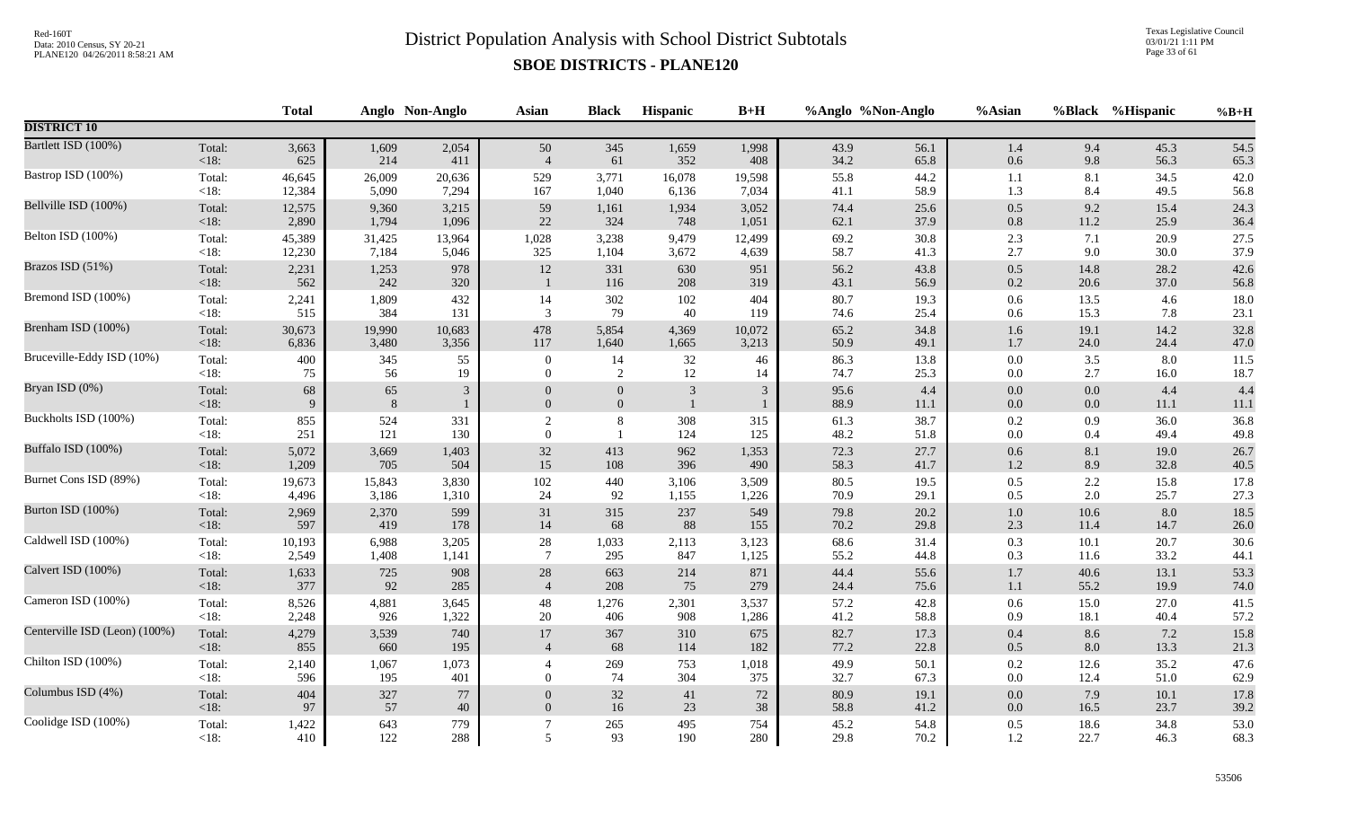# District Population Analysis with School District Subtotals

## SBOE DISTRICTS - PLANE120

Red-160T
Data: 2010 Census, SY 20-21
PLANE120 04/26/2011 8:58:21 AM

Texas Legislative Council
03/01/21 1:11 PM

| | | Total | Anglo | Non-Anglo | Asian | Black | Hispanic | B+H | %Anglo | %Non-Anglo | %Asian | %Black | %Hispanic | %B+H |
|---|---|---|---|---|---|---|---|---|---|---|---|---|---|---|
| **DISTRICT 10** | | | | | | | | | | | | | | |
| Bartlett ISD (100%) | Total: | 3,663 | 1,609 | 2,054 | 50 | 345 | 1,659 | 1,998 | 43.9 | 56.1 | 1.4 | 9.4 | 45.3 | 54.5 |
| | <18: | 625 | 214 | 411 | 4 | 61 | 352 | 408 | 34.2 | 65.8 | 0.6 | 9.8 | 56.3 | 65.3 |
| Bastrop ISD (100%) | Total: | 46,645 | 26,009 | 20,636 | 529 | 3,771 | 16,078 | 19,598 | 55.8 | 44.2 | 1.1 | 8.1 | 34.5 | 42.0 |
| | <18: | 12,384 | 5,090 | 7,294 | 167 | 1,040 | 6,136 | 7,034 | 41.1 | 58.9 | 1.3 | 8.4 | 49.5 | 56.8 |
| Bellville ISD (100%) | Total: | 12,575 | 9,360 | 3,215 | 59 | 1,161 | 1,934 | 3,052 | 74.4 | 25.6 | 0.5 | 9.2 | 15.4 | 24.3 |
| | <18: | 2,890 | 1,794 | 1,096 | 22 | 324 | 748 | 1,051 | 62.1 | 37.9 | 0.8 | 11.2 | 25.9 | 36.4 |
| Belton ISD (100%) | Total: | 45,389 | 31,425 | 13,964 | 1,028 | 3,238 | 9,479 | 12,499 | 69.2 | 30.8 | 2.3 | 7.1 | 20.9 | 27.5 |
| | <18: | 12,230 | 7,184 | 5,046 | 325 | 1,104 | 3,672 | 4,639 | 58.7 | 41.3 | 2.7 | 9.0 | 30.0 | 37.9 |
| Brazos ISD (51%) | Total: | 2,231 | 1,253 | 978 | 12 | 331 | 630 | 951 | 56.2 | 43.8 | 0.5 | 14.8 | 28.2 | 42.6 |
| | <18: | 562 | 242 | 320 | 1 | 116 | 208 | 319 | 43.1 | 56.9 | 0.2 | 20.6 | 37.0 | 56.8 |
| Bremond ISD (100%) | Total: | 2,241 | 1,809 | 432 | 14 | 302 | 102 | 404 | 80.7 | 19.3 | 0.6 | 13.5 | 4.6 | 18.0 |
| | <18: | 515 | 384 | 131 | 3 | 79 | 40 | 119 | 74.6 | 25.4 | 0.6 | 15.3 | 7.8 | 23.1 |
| Brenham ISD (100%) | Total: | 30,673 | 19,990 | 10,683 | 478 | 5,854 | 4,369 | 10,072 | 65.2 | 34.8 | 1.6 | 19.1 | 14.2 | 32.8 |
| | <18: | 6,836 | 3,480 | 3,356 | 117 | 1,640 | 1,665 | 3,213 | 50.9 | 49.1 | 1.7 | 24.0 | 24.4 | 47.0 |
| Bruceville-Eddy ISD (10%) | Total: | 400 | 345 | 55 | 0 | 14 | 32 | 46 | 86.3 | 13.8 | 0.0 | 3.5 | 8.0 | 11.5 |
| | <18: | 75 | 56 | 19 | 0 | 2 | 12 | 14 | 74.7 | 25.3 | 0.0 | 2.7 | 16.0 | 18.7 |
| Bryan ISD (0%) | Total: | 68 | 65 | 3 | 0 | 0 | 3 | 3 | 95.6 | 4.4 | 0.0 | 0.0 | 4.4 | 4.4 |
| | <18: | 9 | 8 | 1 | 0 | 0 | 1 | 1 | 88.9 | 11.1 | 0.0 | 0.0 | 11.1 | 11.1 |
| Buckholts ISD (100%) | Total: | 855 | 524 | 331 | 2 | 8 | 308 | 315 | 61.3 | 38.7 | 0.2 | 0.9 | 36.0 | 36.8 |
| | <18: | 251 | 121 | 130 | 0 | 1 | 124 | 125 | 48.2 | 51.8 | 0.0 | 0.4 | 49.4 | 49.8 |
| Buffalo ISD (100%) | Total: | 5,072 | 3,669 | 1,403 | 32 | 413 | 962 | 1,353 | 72.3 | 27.7 | 0.6 | 8.1 | 19.0 | 26.7 |
| | <18: | 1,209 | 705 | 504 | 15 | 108 | 396 | 490 | 58.3 | 41.7 | 1.2 | 8.9 | 32.8 | 40.5 |
| Burnet Cons ISD (89%) | Total: | 19,673 | 15,843 | 3,830 | 102 | 440 | 3,106 | 3,509 | 80.5 | 19.5 | 0.5 | 2.2 | 15.8 | 17.8 |
| | <18: | 4,496 | 3,186 | 1,310 | 24 | 92 | 1,155 | 1,226 | 70.9 | 29.1 | 0.5 | 2.0 | 25.7 | 27.3 |
| Burton ISD (100%) | Total: | 2,969 | 2,370 | 599 | 31 | 315 | 237 | 549 | 79.8 | 20.2 | 1.0 | 10.6 | 8.0 | 18.5 |
| | <18: | 597 | 419 | 178 | 14 | 68 | 88 | 155 | 70.2 | 29.8 | 2.3 | 11.4 | 14.7 | 26.0 |
| Caldwell ISD (100%) | Total: | 10,193 | 6,988 | 3,205 | 28 | 1,033 | 2,113 | 3,123 | 68.6 | 31.4 | 0.3 | 10.1 | 20.7 | 30.6 |
| | <18: | 2,549 | 1,408 | 1,141 | 7 | 295 | 847 | 1,125 | 55.2 | 44.8 | 0.3 | 11.6 | 33.2 | 44.1 |
| Calvert ISD (100%) | Total: | 1,633 | 725 | 908 | 28 | 663 | 214 | 871 | 44.4 | 55.6 | 1.7 | 40.6 | 13.1 | 53.3 |
| | <18: | 377 | 92 | 285 | 4 | 208 | 75 | 279 | 24.4 | 75.6 | 1.1 | 55.2 | 19.9 | 74.0 |
| Cameron ISD (100%) | Total: | 8,526 | 4,881 | 3,645 | 48 | 1,276 | 2,301 | 3,537 | 57.2 | 42.8 | 0.6 | 15.0 | 27.0 | 41.5 |
| | <18: | 2,248 | 926 | 1,322 | 20 | 406 | 908 | 1,286 | 41.2 | 58.8 | 0.9 | 18.1 | 40.4 | 57.2 |
| Centerville ISD (Leon) (100%) | Total: | 4,279 | 3,539 | 740 | 17 | 367 | 310 | 675 | 82.7 | 17.3 | 0.4 | 8.6 | 7.2 | 15.8 |
| | <18: | 855 | 660 | 195 | 4 | 68 | 114 | 182 | 77.2 | 22.8 | 0.5 | 8.0 | 13.3 | 21.3 |
| Chilton ISD (100%) | Total: | 2,140 | 1,067 | 1,073 | 4 | 269 | 753 | 1,018 | 49.9 | 50.1 | 0.2 | 12.6 | 35.2 | 47.6 |
| | <18: | 596 | 195 | 401 | 0 | 74 | 304 | 375 | 32.7 | 67.3 | 0.0 | 12.4 | 51.0 | 62.9 |
| Columbus ISD (4%) | Total: | 404 | 327 | 77 | 0 | 32 | 41 | 72 | 80.9 | 19.1 | 0.0 | 7.9 | 10.1 | 17.8 |
| | <18: | 97 | 57 | 40 | 0 | 16 | 23 | 38 | 58.8 | 41.2 | 0.0 | 16.5 | 23.7 | 39.2 |
| Coolidge ISD (100%) | Total: | 1,422 | 643 | 779 | 7 | 265 | 495 | 754 | 45.2 | 54.8 | 0.5 | 18.6 | 34.8 | 53.0 |
| | <18: | 410 | 122 | 288 | 5 | 93 | 190 | 280 | 29.8 | 70.2 | 1.2 | 22.7 | 46.3 | 68.3 |

53506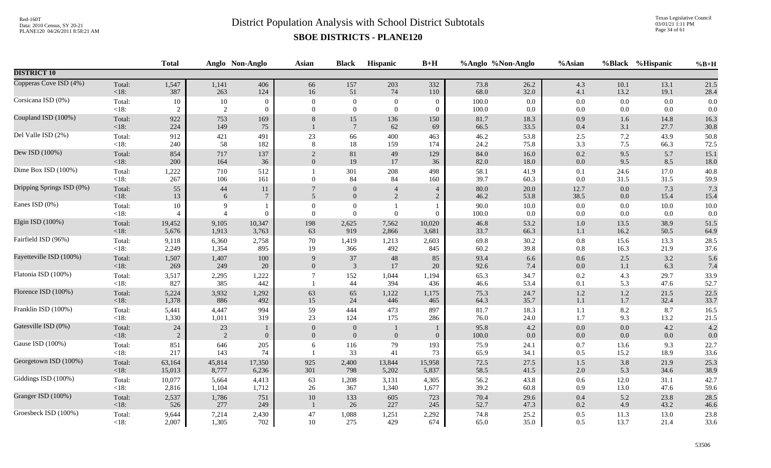# District Population Analysis with School District Subtotals

## SBOE DISTRICTS - PLANE120

| | | Total | Anglo | Non-Anglo | Asian | Black | Hispanic | B+H | %Anglo | %Non-Anglo | %Asian | %Black | %Hispanic | %B+H |
|---|---|---|---|---|---|---|---|---|---|---|---|---|---|---|
| **DISTRICT 10** | | | | | | | | | | | | | | |
| Copperas Cove ISD (4%) | Total: | 1,547 | 1,141 | 406 | 66 | 157 | 203 | 332 | 73.8 | 26.2 | 4.3 | 10.1 | 13.1 | 21.5 |
| | <18: | 387 | 263 | 124 | 16 | 51 | 74 | 110 | 68.0 | 32.0 | 4.1 | 13.2 | 19.1 | 28.4 |
| Corsicana ISD (0%) | Total: | 10 | 10 | 0 | 0 | 0 | 0 | 0 | 100.0 | 0.0 | 0.0 | 0.0 | 0.0 | 0.0 |
| | <18: | 2 | 2 | 0 | 0 | 0 | 0 | 0 | 100.0 | 0.0 | 0.0 | 0.0 | 0.0 | 0.0 |
| Coupland ISD (100%) | Total: | 922 | 753 | 169 | 8 | 15 | 136 | 150 | 81.7 | 18.3 | 0.9 | 1.6 | 14.8 | 16.3 |
| | <18: | 224 | 149 | 75 | 1 | 7 | 62 | 69 | 66.5 | 33.5 | 0.4 | 3.1 | 27.7 | 30.8 |
| Del Valle ISD (2%) | Total: | 912 | 421 | 491 | 23 | 66 | 400 | 463 | 46.2 | 53.8 | 2.5 | 7.2 | 43.9 | 50.8 |
| | <18: | 240 | 58 | 182 | 8 | 18 | 159 | 174 | 24.2 | 75.8 | 3.3 | 7.5 | 66.3 | 72.5 |
| Dew ISD (100%) | Total: | 854 | 717 | 137 | 2 | 81 | 49 | 129 | 84.0 | 16.0 | 0.2 | 9.5 | 5.7 | 15.1 |
| | <18: | 200 | 164 | 36 | 0 | 19 | 17 | 36 | 82.0 | 18.0 | 0.0 | 9.5 | 8.5 | 18.0 |
| Dime Box ISD (100%) | Total: | 1,222 | 710 | 512 | 1 | 301 | 208 | 498 | 58.1 | 41.9 | 0.1 | 24.6 | 17.0 | 40.8 |
| | <18: | 267 | 106 | 161 | 0 | 84 | 84 | 160 | 39.7 | 60.3 | 0.0 | 31.5 | 31.5 | 59.9 |
| Dripping Springs ISD (0%) | Total: | 55 | 44 | 11 | 7 | 0 | 4 | 4 | 80.0 | 20.0 | 12.7 | 0.0 | 7.3 | 7.3 |
| | <18: | 13 | 6 | 7 | 5 | 0 | 2 | 2 | 46.2 | 53.8 | 38.5 | 0.0 | 15.4 | 15.4 |
| Eanes ISD (0%) | Total: | 10 | 9 | 1 | 0 | 0 | 1 | 1 | 90.0 | 10.0 | 0.0 | 0.0 | 10.0 | 10.0 |
| | <18: | 4 | 4 | 0 | 0 | 0 | 0 | 0 | 100.0 | 0.0 | 0.0 | 0.0 | 0.0 | 0.0 |
| Elgin ISD (100%) | Total: | 19,452 | 9,105 | 10,347 | 198 | 2,625 | 7,562 | 10,020 | 46.8 | 53.2 | 1.0 | 13.5 | 38.9 | 51.5 |
| | <18: | 5,676 | 1,913 | 3,763 | 63 | 919 | 2,866 | 3,681 | 33.7 | 66.3 | 1.1 | 16.2 | 50.5 | 64.9 |
| Fairfield ISD (96%) | Total: | 9,118 | 6,360 | 2,758 | 70 | 1,419 | 1,213 | 2,603 | 69.8 | 30.2 | 0.8 | 15.6 | 13.3 | 28.5 |
| | <18: | 2,249 | 1,354 | 895 | 19 | 366 | 492 | 845 | 60.2 | 39.8 | 0.8 | 16.3 | 21.9 | 37.6 |
| Fayetteville ISD (100%) | Total: | 1,507 | 1,407 | 100 | 9 | 37 | 48 | 85 | 93.4 | 6.6 | 0.6 | 2.5 | 3.2 | 5.6 |
| | <18: | 269 | 249 | 20 | 0 | 3 | 17 | 20 | 92.6 | 7.4 | 0.0 | 1.1 | 6.3 | 7.4 |
| Flatonia ISD (100%) | Total: | 3,517 | 2,295 | 1,222 | 7 | 152 | 1,044 | 1,194 | 65.3 | 34.7 | 0.2 | 4.3 | 29.7 | 33.9 |
| | <18: | 827 | 385 | 442 | 1 | 44 | 394 | 436 | 46.6 | 53.4 | 0.1 | 5.3 | 47.6 | 52.7 |
| Florence ISD (100%) | Total: | 5,224 | 3,932 | 1,292 | 63 | 65 | 1,122 | 1,175 | 75.3 | 24.7 | 1.2 | 1.2 | 21.5 | 22.5 |
| | <18: | 1,378 | 886 | 492 | 15 | 24 | 446 | 465 | 64.3 | 35.7 | 1.1 | 1.7 | 32.4 | 33.7 |
| Franklin ISD (100%) | Total: | 5,441 | 4,447 | 994 | 59 | 444 | 473 | 897 | 81.7 | 18.3 | 1.1 | 8.2 | 8.7 | 16.5 |
| | <18: | 1,330 | 1,011 | 319 | 23 | 124 | 175 | 286 | 76.0 | 24.0 | 1.7 | 9.3 | 13.2 | 21.5 |
| Gatesville ISD (0%) | Total: | 24 | 23 | 1 | 0 | 0 | 1 | 1 | 95.8 | 4.2 | 0.0 | 0.0 | 4.2 | 4.2 |
| | <18: | 2 | 2 | 0 | 0 | 0 | 0 | 0 | 100.0 | 0.0 | 0.0 | 0.0 | 0.0 | 0.0 |
| Gause ISD (100%) | Total: | 851 | 646 | 205 | 6 | 116 | 79 | 193 | 75.9 | 24.1 | 0.7 | 13.6 | 9.3 | 22.7 |
| | <18: | 217 | 143 | 74 | 1 | 33 | 41 | 73 | 65.9 | 34.1 | 0.5 | 15.2 | 18.9 | 33.6 |
| Georgetown ISD (100%) | Total: | 63,164 | 45,814 | 17,350 | 925 | 2,400 | 13,844 | 15,958 | 72.5 | 27.5 | 1.5 | 3.8 | 21.9 | 25.3 |
| | <18: | 15,013 | 8,777 | 6,236 | 301 | 798 | 5,202 | 5,837 | 58.5 | 41.5 | 2.0 | 5.3 | 34.6 | 38.9 |
| Giddings ISD (100%) | Total: | 10,077 | 5,664 | 4,413 | 63 | 1,208 | 3,131 | 4,305 | 56.2 | 43.8 | 0.6 | 12.0 | 31.1 | 42.7 |
| | <18: | 2,816 | 1,104 | 1,712 | 26 | 367 | 1,340 | 1,677 | 39.2 | 60.8 | 0.9 | 13.0 | 47.6 | 59.6 |
| Granger ISD (100%) | Total: | 2,537 | 1,786 | 751 | 10 | 133 | 605 | 723 | 70.4 | 29.6 | 0.4 | 5.2 | 23.8 | 28.5 |
| | <18: | 526 | 277 | 249 | 1 | 26 | 227 | 245 | 52.7 | 47.3 | 0.2 | 4.9 | 43.2 | 46.6 |
| Groesbeck ISD (100%) | Total: | 9,644 | 7,214 | 2,430 | 47 | 1,088 | 1,251 | 2,292 | 74.8 | 25.2 | 0.5 | 11.3 | 13.0 | 23.8 |
| | <18: | 2,007 | 1,305 | 702 | 10 | 275 | 429 | 674 | 65.0 | 35.0 | 0.5 | 13.7 | 21.4 | 33.6 |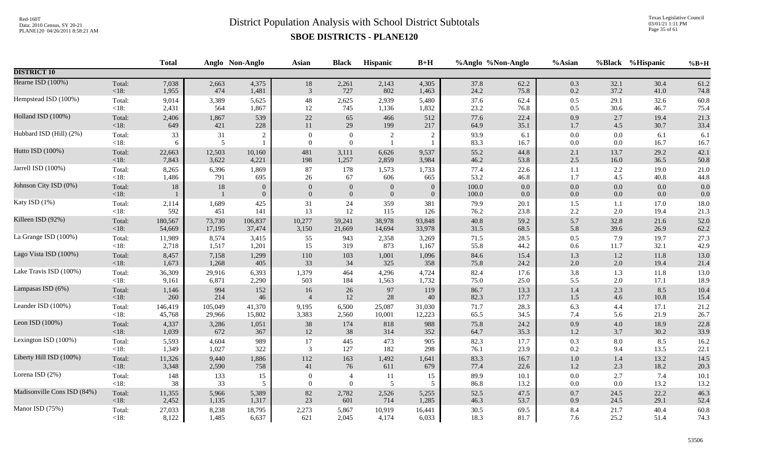# District Population Analysis with School District Subtotals

## SBOE DISTRICTS - PLANE120

| | | Total | Anglo | Non-Anglo | Asian | Black | Hispanic | B+H | %Anglo | %Non-Anglo | %Asian | %Black | %Hispanic | %B+H |
|---|---|---|---|---|---|---|---|---|---|---|---|---|---|---|
| **DISTRICT 10** | | | | | | | | | | | | | | |
| Hearne ISD (100%) | Total: | 7,038 | 2,663 | 4,375 | 18 | 2,261 | 2,143 | 4,305 | 37.8 | 62.2 | 0.3 | 32.1 | 30.4 | 61.2 |
| | <18: | 1,955 | 474 | 1,481 | 3 | 727 | 802 | 1,463 | 24.2 | 75.8 | 0.2 | 37.2 | 41.0 | 74.8 |
| Hempstead ISD (100%) | Total: | 9,014 | 3,389 | 5,625 | 48 | 2,625 | 2,939 | 5,480 | 37.6 | 62.4 | 0.5 | 29.1 | 32.6 | 60.8 |
| | <18: | 2,431 | 564 | 1,867 | 12 | 745 | 1,136 | 1,832 | 23.2 | 76.8 | 0.5 | 30.6 | 46.7 | 75.4 |
| Holland ISD (100%) | Total: | 2,406 | 1,867 | 539 | 22 | 65 | 466 | 512 | 77.6 | 22.4 | 0.9 | 2.7 | 19.4 | 21.3 |
| | <18: | 649 | 421 | 228 | 11 | 29 | 199 | 217 | 64.9 | 35.1 | 1.7 | 4.5 | 30.7 | 33.4 |
| Hubbard ISD (Hill) (2%) | Total: | 33 | 31 | 2 | 0 | 0 | 2 | 2 | 93.9 | 6.1 | 0.0 | 0.0 | 6.1 | 6.1 |
| | <18: | 6 | 5 | 1 | 0 | 0 | 1 | 1 | 83.3 | 16.7 | 0.0 | 0.0 | 16.7 | 16.7 |
| Hutto ISD (100%) | Total: | 22,663 | 12,503 | 10,160 | 481 | 3,111 | 6,626 | 9,537 | 55.2 | 44.8 | 2.1 | 13.7 | 29.2 | 42.1 |
| | <18: | 7,843 | 3,622 | 4,221 | 198 | 1,257 | 2,859 | 3,984 | 46.2 | 53.8 | 2.5 | 16.0 | 36.5 | 50.8 |
| Jarrell ISD (100%) | Total: | 8,265 | 6,396 | 1,869 | 87 | 178 | 1,573 | 1,733 | 77.4 | 22.6 | 1.1 | 2.2 | 19.0 | 21.0 |
| | <18: | 1,486 | 791 | 695 | 26 | 67 | 606 | 665 | 53.2 | 46.8 | 1.7 | 4.5 | 40.8 | 44.8 |
| Johnson City ISD (0%) | Total: | 18 | 18 | 0 | 0 | 0 | 0 | 0 | 100.0 | 0.0 | 0.0 | 0.0 | 0.0 | 0.0 |
| | <18: | 1 | 1 | 0 | 0 | 0 | 0 | 0 | 100.0 | 0.0 | 0.0 | 0.0 | 0.0 | 0.0 |
| Katy ISD (1%) | Total: | 2,114 | 1,689 | 425 | 31 | 24 | 359 | 381 | 79.9 | 20.1 | 1.5 | 1.1 | 17.0 | 18.0 |
| | <18: | 592 | 451 | 141 | 13 | 12 | 115 | 126 | 76.2 | 23.8 | 2.2 | 2.0 | 19.4 | 21.3 |
| Killeen ISD (92%) | Total: | 180,567 | 73,730 | 106,837 | 10,277 | 59,241 | 38,978 | 93,848 | 40.8 | 59.2 | 5.7 | 32.8 | 21.6 | 52.0 |
| | <18: | 54,669 | 17,195 | 37,474 | 3,150 | 21,669 | 14,694 | 33,978 | 31.5 | 68.5 | 5.8 | 39.6 | 26.9 | 62.2 |
| La Grange ISD (100%) | Total: | 11,989 | 8,574 | 3,415 | 55 | 943 | 2,358 | 3,269 | 71.5 | 28.5 | 0.5 | 7.9 | 19.7 | 27.3 |
| | <18: | 2,718 | 1,517 | 1,201 | 15 | 319 | 873 | 1,167 | 55.8 | 44.2 | 0.6 | 11.7 | 32.1 | 42.9 |
| Lago Vista ISD (100%) | Total: | 8,457 | 7,158 | 1,299 | 110 | 103 | 1,001 | 1,096 | 84.6 | 15.4 | 1.3 | 1.2 | 11.8 | 13.0 |
| | <18: | 1,673 | 1,268 | 405 | 33 | 34 | 325 | 358 | 75.8 | 24.2 | 2.0 | 2.0 | 19.4 | 21.4 |
| Lake Travis ISD (100%) | Total: | 36,309 | 29,916 | 6,393 | 1,379 | 464 | 4,296 | 4,724 | 82.4 | 17.6 | 3.8 | 1.3 | 11.8 | 13.0 |
| | <18: | 9,161 | 6,871 | 2,290 | 503 | 184 | 1,563 | 1,732 | 75.0 | 25.0 | 5.5 | 2.0 | 17.1 | 18.9 |
| Lampasas ISD (6%) | Total: | 1,146 | 994 | 152 | 16 | 26 | 97 | 119 | 86.7 | 13.3 | 1.4 | 2.3 | 8.5 | 10.4 |
| | <18: | 260 | 214 | 46 | 4 | 12 | 28 | 40 | 82.3 | 17.7 | 1.5 | 4.6 | 10.8 | 15.4 |
| Leander ISD (100%) | Total: | 146,419 | 105,049 | 41,370 | 9,195 | 6,500 | 25,087 | 31,030 | 71.7 | 28.3 | 6.3 | 4.4 | 17.1 | 21.2 |
| | <18: | 45,768 | 29,966 | 15,802 | 3,383 | 2,560 | 10,001 | 12,223 | 65.5 | 34.5 | 7.4 | 5.6 | 21.9 | 26.7 |
| Leon ISD (100%) | Total: | 4,337 | 3,286 | 1,051 | 38 | 174 | 818 | 988 | 75.8 | 24.2 | 0.9 | 4.0 | 18.9 | 22.8 |
| | <18: | 1,039 | 672 | 367 | 12 | 38 | 314 | 352 | 64.7 | 35.3 | 1.2 | 3.7 | 30.2 | 33.9 |
| Lexington ISD (100%) | Total: | 5,593 | 4,604 | 989 | 17 | 445 | 473 | 905 | 82.3 | 17.7 | 0.3 | 8.0 | 8.5 | 16.2 |
| | <18: | 1,349 | 1,027 | 322 | 3 | 127 | 182 | 298 | 76.1 | 23.9 | 0.2 | 9.4 | 13.5 | 22.1 |
| Liberty Hill ISD (100%) | Total: | 11,326 | 9,440 | 1,886 | 112 | 163 | 1,492 | 1,641 | 83.3 | 16.7 | 1.0 | 1.4 | 13.2 | 14.5 |
| | <18: | 3,348 | 2,590 | 758 | 41 | 76 | 611 | 679 | 77.4 | 22.6 | 1.2 | 2.3 | 18.2 | 20.3 |
| Lorena ISD (2%) | Total: | 148 | 133 | 15 | 0 | 4 | 11 | 15 | 89.9 | 10.1 | 0.0 | 2.7 | 7.4 | 10.1 |
| | <18: | 38 | 33 | 5 | 0 | 0 | 5 | 5 | 86.8 | 13.2 | 0.0 | 0.0 | 13.2 | 13.2 |
| Madisonville Cons ISD (84%) | Total: | 11,355 | 5,966 | 5,389 | 82 | 2,782 | 2,526 | 5,255 | 52.5 | 47.5 | 0.7 | 24.5 | 22.2 | 46.3 |
| | <18: | 2,452 | 1,135 | 1,317 | 23 | 601 | 714 | 1,285 | 46.3 | 53.7 | 0.9 | 24.5 | 29.1 | 52.4 |
| Manor ISD (75%) | Total: | 27,033 | 8,238 | 18,795 | 2,273 | 5,867 | 10,919 | 16,441 | 30.5 | 69.5 | 8.4 | 21.7 | 40.4 | 60.8 |
| | <18: | 8,122 | 1,485 | 6,637 | 621 | 2,045 | 4,174 | 6,033 | 18.3 | 81.7 | 7.6 | 25.2 | 51.4 | 74.3 |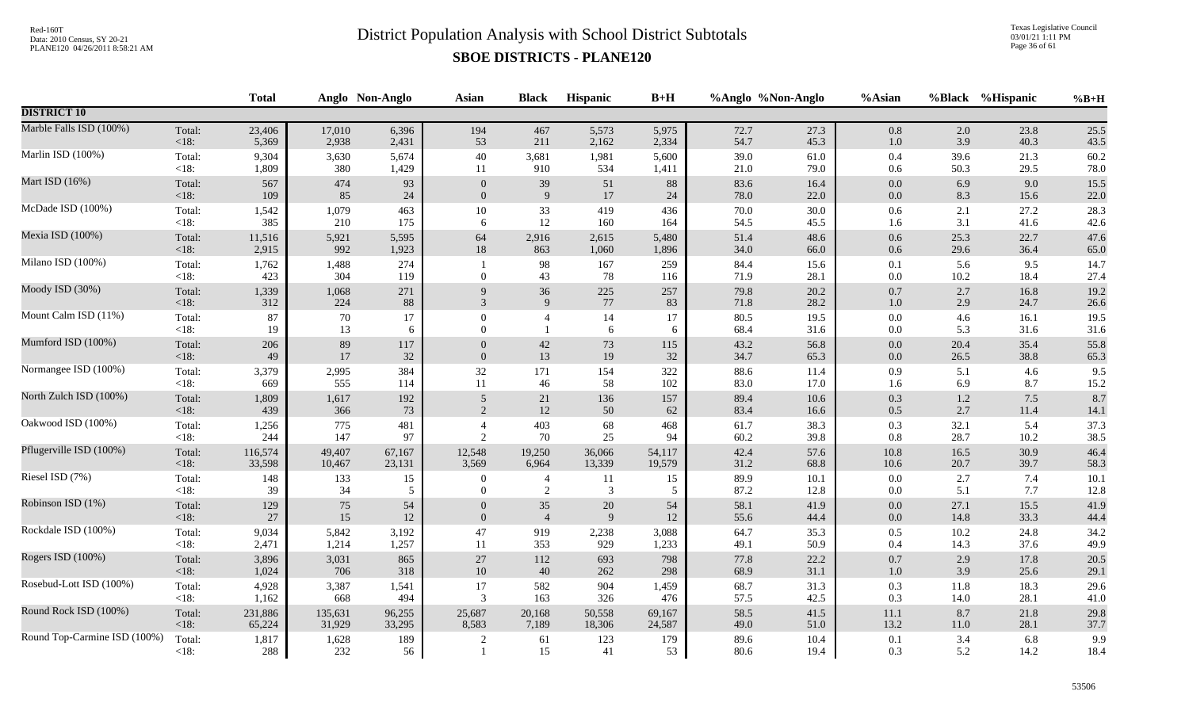# District Population Analysis with School District Subtotals

## SBOE DISTRICTS - PLANE120

Red-160T
Data: 2010 Census, SY 20-21
PLANE120 04/26/2011 8:58:21 AM

Texas Legislative Council
03/01/21 1:11 PM

| | | Total | Anglo | Non-Anglo | Asian | Black | Hispanic | B+H | %Anglo | %Non-Anglo | %Asian | %Black | %Hispanic | %B+H |
|---|---|---|---|---|---|---|---|---|---|---|---|---|---|---|
| **DISTRICT 10** | | | | | | | | | | | | | | |
| Marble Falls ISD (100%) | Total: | 23,406 | 17,010 | 6,396 | 194 | 467 | 5,573 | 5,975 | 72.7 | 27.3 | 0.8 | 2.0 | 23.8 | 25.5 |
| | <18: | 5,369 | 2,938 | 2,431 | 53 | 211 | 2,162 | 2,334 | 54.7 | 45.3 | 1.0 | 3.9 | 40.3 | 43.5 |
| Marlin ISD (100%) | Total: | 9,304 | 3,630 | 5,674 | 40 | 3,681 | 1,981 | 5,600 | 39.0 | 61.0 | 0.4 | 39.6 | 21.3 | 60.2 |
| | <18: | 1,809 | 380 | 1,429 | 11 | 910 | 534 | 1,411 | 21.0 | 79.0 | 0.6 | 50.3 | 29.5 | 78.0 |
| Mart ISD (16%) | Total: | 567 | 474 | 93 | 0 | 39 | 51 | 88 | 83.6 | 16.4 | 0.0 | 6.9 | 9.0 | 15.5 |
| | <18: | 109 | 85 | 24 | 0 | 9 | 17 | 24 | 78.0 | 22.0 | 0.0 | 8.3 | 15.6 | 22.0 |
| McDade ISD (100%) | Total: | 1,542 | 1,079 | 463 | 10 | 33 | 419 | 436 | 70.0 | 30.0 | 0.6 | 2.1 | 27.2 | 28.3 |
| | <18: | 385 | 210 | 175 | 6 | 12 | 160 | 164 | 54.5 | 45.5 | 1.6 | 3.1 | 41.6 | 42.6 |
| Mexia ISD (100%) | Total: | 11,516 | 5,921 | 5,595 | 64 | 2,916 | 2,615 | 5,480 | 51.4 | 48.6 | 0.6 | 25.3 | 22.7 | 47.6 |
| | <18: | 2,915 | 992 | 1,923 | 18 | 863 | 1,060 | 1,896 | 34.0 | 66.0 | 0.6 | 29.6 | 36.4 | 65.0 |
| Milano ISD (100%) | Total: | 1,762 | 1,488 | 274 | 1 | 98 | 167 | 259 | 84.4 | 15.6 | 0.1 | 5.6 | 9.5 | 14.7 |
| | <18: | 423 | 304 | 119 | 0 | 43 | 78 | 116 | 71.9 | 28.1 | 0.0 | 10.2 | 18.4 | 27.4 |
| Moody ISD (30%) | Total: | 1,339 | 1,068 | 271 | 9 | 36 | 225 | 257 | 79.8 | 20.2 | 0.7 | 2.7 | 16.8 | 19.2 |
| | <18: | 312 | 224 | 88 | 3 | 9 | 77 | 83 | 71.8 | 28.2 | 1.0 | 2.9 | 24.7 | 26.6 |
| Mount Calm ISD (11%) | Total: | 87 | 70 | 17 | 0 | 4 | 14 | 17 | 80.5 | 19.5 | 0.0 | 4.6 | 16.1 | 19.5 |
| | <18: | 19 | 13 | 6 | 0 | 1 | 6 | 6 | 68.4 | 31.6 | 0.0 | 5.3 | 31.6 | 31.6 |
| Mumford ISD (100%) | Total: | 206 | 89 | 117 | 0 | 42 | 73 | 115 | 43.2 | 56.8 | 0.0 | 20.4 | 35.4 | 55.8 |
| | <18: | 49 | 17 | 32 | 0 | 13 | 19 | 32 | 34.7 | 65.3 | 0.0 | 26.5 | 38.8 | 65.3 |
| Normangee ISD (100%) | Total: | 3,379 | 2,995 | 384 | 32 | 171 | 154 | 322 | 88.6 | 11.4 | 0.9 | 5.1 | 4.6 | 9.5 |
| | <18: | 669 | 555 | 114 | 11 | 46 | 58 | 102 | 83.0 | 17.0 | 1.6 | 6.9 | 8.7 | 15.2 |
| North Zulch ISD (100%) | Total: | 1,809 | 1,617 | 192 | 5 | 21 | 136 | 157 | 89.4 | 10.6 | 0.3 | 1.2 | 7.5 | 8.7 |
| | <18: | 439 | 366 | 73 | 2 | 12 | 50 | 62 | 83.4 | 16.6 | 0.5 | 2.7 | 11.4 | 14.1 |
| Oakwood ISD (100%) | Total: | 1,256 | 775 | 481 | 4 | 403 | 68 | 468 | 61.7 | 38.3 | 0.3 | 32.1 | 5.4 | 37.3 |
| | <18: | 244 | 147 | 97 | 2 | 70 | 25 | 94 | 60.2 | 39.8 | 0.8 | 28.7 | 10.2 | 38.5 |
| Pflugerville ISD (100%) | Total: | 116,574 | 49,407 | 67,167 | 12,548 | 19,250 | 36,066 | 54,117 | 42.4 | 57.6 | 10.8 | 16.5 | 30.9 | 46.4 |
| | <18: | 33,598 | 10,467 | 23,131 | 3,569 | 6,964 | 13,339 | 19,579 | 31.2 | 68.8 | 10.6 | 20.7 | 39.7 | 58.3 |
| Riesel ISD (7%) | Total: | 148 | 133 | 15 | 0 | 4 | 11 | 15 | 89.9 | 10.1 | 0.0 | 2.7 | 7.4 | 10.1 |
| | <18: | 39 | 34 | 5 | 0 | 2 | 3 | 5 | 87.2 | 12.8 | 0.0 | 5.1 | 7.7 | 12.8 |
| Robinson ISD (1%) | Total: | 129 | 75 | 54 | 0 | 35 | 20 | 54 | 58.1 | 41.9 | 0.0 | 27.1 | 15.5 | 41.9 |
| | <18: | 27 | 15 | 12 | 0 | 4 | 9 | 12 | 55.6 | 44.4 | 0.0 | 14.8 | 33.3 | 44.4 |
| Rockdale ISD (100%) | Total: | 9,034 | 5,842 | 3,192 | 47 | 919 | 2,238 | 3,088 | 64.7 | 35.3 | 0.5 | 10.2 | 24.8 | 34.2 |
| | <18: | 2,471 | 1,214 | 1,257 | 11 | 353 | 929 | 1,233 | 49.1 | 50.9 | 0.4 | 14.3 | 37.6 | 49.9 |
| Rogers ISD (100%) | Total: | 3,896 | 3,031 | 865 | 27 | 112 | 693 | 798 | 77.8 | 22.2 | 0.7 | 2.9 | 17.8 | 20.5 |
| | <18: | 1,024 | 706 | 318 | 10 | 40 | 262 | 298 | 68.9 | 31.1 | 1.0 | 3.9 | 25.6 | 29.1 |
| Rosebud-Lott ISD (100%) | Total: | 4,928 | 3,387 | 1,541 | 17 | 582 | 904 | 1,459 | 68.7 | 31.3 | 0.3 | 11.8 | 18.3 | 29.6 |
| | <18: | 1,162 | 668 | 494 | 3 | 163 | 326 | 476 | 57.5 | 42.5 | 0.3 | 14.0 | 28.1 | 41.0 |
| Round Rock ISD (100%) | Total: | 231,886 | 135,631 | 96,255 | 25,687 | 20,168 | 50,558 | 69,167 | 58.5 | 41.5 | 11.1 | 8.7 | 21.8 | 29.8 |
| | <18: | 65,224 | 31,929 | 33,295 | 8,583 | 7,189 | 18,306 | 24,587 | 49.0 | 51.0 | 13.2 | 11.0 | 28.1 | 37.7 |
| Round Top-Carmine ISD (100%) | Total: | 1,817 | 1,628 | 189 | 2 | 61 | 123 | 179 | 89.6 | 10.4 | 0.1 | 3.4 | 6.8 | 9.9 |
| | <18: | 288 | 232 | 56 | 1 | 15 | 41 | 53 | 80.6 | 19.4 | 0.3 | 5.2 | 14.2 | 18.4 |

53506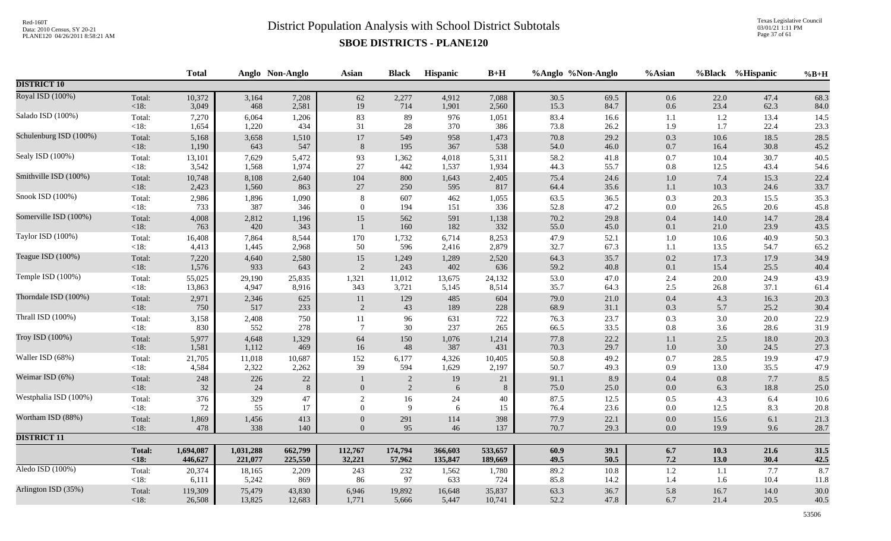# District Population Analysis with School District Subtotals

## SBOE DISTRICTS - PLANE120

Red-160T
Data: 2010 Census, SY 20-21
PLANE120 04/26/2011 8:58:21 AM

Texas Legislative Council
03/01/21 1:11 PM

| | | Total | Anglo | Non-Anglo | Asian | Black | Hispanic | B+H | %Anglo | %Non-Anglo | %Asian | %Black | %Hispanic | %B+H |
|---|---|---|---|---|---|---|---|---|---|---|---|---|---|---|
| **DISTRICT 10** | | | | | | | | | | | | | | |
| Royal ISD (100%) | Total: | 10,372 | 3,164 | 7,208 | 62 | 2,277 | 4,912 | 7,088 | 30.5 | 69.5 | 0.6 | 22.0 | 47.4 | 68.3 |
| | <18: | 3,049 | 468 | 2,581 | 19 | 714 | 1,901 | 2,560 | 15.3 | 84.7 | 0.6 | 23.4 | 62.3 | 84.0 |
| Salado ISD (100%) | Total: | 7,270 | 6,064 | 1,206 | 83 | 89 | 976 | 1,051 | 83.4 | 16.6 | 1.1 | 1.2 | 13.4 | 14.5 |
| | <18: | 1,654 | 1,220 | 434 | 31 | 28 | 370 | 386 | 73.8 | 26.2 | 1.9 | 1.7 | 22.4 | 23.3 |
| Schulenburg ISD (100%) | Total: | 5,168 | 3,658 | 1,510 | 17 | 549 | 958 | 1,473 | 70.8 | 29.2 | 0.3 | 10.6 | 18.5 | 28.5 |
| | <18: | 1,190 | 643 | 547 | 8 | 195 | 367 | 538 | 54.0 | 46.0 | 0.7 | 16.4 | 30.8 | 45.2 |
| Sealy ISD (100%) | Total: | 13,101 | 7,629 | 5,472 | 93 | 1,362 | 4,018 | 5,311 | 58.2 | 41.8 | 0.7 | 10.4 | 30.7 | 40.5 |
| | <18: | 3,542 | 1,568 | 1,974 | 27 | 442 | 1,537 | 1,934 | 44.3 | 55.7 | 0.8 | 12.5 | 43.4 | 54.6 |
| Smithville ISD (100%) | Total: | 10,748 | 8,108 | 2,640 | 104 | 800 | 1,643 | 2,405 | 75.4 | 24.6 | 1.0 | 7.4 | 15.3 | 22.4 |
| | <18: | 2,423 | 1,560 | 863 | 27 | 250 | 595 | 817 | 64.4 | 35.6 | 1.1 | 10.3 | 24.6 | 33.7 |
| Snook ISD (100%) | Total: | 2,986 | 1,896 | 1,090 | 8 | 607 | 462 | 1,055 | 63.5 | 36.5 | 0.3 | 20.3 | 15.5 | 35.3 |
| | <18: | 733 | 387 | 346 | 0 | 194 | 151 | 336 | 52.8 | 47.2 | 0.0 | 26.5 | 20.6 | 45.8 |
| Somerville ISD (100%) | Total: | 4,008 | 2,812 | 1,196 | 15 | 562 | 591 | 1,138 | 70.2 | 29.8 | 0.4 | 14.0 | 14.7 | 28.4 |
| | <18: | 763 | 420 | 343 | 1 | 160 | 182 | 332 | 55.0 | 45.0 | 0.1 | 21.0 | 23.9 | 43.5 |
| Taylor ISD (100%) | Total: | 16,408 | 7,864 | 8,544 | 170 | 1,732 | 6,714 | 8,253 | 47.9 | 52.1 | 1.0 | 10.6 | 40.9 | 50.3 |
| | <18: | 4,413 | 1,445 | 2,968 | 50 | 596 | 2,416 | 2,879 | 32.7 | 67.3 | 1.1 | 13.5 | 54.7 | 65.2 |
| Teague ISD (100%) | Total: | 7,220 | 4,640 | 2,580 | 15 | 1,249 | 1,289 | 2,520 | 64.3 | 35.7 | 0.2 | 17.3 | 17.9 | 34.9 |
| | <18: | 1,576 | 933 | 643 | 2 | 243 | 402 | 636 | 59.2 | 40.8 | 0.1 | 15.4 | 25.5 | 40.4 |
| Temple ISD (100%) | Total: | 55,025 | 29,190 | 25,835 | 1,321 | 11,012 | 13,675 | 24,132 | 53.0 | 47.0 | 2.4 | 20.0 | 24.9 | 43.9 |
| | <18: | 13,863 | 4,947 | 8,916 | 343 | 3,721 | 5,145 | 8,514 | 35.7 | 64.3 | 2.5 | 26.8 | 37.1 | 61.4 |
| Thorndale ISD (100%) | Total: | 2,971 | 2,346 | 625 | 11 | 129 | 485 | 604 | 79.0 | 21.0 | 0.4 | 4.3 | 16.3 | 20.3 |
| | <18: | 750 | 517 | 233 | 2 | 43 | 189 | 228 | 68.9 | 31.1 | 0.3 | 5.7 | 25.2 | 30.4 |
| Thrall ISD (100%) | Total: | 3,158 | 2,408 | 750 | 11 | 96 | 631 | 722 | 76.3 | 23.7 | 0.3 | 3.0 | 20.0 | 22.9 |
| | <18: | 830 | 552 | 278 | 7 | 30 | 237 | 265 | 66.5 | 33.5 | 0.8 | 3.6 | 28.6 | 31.9 |
| Troy ISD (100%) | Total: | 5,977 | 4,648 | 1,329 | 64 | 150 | 1,076 | 1,214 | 77.8 | 22.2 | 1.1 | 2.5 | 18.0 | 20.3 |
| | <18: | 1,581 | 1,112 | 469 | 16 | 48 | 387 | 431 | 70.3 | 29.7 | 1.0 | 3.0 | 24.5 | 27.3 |
| Waller ISD (68%) | Total: | 21,705 | 11,018 | 10,687 | 152 | 6,177 | 4,326 | 10,405 | 50.8 | 49.2 | 0.7 | 28.5 | 19.9 | 47.9 |
| | <18: | 4,584 | 2,322 | 2,262 | 39 | 594 | 1,629 | 2,197 | 50.7 | 49.3 | 0.9 | 13.0 | 35.5 | 47.9 |
| Weimar ISD (6%) | Total: | 248 | 226 | 22 | 1 | 2 | 19 | 21 | 91.1 | 8.9 | 0.4 | 0.8 | 7.7 | 8.5 |
| | <18: | 32 | 24 | 8 | 0 | 2 | 6 | 8 | 75.0 | 25.0 | 0.0 | 6.3 | 18.8 | 25.0 |
| Westphalia ISD (100%) | Total: | 376 | 329 | 47 | 2 | 16 | 24 | 40 | 87.5 | 12.5 | 0.5 | 4.3 | 6.4 | 10.6 |
| | <18: | 72 | 55 | 17 | 0 | 9 | 6 | 15 | 76.4 | 23.6 | 0.0 | 12.5 | 8.3 | 20.8 |
| Wortham ISD (88%) | Total: | 1,869 | 1,456 | 413 | 0 | 291 | 114 | 398 | 77.9 | 22.1 | 0.0 | 15.6 | 6.1 | 21.3 |
| | <18: | 478 | 338 | 140 | 0 | 95 | 46 | 137 | 70.7 | 29.3 | 0.0 | 19.9 | 9.6 | 28.7 |
| **DISTRICT 11** | | | | | | | | | | | | | | |
| | **Total:** | **1,694,087** | **1,031,288** | **662,799** | **112,767** | **174,794** | **366,603** | **533,657** | **60.9** | **39.1** | **6.7** | **10.3** | **21.6** | **31.5** |
| | **<18:** | **446,627** | **221,077** | **225,550** | **32,221** | **57,962** | **135,847** | **189,669** | **49.5** | **50.5** | **7.2** | **13.0** | **30.4** | **42.5** |
| Aledo ISD (100%) | Total: | 20,374 | 18,165 | 2,209 | 243 | 232 | 1,562 | 1,780 | 89.2 | 10.8 | 1.2 | 1.1 | 7.7 | 8.7 |
| | <18: | 6,111 | 5,242 | 869 | 86 | 97 | 633 | 724 | 85.8 | 14.2 | 1.4 | 1.6 | 10.4 | 11.8 |
| Arlington ISD (35%) | Total: | 119,309 | 75,479 | 43,830 | 6,946 | 19,892 | 16,648 | 35,837 | 63.3 | 36.7 | 5.8 | 16.7 | 14.0 | 30.0 |
| | <18: | 26,508 | 13,825 | 12,683 | 1,771 | 5,666 | 5,447 | 10,741 | 52.2 | 47.8 | 6.7 | 21.4 | 20.5 | 40.5 |

53506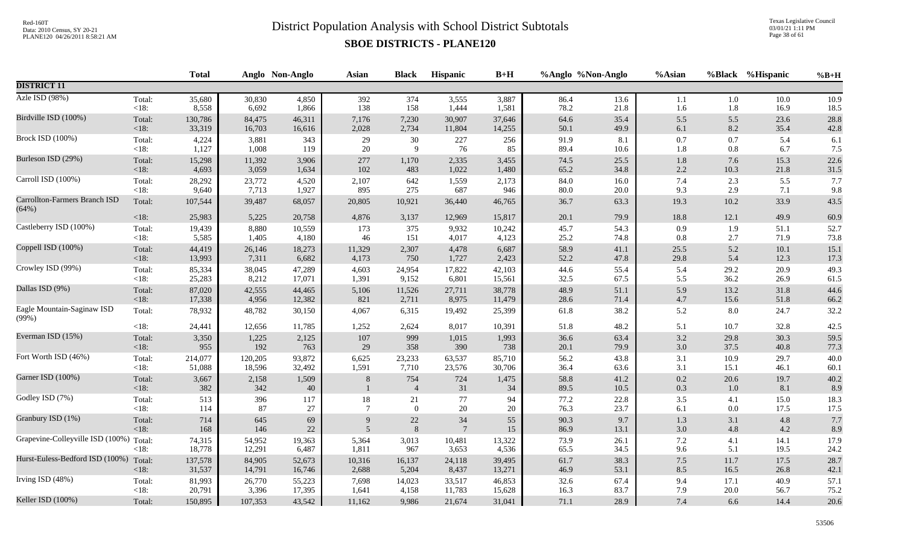# District Population Analysis with School District Subtotals

## SBOE DISTRICTS - PLANE120

|  |  | Total | Anglo | Non-Anglo | Asian | Black | Hispanic | B+H | %Anglo | %Non-Anglo | %Asian | %Black | %Hispanic | %B+H |
|---|---|---|---|---|---|---|---|---|---|---|---|---|---|---|
| **DISTRICT 11** |  |  |  |  |  |  |  |  |  |  |  |  |  |  |
| Azle ISD (98%) | Total: | 35,680 | 30,830 | 4,850 | 392 | 374 | 3,555 | 3,887 | 86.4 | 13.6 | 1.1 | 1.0 | 10.0 | 10.9 |
|  | <18: | 8,558 | 6,692 | 1,866 | 138 | 158 | 1,444 | 1,581 | 78.2 | 21.8 | 1.6 | 1.8 | 16.9 | 18.5 |
| Birdville ISD (100%) | Total: | 130,786 | 84,475 | 46,311 | 7,176 | 7,230 | 30,907 | 37,646 | 64.6 | 35.4 | 5.5 | 5.5 | 23.6 | 28.8 |
|  | <18: | 33,319 | 16,703 | 16,616 | 2,028 | 2,734 | 11,804 | 14,255 | 50.1 | 49.9 | 6.1 | 8.2 | 35.4 | 42.8 |
| Brock ISD (100%) | Total: | 4,224 | 3,881 | 343 | 29 | 30 | 227 | 256 | 91.9 | 8.1 | 0.7 | 0.7 | 5.4 | 6.1 |
|  | <18: | 1,127 | 1,008 | 119 | 20 | 9 | 76 | 85 | 89.4 | 10.6 | 1.8 | 0.8 | 6.7 | 7.5 |
| Burleson ISD (29%) | Total: | 15,298 | 11,392 | 3,906 | 277 | 1,170 | 2,335 | 3,455 | 74.5 | 25.5 | 1.8 | 7.6 | 15.3 | 22.6 |
|  | <18: | 4,693 | 3,059 | 1,634 | 102 | 483 | 1,022 | 1,480 | 65.2 | 34.8 | 2.2 | 10.3 | 21.8 | 31.5 |
| Carroll ISD (100%) | Total: | 28,292 | 23,772 | 4,520 | 2,107 | 642 | 1,559 | 2,173 | 84.0 | 16.0 | 7.4 | 2.3 | 5.5 | 7.7 |
|  | <18: | 9,640 | 7,713 | 1,927 | 895 | 275 | 687 | 946 | 80.0 | 20.0 | 9.3 | 2.9 | 7.1 | 9.8 |
| Carrollton-Farmers Branch ISD (64%) | Total: | 107,544 | 39,487 | 68,057 | 20,805 | 10,921 | 36,440 | 46,765 | 36.7 | 63.3 | 19.3 | 10.2 | 33.9 | 43.5 |
|  | <18: | 25,983 | 5,225 | 20,758 | 4,876 | 3,137 | 12,969 | 15,817 | 20.1 | 79.9 | 18.8 | 12.1 | 49.9 | 60.9 |
| Castleberry ISD (100%) | Total: | 19,439 | 8,880 | 10,559 | 173 | 375 | 9,932 | 10,242 | 45.7 | 54.3 | 0.9 | 1.9 | 51.1 | 52.7 |
|  | <18: | 5,585 | 1,405 | 4,180 | 46 | 151 | 4,017 | 4,123 | 25.2 | 74.8 | 0.8 | 2.7 | 71.9 | 73.8 |
| Coppell ISD (100%) | Total: | 44,419 | 26,146 | 18,273 | 11,329 | 2,307 | 4,478 | 6,687 | 58.9 | 41.1 | 25.5 | 5.2 | 10.1 | 15.1 |
|  | <18: | 13,993 | 7,311 | 6,682 | 4,173 | 750 | 1,727 | 2,423 | 52.2 | 47.8 | 29.8 | 5.4 | 12.3 | 17.3 |
| Crowley ISD (99%) | Total: | 85,334 | 38,045 | 47,289 | 4,603 | 24,954 | 17,822 | 42,103 | 44.6 | 55.4 | 5.4 | 29.2 | 20.9 | 49.3 |
|  | <18: | 25,283 | 8,212 | 17,071 | 1,391 | 9,152 | 6,801 | 15,561 | 32.5 | 67.5 | 5.5 | 36.2 | 26.9 | 61.5 |
| Dallas ISD (9%) | Total: | 87,020 | 42,555 | 44,465 | 5,106 | 11,526 | 27,711 | 38,778 | 48.9 | 51.1 | 5.9 | 13.2 | 31.8 | 44.6 |
|  | <18: | 17,338 | 4,956 | 12,382 | 821 | 2,711 | 8,975 | 11,479 | 28.6 | 71.4 | 4.7 | 15.6 | 51.8 | 66.2 |
| Eagle Mountain-Saginaw ISD (99%) | Total: | 78,932 | 48,782 | 30,150 | 4,067 | 6,315 | 19,492 | 25,399 | 61.8 | 38.2 | 5.2 | 8.0 | 24.7 | 32.2 |
|  | <18: | 24,441 | 12,656 | 11,785 | 1,252 | 2,624 | 8,017 | 10,391 | 51.8 | 48.2 | 5.1 | 10.7 | 32.8 | 42.5 |
| Everman ISD (15%) | Total: | 3,350 | 1,225 | 2,125 | 107 | 999 | 1,015 | 1,993 | 36.6 | 63.4 | 3.2 | 29.8 | 30.3 | 59.5 |
|  | <18: | 955 | 192 | 763 | 29 | 358 | 390 | 738 | 20.1 | 79.9 | 3.0 | 37.5 | 40.8 | 77.3 |
| Fort Worth ISD (46%) | Total: | 214,077 | 120,205 | 93,872 | 6,625 | 23,233 | 63,537 | 85,710 | 56.2 | 43.8 | 3.1 | 10.9 | 29.7 | 40.0 |
|  | <18: | 51,088 | 18,596 | 32,492 | 1,591 | 7,710 | 23,576 | 30,706 | 36.4 | 63.6 | 3.1 | 15.1 | 46.1 | 60.1 |
| Garner ISD (100%) | Total: | 3,667 | 2,158 | 1,509 | 8 | 754 | 724 | 1,475 | 58.8 | 41.2 | 0.2 | 20.6 | 19.7 | 40.2 |
|  | <18: | 382 | 342 | 40 | 1 | 4 | 31 | 34 | 89.5 | 10.5 | 0.3 | 1.0 | 8.1 | 8.9 |
| Godley ISD (7%) | Total: | 513 | 396 | 117 | 18 | 21 | 77 | 94 | 77.2 | 22.8 | 3.5 | 4.1 | 15.0 | 18.3 |
|  | <18: | 114 | 87 | 27 | 7 | 0 | 20 | 20 | 76.3 | 23.7 | 6.1 | 0.0 | 17.5 | 17.5 |
| Granbury ISD (1%) | Total: | 714 | 645 | 69 | 9 | 22 | 34 | 55 | 90.3 | 9.7 | 1.3 | 3.1 | 4.8 | 7.7 |
|  | <18: | 168 | 146 | 22 | 5 | 8 | 7 | 15 | 86.9 | 13.1 | 3.0 | 4.8 | 4.2 | 8.9 |
| Grapevine-Colleyville ISD (100%) | Total: | 74,315 | 54,952 | 19,363 | 5,364 | 3,013 | 10,481 | 13,322 | 73.9 | 26.1 | 7.2 | 4.1 | 14.1 | 17.9 |
|  | <18: | 18,778 | 12,291 | 6,487 | 1,811 | 967 | 3,653 | 4,536 | 65.5 | 34.5 | 9.6 | 5.1 | 19.5 | 24.2 |
| Hurst-Euless-Bedford ISD (100%) | Total: | 137,578 | 84,905 | 52,673 | 10,316 | 16,137 | 24,118 | 39,495 | 61.7 | 38.3 | 7.5 | 11.7 | 17.5 | 28.7 |
|  | <18: | 31,537 | 14,791 | 16,746 | 2,688 | 5,204 | 8,437 | 13,271 | 46.9 | 53.1 | 8.5 | 16.5 | 26.8 | 42.1 |
| Irving ISD (48%) | Total: | 81,993 | 26,770 | 55,223 | 7,698 | 14,023 | 33,517 | 46,853 | 32.6 | 67.4 | 9.4 | 17.1 | 40.9 | 57.1 |
|  | <18: | 20,791 | 3,396 | 17,395 | 1,641 | 4,158 | 11,783 | 15,628 | 16.3 | 83.7 | 7.9 | 20.0 | 56.7 | 75.2 |
| Keller ISD (100%) | Total: | 150,895 | 107,353 | 43,542 | 11,162 | 9,986 | 21,674 | 31,041 | 71.1 | 28.9 | 7.4 | 6.6 | 14.4 | 20.6 |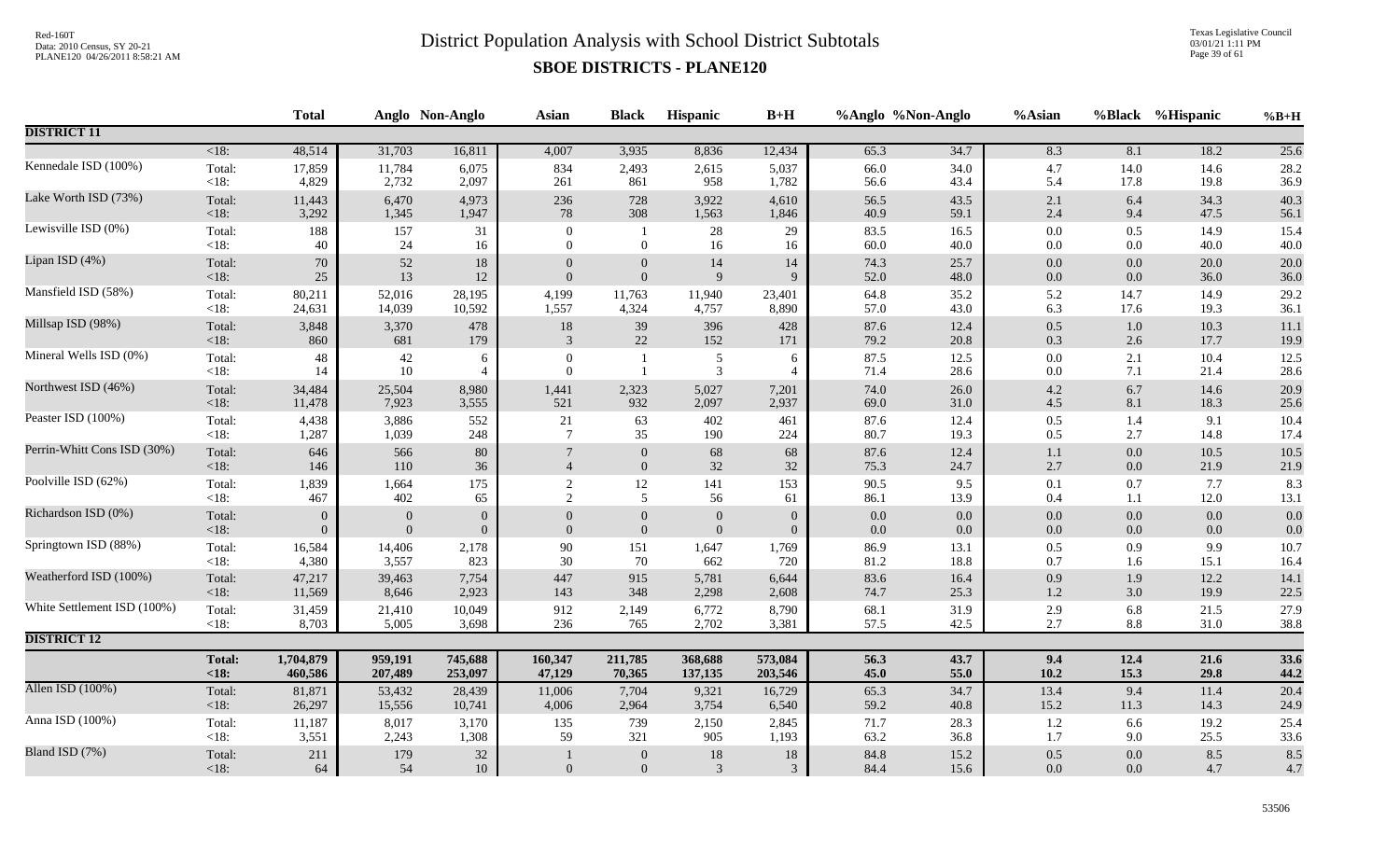# District Population Analysis with School District Subtotals

## SBOE DISTRICTS - PLANE120

| | | Total | Anglo | Non-Anglo | Asian | Black | Hispanic | B+H | %Anglo | %Non-Anglo | %Asian | %Black | %Hispanic | %B+H |
|---|---|---|---|---|---|---|---|---|---|---|---|---|---|---|
| **DISTRICT 11** | | | | | | | | | | | | | | |
| | <18: | 48,514 | 31,703 | 16,811 | 4,007 | 3,935 | 8,836 | 12,434 | 65.3 | 34.7 | 8.3 | 8.1 | 18.2 | 25.6 |
| Kennedale ISD (100%) | Total: | 17,859 | 11,784 | 6,075 | 834 | 2,493 | 2,615 | 5,037 | 66.0 | 34.0 | 4.7 | 14.0 | 14.6 | 28.2 |
| | <18: | 4,829 | 2,732 | 2,097 | 261 | 861 | 958 | 1,782 | 56.6 | 43.4 | 5.4 | 17.8 | 19.8 | 36.9 |
| Lake Worth ISD (73%) | Total: | 11,443 | 6,470 | 4,973 | 236 | 728 | 3,922 | 4,610 | 56.5 | 43.5 | 2.1 | 6.4 | 34.3 | 40.3 |
| | <18: | 3,292 | 1,345 | 1,947 | 78 | 308 | 1,563 | 1,846 | 40.9 | 59.1 | 2.4 | 9.4 | 47.5 | 56.1 |
| Lewisville ISD (0%) | Total: | 188 | 157 | 31 | 0 | 1 | 28 | 29 | 83.5 | 16.5 | 0.0 | 0.5 | 14.9 | 15.4 |
| | <18: | 40 | 24 | 16 | 0 | 0 | 16 | 16 | 60.0 | 40.0 | 0.0 | 0.0 | 40.0 | 40.0 |
| Lipan ISD (4%) | Total: | 70 | 52 | 18 | 0 | 0 | 14 | 14 | 74.3 | 25.7 | 0.0 | 0.0 | 20.0 | 20.0 |
| | <18: | 25 | 13 | 12 | 0 | 0 | 9 | 9 | 52.0 | 48.0 | 0.0 | 0.0 | 36.0 | 36.0 |
| Mansfield ISD (58%) | Total: | 80,211 | 52,016 | 28,195 | 4,199 | 11,763 | 11,940 | 23,401 | 64.8 | 35.2 | 5.2 | 14.7 | 14.9 | 29.2 |
| | <18: | 24,631 | 14,039 | 10,592 | 1,557 | 4,324 | 4,757 | 8,890 | 57.0 | 43.0 | 6.3 | 17.6 | 19.3 | 36.1 |
| Millsap ISD (98%) | Total: | 3,848 | 3,370 | 478 | 18 | 39 | 396 | 428 | 87.6 | 12.4 | 0.5 | 1.0 | 10.3 | 11.1 |
| | <18: | 860 | 681 | 179 | 3 | 22 | 152 | 171 | 79.2 | 20.8 | 0.3 | 2.6 | 17.7 | 19.9 |
| Mineral Wells ISD (0%) | Total: | 48 | 42 | 6 | 0 | 1 | 5 | 6 | 87.5 | 12.5 | 0.0 | 2.1 | 10.4 | 12.5 |
| | <18: | 14 | 10 | 4 | 0 | 1 | 3 | 4 | 71.4 | 28.6 | 0.0 | 7.1 | 21.4 | 28.6 |
| Northwest ISD (46%) | Total: | 34,484 | 25,504 | 8,980 | 1,441 | 2,323 | 5,027 | 7,201 | 74.0 | 26.0 | 4.2 | 6.7 | 14.6 | 20.9 |
| | <18: | 11,478 | 7,923 | 3,555 | 521 | 932 | 2,097 | 2,937 | 69.0 | 31.0 | 4.5 | 8.1 | 18.3 | 25.6 |
| Peaster ISD (100%) | Total: | 4,438 | 3,886 | 552 | 21 | 63 | 402 | 461 | 87.6 | 12.4 | 0.5 | 1.4 | 9.1 | 10.4 |
| | <18: | 1,287 | 1,039 | 248 | 7 | 35 | 190 | 224 | 80.7 | 19.3 | 0.5 | 2.7 | 14.8 | 17.4 |
| Perrin-Whitt Cons ISD (30%) | Total: | 646 | 566 | 80 | 7 | 0 | 68 | 68 | 87.6 | 12.4 | 1.1 | 0.0 | 10.5 | 10.5 |
| | <18: | 146 | 110 | 36 | 4 | 0 | 32 | 32 | 75.3 | 24.7 | 2.7 | 0.0 | 21.9 | 21.9 |
| Poolville ISD (62%) | Total: | 1,839 | 1,664 | 175 | 2 | 12 | 141 | 153 | 90.5 | 9.5 | 0.1 | 0.7 | 7.7 | 8.3 |
| | <18: | 467 | 402 | 65 | 2 | 5 | 56 | 61 | 86.1 | 13.9 | 0.4 | 1.1 | 12.0 | 13.1 |
| Richardson ISD (0%) | Total: | 0 | 0 | 0 | 0 | 0 | 0 | 0 | 0.0 | 0.0 | 0.0 | 0.0 | 0.0 | 0.0 |
| | <18: | 0 | 0 | 0 | 0 | 0 | 0 | 0 | 0.0 | 0.0 | 0.0 | 0.0 | 0.0 | 0.0 |
| Springtown ISD (88%) | Total: | 16,584 | 14,406 | 2,178 | 90 | 151 | 1,647 | 1,769 | 86.9 | 13.1 | 0.5 | 0.9 | 9.9 | 10.7 |
| | <18: | 4,380 | 3,557 | 823 | 30 | 70 | 662 | 720 | 81.2 | 18.8 | 0.7 | 1.6 | 15.1 | 16.4 |
| Weatherford ISD (100%) | Total: | 47,217 | 39,463 | 7,754 | 447 | 915 | 5,781 | 6,644 | 83.6 | 16.4 | 0.9 | 1.9 | 12.2 | 14.1 |
| | <18: | 11,569 | 8,646 | 2,923 | 143 | 348 | 2,298 | 2,608 | 74.7 | 25.3 | 1.2 | 3.0 | 19.9 | 22.5 |
| White Settlement ISD (100%) | Total: | 31,459 | 21,410 | 10,049 | 912 | 2,149 | 6,772 | 8,790 | 68.1 | 31.9 | 2.9 | 6.8 | 21.5 | 27.9 |
| | <18: | 8,703 | 5,005 | 3,698 | 236 | 765 | 2,702 | 3,381 | 57.5 | 42.5 | 2.7 | 8.8 | 31.0 | 38.8 |
| **DISTRICT 12** | | | | | | | | | | | | | | |
| | **Total:** | **1,704,879** | **959,191** | **745,688** | **160,347** | **211,785** | **368,688** | **573,084** | **56.3** | **43.7** | **9.4** | **12.4** | **21.6** | **33.6** |
| | **<18:** | **460,586** | **207,489** | **253,097** | **47,129** | **70,365** | **137,135** | **203,546** | **45.0** | **55.0** | **10.2** | **15.3** | **29.8** | **44.2** |
| Allen ISD (100%) | Total: | 81,871 | 53,432 | 28,439 | 11,006 | 7,704 | 9,321 | 16,729 | 65.3 | 34.7 | 13.4 | 9.4 | 11.4 | 20.4 |
| | <18: | 26,297 | 15,556 | 10,741 | 4,006 | 2,964 | 3,754 | 6,540 | 59.2 | 40.8 | 15.2 | 11.3 | 14.3 | 24.9 |
| Anna ISD (100%) | Total: | 11,187 | 8,017 | 3,170 | 135 | 739 | 2,150 | 2,845 | 71.7 | 28.3 | 1.2 | 6.6 | 19.2 | 25.4 |
| | <18: | 3,551 | 2,243 | 1,308 | 59 | 321 | 905 | 1,193 | 63.2 | 36.8 | 1.7 | 9.0 | 25.5 | 33.6 |
| Bland ISD (7%) | Total: | 211 | 179 | 32 | 1 | 0 | 18 | 18 | 84.8 | 15.2 | 0.5 | 0.0 | 8.5 | 8.5 |
| | <18: | 64 | 54 | 10 | 0 | 0 | 3 | 3 | 84.4 | 15.6 | 0.0 | 0.0 | 4.7 | 4.7 |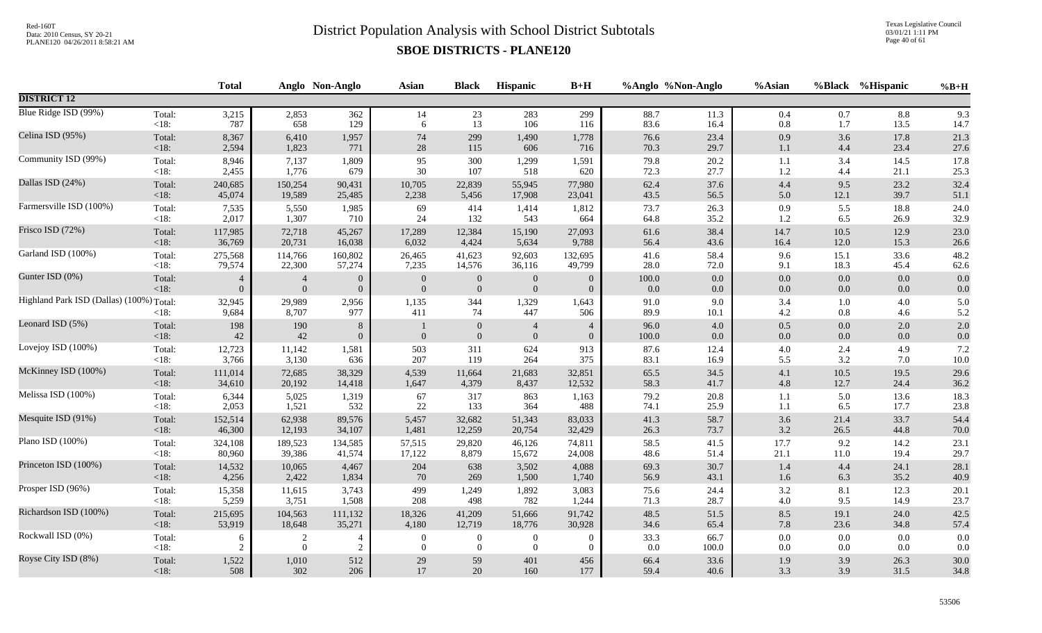# District Population Analysis with School District Subtotals

## SBOE DISTRICTS - PLANE120

Red-160T
Data: 2010 Census, SY 20-21
PLANE120 04/26/2011 8:58:21 AM

Texas Legislative Council
03/01/21 1:11 PM

| | | Total | Anglo | Non-Anglo | Asian | Black | Hispanic | B+H | %Anglo | %Non-Anglo | %Asian | %Black | %Hispanic | %B+H |
|---|---|---|---|---|---|---|---|---|---|---|---|---|---|---|
| **DISTRICT 12** | | | | | | | | | | | | | | |
| Blue Ridge ISD (99%) | Total: | 3,215 | 2,853 | 362 | 14 | 23 | 283 | 299 | 88.7 | 11.3 | 0.4 | 0.7 | 8.8 | 9.3 |
| | <18: | 787 | 658 | 129 | 6 | 13 | 106 | 116 | 83.6 | 16.4 | 0.8 | 1.7 | 13.5 | 14.7 |
| Celina ISD (95%) | Total: | 8,367 | 6,410 | 1,957 | 74 | 299 | 1,490 | 1,778 | 76.6 | 23.4 | 0.9 | 3.6 | 17.8 | 21.3 |
| | <18: | 2,594 | 1,823 | 771 | 28 | 115 | 606 | 716 | 70.3 | 29.7 | 1.1 | 4.4 | 23.4 | 27.6 |
| Community ISD (99%) | Total: | 8,946 | 7,137 | 1,809 | 95 | 300 | 1,299 | 1,591 | 79.8 | 20.2 | 1.1 | 3.4 | 14.5 | 17.8 |
| | <18: | 2,455 | 1,776 | 679 | 30 | 107 | 518 | 620 | 72.3 | 27.7 | 1.2 | 4.4 | 21.1 | 25.3 |
| Dallas ISD (24%) | Total: | 240,685 | 150,254 | 90,431 | 10,705 | 22,839 | 55,945 | 77,980 | 62.4 | 37.6 | 4.4 | 9.5 | 23.2 | 32.4 |
| | <18: | 45,074 | 19,589 | 25,485 | 2,238 | 5,456 | 17,908 | 23,041 | 43.5 | 56.5 | 5.0 | 12.1 | 39.7 | 51.1 |
| Farmersville ISD (100%) | Total: | 7,535 | 5,550 | 1,985 | 69 | 414 | 1,414 | 1,812 | 73.7 | 26.3 | 0.9 | 5.5 | 18.8 | 24.0 |
| | <18: | 2,017 | 1,307 | 710 | 24 | 132 | 543 | 664 | 64.8 | 35.2 | 1.2 | 6.5 | 26.9 | 32.9 |
| Frisco ISD (72%) | Total: | 117,985 | 72,718 | 45,267 | 17,289 | 12,384 | 15,190 | 27,093 | 61.6 | 38.4 | 14.7 | 10.5 | 12.9 | 23.0 |
| | <18: | 36,769 | 20,731 | 16,038 | 6,032 | 4,424 | 5,634 | 9,788 | 56.4 | 43.6 | 16.4 | 12.0 | 15.3 | 26.6 |
| Garland ISD (100%) | Total: | 275,568 | 114,766 | 160,802 | 26,465 | 41,623 | 92,603 | 132,695 | 41.6 | 58.4 | 9.6 | 15.1 | 33.6 | 48.2 |
| | <18: | 79,574 | 22,300 | 57,274 | 7,235 | 14,576 | 36,116 | 49,799 | 28.0 | 72.0 | 9.1 | 18.3 | 45.4 | 62.6 |
| Gunter ISD (0%) | Total: | 4 | 4 | 0 | 0 | 0 | 0 | 0 | 100.0 | 0.0 | 0.0 | 0.0 | 0.0 | 0.0 |
| | <18: | 0 | 0 | 0 | 0 | 0 | 0 | 0 | 0.0 | 0.0 | 0.0 | 0.0 | 0.0 | 0.0 |
| Highland Park ISD (Dallas) (100%) | Total: | 32,945 | 29,989 | 2,956 | 1,135 | 344 | 1,329 | 1,643 | 91.0 | 9.0 | 3.4 | 1.0 | 4.0 | 5.0 |
| | <18: | 9,684 | 8,707 | 977 | 411 | 74 | 447 | 506 | 89.9 | 10.1 | 4.2 | 0.8 | 4.6 | 5.2 |
| Leonard ISD (5%) | Total: | 198 | 190 | 8 | 1 | 0 | 4 | 4 | 96.0 | 4.0 | 0.5 | 0.0 | 2.0 | 2.0 |
| | <18: | 42 | 42 | 0 | 0 | 0 | 0 | 0 | 100.0 | 0.0 | 0.0 | 0.0 | 0.0 | 0.0 |
| Lovejoy ISD (100%) | Total: | 12,723 | 11,142 | 1,581 | 503 | 311 | 624 | 913 | 87.6 | 12.4 | 4.0 | 2.4 | 4.9 | 7.2 |
| | <18: | 3,766 | 3,130 | 636 | 207 | 119 | 264 | 375 | 83.1 | 16.9 | 5.5 | 3.2 | 7.0 | 10.0 |
| McKinney ISD (100%) | Total: | 111,014 | 72,685 | 38,329 | 4,539 | 11,664 | 21,683 | 32,851 | 65.5 | 34.5 | 4.1 | 10.5 | 19.5 | 29.6 |
| | <18: | 34,610 | 20,192 | 14,418 | 1,647 | 4,379 | 8,437 | 12,532 | 58.3 | 41.7 | 4.8 | 12.7 | 24.4 | 36.2 |
| Melissa ISD (100%) | Total: | 6,344 | 5,025 | 1,319 | 67 | 317 | 863 | 1,163 | 79.2 | 20.8 | 1.1 | 5.0 | 13.6 | 18.3 |
| | <18: | 2,053 | 1,521 | 532 | 22 | 133 | 364 | 488 | 74.1 | 25.9 | 1.1 | 6.5 | 17.7 | 23.8 |
| Mesquite ISD (91%) | Total: | 152,514 | 62,938 | 89,576 | 5,457 | 32,682 | 51,343 | 83,033 | 41.3 | 58.7 | 3.6 | 21.4 | 33.7 | 54.4 |
| | <18: | 46,300 | 12,193 | 34,107 | 1,481 | 12,259 | 20,754 | 32,429 | 26.3 | 73.7 | 3.2 | 26.5 | 44.8 | 70.0 |
| Plano ISD (100%) | Total: | 324,108 | 189,523 | 134,585 | 57,515 | 29,820 | 46,126 | 74,811 | 58.5 | 41.5 | 17.7 | 9.2 | 14.2 | 23.1 |
| | <18: | 80,960 | 39,386 | 41,574 | 17,122 | 8,879 | 15,672 | 24,008 | 48.6 | 51.4 | 21.1 | 11.0 | 19.4 | 29.7 |
| Princeton ISD (100%) | Total: | 14,532 | 10,065 | 4,467 | 204 | 638 | 3,502 | 4,088 | 69.3 | 30.7 | 1.4 | 4.4 | 24.1 | 28.1 |
| | <18: | 4,256 | 2,422 | 1,834 | 70 | 269 | 1,500 | 1,740 | 56.9 | 43.1 | 1.6 | 6.3 | 35.2 | 40.9 |
| Prosper ISD (96%) | Total: | 15,358 | 11,615 | 3,743 | 499 | 1,249 | 1,892 | 3,083 | 75.6 | 24.4 | 3.2 | 8.1 | 12.3 | 20.1 |
| | <18: | 5,259 | 3,751 | 1,508 | 208 | 498 | 782 | 1,244 | 71.3 | 28.7 | 4.0 | 9.5 | 14.9 | 23.7 |
| Richardson ISD (100%) | Total: | 215,695 | 104,563 | 111,132 | 18,326 | 41,209 | 51,666 | 91,742 | 48.5 | 51.5 | 8.5 | 19.1 | 24.0 | 42.5 |
| | <18: | 53,919 | 18,648 | 35,271 | 4,180 | 12,719 | 18,776 | 30,928 | 34.6 | 65.4 | 7.8 | 23.6 | 34.8 | 57.4 |
| Rockwall ISD (0%) | Total: | 6 | 2 | 4 | 0 | 0 | 0 | 0 | 33.3 | 66.7 | 0.0 | 0.0 | 0.0 | 0.0 |
| | <18: | 2 | 0 | 2 | 0 | 0 | 0 | 0 | 0.0 | 100.0 | 0.0 | 0.0 | 0.0 | 0.0 |
| Royse City ISD (8%) | Total: | 1,522 | 1,010 | 512 | 29 | 59 | 401 | 456 | 66.4 | 33.6 | 1.9 | 3.9 | 26.3 | 30.0 |
| | <18: | 508 | 302 | 206 | 17 | 20 | 160 | 177 | 59.4 | 40.6 | 3.3 | 3.9 | 31.5 | 34.8 |

53506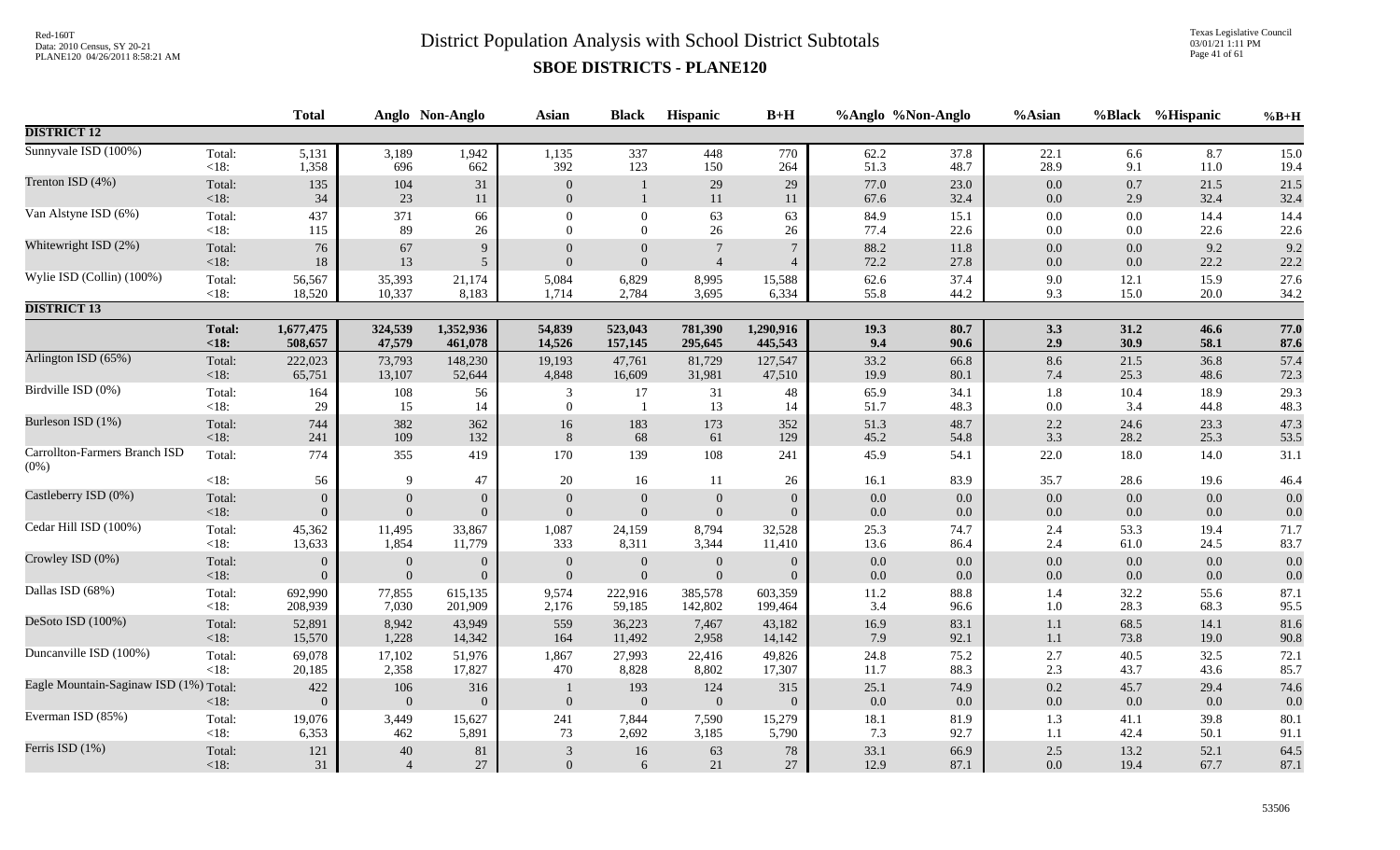# District Population Analysis with School District Subtotals

## SBOE DISTRICTS - PLANE120

| | | Total | Anglo | Non-Anglo | Asian | Black | Hispanic | B+H | %Anglo | %Non-Anglo | %Asian | %Black | %Hispanic | %B+H |
|---|---|---|---|---|---|---|---|---|---|---|---|---|---|---|
| **DISTRICT 12** | | | | | | | | | | | | | | |
| Sunnyvale ISD (100%) | Total: | 5,131 | 3,189 | 1,942 | 1,135 | 337 | 448 | 770 | 62.2 | 37.8 | 22.1 | 6.6 | 8.7 | 15.0 |
| | <18: | 1,358 | 696 | 662 | 392 | 123 | 150 | 264 | 51.3 | 48.7 | 28.9 | 9.1 | 11.0 | 19.4 |
| Trenton ISD (4%) | Total: | 135 | 104 | 31 | 0 | 1 | 29 | 29 | 77.0 | 23.0 | 0.0 | 0.7 | 21.5 | 21.5 |
| | <18: | 34 | 23 | 11 | 0 | 1 | 11 | 11 | 67.6 | 32.4 | 0.0 | 2.9 | 32.4 | 32.4 |
| Van Alstyne ISD (6%) | Total: | 437 | 371 | 66 | 0 | 0 | 63 | 63 | 84.9 | 15.1 | 0.0 | 0.0 | 14.4 | 14.4 |
| | <18: | 115 | 89 | 26 | 0 | 0 | 26 | 26 | 77.4 | 22.6 | 0.0 | 0.0 | 22.6 | 22.6 |
| Whitewright ISD (2%) | Total: | 76 | 67 | 9 | 0 | 0 | 7 | 7 | 88.2 | 11.8 | 0.0 | 0.0 | 9.2 | 9.2 |
| | <18: | 18 | 13 | 5 | 0 | 0 | 4 | 4 | 72.2 | 27.8 | 0.0 | 0.0 | 22.2 | 22.2 |
| Wylie ISD (Collin) (100%) | Total: | 56,567 | 35,393 | 21,174 | 5,084 | 6,829 | 8,995 | 15,588 | 62.6 | 37.4 | 9.0 | 12.1 | 15.9 | 27.6 |
| | <18: | 18,520 | 10,337 | 8,183 | 1,714 | 2,784 | 3,695 | 6,334 | 55.8 | 44.2 | 9.3 | 15.0 | 20.0 | 34.2 |
| **DISTRICT 13** | | | | | | | | | | | | | | |
| | **Total:** | **1,677,475** | **324,539** | **1,352,936** | **54,839** | **523,043** | **781,390** | **1,290,916** | **19.3** | **80.7** | **3.3** | **31.2** | **46.6** | **77.0** |
| | **<18:** | **508,657** | **47,579** | **461,078** | **14,526** | **157,145** | **295,645** | **445,543** | **9.4** | **90.6** | **2.9** | **30.9** | **58.1** | **87.6** |
| Arlington ISD (65%) | Total: | 222,023 | 73,793 | 148,230 | 19,193 | 47,761 | 81,729 | 127,547 | 33.2 | 66.8 | 8.6 | 21.5 | 36.8 | 57.4 |
| | <18: | 65,751 | 13,107 | 52,644 | 4,848 | 16,609 | 31,981 | 47,510 | 19.9 | 80.1 | 7.4 | 25.3 | 48.6 | 72.3 |
| Birdville ISD (0%) | Total: | 164 | 108 | 56 | 3 | 17 | 31 | 48 | 65.9 | 34.1 | 1.8 | 10.4 | 18.9 | 29.3 |
| | <18: | 29 | 15 | 14 | 0 | 1 | 13 | 14 | 51.7 | 48.3 | 0.0 | 3.4 | 44.8 | 48.3 |
| Burleson ISD (1%) | Total: | 744 | 382 | 362 | 16 | 183 | 173 | 352 | 51.3 | 48.7 | 2.2 | 24.6 | 23.3 | 47.3 |
| | <18: | 241 | 109 | 132 | 8 | 68 | 61 | 129 | 45.2 | 54.8 | 3.3 | 28.2 | 25.3 | 53.5 |
| Carrollton-Farmers Branch ISD (0%) | Total: | 774 | 355 | 419 | 170 | 139 | 108 | 241 | 45.9 | 54.1 | 22.0 | 18.0 | 14.0 | 31.1 |
| | <18: | 56 | 9 | 47 | 20 | 16 | 11 | 26 | 16.1 | 83.9 | 35.7 | 28.6 | 19.6 | 46.4 |
| Castleberry ISD (0%) | Total: | 0 | 0 | 0 | 0 | 0 | 0 | 0 | 0.0 | 0.0 | 0.0 | 0.0 | 0.0 | 0.0 |
| | <18: | 0 | 0 | 0 | 0 | 0 | 0 | 0 | 0.0 | 0.0 | 0.0 | 0.0 | 0.0 | 0.0 |
| Cedar Hill ISD (100%) | Total: | 45,362 | 11,495 | 33,867 | 1,087 | 24,159 | 8,794 | 32,528 | 25.3 | 74.7 | 2.4 | 53.3 | 19.4 | 71.7 |
| | <18: | 13,633 | 1,854 | 11,779 | 333 | 8,311 | 3,344 | 11,410 | 13.6 | 86.4 | 2.4 | 61.0 | 24.5 | 83.7 |
| Crowley ISD (0%) | Total: | 0 | 0 | 0 | 0 | 0 | 0 | 0 | 0.0 | 0.0 | 0.0 | 0.0 | 0.0 | 0.0 |
| | <18: | 0 | 0 | 0 | 0 | 0 | 0 | 0 | 0.0 | 0.0 | 0.0 | 0.0 | 0.0 | 0.0 |
| Dallas ISD (68%) | Total: | 692,990 | 77,855 | 615,135 | 9,574 | 222,916 | 385,578 | 603,359 | 11.2 | 88.8 | 1.4 | 32.2 | 55.6 | 87.1 |
| | <18: | 208,939 | 7,030 | 201,909 | 2,176 | 59,185 | 142,802 | 199,464 | 3.4 | 96.6 | 1.0 | 28.3 | 68.3 | 95.5 |
| DeSoto ISD (100%) | Total: | 52,891 | 8,942 | 43,949 | 559 | 36,223 | 7,467 | 43,182 | 16.9 | 83.1 | 1.1 | 68.5 | 14.1 | 81.6 |
| | <18: | 15,570 | 1,228 | 14,342 | 164 | 11,492 | 2,958 | 14,142 | 7.9 | 92.1 | 1.1 | 73.8 | 19.0 | 90.8 |
| Duncanville ISD (100%) | Total: | 69,078 | 17,102 | 51,976 | 1,867 | 27,993 | 22,416 | 49,826 | 24.8 | 75.2 | 2.7 | 40.5 | 32.5 | 72.1 |
| | <18: | 20,185 | 2,358 | 17,827 | 470 | 8,828 | 8,802 | 17,307 | 11.7 | 88.3 | 2.3 | 43.7 | 43.6 | 85.7 |
| Eagle Mountain-Saginaw ISD (1%) | Total: | 422 | 106 | 316 | 1 | 193 | 124 | 315 | 25.1 | 74.9 | 0.2 | 45.7 | 29.4 | 74.6 |
| | <18: | 0 | 0 | 0 | 0 | 0 | 0 | 0 | 0.0 | 0.0 | 0.0 | 0.0 | 0.0 | 0.0 |
| Everman ISD (85%) | Total: | 19,076 | 3,449 | 15,627 | 241 | 7,844 | 7,590 | 15,279 | 18.1 | 81.9 | 1.3 | 41.1 | 39.8 | 80.1 |
| | <18: | 6,353 | 462 | 5,891 | 73 | 2,692 | 3,185 | 5,790 | 7.3 | 92.7 | 1.1 | 42.4 | 50.1 | 91.1 |
| Ferris ISD (1%) | Total: | 121 | 40 | 81 | 3 | 16 | 63 | 78 | 33.1 | 66.9 | 2.5 | 13.2 | 52.1 | 64.5 |
| | <18: | 31 | 4 | 27 | 0 | 6 | 21 | 27 | 12.9 | 87.1 | 0.0 | 19.4 | 67.7 | 87.1 |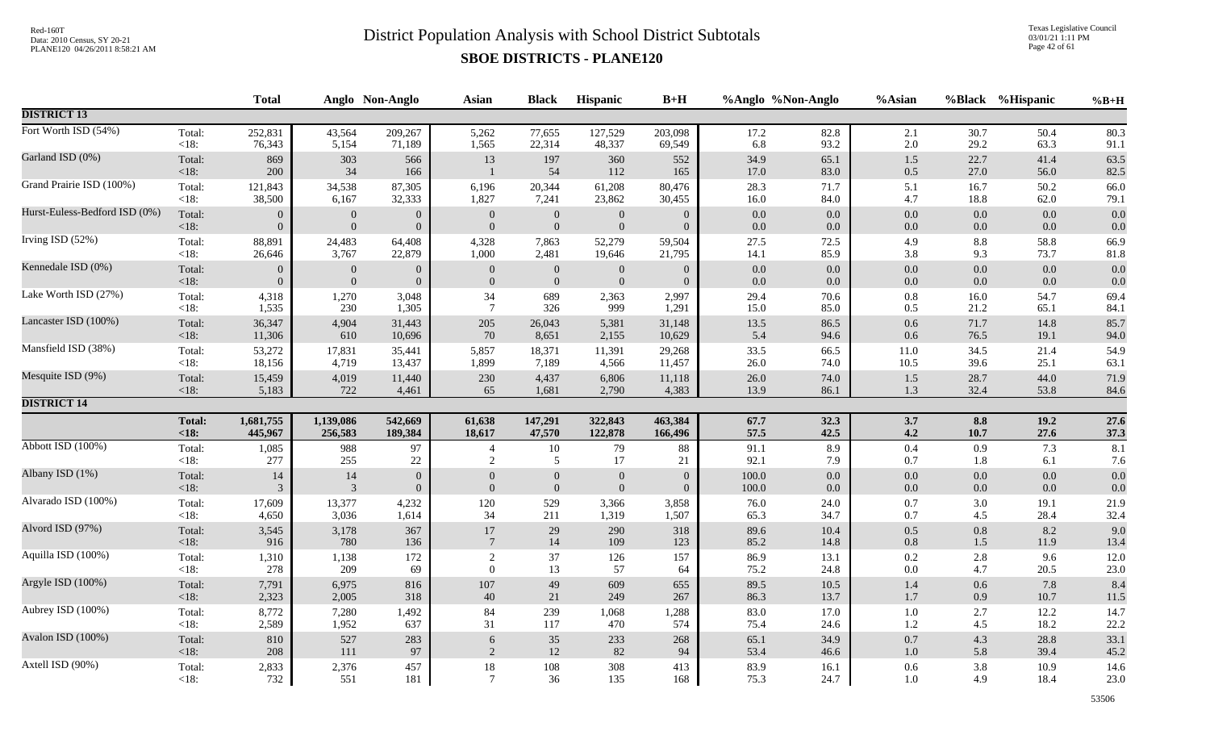# District Population Analysis with School District Subtotals

## SBOE DISTRICTS - PLANE120

| | | Total | Anglo | Non-Anglo | Asian | Black | Hispanic | B+H | %Anglo | %Non-Anglo | %Asian | %Black | %Hispanic | %B+H |
|---|---|---|---|---|---|---|---|---|---|---|---|---|---|---|
| **DISTRICT 13** | | | | | | | | | | | | | | |
| Fort Worth ISD (54%) | Total: | 252,831 | 43,564 | 209,267 | 5,262 | 77,655 | 127,529 | 203,098 | 17.2 | 82.8 | 2.1 | 30.7 | 50.4 | 80.3 |
| | <18: | 76,343 | 5,154 | 71,189 | 1,565 | 22,314 | 48,337 | 69,549 | 6.8 | 93.2 | 2.0 | 29.2 | 63.3 | 91.1 |
| Garland ISD (0%) | Total: | 869 | 303 | 566 | 13 | 197 | 360 | 552 | 34.9 | 65.1 | 1.5 | 22.7 | 41.4 | 63.5 |
| | <18: | 200 | 34 | 166 | 1 | 54 | 112 | 165 | 17.0 | 83.0 | 0.5 | 27.0 | 56.0 | 82.5 |
| Grand Prairie ISD (100%) | Total: | 121,843 | 34,538 | 87,305 | 6,196 | 20,344 | 61,208 | 80,476 | 28.3 | 71.7 | 5.1 | 16.7 | 50.2 | 66.0 |
| | <18: | 38,500 | 6,167 | 32,333 | 1,827 | 7,241 | 23,862 | 30,455 | 16.0 | 84.0 | 4.7 | 18.8 | 62.0 | 79.1 |
| Hurst-Euless-Bedford ISD (0%) | Total: | 0 | 0 | 0 | 0 | 0 | 0 | 0 | 0.0 | 0.0 | 0.0 | 0.0 | 0.0 | 0.0 |
| | <18: | 0 | 0 | 0 | 0 | 0 | 0 | 0 | 0.0 | 0.0 | 0.0 | 0.0 | 0.0 | 0.0 |
| Irving ISD (52%) | Total: | 88,891 | 24,483 | 64,408 | 4,328 | 7,863 | 52,279 | 59,504 | 27.5 | 72.5 | 4.9 | 8.8 | 58.8 | 66.9 |
| | <18: | 26,646 | 3,767 | 22,879 | 1,000 | 2,481 | 19,646 | 21,795 | 14.1 | 85.9 | 3.8 | 9.3 | 73.7 | 81.8 |
| Kennedale ISD (0%) | Total: | 0 | 0 | 0 | 0 | 0 | 0 | 0 | 0.0 | 0.0 | 0.0 | 0.0 | 0.0 | 0.0 |
| | <18: | 0 | 0 | 0 | 0 | 0 | 0 | 0 | 0.0 | 0.0 | 0.0 | 0.0 | 0.0 | 0.0 |
| Lake Worth ISD (27%) | Total: | 4,318 | 1,270 | 3,048 | 34 | 689 | 2,363 | 2,997 | 29.4 | 70.6 | 0.8 | 16.0 | 54.7 | 69.4 |
| | <18: | 1,535 | 230 | 1,305 | 7 | 326 | 999 | 1,291 | 15.0 | 85.0 | 0.5 | 21.2 | 65.1 | 84.1 |
| Lancaster ISD (100%) | Total: | 36,347 | 4,904 | 31,443 | 205 | 26,043 | 5,381 | 31,148 | 13.5 | 86.5 | 0.6 | 71.7 | 14.8 | 85.7 |
| | <18: | 11,306 | 610 | 10,696 | 70 | 8,651 | 2,155 | 10,629 | 5.4 | 94.6 | 0.6 | 76.5 | 19.1 | 94.0 |
| Mansfield ISD (38%) | Total: | 53,272 | 17,831 | 35,441 | 5,857 | 18,371 | 11,391 | 29,268 | 33.5 | 66.5 | 11.0 | 34.5 | 21.4 | 54.9 |
| | <18: | 18,156 | 4,719 | 13,437 | 1,899 | 7,189 | 4,566 | 11,457 | 26.0 | 74.0 | 10.5 | 39.6 | 25.1 | 63.1 |
| Mesquite ISD (9%) | Total: | 15,459 | 4,019 | 11,440 | 230 | 4,437 | 6,806 | 11,118 | 26.0 | 74.0 | 1.5 | 28.7 | 44.0 | 71.9 |
| | <18: | 5,183 | 722 | 4,461 | 65 | 1,681 | 2,790 | 4,383 | 13.9 | 86.1 | 1.3 | 32.4 | 53.8 | 84.6 |
| **DISTRICT 14** | | | | | | | | | | | | | | |
| | **Total:** | **1,681,755** | **1,139,086** | **542,669** | **61,638** | **147,291** | **322,843** | **463,384** | **67.7** | **32.3** | **3.7** | **8.8** | **19.2** | **27.6** |
| | **<18:** | **445,967** | **256,583** | **189,384** | **18,617** | **47,570** | **122,878** | **166,496** | **57.5** | **42.5** | **4.2** | **10.7** | **27.6** | **37.3** |
| Abbott ISD (100%) | Total: | 1,085 | 988 | 97 | 4 | 10 | 79 | 88 | 91.1 | 8.9 | 0.4 | 0.9 | 7.3 | 8.1 |
| | <18: | 277 | 255 | 22 | 2 | 5 | 17 | 21 | 92.1 | 7.9 | 0.7 | 1.8 | 6.1 | 7.6 |
| Albany ISD (1%) | Total: | 14 | 14 | 0 | 0 | 0 | 0 | 0 | 100.0 | 0.0 | 0.0 | 0.0 | 0.0 | 0.0 |
| | <18: | 3 | 3 | 0 | 0 | 0 | 0 | 0 | 100.0 | 0.0 | 0.0 | 0.0 | 0.0 | 0.0 |
| Alvarado ISD (100%) | Total: | 17,609 | 13,377 | 4,232 | 120 | 529 | 3,366 | 3,858 | 76.0 | 24.0 | 0.7 | 3.0 | 19.1 | 21.9 |
| | <18: | 4,650 | 3,036 | 1,614 | 34 | 211 | 1,319 | 1,507 | 65.3 | 34.7 | 0.7 | 4.5 | 28.4 | 32.4 |
| Alvord ISD (97%) | Total: | 3,545 | 3,178 | 367 | 17 | 29 | 290 | 318 | 89.6 | 10.4 | 0.5 | 0.8 | 8.2 | 9.0 |
| | <18: | 916 | 780 | 136 | 7 | 14 | 109 | 123 | 85.2 | 14.8 | 0.8 | 1.5 | 11.9 | 13.4 |
| Aquilla ISD (100%) | Total: | 1,310 | 1,138 | 172 | 2 | 37 | 126 | 157 | 86.9 | 13.1 | 0.2 | 2.8 | 9.6 | 12.0 |
| | <18: | 278 | 209 | 69 | 0 | 13 | 57 | 64 | 75.2 | 24.8 | 0.0 | 4.7 | 20.5 | 23.0 |
| Argyle ISD (100%) | Total: | 7,791 | 6,975 | 816 | 107 | 49 | 609 | 655 | 89.5 | 10.5 | 1.4 | 0.6 | 7.8 | 8.4 |
| | <18: | 2,323 | 2,005 | 318 | 40 | 21 | 249 | 267 | 86.3 | 13.7 | 1.7 | 0.9 | 10.7 | 11.5 |
| Aubrey ISD (100%) | Total: | 8,772 | 7,280 | 1,492 | 84 | 239 | 1,068 | 1,288 | 83.0 | 17.0 | 1.0 | 2.7 | 12.2 | 14.7 |
| | <18: | 2,589 | 1,952 | 637 | 31 | 117 | 470 | 574 | 75.4 | 24.6 | 1.2 | 4.5 | 18.2 | 22.2 |
| Avalon ISD (100%) | Total: | 810 | 527 | 283 | 6 | 35 | 233 | 268 | 65.1 | 34.9 | 0.7 | 4.3 | 28.8 | 33.1 |
| | <18: | 208 | 111 | 97 | 2 | 12 | 82 | 94 | 53.4 | 46.6 | 1.0 | 5.8 | 39.4 | 45.2 |
| Axtell ISD (90%) | Total: | 2,833 | 2,376 | 457 | 18 | 108 | 308 | 413 | 83.9 | 16.1 | 0.6 | 3.8 | 10.9 | 14.6 |
| | <18: | 732 | 551 | 181 | 7 | 36 | 135 | 168 | 75.3 | 24.7 | 1.0 | 4.9 | 18.4 | 23.0 |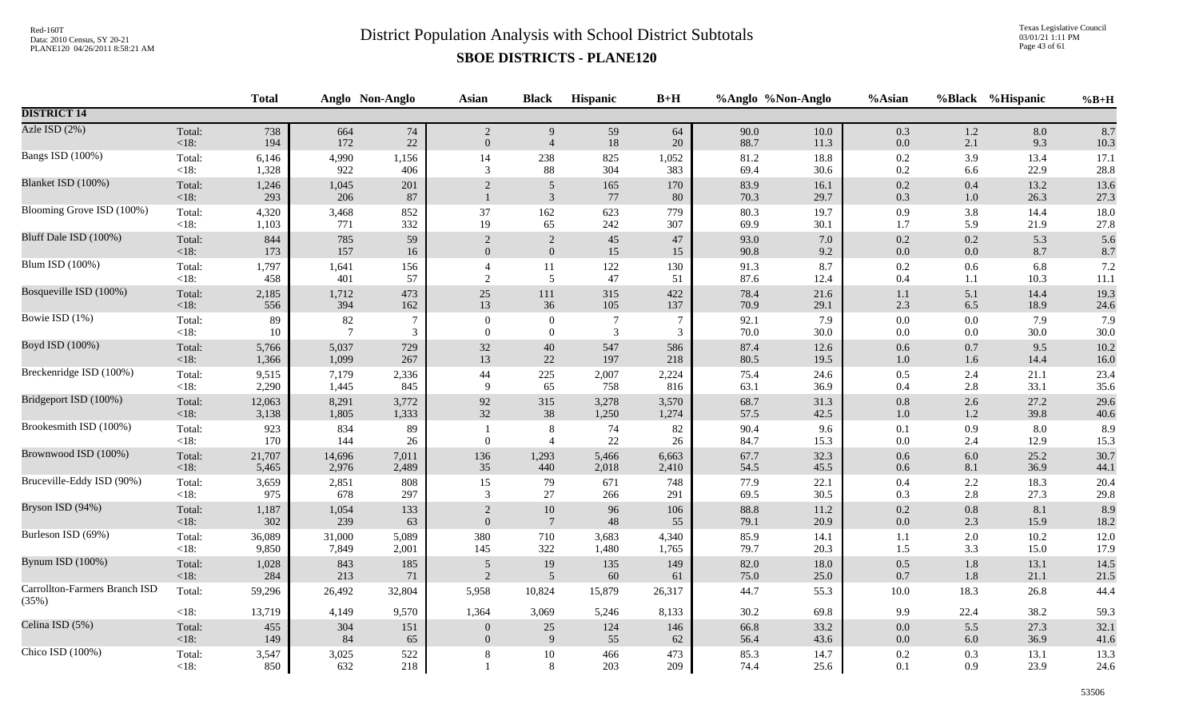# District Population Analysis with School District Subtotals

## SBOE DISTRICTS - PLANE120

Red-160T
Data: 2010 Census, SY 20-21
PLANE120 04/26/2011 8:58:21 AM

Texas Legislative Council
03/01/21 1:11 PM

| | | Total | Anglo | Non-Anglo | Asian | Black | Hispanic | B+H | %Anglo | %Non-Anglo | %Asian | %Black | %Hispanic | %B+H |
|---|---|---|---|---|---|---|---|---|---|---|---|---|---|---|
| **DISTRICT 14** | | | | | | | | | | | | | | |
| Azle ISD (2%) | Total: | 738 | 664 | 74 | 2 | 9 | 59 | 64 | 90.0 | 10.0 | 0.3 | 1.2 | 8.0 | 8.7 |
| | <18: | 194 | 172 | 22 | 0 | 4 | 18 | 20 | 88.7 | 11.3 | 0.0 | 2.1 | 9.3 | 10.3 |
| Bangs ISD (100%) | Total: | 6,146 | 4,990 | 1,156 | 14 | 238 | 825 | 1,052 | 81.2 | 18.8 | 0.2 | 3.9 | 13.4 | 17.1 |
| | <18: | 1,328 | 922 | 406 | 3 | 88 | 304 | 383 | 69.4 | 30.6 | 0.2 | 6.6 | 22.9 | 28.8 |
| Blanket ISD (100%) | Total: | 1,246 | 1,045 | 201 | 2 | 5 | 165 | 170 | 83.9 | 16.1 | 0.2 | 0.4 | 13.2 | 13.6 |
| | <18: | 293 | 206 | 87 | 1 | 3 | 77 | 80 | 70.3 | 29.7 | 0.3 | 1.0 | 26.3 | 27.3 |
| Blooming Grove ISD (100%) | Total: | 4,320 | 3,468 | 852 | 37 | 162 | 623 | 779 | 80.3 | 19.7 | 0.9 | 3.8 | 14.4 | 18.0 |
| | <18: | 1,103 | 771 | 332 | 19 | 65 | 242 | 307 | 69.9 | 30.1 | 1.7 | 5.9 | 21.9 | 27.8 |
| Bluff Dale ISD (100%) | Total: | 844 | 785 | 59 | 2 | 2 | 45 | 47 | 93.0 | 7.0 | 0.2 | 0.2 | 5.3 | 5.6 |
| | <18: | 173 | 157 | 16 | 0 | 0 | 15 | 15 | 90.8 | 9.2 | 0.0 | 0.0 | 8.7 | 8.7 |
| Blum ISD (100%) | Total: | 1,797 | 1,641 | 156 | 4 | 11 | 122 | 130 | 91.3 | 8.7 | 0.2 | 0.6 | 6.8 | 7.2 |
| | <18: | 458 | 401 | 57 | 2 | 5 | 47 | 51 | 87.6 | 12.4 | 0.4 | 1.1 | 10.3 | 11.1 |
| Bosqueville ISD (100%) | Total: | 2,185 | 1,712 | 473 | 25 | 111 | 315 | 422 | 78.4 | 21.6 | 1.1 | 5.1 | 14.4 | 19.3 |
| | <18: | 556 | 394 | 162 | 13 | 36 | 105 | 137 | 70.9 | 29.1 | 2.3 | 6.5 | 18.9 | 24.6 |
| Bowie ISD (1%) | Total: | 89 | 82 | 7 | 0 | 0 | 7 | 7 | 92.1 | 7.9 | 0.0 | 0.0 | 7.9 | 7.9 |
| | <18: | 10 | 7 | 3 | 0 | 0 | 3 | 3 | 70.0 | 30.0 | 0.0 | 0.0 | 30.0 | 30.0 |
| Boyd ISD (100%) | Total: | 5,766 | 5,037 | 729 | 32 | 40 | 547 | 586 | 87.4 | 12.6 | 0.6 | 0.7 | 9.5 | 10.2 |
| | <18: | 1,366 | 1,099 | 267 | 13 | 22 | 197 | 218 | 80.5 | 19.5 | 1.0 | 1.6 | 14.4 | 16.0 |
| Breckenridge ISD (100%) | Total: | 9,515 | 7,179 | 2,336 | 44 | 225 | 2,007 | 2,224 | 75.4 | 24.6 | 0.5 | 2.4 | 21.1 | 23.4 |
| | <18: | 2,290 | 1,445 | 845 | 9 | 65 | 758 | 816 | 63.1 | 36.9 | 0.4 | 2.8 | 33.1 | 35.6 |
| Bridgeport ISD (100%) | Total: | 12,063 | 8,291 | 3,772 | 92 | 315 | 3,278 | 3,570 | 68.7 | 31.3 | 0.8 | 2.6 | 27.2 | 29.6 |
| | <18: | 3,138 | 1,805 | 1,333 | 32 | 38 | 1,250 | 1,274 | 57.5 | 42.5 | 1.0 | 1.2 | 39.8 | 40.6 |
| Brookesmith ISD (100%) | Total: | 923 | 834 | 89 | 1 | 8 | 74 | 82 | 90.4 | 9.6 | 0.1 | 0.9 | 8.0 | 8.9 |
| | <18: | 170 | 144 | 26 | 0 | 4 | 22 | 26 | 84.7 | 15.3 | 0.0 | 2.4 | 12.9 | 15.3 |
| Brownwood ISD (100%) | Total: | 21,707 | 14,696 | 7,011 | 136 | 1,293 | 5,466 | 6,663 | 67.7 | 32.3 | 0.6 | 6.0 | 25.2 | 30.7 |
| | <18: | 5,465 | 2,976 | 2,489 | 35 | 440 | 2,018 | 2,410 | 54.5 | 45.5 | 0.6 | 8.1 | 36.9 | 44.1 |
| Bruceville-Eddy ISD (90%) | Total: | 3,659 | 2,851 | 808 | 15 | 79 | 671 | 748 | 77.9 | 22.1 | 0.4 | 2.2 | 18.3 | 20.4 |
| | <18: | 975 | 678 | 297 | 3 | 27 | 266 | 291 | 69.5 | 30.5 | 0.3 | 2.8 | 27.3 | 29.8 |
| Bryson ISD (94%) | Total: | 1,187 | 1,054 | 133 | 2 | 10 | 96 | 106 | 88.8 | 11.2 | 0.2 | 0.8 | 8.1 | 8.9 |
| | <18: | 302 | 239 | 63 | 0 | 7 | 48 | 55 | 79.1 | 20.9 | 0.0 | 2.3 | 15.9 | 18.2 |
| Burleson ISD (69%) | Total: | 36,089 | 31,000 | 5,089 | 380 | 710 | 3,683 | 4,340 | 85.9 | 14.1 | 1.1 | 2.0 | 10.2 | 12.0 |
| | <18: | 9,850 | 7,849 | 2,001 | 145 | 322 | 1,480 | 1,765 | 79.7 | 20.3 | 1.5 | 3.3 | 15.0 | 17.9 |
| Bynum ISD (100%) | Total: | 1,028 | 843 | 185 | 5 | 19 | 135 | 149 | 82.0 | 18.0 | 0.5 | 1.8 | 13.1 | 14.5 |
| | <18: | 284 | 213 | 71 | 2 | 5 | 60 | 61 | 75.0 | 25.0 | 0.7 | 1.8 | 21.1 | 21.5 |
| Carrollton-Farmers Branch ISD (35%) | Total: | 59,296 | 26,492 | 32,804 | 5,958 | 10,824 | 15,879 | 26,317 | 44.7 | 55.3 | 10.0 | 18.3 | 26.8 | 44.4 |
| | <18: | 13,719 | 4,149 | 9,570 | 1,364 | 3,069 | 5,246 | 8,133 | 30.2 | 69.8 | 9.9 | 22.4 | 38.2 | 59.3 |
| Celina ISD (5%) | Total: | 455 | 304 | 151 | 0 | 25 | 124 | 146 | 66.8 | 33.2 | 0.0 | 5.5 | 27.3 | 32.1 |
| | <18: | 149 | 84 | 65 | 0 | 9 | 55 | 62 | 56.4 | 43.6 | 0.0 | 6.0 | 36.9 | 41.6 |
| Chico ISD (100%) | Total: | 3,547 | 3,025 | 522 | 8 | 10 | 466 | 473 | 85.3 | 14.7 | 0.2 | 0.3 | 13.1 | 13.3 |
| | <18: | 850 | 632 | 218 | 1 | 8 | 203 | 209 | 74.4 | 25.6 | 0.1 | 0.9 | 23.9 | 24.6 |

53506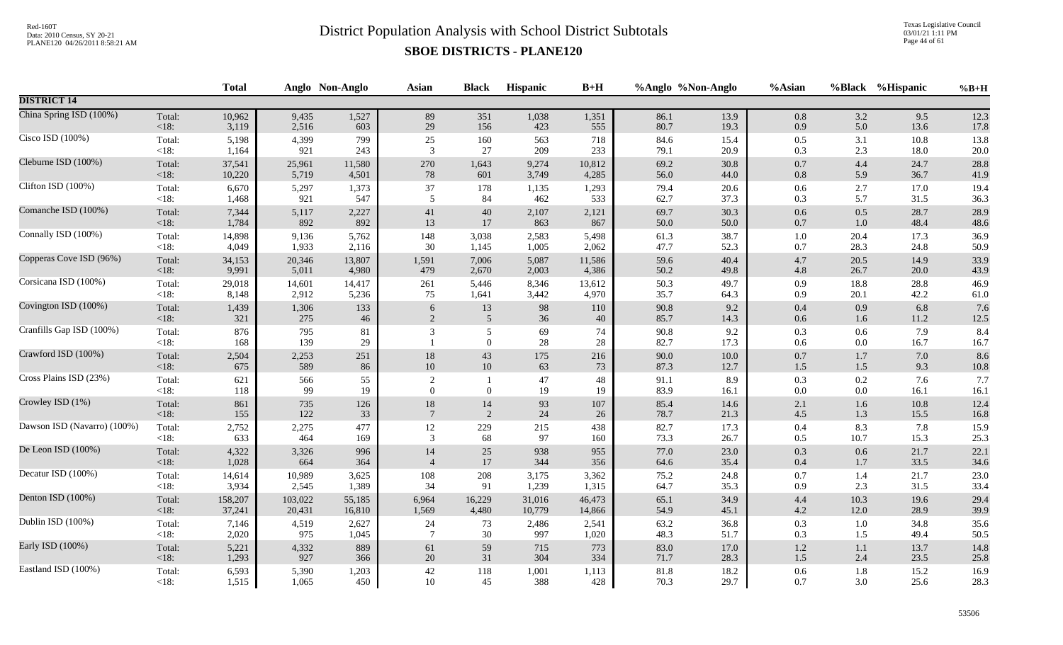# District Population Analysis with School District Subtotals

## SBOE DISTRICTS - PLANE120

| | | Total | Anglo | Non-Anglo | Asian | Black | Hispanic | B+H | %Anglo | %Non-Anglo | %Asian | %Black | %Hispanic | %B+H |
|---|---|---|---|---|---|---|---|---|---|---|---|---|---|---|
| **DISTRICT 14** | | | | | | | | | | | | | | |
| China Spring ISD (100%) | Total: | 10,962 | 9,435 | 1,527 | 89 | 351 | 1,038 | 1,351 | 86.1 | 13.9 | 0.8 | 3.2 | 9.5 | 12.3 |
| | <18: | 3,119 | 2,516 | 603 | 29 | 156 | 423 | 555 | 80.7 | 19.3 | 0.9 | 5.0 | 13.6 | 17.8 |
| Cisco ISD (100%) | Total: | 5,198 | 4,399 | 799 | 25 | 160 | 563 | 718 | 84.6 | 15.4 | 0.5 | 3.1 | 10.8 | 13.8 |
| | <18: | 1,164 | 921 | 243 | 3 | 27 | 209 | 233 | 79.1 | 20.9 | 0.3 | 2.3 | 18.0 | 20.0 |
| Cleburne ISD (100%) | Total: | 37,541 | 25,961 | 11,580 | 270 | 1,643 | 9,274 | 10,812 | 69.2 | 30.8 | 0.7 | 4.4 | 24.7 | 28.8 |
| | <18: | 10,220 | 5,719 | 4,501 | 78 | 601 | 3,749 | 4,285 | 56.0 | 44.0 | 0.8 | 5.9 | 36.7 | 41.9 |
| Clifton ISD (100%) | Total: | 6,670 | 5,297 | 1,373 | 37 | 178 | 1,135 | 1,293 | 79.4 | 20.6 | 0.6 | 2.7 | 17.0 | 19.4 |
| | <18: | 1,468 | 921 | 547 | 5 | 84 | 462 | 533 | 62.7 | 37.3 | 0.3 | 5.7 | 31.5 | 36.3 |
| Comanche ISD (100%) | Total: | 7,344 | 5,117 | 2,227 | 41 | 40 | 2,107 | 2,121 | 69.7 | 30.3 | 0.6 | 0.5 | 28.7 | 28.9 |
| | <18: | 1,784 | 892 | 892 | 13 | 17 | 863 | 867 | 50.0 | 50.0 | 0.7 | 1.0 | 48.4 | 48.6 |
| Connally ISD (100%) | Total: | 14,898 | 9,136 | 5,762 | 148 | 3,038 | 2,583 | 5,498 | 61.3 | 38.7 | 1.0 | 20.4 | 17.3 | 36.9 |
| | <18: | 4,049 | 1,933 | 2,116 | 30 | 1,145 | 1,005 | 2,062 | 47.7 | 52.3 | 0.7 | 28.3 | 24.8 | 50.9 |
| Copperas Cove ISD (96%) | Total: | 34,153 | 20,346 | 13,807 | 1,591 | 7,006 | 5,087 | 11,586 | 59.6 | 40.4 | 4.7 | 20.5 | 14.9 | 33.9 |
| | <18: | 9,991 | 5,011 | 4,980 | 479 | 2,670 | 2,003 | 4,386 | 50.2 | 49.8 | 4.8 | 26.7 | 20.0 | 43.9 |
| Corsicana ISD (100%) | Total: | 29,018 | 14,601 | 14,417 | 261 | 5,446 | 8,346 | 13,612 | 50.3 | 49.7 | 0.9 | 18.8 | 28.8 | 46.9 |
| | <18: | 8,148 | 2,912 | 5,236 | 75 | 1,641 | 3,442 | 4,970 | 35.7 | 64.3 | 0.9 | 20.1 | 42.2 | 61.0 |
| Covington ISD (100%) | Total: | 1,439 | 1,306 | 133 | 6 | 13 | 98 | 110 | 90.8 | 9.2 | 0.4 | 0.9 | 6.8 | 7.6 |
| | <18: | 321 | 275 | 46 | 2 | 5 | 36 | 40 | 85.7 | 14.3 | 0.6 | 1.6 | 11.2 | 12.5 |
| Cranfills Gap ISD (100%) | Total: | 876 | 795 | 81 | 3 | 5 | 69 | 74 | 90.8 | 9.2 | 0.3 | 0.6 | 7.9 | 8.4 |
| | <18: | 168 | 139 | 29 | 1 | 0 | 28 | 28 | 82.7 | 17.3 | 0.6 | 0.0 | 16.7 | 16.7 |
| Crawford ISD (100%) | Total: | 2,504 | 2,253 | 251 | 18 | 43 | 175 | 216 | 90.0 | 10.0 | 0.7 | 1.7 | 7.0 | 8.6 |
| | <18: | 675 | 589 | 86 | 10 | 10 | 63 | 73 | 87.3 | 12.7 | 1.5 | 1.5 | 9.3 | 10.8 |
| Cross Plains ISD (23%) | Total: | 621 | 566 | 55 | 2 | 1 | 47 | 48 | 91.1 | 8.9 | 0.3 | 0.2 | 7.6 | 7.7 |
| | <18: | 118 | 99 | 19 | 0 | 0 | 19 | 19 | 83.9 | 16.1 | 0.0 | 0.0 | 16.1 | 16.1 |
| Crowley ISD (1%) | Total: | 861 | 735 | 126 | 18 | 14 | 93 | 107 | 85.4 | 14.6 | 2.1 | 1.6 | 10.8 | 12.4 |
| | <18: | 155 | 122 | 33 | 7 | 2 | 24 | 26 | 78.7 | 21.3 | 4.5 | 1.3 | 15.5 | 16.8 |
| Dawson ISD (Navarro) (100%) | Total: | 2,752 | 2,275 | 477 | 12 | 229 | 215 | 438 | 82.7 | 17.3 | 0.4 | 8.3 | 7.8 | 15.9 |
| | <18: | 633 | 464 | 169 | 3 | 68 | 97 | 160 | 73.3 | 26.7 | 0.5 | 10.7 | 15.3 | 25.3 |
| De Leon ISD (100%) | Total: | 4,322 | 3,326 | 996 | 14 | 25 | 938 | 955 | 77.0 | 23.0 | 0.3 | 0.6 | 21.7 | 22.1 |
| | <18: | 1,028 | 664 | 364 | 4 | 17 | 344 | 356 | 64.6 | 35.4 | 0.4 | 1.7 | 33.5 | 34.6 |
| Decatur ISD (100%) | Total: | 14,614 | 10,989 | 3,625 | 108 | 208 | 3,175 | 3,362 | 75.2 | 24.8 | 0.7 | 1.4 | 21.7 | 23.0 |
| | <18: | 3,934 | 2,545 | 1,389 | 34 | 91 | 1,239 | 1,315 | 64.7 | 35.3 | 0.9 | 2.3 | 31.5 | 33.4 |
| Denton ISD (100%) | Total: | 158,207 | 103,022 | 55,185 | 6,964 | 16,229 | 31,016 | 46,473 | 65.1 | 34.9 | 4.4 | 10.3 | 19.6 | 29.4 |
| | <18: | 37,241 | 20,431 | 16,810 | 1,569 | 4,480 | 10,779 | 14,866 | 54.9 | 45.1 | 4.2 | 12.0 | 28.9 | 39.9 |
| Dublin ISD (100%) | Total: | 7,146 | 4,519 | 2,627 | 24 | 73 | 2,486 | 2,541 | 63.2 | 36.8 | 0.3 | 1.0 | 34.8 | 35.6 |
| | <18: | 2,020 | 975 | 1,045 | 7 | 30 | 997 | 1,020 | 48.3 | 51.7 | 0.3 | 1.5 | 49.4 | 50.5 |
| Early ISD (100%) | Total: | 5,221 | 4,332 | 889 | 61 | 59 | 715 | 773 | 83.0 | 17.0 | 1.2 | 1.1 | 13.7 | 14.8 |
| | <18: | 1,293 | 927 | 366 | 20 | 31 | 304 | 334 | 71.7 | 28.3 | 1.5 | 2.4 | 23.5 | 25.8 |
| Eastland ISD (100%) | Total: | 6,593 | 5,390 | 1,203 | 42 | 118 | 1,001 | 1,113 | 81.8 | 18.2 | 0.6 | 1.8 | 15.2 | 16.9 |
| | <18: | 1,515 | 1,065 | 450 | 10 | 45 | 388 | 428 | 70.3 | 29.7 | 0.7 | 3.0 | 25.6 | 28.3 |

53506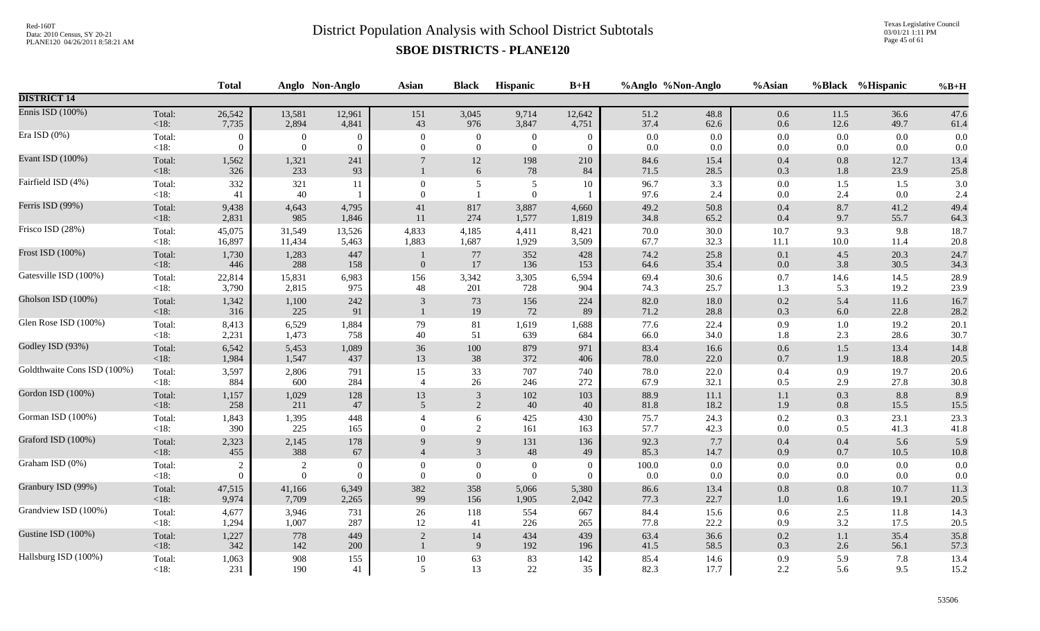# District Population Analysis with School District Subtotals

## SBOE DISTRICTS - PLANE120

| | | Total | Anglo | Non-Anglo | Asian | Black | Hispanic | B+H | %Anglo | %Non-Anglo | %Asian | %Black | %Hispanic | %B+H |
|---|---|---|---|---|---|---|---|---|---|---|---|---|---|---|
| **DISTRICT 14** | | | | | | | | | | | | | | |
| Ennis ISD (100%) | Total: | 26,542 | 13,581 | 12,961 | 151 | 3,045 | 9,714 | 12,642 | 51.2 | 48.8 | 0.6 | 11.5 | 36.6 | 47.6 |
| | <18: | 7,735 | 2,894 | 4,841 | 43 | 976 | 3,847 | 4,751 | 37.4 | 62.6 | 0.6 | 12.6 | 49.7 | 61.4 |
| Era ISD (0%) | Total: | 0 | 0 | 0 | 0 | 0 | 0 | 0 | 0.0 | 0.0 | 0.0 | 0.0 | 0.0 | 0.0 |
| | <18: | 0 | 0 | 0 | 0 | 0 | 0 | 0 | 0.0 | 0.0 | 0.0 | 0.0 | 0.0 | 0.0 |
| Evant ISD (100%) | Total: | 1,562 | 1,321 | 241 | 7 | 12 | 198 | 210 | 84.6 | 15.4 | 0.4 | 0.8 | 12.7 | 13.4 |
| | <18: | 326 | 233 | 93 | 1 | 6 | 78 | 84 | 71.5 | 28.5 | 0.3 | 1.8 | 23.9 | 25.8 |
| Fairfield ISD (4%) | Total: | 332 | 321 | 11 | 0 | 5 | 5 | 10 | 96.7 | 3.3 | 0.0 | 1.5 | 1.5 | 3.0 |
| | <18: | 41 | 40 | 1 | 0 | 1 | 0 | 1 | 97.6 | 2.4 | 0.0 | 2.4 | 0.0 | 2.4 |
| Ferris ISD (99%) | Total: | 9,438 | 4,643 | 4,795 | 41 | 817 | 3,887 | 4,660 | 49.2 | 50.8 | 0.4 | 8.7 | 41.2 | 49.4 |
| | <18: | 2,831 | 985 | 1,846 | 11 | 274 | 1,577 | 1,819 | 34.8 | 65.2 | 0.4 | 9.7 | 55.7 | 64.3 |
| Frisco ISD (28%) | Total: | 45,075 | 31,549 | 13,526 | 4,833 | 4,185 | 4,411 | 8,421 | 70.0 | 30.0 | 10.7 | 9.3 | 9.8 | 18.7 |
| | <18: | 16,897 | 11,434 | 5,463 | 1,883 | 1,687 | 1,929 | 3,509 | 67.7 | 32.3 | 11.1 | 10.0 | 11.4 | 20.8 |
| Frost ISD (100%) | Total: | 1,730 | 1,283 | 447 | 1 | 77 | 352 | 428 | 74.2 | 25.8 | 0.1 | 4.5 | 20.3 | 24.7 |
| | <18: | 446 | 288 | 158 | 0 | 17 | 136 | 153 | 64.6 | 35.4 | 0.0 | 3.8 | 30.5 | 34.3 |
| Gatesville ISD (100%) | Total: | 22,814 | 15,831 | 6,983 | 156 | 3,342 | 3,305 | 6,594 | 69.4 | 30.6 | 0.7 | 14.6 | 14.5 | 28.9 |
| | <18: | 3,790 | 2,815 | 975 | 48 | 201 | 728 | 904 | 74.3 | 25.7 | 1.3 | 5.3 | 19.2 | 23.9 |
| Gholson ISD (100%) | Total: | 1,342 | 1,100 | 242 | 3 | 73 | 156 | 224 | 82.0 | 18.0 | 0.2 | 5.4 | 11.6 | 16.7 |
| | <18: | 316 | 225 | 91 | 1 | 19 | 72 | 89 | 71.2 | 28.8 | 0.3 | 6.0 | 22.8 | 28.2 |
| Glen Rose ISD (100%) | Total: | 8,413 | 6,529 | 1,884 | 79 | 81 | 1,619 | 1,688 | 77.6 | 22.4 | 0.9 | 1.0 | 19.2 | 20.1 |
| | <18: | 2,231 | 1,473 | 758 | 40 | 51 | 639 | 684 | 66.0 | 34.0 | 1.8 | 2.3 | 28.6 | 30.7 |
| Godley ISD (93%) | Total: | 6,542 | 5,453 | 1,089 | 36 | 100 | 879 | 971 | 83.4 | 16.6 | 0.6 | 1.5 | 13.4 | 14.8 |
| | <18: | 1,984 | 1,547 | 437 | 13 | 38 | 372 | 406 | 78.0 | 22.0 | 0.7 | 1.9 | 18.8 | 20.5 |
| Goldthwaite Cons ISD (100%) | Total: | 3,597 | 2,806 | 791 | 15 | 33 | 707 | 740 | 78.0 | 22.0 | 0.4 | 0.9 | 19.7 | 20.6 |
| | <18: | 884 | 600 | 284 | 4 | 26 | 246 | 272 | 67.9 | 32.1 | 0.5 | 2.9 | 27.8 | 30.8 |
| Gordon ISD (100%) | Total: | 1,157 | 1,029 | 128 | 13 | 3 | 102 | 103 | 88.9 | 11.1 | 1.1 | 0.3 | 8.8 | 8.9 |
| | <18: | 258 | 211 | 47 | 5 | 2 | 40 | 40 | 81.8 | 18.2 | 1.9 | 0.8 | 15.5 | 15.5 |
| Gorman ISD (100%) | Total: | 1,843 | 1,395 | 448 | 4 | 6 | 425 | 430 | 75.7 | 24.3 | 0.2 | 0.3 | 23.1 | 23.3 |
| | <18: | 390 | 225 | 165 | 0 | 2 | 161 | 163 | 57.7 | 42.3 | 0.0 | 0.5 | 41.3 | 41.8 |
| Graford ISD (100%) | Total: | 2,323 | 2,145 | 178 | 9 | 9 | 131 | 136 | 92.3 | 7.7 | 0.4 | 0.4 | 5.6 | 5.9 |
| | <18: | 455 | 388 | 67 | 4 | 3 | 48 | 49 | 85.3 | 14.7 | 0.9 | 0.7 | 10.5 | 10.8 |
| Graham ISD (0%) | Total: | 2 | 2 | 0 | 0 | 0 | 0 | 0 | 100.0 | 0.0 | 0.0 | 0.0 | 0.0 | 0.0 |
| | <18: | 0 | 0 | 0 | 0 | 0 | 0 | 0 | 0.0 | 0.0 | 0.0 | 0.0 | 0.0 | 0.0 |
| Granbury ISD (99%) | Total: | 47,515 | 41,166 | 6,349 | 382 | 358 | 5,066 | 5,380 | 86.6 | 13.4 | 0.8 | 0.8 | 10.7 | 11.3 |
| | <18: | 9,974 | 7,709 | 2,265 | 99 | 156 | 1,905 | 2,042 | 77.3 | 22.7 | 1.0 | 1.6 | 19.1 | 20.5 |
| Grandview ISD (100%) | Total: | 4,677 | 3,946 | 731 | 26 | 118 | 554 | 667 | 84.4 | 15.6 | 0.6 | 2.5 | 11.8 | 14.3 |
| | <18: | 1,294 | 1,007 | 287 | 12 | 41 | 226 | 265 | 77.8 | 22.2 | 0.9 | 3.2 | 17.5 | 20.5 |
| Gustine ISD (100%) | Total: | 1,227 | 778 | 449 | 2 | 14 | 434 | 439 | 63.4 | 36.6 | 0.2 | 1.1 | 35.4 | 35.8 |
| | <18: | 342 | 142 | 200 | 1 | 9 | 192 | 196 | 41.5 | 58.5 | 0.3 | 2.6 | 56.1 | 57.3 |
| Hallsburg ISD (100%) | Total: | 1,063 | 908 | 155 | 10 | 63 | 83 | 142 | 85.4 | 14.6 | 0.9 | 5.9 | 7.8 | 13.4 |
| | <18: | 231 | 190 | 41 | 5 | 13 | 22 | 35 | 82.3 | 17.7 | 2.2 | 5.6 | 9.5 | 15.2 |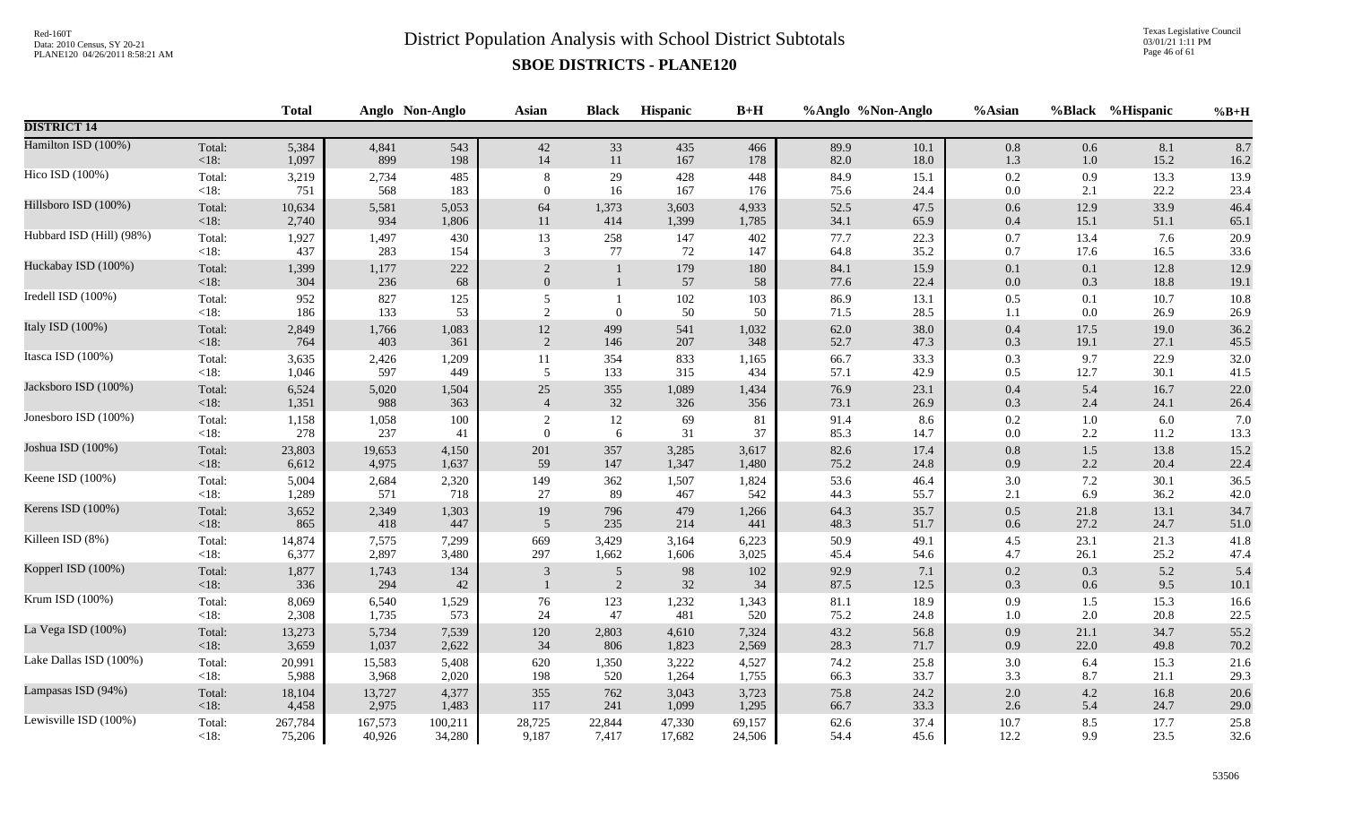# District Population Analysis with School District Subtotals

## SBOE DISTRICTS - PLANE120

| | | Total | Anglo | Non-Anglo | Asian | Black | Hispanic | B+H | %Anglo | %Non-Anglo | %Asian | %Black | %Hispanic | %B+H |
|---|---|---|---|---|---|---|---|---|---|---|---|---|---|---|
| **DISTRICT 14** | | | | | | | | | | | | | | |
| Hamilton ISD (100%) | Total: | 5,384 | 4,841 | 543 | 42 | 33 | 435 | 466 | 89.9 | 10.1 | 0.8 | 0.6 | 8.1 | 8.7 |
| | <18: | 1,097 | 899 | 198 | 14 | 11 | 167 | 178 | 82.0 | 18.0 | 1.3 | 1.0 | 15.2 | 16.2 |
| Hico ISD (100%) | Total: | 3,219 | 2,734 | 485 | 8 | 29 | 428 | 448 | 84.9 | 15.1 | 0.2 | 0.9 | 13.3 | 13.9 |
| | <18: | 751 | 568 | 183 | 0 | 16 | 167 | 176 | 75.6 | 24.4 | 0.0 | 2.1 | 22.2 | 23.4 |
| Hillsboro ISD (100%) | Total: | 10,634 | 5,581 | 5,053 | 64 | 1,373 | 3,603 | 4,933 | 52.5 | 47.5 | 0.6 | 12.9 | 33.9 | 46.4 |
| | <18: | 2,740 | 934 | 1,806 | 11 | 414 | 1,399 | 1,785 | 34.1 | 65.9 | 0.4 | 15.1 | 51.1 | 65.1 |
| Hubbard ISD (Hill) (98%) | Total: | 1,927 | 1,497 | 430 | 13 | 258 | 147 | 402 | 77.7 | 22.3 | 0.7 | 13.4 | 7.6 | 20.9 |
| | <18: | 437 | 283 | 154 | 3 | 77 | 72 | 147 | 64.8 | 35.2 | 0.7 | 17.6 | 16.5 | 33.6 |
| Huckabay ISD (100%) | Total: | 1,399 | 1,177 | 222 | 2 | 1 | 179 | 180 | 84.1 | 15.9 | 0.1 | 0.1 | 12.8 | 12.9 |
| | <18: | 304 | 236 | 68 | 0 | 1 | 57 | 58 | 77.6 | 22.4 | 0.0 | 0.3 | 18.8 | 19.1 |
| Iredell ISD (100%) | Total: | 952 | 827 | 125 | 5 | 1 | 102 | 103 | 86.9 | 13.1 | 0.5 | 0.1 | 10.7 | 10.8 |
| | <18: | 186 | 133 | 53 | 2 | 0 | 50 | 50 | 71.5 | 28.5 | 1.1 | 0.0 | 26.9 | 26.9 |
| Italy ISD (100%) | Total: | 2,849 | 1,766 | 1,083 | 12 | 499 | 541 | 1,032 | 62.0 | 38.0 | 0.4 | 17.5 | 19.0 | 36.2 |
| | <18: | 764 | 403 | 361 | 2 | 146 | 207 | 348 | 52.7 | 47.3 | 0.3 | 19.1 | 27.1 | 45.5 |
| Itasca ISD (100%) | Total: | 3,635 | 2,426 | 1,209 | 11 | 354 | 833 | 1,165 | 66.7 | 33.3 | 0.3 | 9.7 | 22.9 | 32.0 |
| | <18: | 1,046 | 597 | 449 | 5 | 133 | 315 | 434 | 57.1 | 42.9 | 0.5 | 12.7 | 30.1 | 41.5 |
| Jacksboro ISD (100%) | Total: | 6,524 | 5,020 | 1,504 | 25 | 355 | 1,089 | 1,434 | 76.9 | 23.1 | 0.4 | 5.4 | 16.7 | 22.0 |
| | <18: | 1,351 | 988 | 363 | 4 | 32 | 326 | 356 | 73.1 | 26.9 | 0.3 | 2.4 | 24.1 | 26.4 |
| Jonesboro ISD (100%) | Total: | 1,158 | 1,058 | 100 | 2 | 12 | 69 | 81 | 91.4 | 8.6 | 0.2 | 1.0 | 6.0 | 7.0 |
| | <18: | 278 | 237 | 41 | 0 | 6 | 31 | 37 | 85.3 | 14.7 | 0.0 | 2.2 | 11.2 | 13.3 |
| Joshua ISD (100%) | Total: | 23,803 | 19,653 | 4,150 | 201 | 357 | 3,285 | 3,617 | 82.6 | 17.4 | 0.8 | 1.5 | 13.8 | 15.2 |
| | <18: | 6,612 | 4,975 | 1,637 | 59 | 147 | 1,347 | 1,480 | 75.2 | 24.8 | 0.9 | 2.2 | 20.4 | 22.4 |
| Keene ISD (100%) | Total: | 5,004 | 2,684 | 2,320 | 149 | 362 | 1,507 | 1,824 | 53.6 | 46.4 | 3.0 | 7.2 | 30.1 | 36.5 |
| | <18: | 1,289 | 571 | 718 | 27 | 89 | 467 | 542 | 44.3 | 55.7 | 2.1 | 6.9 | 36.2 | 42.0 |
| Kerens ISD (100%) | Total: | 3,652 | 2,349 | 1,303 | 19 | 796 | 479 | 1,266 | 64.3 | 35.7 | 0.5 | 21.8 | 13.1 | 34.7 |
| | <18: | 865 | 418 | 447 | 5 | 235 | 214 | 441 | 48.3 | 51.7 | 0.6 | 27.2 | 24.7 | 51.0 |
| Killeen ISD (8%) | Total: | 14,874 | 7,575 | 7,299 | 669 | 3,429 | 3,164 | 6,223 | 50.9 | 49.1 | 4.5 | 23.1 | 21.3 | 41.8 |
| | <18: | 6,377 | 2,897 | 3,480 | 297 | 1,662 | 1,606 | 3,025 | 45.4 | 54.6 | 4.7 | 26.1 | 25.2 | 47.4 |
| Kopperl ISD (100%) | Total: | 1,877 | 1,743 | 134 | 3 | 5 | 98 | 102 | 92.9 | 7.1 | 0.2 | 0.3 | 5.2 | 5.4 |
| | <18: | 336 | 294 | 42 | 1 | 2 | 32 | 34 | 87.5 | 12.5 | 0.3 | 0.6 | 9.5 | 10.1 |
| Krum ISD (100%) | Total: | 8,069 | 6,540 | 1,529 | 76 | 123 | 1,232 | 1,343 | 81.1 | 18.9 | 0.9 | 1.5 | 15.3 | 16.6 |
| | <18: | 2,308 | 1,735 | 573 | 24 | 47 | 481 | 520 | 75.2 | 24.8 | 1.0 | 2.0 | 20.8 | 22.5 |
| La Vega ISD (100%) | Total: | 13,273 | 5,734 | 7,539 | 120 | 2,803 | 4,610 | 7,324 | 43.2 | 56.8 | 0.9 | 21.1 | 34.7 | 55.2 |
| | <18: | 3,659 | 1,037 | 2,622 | 34 | 806 | 1,823 | 2,569 | 28.3 | 71.7 | 0.9 | 22.0 | 49.8 | 70.2 |
| Lake Dallas ISD (100%) | Total: | 20,991 | 15,583 | 5,408 | 620 | 1,350 | 3,222 | 4,527 | 74.2 | 25.8 | 3.0 | 6.4 | 15.3 | 21.6 |
| | <18: | 5,988 | 3,968 | 2,020 | 198 | 520 | 1,264 | 1,755 | 66.3 | 33.7 | 3.3 | 8.7 | 21.1 | 29.3 |
| Lampasas ISD (94%) | Total: | 18,104 | 13,727 | 4,377 | 355 | 762 | 3,043 | 3,723 | 75.8 | 24.2 | 2.0 | 4.2 | 16.8 | 20.6 |
| | <18: | 4,458 | 2,975 | 1,483 | 117 | 241 | 1,099 | 1,295 | 66.7 | 33.3 | 2.6 | 5.4 | 24.7 | 29.0 |
| Lewisville ISD (100%) | Total: | 267,784 | 167,573 | 100,211 | 28,725 | 22,844 | 47,330 | 69,157 | 62.6 | 37.4 | 10.7 | 8.5 | 17.7 | 25.8 |
| | <18: | 75,206 | 40,926 | 34,280 | 9,187 | 7,417 | 17,682 | 24,506 | 54.4 | 45.6 | 12.2 | 9.9 | 23.5 | 32.6 |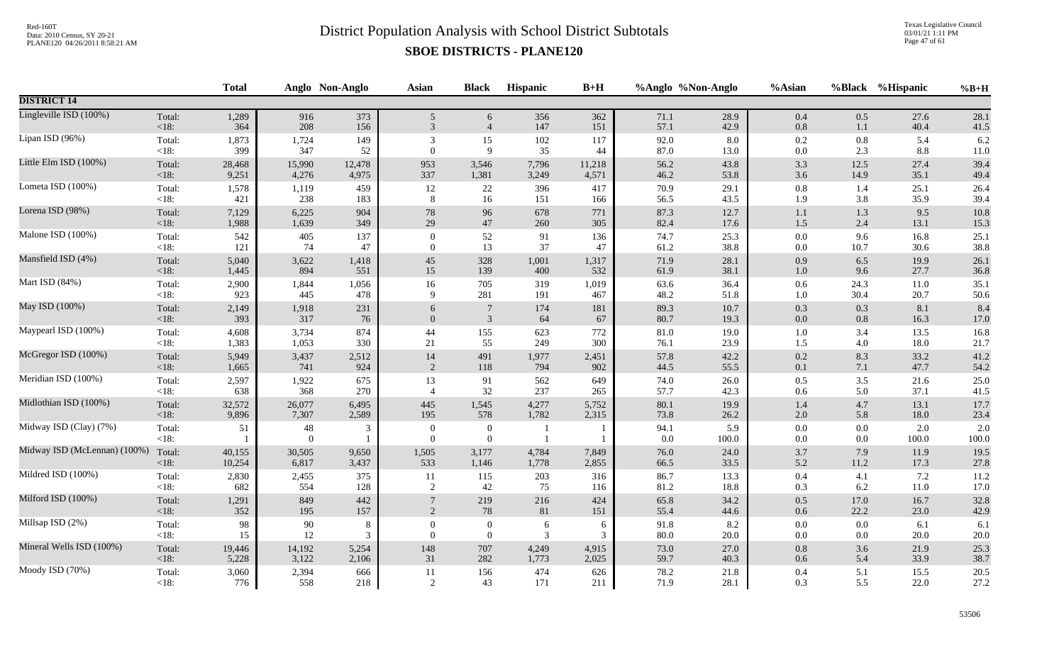# District Population Analysis with School District Subtotals

## SBOE DISTRICTS - PLANE120

| | | Total | Anglo | Non-Anglo | Asian | Black | Hispanic | B+H | %Anglo | %Non-Anglo | %Asian | %Black | %Hispanic | %B+H |
|---|---|---|---|---|---|---|---|---|---|---|---|---|---|---|
| **DISTRICT 14** | | | | | | | | | | | | | | |
| Lingleville ISD (100%) | Total: | 1,289 | 916 | 373 | 5 | 6 | 356 | 362 | 71.1 | 28.9 | 0.4 | 0.5 | 27.6 | 28.1 |
| | <18: | 364 | 208 | 156 | 3 | 4 | 147 | 151 | 57.1 | 42.9 | 0.8 | 1.1 | 40.4 | 41.5 |
| Lipan ISD (96%) | Total: | 1,873 | 1,724 | 149 | 3 | 15 | 102 | 117 | 92.0 | 8.0 | 0.2 | 0.8 | 5.4 | 6.2 |
| | <18: | 399 | 347 | 52 | 0 | 9 | 35 | 44 | 87.0 | 13.0 | 0.0 | 2.3 | 8.8 | 11.0 |
| Little Elm ISD (100%) | Total: | 28,468 | 15,990 | 12,478 | 953 | 3,546 | 7,796 | 11,218 | 56.2 | 43.8 | 3.3 | 12.5 | 27.4 | 39.4 |
| | <18: | 9,251 | 4,276 | 4,975 | 337 | 1,381 | 3,249 | 4,571 | 46.2 | 53.8 | 3.6 | 14.9 | 35.1 | 49.4 |
| Lometa ISD (100%) | Total: | 1,578 | 1,119 | 459 | 12 | 22 | 396 | 417 | 70.9 | 29.1 | 0.8 | 1.4 | 25.1 | 26.4 |
| | <18: | 421 | 238 | 183 | 8 | 16 | 151 | 166 | 56.5 | 43.5 | 1.9 | 3.8 | 35.9 | 39.4 |
| Lorena ISD (98%) | Total: | 7,129 | 6,225 | 904 | 78 | 96 | 678 | 771 | 87.3 | 12.7 | 1.1 | 1.3 | 9.5 | 10.8 |
| | <18: | 1,988 | 1,639 | 349 | 29 | 47 | 260 | 305 | 82.4 | 17.6 | 1.5 | 2.4 | 13.1 | 15.3 |
| Malone ISD (100%) | Total: | 542 | 405 | 137 | 0 | 52 | 91 | 136 | 74.7 | 25.3 | 0.0 | 9.6 | 16.8 | 25.1 |
| | <18: | 121 | 74 | 47 | 0 | 13 | 37 | 47 | 61.2 | 38.8 | 0.0 | 10.7 | 30.6 | 38.8 |
| Mansfield ISD (4%) | Total: | 5,040 | 3,622 | 1,418 | 45 | 328 | 1,001 | 1,317 | 71.9 | 28.1 | 0.9 | 6.5 | 19.9 | 26.1 |
| | <18: | 1,445 | 894 | 551 | 15 | 139 | 400 | 532 | 61.9 | 38.1 | 1.0 | 9.6 | 27.7 | 36.8 |
| Mart ISD (84%) | Total: | 2,900 | 1,844 | 1,056 | 16 | 705 | 319 | 1,019 | 63.6 | 36.4 | 0.6 | 24.3 | 11.0 | 35.1 |
| | <18: | 923 | 445 | 478 | 9 | 281 | 191 | 467 | 48.2 | 51.8 | 1.0 | 30.4 | 20.7 | 50.6 |
| May ISD (100%) | Total: | 2,149 | 1,918 | 231 | 6 | 7 | 174 | 181 | 89.3 | 10.7 | 0.3 | 0.3 | 8.1 | 8.4 |
| | <18: | 393 | 317 | 76 | 0 | 3 | 64 | 67 | 80.7 | 19.3 | 0.0 | 0.8 | 16.3 | 17.0 |
| Maypearl ISD (100%) | Total: | 4,608 | 3,734 | 874 | 44 | 155 | 623 | 772 | 81.0 | 19.0 | 1.0 | 3.4 | 13.5 | 16.8 |
| | <18: | 1,383 | 1,053 | 330 | 21 | 55 | 249 | 300 | 76.1 | 23.9 | 1.5 | 4.0 | 18.0 | 21.7 |
| McGregor ISD (100%) | Total: | 5,949 | 3,437 | 2,512 | 14 | 491 | 1,977 | 2,451 | 57.8 | 42.2 | 0.2 | 8.3 | 33.2 | 41.2 |
| | <18: | 1,665 | 741 | 924 | 2 | 118 | 794 | 902 | 44.5 | 55.5 | 0.1 | 7.1 | 47.7 | 54.2 |
| Meridian ISD (100%) | Total: | 2,597 | 1,922 | 675 | 13 | 91 | 562 | 649 | 74.0 | 26.0 | 0.5 | 3.5 | 21.6 | 25.0 |
| | <18: | 638 | 368 | 270 | 4 | 32 | 237 | 265 | 57.7 | 42.3 | 0.6 | 5.0 | 37.1 | 41.5 |
| Midlothian ISD (100%) | Total: | 32,572 | 26,077 | 6,495 | 445 | 1,545 | 4,277 | 5,752 | 80.1 | 19.9 | 1.4 | 4.7 | 13.1 | 17.7 |
| | <18: | 9,896 | 7,307 | 2,589 | 195 | 578 | 1,782 | 2,315 | 73.8 | 26.2 | 2.0 | 5.8 | 18.0 | 23.4 |
| Midway ISD (Clay) (7%) | Total: | 51 | 48 | 3 | 0 | 0 | 1 | 1 | 94.1 | 5.9 | 0.0 | 0.0 | 2.0 | 2.0 |
| | <18: | 1 | 0 | 1 | 0 | 0 | 1 | 1 | 0.0 | 100.0 | 0.0 | 0.0 | 100.0 | 100.0 |
| Midway ISD (McLennan) (100%) | Total: | 40,155 | 30,505 | 9,650 | 1,505 | 3,177 | 4,784 | 7,849 | 76.0 | 24.0 | 3.7 | 7.9 | 11.9 | 19.5 |
| | <18: | 10,254 | 6,817 | 3,437 | 533 | 1,146 | 1,778 | 2,855 | 66.5 | 33.5 | 5.2 | 11.2 | 17.3 | 27.8 |
| Mildred ISD (100%) | Total: | 2,830 | 2,455 | 375 | 11 | 115 | 203 | 316 | 86.7 | 13.3 | 0.4 | 4.1 | 7.2 | 11.2 |
| | <18: | 682 | 554 | 128 | 2 | 42 | 75 | 116 | 81.2 | 18.8 | 0.3 | 6.2 | 11.0 | 17.0 |
| Milford ISD (100%) | Total: | 1,291 | 849 | 442 | 7 | 219 | 216 | 424 | 65.8 | 34.2 | 0.5 | 17.0 | 16.7 | 32.8 |
| | <18: | 352 | 195 | 157 | 2 | 78 | 81 | 151 | 55.4 | 44.6 | 0.6 | 22.2 | 23.0 | 42.9 |
| Millsap ISD (2%) | Total: | 98 | 90 | 8 | 0 | 0 | 6 | 6 | 91.8 | 8.2 | 0.0 | 0.0 | 6.1 | 6.1 |
| | <18: | 15 | 12 | 3 | 0 | 0 | 3 | 3 | 80.0 | 20.0 | 0.0 | 0.0 | 20.0 | 20.0 |
| Mineral Wells ISD (100%) | Total: | 19,446 | 14,192 | 5,254 | 148 | 707 | 4,249 | 4,915 | 73.0 | 27.0 | 0.8 | 3.6 | 21.9 | 25.3 |
| | <18: | 5,228 | 3,122 | 2,106 | 31 | 282 | 1,773 | 2,025 | 59.7 | 40.3 | 0.6 | 5.4 | 33.9 | 38.7 |
| Moody ISD (70%) | Total: | 3,060 | 2,394 | 666 | 11 | 156 | 474 | 626 | 78.2 | 21.8 | 0.4 | 5.1 | 15.5 | 20.5 |
| | <18: | 776 | 558 | 218 | 2 | 43 | 171 | 211 | 71.9 | 28.1 | 0.3 | 5.5 | 22.0 | 27.2 |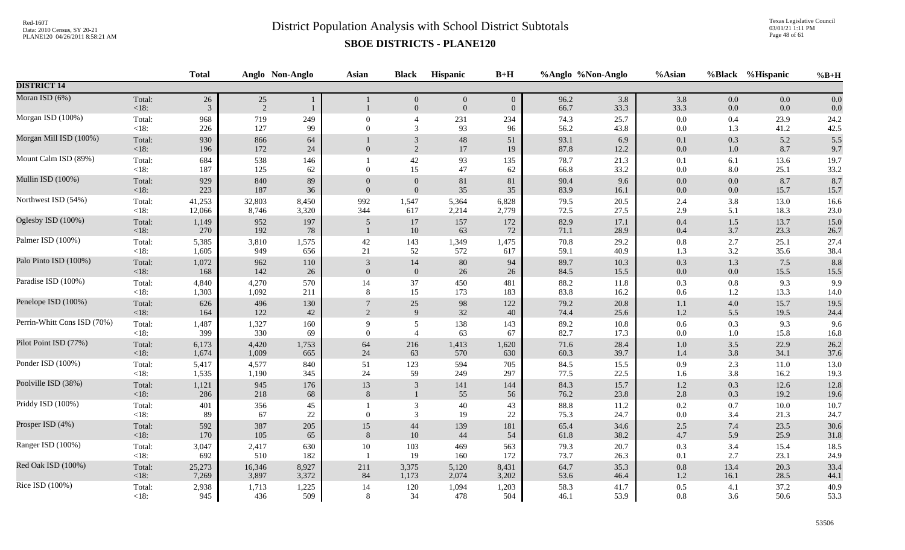# District Population Analysis with School District Subtotals

## SBOE DISTRICTS - PLANE120

| | | Total | Anglo | Non-Anglo | Asian | Black | Hispanic | B+H | %Anglo | %Non-Anglo | %Asian | %Black | %Hispanic | %B+H |
|---|---|---|---|---|---|---|---|---|---|---|---|---|---|---|
| **DISTRICT 14** | | | | | | | | | | | | | | |
| Moran ISD (6%) | Total: | 26 | 25 | 1 | 1 | 0 | 0 | 0 | 96.2 | 3.8 | 3.8 | 0.0 | 0.0 | 0.0 |
| | <18: | 3 | 2 | 1 | 1 | 0 | 0 | 0 | 66.7 | 33.3 | 33.3 | 0.0 | 0.0 | 0.0 |
| Morgan ISD (100%) | Total: | 968 | 719 | 249 | 0 | 4 | 231 | 234 | 74.3 | 25.7 | 0.0 | 0.4 | 23.9 | 24.2 |
| | <18: | 226 | 127 | 99 | 0 | 3 | 93 | 96 | 56.2 | 43.8 | 0.0 | 1.3 | 41.2 | 42.5 |
| Morgan Mill ISD (100%) | Total: | 930 | 866 | 64 | 1 | 3 | 48 | 51 | 93.1 | 6.9 | 0.1 | 0.3 | 5.2 | 5.5 |
| | <18: | 196 | 172 | 24 | 0 | 2 | 17 | 19 | 87.8 | 12.2 | 0.0 | 1.0 | 8.7 | 9.7 |
| Mount Calm ISD (89%) | Total: | 684 | 538 | 146 | 1 | 42 | 93 | 135 | 78.7 | 21.3 | 0.1 | 6.1 | 13.6 | 19.7 |
| | <18: | 187 | 125 | 62 | 0 | 15 | 47 | 62 | 66.8 | 33.2 | 0.0 | 8.0 | 25.1 | 33.2 |
| Mullin ISD (100%) | Total: | 929 | 840 | 89 | 0 | 0 | 81 | 81 | 90.4 | 9.6 | 0.0 | 0.0 | 8.7 | 8.7 |
| | <18: | 223 | 187 | 36 | 0 | 0 | 35 | 35 | 83.9 | 16.1 | 0.0 | 0.0 | 15.7 | 15.7 |
| Northwest ISD (54%) | Total: | 41,253 | 32,803 | 8,450 | 992 | 1,547 | 5,364 | 6,828 | 79.5 | 20.5 | 2.4 | 3.8 | 13.0 | 16.6 |
| | <18: | 12,066 | 8,746 | 3,320 | 344 | 617 | 2,214 | 2,779 | 72.5 | 27.5 | 2.9 | 5.1 | 18.3 | 23.0 |
| Oglesby ISD (100%) | Total: | 1,149 | 952 | 197 | 5 | 17 | 157 | 172 | 82.9 | 17.1 | 0.4 | 1.5 | 13.7 | 15.0 |
| | <18: | 270 | 192 | 78 | 1 | 10 | 63 | 72 | 71.1 | 28.9 | 0.4 | 3.7 | 23.3 | 26.7 |
| Palmer ISD (100%) | Total: | 5,385 | 3,810 | 1,575 | 42 | 143 | 1,349 | 1,475 | 70.8 | 29.2 | 0.8 | 2.7 | 25.1 | 27.4 |
| | <18: | 1,605 | 949 | 656 | 21 | 52 | 572 | 617 | 59.1 | 40.9 | 1.3 | 3.2 | 35.6 | 38.4 |
| Palo Pinto ISD (100%) | Total: | 1,072 | 962 | 110 | 3 | 14 | 80 | 94 | 89.7 | 10.3 | 0.3 | 1.3 | 7.5 | 8.8 |
| | <18: | 168 | 142 | 26 | 0 | 0 | 26 | 26 | 84.5 | 15.5 | 0.0 | 0.0 | 15.5 | 15.5 |
| Paradise ISD (100%) | Total: | 4,840 | 4,270 | 570 | 14 | 37 | 450 | 481 | 88.2 | 11.8 | 0.3 | 0.8 | 9.3 | 9.9 |
| | <18: | 1,303 | 1,092 | 211 | 8 | 15 | 173 | 183 | 83.8 | 16.2 | 0.6 | 1.2 | 13.3 | 14.0 |
| Penelope ISD (100%) | Total: | 626 | 496 | 130 | 7 | 25 | 98 | 122 | 79.2 | 20.8 | 1.1 | 4.0 | 15.7 | 19.5 |
| | <18: | 164 | 122 | 42 | 2 | 9 | 32 | 40 | 74.4 | 25.6 | 1.2 | 5.5 | 19.5 | 24.4 |
| Perrin-Whitt Cons ISD (70%) | Total: | 1,487 | 1,327 | 160 | 9 | 5 | 138 | 143 | 89.2 | 10.8 | 0.6 | 0.3 | 9.3 | 9.6 |
| | <18: | 399 | 330 | 69 | 0 | 4 | 63 | 67 | 82.7 | 17.3 | 0.0 | 1.0 | 15.8 | 16.8 |
| Pilot Point ISD (77%) | Total: | 6,173 | 4,420 | 1,753 | 64 | 216 | 1,413 | 1,620 | 71.6 | 28.4 | 1.0 | 3.5 | 22.9 | 26.2 |
| | <18: | 1,674 | 1,009 | 665 | 24 | 63 | 570 | 630 | 60.3 | 39.7 | 1.4 | 3.8 | 34.1 | 37.6 |
| Ponder ISD (100%) | Total: | 5,417 | 4,577 | 840 | 51 | 123 | 594 | 705 | 84.5 | 15.5 | 0.9 | 2.3 | 11.0 | 13.0 |
| | <18: | 1,535 | 1,190 | 345 | 24 | 59 | 249 | 297 | 77.5 | 22.5 | 1.6 | 3.8 | 16.2 | 19.3 |
| Poolville ISD (38%) | Total: | 1,121 | 945 | 176 | 13 | 3 | 141 | 144 | 84.3 | 15.7 | 1.2 | 0.3 | 12.6 | 12.8 |
| | <18: | 286 | 218 | 68 | 8 | 1 | 55 | 56 | 76.2 | 23.8 | 2.8 | 0.3 | 19.2 | 19.6 |
| Priddy ISD (100%) | Total: | 401 | 356 | 45 | 1 | 3 | 40 | 43 | 88.8 | 11.2 | 0.2 | 0.7 | 10.0 | 10.7 |
| | <18: | 89 | 67 | 22 | 0 | 3 | 19 | 22 | 75.3 | 24.7 | 0.0 | 3.4 | 21.3 | 24.7 |
| Prosper ISD (4%) | Total: | 592 | 387 | 205 | 15 | 44 | 139 | 181 | 65.4 | 34.6 | 2.5 | 7.4 | 23.5 | 30.6 |
| | <18: | 170 | 105 | 65 | 8 | 10 | 44 | 54 | 61.8 | 38.2 | 4.7 | 5.9 | 25.9 | 31.8 |
| Ranger ISD (100%) | Total: | 3,047 | 2,417 | 630 | 10 | 103 | 469 | 563 | 79.3 | 20.7 | 0.3 | 3.4 | 15.4 | 18.5 |
| | <18: | 692 | 510 | 182 | 1 | 19 | 160 | 172 | 73.7 | 26.3 | 0.1 | 2.7 | 23.1 | 24.9 |
| Red Oak ISD (100%) | Total: | 25,273 | 16,346 | 8,927 | 211 | 3,375 | 5,120 | 8,431 | 64.7 | 35.3 | 0.8 | 13.4 | 20.3 | 33.4 |
| | <18: | 7,269 | 3,897 | 3,372 | 84 | 1,173 | 2,074 | 3,202 | 53.6 | 46.4 | 1.2 | 16.1 | 28.5 | 44.1 |
| Rice ISD (100%) | Total: | 2,938 | 1,713 | 1,225 | 14 | 120 | 1,094 | 1,203 | 58.3 | 41.7 | 0.5 | 4.1 | 37.2 | 40.9 |
| | <18: | 945 | 436 | 509 | 8 | 34 | 478 | 504 | 46.1 | 53.9 | 0.8 | 3.6 | 50.6 | 53.3 |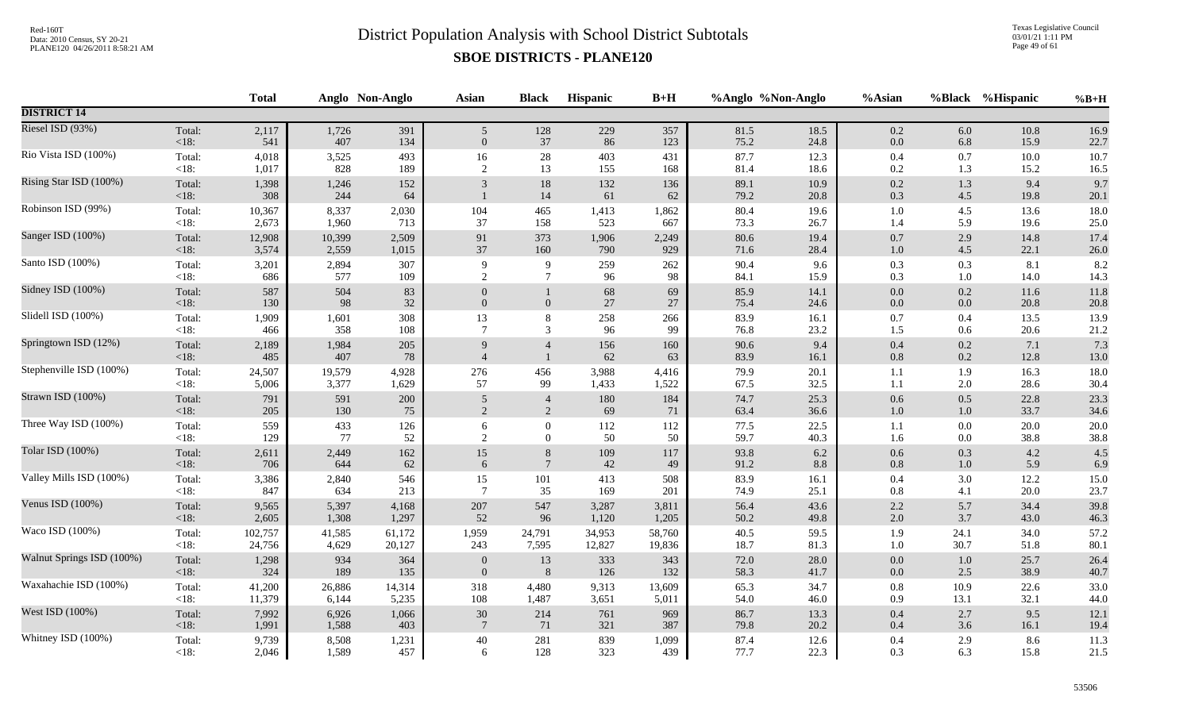# District Population Analysis with School District Subtotals

## SBOE DISTRICTS - PLANE120

Red-160T
Data: 2010 Census, SY 20-21
PLANE120 04/26/2011 8:58:21 AM

Texas Legislative Council
03/01/21 1:11 PM

| | | Total | Anglo | Non-Anglo | Asian | Black | Hispanic | B+H | %Anglo | %Non-Anglo | %Asian | %Black | %Hispanic | %B+H |
|---|---|---|---|---|---|---|---|---|---|---|---|---|---|---|
| **DISTRICT 14** | | | | | | | | | | | | | | |
| Riesel ISD (93%) | Total: | 2,117 | 1,726 | 391 | 5 | 128 | 229 | 357 | 81.5 | 18.5 | 0.2 | 6.0 | 10.8 | 16.9 |
| | <18: | 541 | 407 | 134 | 0 | 37 | 86 | 123 | 75.2 | 24.8 | 0.0 | 6.8 | 15.9 | 22.7 |
| Rio Vista ISD (100%) | Total: | 4,018 | 3,525 | 493 | 16 | 28 | 403 | 431 | 87.7 | 12.3 | 0.4 | 0.7 | 10.0 | 10.7 |
| | <18: | 1,017 | 828 | 189 | 2 | 13 | 155 | 168 | 81.4 | 18.6 | 0.2 | 1.3 | 15.2 | 16.5 |
| Rising Star ISD (100%) | Total: | 1,398 | 1,246 | 152 | 3 | 18 | 132 | 136 | 89.1 | 10.9 | 0.2 | 1.3 | 9.4 | 9.7 |
| | <18: | 308 | 244 | 64 | 1 | 14 | 61 | 62 | 79.2 | 20.8 | 0.3 | 4.5 | 19.8 | 20.1 |
| Robinson ISD (99%) | Total: | 10,367 | 8,337 | 2,030 | 104 | 465 | 1,413 | 1,862 | 80.4 | 19.6 | 1.0 | 4.5 | 13.6 | 18.0 |
| | <18: | 2,673 | 1,960 | 713 | 37 | 158 | 523 | 667 | 73.3 | 26.7 | 1.4 | 5.9 | 19.6 | 25.0 |
| Sanger ISD (100%) | Total: | 12,908 | 10,399 | 2,509 | 91 | 373 | 1,906 | 2,249 | 80.6 | 19.4 | 0.7 | 2.9 | 14.8 | 17.4 |
| | <18: | 3,574 | 2,559 | 1,015 | 37 | 160 | 790 | 929 | 71.6 | 28.4 | 1.0 | 4.5 | 22.1 | 26.0 |
| Santo ISD (100%) | Total: | 3,201 | 2,894 | 307 | 9 | 9 | 259 | 262 | 90.4 | 9.6 | 0.3 | 0.3 | 8.1 | 8.2 |
| | <18: | 686 | 577 | 109 | 2 | 7 | 96 | 98 | 84.1 | 15.9 | 0.3 | 1.0 | 14.0 | 14.3 |
| Sidney ISD (100%) | Total: | 587 | 504 | 83 | 0 | 1 | 68 | 69 | 85.9 | 14.1 | 0.0 | 0.2 | 11.6 | 11.8 |
| | <18: | 130 | 98 | 32 | 0 | 0 | 27 | 27 | 75.4 | 24.6 | 0.0 | 0.0 | 20.8 | 20.8 |
| Slidell ISD (100%) | Total: | 1,909 | 1,601 | 308 | 13 | 8 | 258 | 266 | 83.9 | 16.1 | 0.7 | 0.4 | 13.5 | 13.9 |
| | <18: | 466 | 358 | 108 | 7 | 3 | 96 | 99 | 76.8 | 23.2 | 1.5 | 0.6 | 20.6 | 21.2 |
| Springtown ISD (12%) | Total: | 2,189 | 1,984 | 205 | 9 | 4 | 156 | 160 | 90.6 | 9.4 | 0.4 | 0.2 | 7.1 | 7.3 |
| | <18: | 485 | 407 | 78 | 4 | 1 | 62 | 63 | 83.9 | 16.1 | 0.8 | 0.2 | 12.8 | 13.0 |
| Stephenville ISD (100%) | Total: | 24,507 | 19,579 | 4,928 | 276 | 456 | 3,988 | 4,416 | 79.9 | 20.1 | 1.1 | 1.9 | 16.3 | 18.0 |
| | <18: | 5,006 | 3,377 | 1,629 | 57 | 99 | 1,433 | 1,522 | 67.5 | 32.5 | 1.1 | 2.0 | 28.6 | 30.4 |
| Strawn ISD (100%) | Total: | 791 | 591 | 200 | 5 | 4 | 180 | 184 | 74.7 | 25.3 | 0.6 | 0.5 | 22.8 | 23.3 |
| | <18: | 205 | 130 | 75 | 2 | 2 | 69 | 71 | 63.4 | 36.6 | 1.0 | 1.0 | 33.7 | 34.6 |
| Three Way ISD (100%) | Total: | 559 | 433 | 126 | 6 | 0 | 112 | 112 | 77.5 | 22.5 | 1.1 | 0.0 | 20.0 | 20.0 |
| | <18: | 129 | 77 | 52 | 2 | 0 | 50 | 50 | 59.7 | 40.3 | 1.6 | 0.0 | 38.8 | 38.8 |
| Tolar ISD (100%) | Total: | 2,611 | 2,449 | 162 | 15 | 8 | 109 | 117 | 93.8 | 6.2 | 0.6 | 0.3 | 4.2 | 4.5 |
| | <18: | 706 | 644 | 62 | 6 | 7 | 42 | 49 | 91.2 | 8.8 | 0.8 | 1.0 | 5.9 | 6.9 |
| Valley Mills ISD (100%) | Total: | 3,386 | 2,840 | 546 | 15 | 101 | 413 | 508 | 83.9 | 16.1 | 0.4 | 3.0 | 12.2 | 15.0 |
| | <18: | 847 | 634 | 213 | 7 | 35 | 169 | 201 | 74.9 | 25.1 | 0.8 | 4.1 | 20.0 | 23.7 |
| Venus ISD (100%) | Total: | 9,565 | 5,397 | 4,168 | 207 | 547 | 3,287 | 3,811 | 56.4 | 43.6 | 2.2 | 5.7 | 34.4 | 39.8 |
| | <18: | 2,605 | 1,308 | 1,297 | 52 | 96 | 1,120 | 1,205 | 50.2 | 49.8 | 2.0 | 3.7 | 43.0 | 46.3 |
| Waco ISD (100%) | Total: | 102,757 | 41,585 | 61,172 | 1,959 | 24,791 | 34,953 | 58,760 | 40.5 | 59.5 | 1.9 | 24.1 | 34.0 | 57.2 |
| | <18: | 24,756 | 4,629 | 20,127 | 243 | 7,595 | 12,827 | 19,836 | 18.7 | 81.3 | 1.0 | 30.7 | 51.8 | 80.1 |
| Walnut Springs ISD (100%) | Total: | 1,298 | 934 | 364 | 0 | 13 | 333 | 343 | 72.0 | 28.0 | 0.0 | 1.0 | 25.7 | 26.4 |
| | <18: | 324 | 189 | 135 | 0 | 8 | 126 | 132 | 58.3 | 41.7 | 0.0 | 2.5 | 38.9 | 40.7 |
| Waxahachie ISD (100%) | Total: | 41,200 | 26,886 | 14,314 | 318 | 4,480 | 9,313 | 13,609 | 65.3 | 34.7 | 0.8 | 10.9 | 22.6 | 33.0 |
| | <18: | 11,379 | 6,144 | 5,235 | 108 | 1,487 | 3,651 | 5,011 | 54.0 | 46.0 | 0.9 | 13.1 | 32.1 | 44.0 |
| West ISD (100%) | Total: | 7,992 | 6,926 | 1,066 | 30 | 214 | 761 | 969 | 86.7 | 13.3 | 0.4 | 2.7 | 9.5 | 12.1 |
| | <18: | 1,991 | 1,588 | 403 | 7 | 71 | 321 | 387 | 79.8 | 20.2 | 0.4 | 3.6 | 16.1 | 19.4 |
| Whitney ISD (100%) | Total: | 9,739 | 8,508 | 1,231 | 40 | 281 | 839 | 1,099 | 87.4 | 12.6 | 0.4 | 2.9 | 8.6 | 11.3 |
| | <18: | 2,046 | 1,589 | 457 | 6 | 128 | 323 | 439 | 77.7 | 22.3 | 0.3 | 6.3 | 15.8 | 21.5 |

53506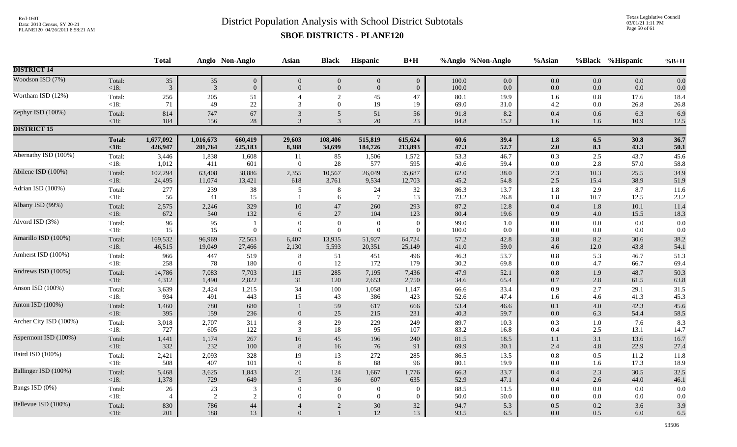# District Population Analysis with School District Subtotals

## SBOE DISTRICTS - PLANE120

| | | Total | Anglo | Non-Anglo | Asian | Black | Hispanic | B+H | %Anglo | %Non-Anglo | %Asian | %Black | %Hispanic | %B+H |
|---|---|---|---|---|---|---|---|---|---|---|---|---|---|---|
| **DISTRICT 14** | | | | | | | | | | | | | | |
| Woodson ISD (7%) | Total: | 35 | 35 | 0 | 0 | 0 | 0 | 0 | 100.0 | 0.0 | 0.0 | 0.0 | 0.0 | 0.0 |
| | <18: | 3 | 3 | 0 | 0 | 0 | 0 | 0 | 100.0 | 0.0 | 0.0 | 0.0 | 0.0 | 0.0 |
| Wortham ISD (12%) | Total: | 256 | 205 | 51 | 4 | 2 | 45 | 47 | 80.1 | 19.9 | 1.6 | 0.8 | 17.6 | 18.4 |
| | <18: | 71 | 49 | 22 | 3 | 0 | 19 | 19 | 69.0 | 31.0 | 4.2 | 0.0 | 26.8 | 26.8 |
| Zephyr ISD (100%) | Total: | 814 | 747 | 67 | 3 | 5 | 51 | 56 | 91.8 | 8.2 | 0.4 | 0.6 | 6.3 | 6.9 |
| | <18: | 184 | 156 | 28 | 3 | 3 | 20 | 23 | 84.8 | 15.2 | 1.6 | 1.6 | 10.9 | 12.5 |
| **DISTRICT 15** | | | | | | | | | | | | | | |
| | **Total:** | **1,677,092** | **1,016,673** | **660,419** | **29,603** | **108,406** | **515,819** | **615,624** | **60.6** | **39.4** | **1.8** | **6.5** | **30.8** | **36.7** |
| | **<18:** | **426,947** | **201,764** | **225,183** | **8,388** | **34,699** | **184,726** | **213,893** | **47.3** | **52.7** | **2.0** | **8.1** | **43.3** | **50.1** |
| Abernathy ISD (100%) | Total: | 3,446 | 1,838 | 1,608 | 11 | 85 | 1,506 | 1,572 | 53.3 | 46.7 | 0.3 | 2.5 | 43.7 | 45.6 |
| | <18: | 1,012 | 411 | 601 | 0 | 28 | 577 | 595 | 40.6 | 59.4 | 0.0 | 2.8 | 57.0 | 58.8 |
| Abilene ISD (100%) | Total: | 102,294 | 63,408 | 38,886 | 2,355 | 10,567 | 26,049 | 35,687 | 62.0 | 38.0 | 2.3 | 10.3 | 25.5 | 34.9 |
| | <18: | 24,495 | 11,074 | 13,421 | 618 | 3,761 | 9,534 | 12,703 | 45.2 | 54.8 | 2.5 | 15.4 | 38.9 | 51.9 |
| Adrian ISD (100%) | Total: | 277 | 239 | 38 | 5 | 8 | 24 | 32 | 86.3 | 13.7 | 1.8 | 2.9 | 8.7 | 11.6 |
| | <18: | 56 | 41 | 15 | 1 | 6 | 7 | 13 | 73.2 | 26.8 | 1.8 | 10.7 | 12.5 | 23.2 |
| Albany ISD (99%) | Total: | 2,575 | 2,246 | 329 | 10 | 47 | 260 | 293 | 87.2 | 12.8 | 0.4 | 1.8 | 10.1 | 11.4 |
| | <18: | 672 | 540 | 132 | 6 | 27 | 104 | 123 | 80.4 | 19.6 | 0.9 | 4.0 | 15.5 | 18.3 |
| Alvord ISD (3%) | Total: | 96 | 95 | 1 | 0 | 0 | 0 | 0 | 99.0 | 1.0 | 0.0 | 0.0 | 0.0 | 0.0 |
| | <18: | 15 | 15 | 0 | 0 | 0 | 0 | 0 | 100.0 | 0.0 | 0.0 | 0.0 | 0.0 | 0.0 |
| Amarillo ISD (100%) | Total: | 169,532 | 96,969 | 72,563 | 6,407 | 13,935 | 51,927 | 64,724 | 57.2 | 42.8 | 3.8 | 8.2 | 30.6 | 38.2 |
| | <18: | 46,515 | 19,049 | 27,466 | 2,130 | 5,593 | 20,351 | 25,149 | 41.0 | 59.0 | 4.6 | 12.0 | 43.8 | 54.1 |
| Amherst ISD (100%) | Total: | 966 | 447 | 519 | 8 | 51 | 451 | 496 | 46.3 | 53.7 | 0.8 | 5.3 | 46.7 | 51.3 |
| | <18: | 258 | 78 | 180 | 0 | 12 | 172 | 179 | 30.2 | 69.8 | 0.0 | 4.7 | 66.7 | 69.4 |
| Andrews ISD (100%) | Total: | 14,786 | 7,083 | 7,703 | 115 | 285 | 7,195 | 7,436 | 47.9 | 52.1 | 0.8 | 1.9 | 48.7 | 50.3 |
| | <18: | 4,312 | 1,490 | 2,822 | 31 | 120 | 2,653 | 2,750 | 34.6 | 65.4 | 0.7 | 2.8 | 61.5 | 63.8 |
| Anson ISD (100%) | Total: | 3,639 | 2,424 | 1,215 | 34 | 100 | 1,058 | 1,147 | 66.6 | 33.4 | 0.9 | 2.7 | 29.1 | 31.5 |
| | <18: | 934 | 491 | 443 | 15 | 43 | 386 | 423 | 52.6 | 47.4 | 1.6 | 4.6 | 41.3 | 45.3 |
| Anton ISD (100%) | Total: | 1,460 | 780 | 680 | 1 | 59 | 617 | 666 | 53.4 | 46.6 | 0.1 | 4.0 | 42.3 | 45.6 |
| | <18: | 395 | 159 | 236 | 0 | 25 | 215 | 231 | 40.3 | 59.7 | 0.0 | 6.3 | 54.4 | 58.5 |
| Archer City ISD (100%) | Total: | 3,018 | 2,707 | 311 | 8 | 29 | 229 | 249 | 89.7 | 10.3 | 0.3 | 1.0 | 7.6 | 8.3 |
| | <18: | 727 | 605 | 122 | 3 | 18 | 95 | 107 | 83.2 | 16.8 | 0.4 | 2.5 | 13.1 | 14.7 |
| Aspermont ISD (100%) | Total: | 1,441 | 1,174 | 267 | 16 | 45 | 196 | 240 | 81.5 | 18.5 | 1.1 | 3.1 | 13.6 | 16.7 |
| | <18: | 332 | 232 | 100 | 8 | 16 | 76 | 91 | 69.9 | 30.1 | 2.4 | 4.8 | 22.9 | 27.4 |
| Baird ISD (100%) | Total: | 2,421 | 2,093 | 328 | 19 | 13 | 272 | 285 | 86.5 | 13.5 | 0.8 | 0.5 | 11.2 | 11.8 |
| | <18: | 508 | 407 | 101 | 0 | 8 | 88 | 96 | 80.1 | 19.9 | 0.0 | 1.6 | 17.3 | 18.9 |
| Ballinger ISD (100%) | Total: | 5,468 | 3,625 | 1,843 | 21 | 124 | 1,667 | 1,776 | 66.3 | 33.7 | 0.4 | 2.3 | 30.5 | 32.5 |
| | <18: | 1,378 | 729 | 649 | 5 | 36 | 607 | 635 | 52.9 | 47.1 | 0.4 | 2.6 | 44.0 | 46.1 |
| Bangs ISD (0%) | Total: | 26 | 23 | 3 | 0 | 0 | 0 | 0 | 88.5 | 11.5 | 0.0 | 0.0 | 0.0 | 0.0 |
| | <18: | 4 | 2 | 2 | 0 | 0 | 0 | 0 | 50.0 | 50.0 | 0.0 | 0.0 | 0.0 | 0.0 |
| Bellevue ISD (100%) | Total: | 830 | 786 | 44 | 4 | 2 | 30 | 32 | 94.7 | 5.3 | 0.5 | 0.2 | 3.6 | 3.9 |
| | <18: | 201 | 188 | 13 | 0 | 1 | 12 | 13 | 93.5 | 6.5 | 0.0 | 0.5 | 6.0 | 6.5 |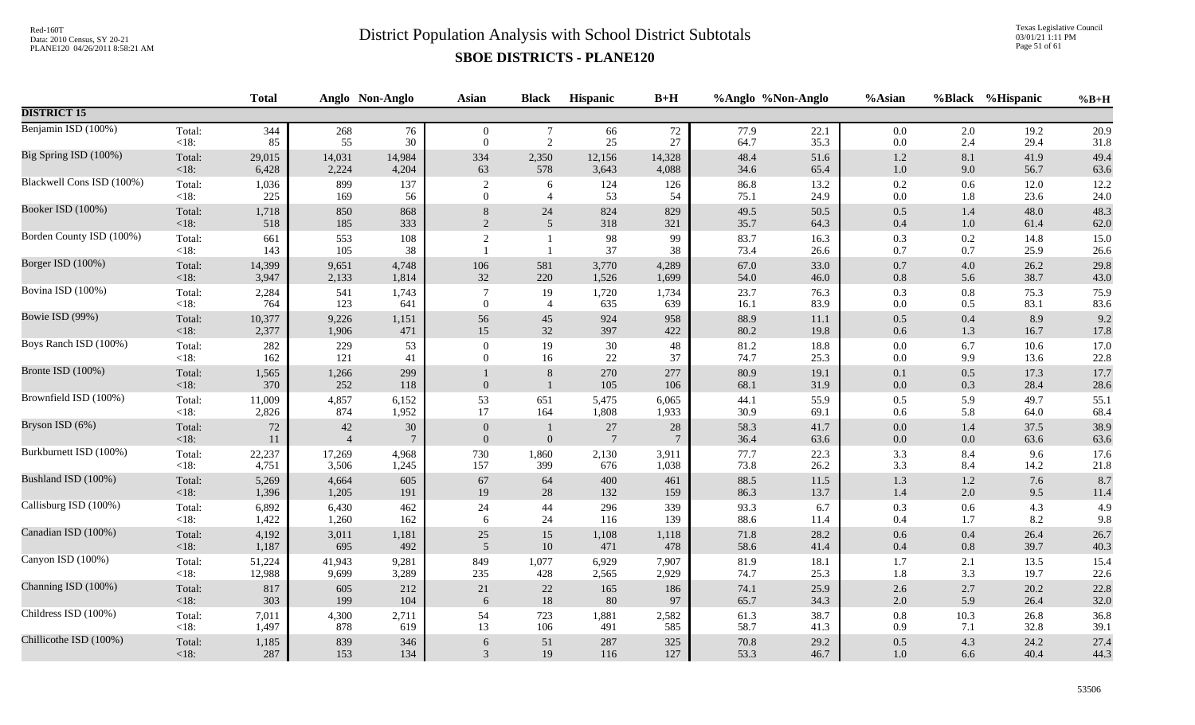# District Population Analysis with School District Subtotals

## SBOE DISTRICTS - PLANE120

| | | Total | Anglo | Non-Anglo | Asian | Black | Hispanic | B+H | %Anglo | %Non-Anglo | %Asian | %Black | %Hispanic | %B+H |
|---|---|---|---|---|---|---|---|---|---|---|---|---|---|---|
| **DISTRICT 15** | | | | | | | | | | | | | | |
| Benjamin ISD (100%) | Total: | 344 | 268 | 76 | 0 | 7 | 66 | 72 | 77.9 | 22.1 | 0.0 | 2.0 | 19.2 | 20.9 |
| | <18: | 85 | 55 | 30 | 0 | 2 | 25 | 27 | 64.7 | 35.3 | 0.0 | 2.4 | 29.4 | 31.8 |
| Big Spring ISD (100%) | Total: | 29,015 | 14,031 | 14,984 | 334 | 2,350 | 12,156 | 14,328 | 48.4 | 51.6 | 1.2 | 8.1 | 41.9 | 49.4 |
| | <18: | 6,428 | 2,224 | 4,204 | 63 | 578 | 3,643 | 4,088 | 34.6 | 65.4 | 1.0 | 9.0 | 56.7 | 63.6 |
| Blackwell Cons ISD (100%) | Total: | 1,036 | 899 | 137 | 2 | 6 | 124 | 126 | 86.8 | 13.2 | 0.2 | 0.6 | 12.0 | 12.2 |
| | <18: | 225 | 169 | 56 | 0 | 4 | 53 | 54 | 75.1 | 24.9 | 0.0 | 1.8 | 23.6 | 24.0 |
| Booker ISD (100%) | Total: | 1,718 | 850 | 868 | 8 | 24 | 824 | 829 | 49.5 | 50.5 | 0.5 | 1.4 | 48.0 | 48.3 |
| | <18: | 518 | 185 | 333 | 2 | 5 | 318 | 321 | 35.7 | 64.3 | 0.4 | 1.0 | 61.4 | 62.0 |
| Borden County ISD (100%) | Total: | 661 | 553 | 108 | 2 | 1 | 98 | 99 | 83.7 | 16.3 | 0.3 | 0.2 | 14.8 | 15.0 |
| | <18: | 143 | 105 | 38 | 1 | 1 | 37 | 38 | 73.4 | 26.6 | 0.7 | 0.7 | 25.9 | 26.6 |
| Borger ISD (100%) | Total: | 14,399 | 9,651 | 4,748 | 106 | 581 | 3,770 | 4,289 | 67.0 | 33.0 | 0.7 | 4.0 | 26.2 | 29.8 |
| | <18: | 3,947 | 2,133 | 1,814 | 32 | 220 | 1,526 | 1,699 | 54.0 | 46.0 | 0.8 | 5.6 | 38.7 | 43.0 |
| Bovina ISD (100%) | Total: | 2,284 | 541 | 1,743 | 7 | 19 | 1,720 | 1,734 | 23.7 | 76.3 | 0.3 | 0.8 | 75.3 | 75.9 |
| | <18: | 764 | 123 | 641 | 0 | 4 | 635 | 639 | 16.1 | 83.9 | 0.0 | 0.5 | 83.1 | 83.6 |
| Bowie ISD (99%) | Total: | 10,377 | 9,226 | 1,151 | 56 | 45 | 924 | 958 | 88.9 | 11.1 | 0.5 | 0.4 | 8.9 | 9.2 |
| | <18: | 2,377 | 1,906 | 471 | 15 | 32 | 397 | 422 | 80.2 | 19.8 | 0.6 | 1.3 | 16.7 | 17.8 |
| Boys Ranch ISD (100%) | Total: | 282 | 229 | 53 | 0 | 19 | 30 | 48 | 81.2 | 18.8 | 0.0 | 6.7 | 10.6 | 17.0 |
| | <18: | 162 | 121 | 41 | 0 | 16 | 22 | 37 | 74.7 | 25.3 | 0.0 | 9.9 | 13.6 | 22.8 |
| Bronte ISD (100%) | Total: | 1,565 | 1,266 | 299 | 1 | 8 | 270 | 277 | 80.9 | 19.1 | 0.1 | 0.5 | 17.3 | 17.7 |
| | <18: | 370 | 252 | 118 | 0 | 1 | 105 | 106 | 68.1 | 31.9 | 0.0 | 0.3 | 28.4 | 28.6 |
| Brownfield ISD (100%) | Total: | 11,009 | 4,857 | 6,152 | 53 | 651 | 5,475 | 6,065 | 44.1 | 55.9 | 0.5 | 5.9 | 49.7 | 55.1 |
| | <18: | 2,826 | 874 | 1,952 | 17 | 164 | 1,808 | 1,933 | 30.9 | 69.1 | 0.6 | 5.8 | 64.0 | 68.4 |
| Bryson ISD (6%) | Total: | 72 | 42 | 30 | 0 | 1 | 27 | 28 | 58.3 | 41.7 | 0.0 | 1.4 | 37.5 | 38.9 |
| | <18: | 11 | 4 | 7 | 0 | 0 | 7 | 7 | 36.4 | 63.6 | 0.0 | 0.0 | 63.6 | 63.6 |
| Burkburnett ISD (100%) | Total: | 22,237 | 17,269 | 4,968 | 730 | 1,860 | 2,130 | 3,911 | 77.7 | 22.3 | 3.3 | 8.4 | 9.6 | 17.6 |
| | <18: | 4,751 | 3,506 | 1,245 | 157 | 399 | 676 | 1,038 | 73.8 | 26.2 | 3.3 | 8.4 | 14.2 | 21.8 |
| Bushland ISD (100%) | Total: | 5,269 | 4,664 | 605 | 67 | 64 | 400 | 461 | 88.5 | 11.5 | 1.3 | 1.2 | 7.6 | 8.7 |
| | <18: | 1,396 | 1,205 | 191 | 19 | 28 | 132 | 159 | 86.3 | 13.7 | 1.4 | 2.0 | 9.5 | 11.4 |
| Callisburg ISD (100%) | Total: | 6,892 | 6,430 | 462 | 24 | 44 | 296 | 339 | 93.3 | 6.7 | 0.3 | 0.6 | 4.3 | 4.9 |
| | <18: | 1,422 | 1,260 | 162 | 6 | 24 | 116 | 139 | 88.6 | 11.4 | 0.4 | 1.7 | 8.2 | 9.8 |
| Canadian ISD (100%) | Total: | 4,192 | 3,011 | 1,181 | 25 | 15 | 1,108 | 1,118 | 71.8 | 28.2 | 0.6 | 0.4 | 26.4 | 26.7 |
| | <18: | 1,187 | 695 | 492 | 5 | 10 | 471 | 478 | 58.6 | 41.4 | 0.4 | 0.8 | 39.7 | 40.3 |
| Canyon ISD (100%) | Total: | 51,224 | 41,943 | 9,281 | 849 | 1,077 | 6,929 | 7,907 | 81.9 | 18.1 | 1.7 | 2.1 | 13.5 | 15.4 |
| | <18: | 12,988 | 9,699 | 3,289 | 235 | 428 | 2,565 | 2,929 | 74.7 | 25.3 | 1.8 | 3.3 | 19.7 | 22.6 |
| Channing ISD (100%) | Total: | 817 | 605 | 212 | 21 | 22 | 165 | 186 | 74.1 | 25.9 | 2.6 | 2.7 | 20.2 | 22.8 |
| | <18: | 303 | 199 | 104 | 6 | 18 | 80 | 97 | 65.7 | 34.3 | 2.0 | 5.9 | 26.4 | 32.0 |
| Childress ISD (100%) | Total: | 7,011 | 4,300 | 2,711 | 54 | 723 | 1,881 | 2,582 | 61.3 | 38.7 | 0.8 | 10.3 | 26.8 | 36.8 |
| | <18: | 1,497 | 878 | 619 | 13 | 106 | 491 | 585 | 58.7 | 41.3 | 0.9 | 7.1 | 32.8 | 39.1 |
| Chillicothe ISD (100%) | Total: | 1,185 | 839 | 346 | 6 | 51 | 287 | 325 | 70.8 | 29.2 | 0.5 | 4.3 | 24.2 | 27.4 |
| | <18: | 287 | 153 | 134 | 3 | 19 | 116 | 127 | 53.3 | 46.7 | 1.0 | 6.6 | 40.4 | 44.3 |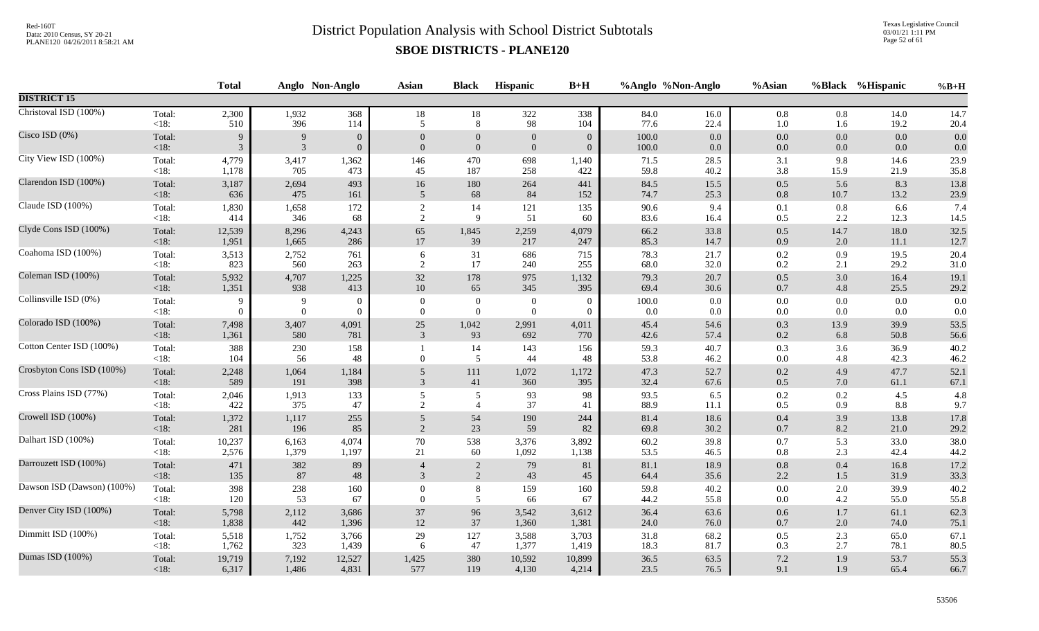# District Population Analysis with School District Subtotals

## SBOE DISTRICTS - PLANE120

Red-160T
Data: 2010 Census, SY 20-21
PLANE120 04/26/2011 8:58:21 AM

Texas Legislative Council
03/01/21 1:11 PM

| | | Total | Anglo | Non-Anglo | Asian | Black | Hispanic | B+H | %Anglo | %Non-Anglo | %Asian | %Black | %Hispanic | %B+H |
|---|---|---|---|---|---|---|---|---|---|---|---|---|---|---|
| **DISTRICT 15** | | | | | | | | | | | | | | |
| Christoval ISD (100%) | Total: | 2,300 | 1,932 | 368 | 18 | 18 | 322 | 338 | 84.0 | 16.0 | 0.8 | 0.8 | 14.0 | 14.7 |
| | <18: | 510 | 396 | 114 | 5 | 8 | 98 | 104 | 77.6 | 22.4 | 1.0 | 1.6 | 19.2 | 20.4 |
| Cisco ISD (0%) | Total: | 9 | 9 | 0 | 0 | 0 | 0 | 0 | 100.0 | 0.0 | 0.0 | 0.0 | 0.0 | 0.0 |
| | <18: | 3 | 3 | 0 | 0 | 0 | 0 | 0 | 100.0 | 0.0 | 0.0 | 0.0 | 0.0 | 0.0 |
| City View ISD (100%) | Total: | 4,779 | 3,417 | 1,362 | 146 | 470 | 698 | 1,140 | 71.5 | 28.5 | 3.1 | 9.8 | 14.6 | 23.9 |
| | <18: | 1,178 | 705 | 473 | 45 | 187 | 258 | 422 | 59.8 | 40.2 | 3.8 | 15.9 | 21.9 | 35.8 |
| Clarendon ISD (100%) | Total: | 3,187 | 2,694 | 493 | 16 | 180 | 264 | 441 | 84.5 | 15.5 | 0.5 | 5.6 | 8.3 | 13.8 |
| | <18: | 636 | 475 | 161 | 5 | 68 | 84 | 152 | 74.7 | 25.3 | 0.8 | 10.7 | 13.2 | 23.9 |
| Claude ISD (100%) | Total: | 1,830 | 1,658 | 172 | 2 | 14 | 121 | 135 | 90.6 | 9.4 | 0.1 | 0.8 | 6.6 | 7.4 |
| | <18: | 414 | 346 | 68 | 2 | 9 | 51 | 60 | 83.6 | 16.4 | 0.5 | 2.2 | 12.3 | 14.5 |
| Clyde Cons ISD (100%) | Total: | 12,539 | 8,296 | 4,243 | 65 | 1,845 | 2,259 | 4,079 | 66.2 | 33.8 | 0.5 | 14.7 | 18.0 | 32.5 |
| | <18: | 1,951 | 1,665 | 286 | 17 | 39 | 217 | 247 | 85.3 | 14.7 | 0.9 | 2.0 | 11.1 | 12.7 |
| Coahoma ISD (100%) | Total: | 3,513 | 2,752 | 761 | 6 | 31 | 686 | 715 | 78.3 | 21.7 | 0.2 | 0.9 | 19.5 | 20.4 |
| | <18: | 823 | 560 | 263 | 2 | 17 | 240 | 255 | 68.0 | 32.0 | 0.2 | 2.1 | 29.2 | 31.0 |
| Coleman ISD (100%) | Total: | 5,932 | 4,707 | 1,225 | 32 | 178 | 975 | 1,132 | 79.3 | 20.7 | 0.5 | 3.0 | 16.4 | 19.1 |
| | <18: | 1,351 | 938 | 413 | 10 | 65 | 345 | 395 | 69.4 | 30.6 | 0.7 | 4.8 | 25.5 | 29.2 |
| Collinsville ISD (0%) | Total: | 9 | 9 | 0 | 0 | 0 | 0 | 0 | 100.0 | 0.0 | 0.0 | 0.0 | 0.0 | 0.0 |
| | <18: | 0 | 0 | 0 | 0 | 0 | 0 | 0 | 0.0 | 0.0 | 0.0 | 0.0 | 0.0 | 0.0 |
| Colorado ISD (100%) | Total: | 7,498 | 3,407 | 4,091 | 25 | 1,042 | 2,991 | 4,011 | 45.4 | 54.6 | 0.3 | 13.9 | 39.9 | 53.5 |
| | <18: | 1,361 | 580 | 781 | 3 | 93 | 692 | 770 | 42.6 | 57.4 | 0.2 | 6.8 | 50.8 | 56.6 |
| Cotton Center ISD (100%) | Total: | 388 | 230 | 158 | 1 | 14 | 143 | 156 | 59.3 | 40.7 | 0.3 | 3.6 | 36.9 | 40.2 |
| | <18: | 104 | 56 | 48 | 0 | 5 | 44 | 48 | 53.8 | 46.2 | 0.0 | 4.8 | 42.3 | 46.2 |
| Crosbyton Cons ISD (100%) | Total: | 2,248 | 1,064 | 1,184 | 5 | 111 | 1,072 | 1,172 | 47.3 | 52.7 | 0.2 | 4.9 | 47.7 | 52.1 |
| | <18: | 589 | 191 | 398 | 3 | 41 | 360 | 395 | 32.4 | 67.6 | 0.5 | 7.0 | 61.1 | 67.1 |
| Cross Plains ISD (77%) | Total: | 2,046 | 1,913 | 133 | 5 | 5 | 93 | 98 | 93.5 | 6.5 | 0.2 | 0.2 | 4.5 | 4.8 |
| | <18: | 422 | 375 | 47 | 2 | 4 | 37 | 41 | 88.9 | 11.1 | 0.5 | 0.9 | 8.8 | 9.7 |
| Crowell ISD (100%) | Total: | 1,372 | 1,117 | 255 | 5 | 54 | 190 | 244 | 81.4 | 18.6 | 0.4 | 3.9 | 13.8 | 17.8 |
| | <18: | 281 | 196 | 85 | 2 | 23 | 59 | 82 | 69.8 | 30.2 | 0.7 | 8.2 | 21.0 | 29.2 |
| Dalhart ISD (100%) | Total: | 10,237 | 6,163 | 4,074 | 70 | 538 | 3,376 | 3,892 | 60.2 | 39.8 | 0.7 | 5.3 | 33.0 | 38.0 |
| | <18: | 2,576 | 1,379 | 1,197 | 21 | 60 | 1,092 | 1,138 | 53.5 | 46.5 | 0.8 | 2.3 | 42.4 | 44.2 |
| Darrouzett ISD (100%) | Total: | 471 | 382 | 89 | 4 | 2 | 79 | 81 | 81.1 | 18.9 | 0.8 | 0.4 | 16.8 | 17.2 |
| | <18: | 135 | 87 | 48 | 3 | 2 | 43 | 45 | 64.4 | 35.6 | 2.2 | 1.5 | 31.9 | 33.3 |
| Dawson ISD (Dawson) (100%) | Total: | 398 | 238 | 160 | 0 | 8 | 159 | 160 | 59.8 | 40.2 | 0.0 | 2.0 | 39.9 | 40.2 |
| | <18: | 120 | 53 | 67 | 0 | 5 | 66 | 67 | 44.2 | 55.8 | 0.0 | 4.2 | 55.0 | 55.8 |
| Denver City ISD (100%) | Total: | 5,798 | 2,112 | 3,686 | 37 | 96 | 3,542 | 3,612 | 36.4 | 63.6 | 0.6 | 1.7 | 61.1 | 62.3 |
| | <18: | 1,838 | 442 | 1,396 | 12 | 37 | 1,360 | 1,381 | 24.0 | 76.0 | 0.7 | 2.0 | 74.0 | 75.1 |
| Dimmitt ISD (100%) | Total: | 5,518 | 1,752 | 3,766 | 29 | 127 | 3,588 | 3,703 | 31.8 | 68.2 | 0.5 | 2.3 | 65.0 | 67.1 |
| | <18: | 1,762 | 323 | 1,439 | 6 | 47 | 1,377 | 1,419 | 18.3 | 81.7 | 0.3 | 2.7 | 78.1 | 80.5 |
| Dumas ISD (100%) | Total: | 19,719 | 7,192 | 12,527 | 1,425 | 380 | 10,592 | 10,899 | 36.5 | 63.5 | 7.2 | 1.9 | 53.7 | 55.3 |
| | <18: | 6,317 | 1,486 | 4,831 | 577 | 119 | 4,130 | 4,214 | 23.5 | 76.5 | 9.1 | 1.9 | 65.4 | 66.7 |

53506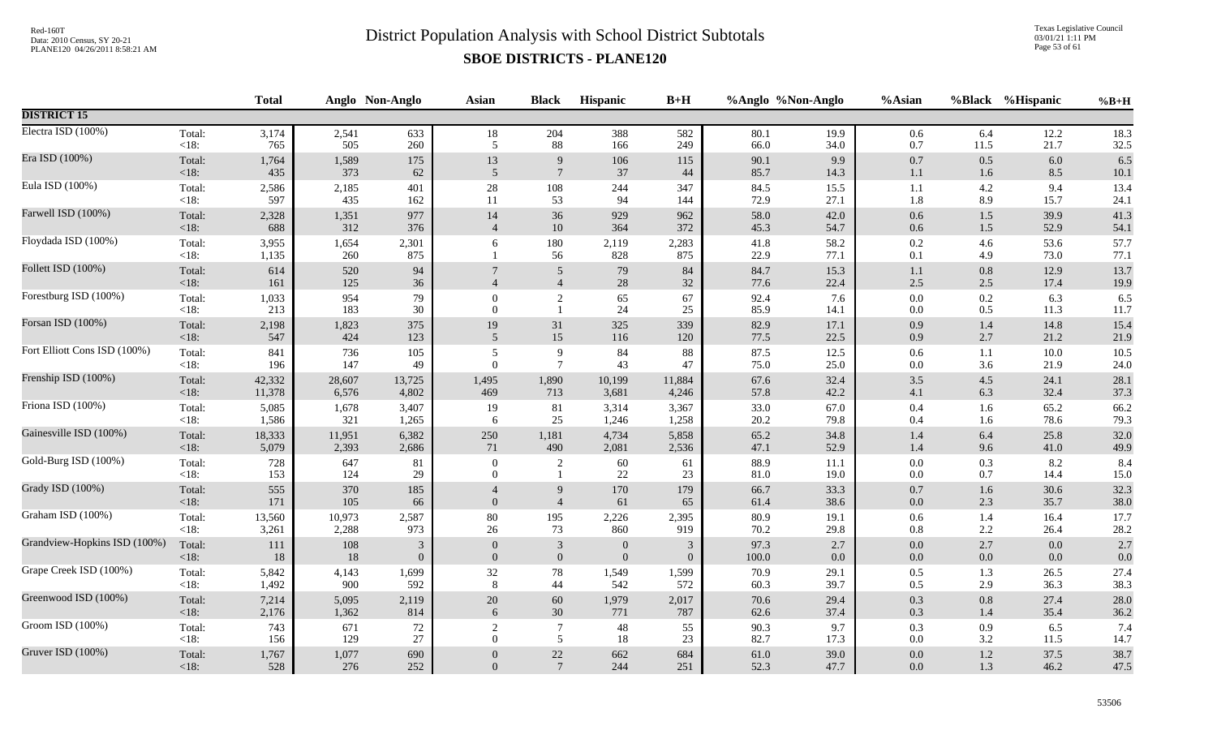# District Population Analysis with School District Subtotals

## SBOE DISTRICTS - PLANE120

| | | Total | Anglo | Non-Anglo | Asian | Black | Hispanic | B+H | %Anglo | %Non-Anglo | %Asian | %Black | %Hispanic | %B+H |
|---|---|---|---|---|---|---|---|---|---|---|---|---|---|---|
| **DISTRICT 15** | | | | | | | | | | | | | | |
| Electra ISD (100%) | Total: | 3,174 | 2,541 | 633 | 18 | 204 | 388 | 582 | 80.1 | 19.9 | 0.6 | 6.4 | 12.2 | 18.3 |
| | <18: | 765 | 505 | 260 | 5 | 88 | 166 | 249 | 66.0 | 34.0 | 0.7 | 11.5 | 21.7 | 32.5 |
| Era ISD (100%) | Total: | 1,764 | 1,589 | 175 | 13 | 9 | 106 | 115 | 90.1 | 9.9 | 0.7 | 0.5 | 6.0 | 6.5 |
| | <18: | 435 | 373 | 62 | 5 | 7 | 37 | 44 | 85.7 | 14.3 | 1.1 | 1.6 | 8.5 | 10.1 |
| Eula ISD (100%) | Total: | 2,586 | 2,185 | 401 | 28 | 108 | 244 | 347 | 84.5 | 15.5 | 1.1 | 4.2 | 9.4 | 13.4 |
| | <18: | 597 | 435 | 162 | 11 | 53 | 94 | 144 | 72.9 | 27.1 | 1.8 | 8.9 | 15.7 | 24.1 |
| Farwell ISD (100%) | Total: | 2,328 | 1,351 | 977 | 14 | 36 | 929 | 962 | 58.0 | 42.0 | 0.6 | 1.5 | 39.9 | 41.3 |
| | <18: | 688 | 312 | 376 | 4 | 10 | 364 | 372 | 45.3 | 54.7 | 0.6 | 1.5 | 52.9 | 54.1 |
| Floydada ISD (100%) | Total: | 3,955 | 1,654 | 2,301 | 6 | 180 | 2,119 | 2,283 | 41.8 | 58.2 | 0.2 | 4.6 | 53.6 | 57.7 |
| | <18: | 1,135 | 260 | 875 | 1 | 56 | 828 | 875 | 22.9 | 77.1 | 0.1 | 4.9 | 73.0 | 77.1 |
| Follett ISD (100%) | Total: | 614 | 520 | 94 | 7 | 5 | 79 | 84 | 84.7 | 15.3 | 1.1 | 0.8 | 12.9 | 13.7 |
| | <18: | 161 | 125 | 36 | 4 | 4 | 28 | 32 | 77.6 | 22.4 | 2.5 | 2.5 | 17.4 | 19.9 |
| Forestburg ISD (100%) | Total: | 1,033 | 954 | 79 | 0 | 2 | 65 | 67 | 92.4 | 7.6 | 0.0 | 0.2 | 6.3 | 6.5 |
| | <18: | 213 | 183 | 30 | 0 | 1 | 24 | 25 | 85.9 | 14.1 | 0.0 | 0.5 | 11.3 | 11.7 |
| Forsan ISD (100%) | Total: | 2,198 | 1,823 | 375 | 19 | 31 | 325 | 339 | 82.9 | 17.1 | 0.9 | 1.4 | 14.8 | 15.4 |
| | <18: | 547 | 424 | 123 | 5 | 15 | 116 | 120 | 77.5 | 22.5 | 0.9 | 2.7 | 21.2 | 21.9 |
| Fort Elliott Cons ISD (100%) | Total: | 841 | 736 | 105 | 5 | 9 | 84 | 88 | 87.5 | 12.5 | 0.6 | 1.1 | 10.0 | 10.5 |
| | <18: | 196 | 147 | 49 | 0 | 7 | 43 | 47 | 75.0 | 25.0 | 0.0 | 3.6 | 21.9 | 24.0 |
| Frenship ISD (100%) | Total: | 42,332 | 28,607 | 13,725 | 1,495 | 1,890 | 10,199 | 11,884 | 67.6 | 32.4 | 3.5 | 4.5 | 24.1 | 28.1 |
| | <18: | 11,378 | 6,576 | 4,802 | 469 | 713 | 3,681 | 4,246 | 57.8 | 42.2 | 4.1 | 6.3 | 32.4 | 37.3 |
| Friona ISD (100%) | Total: | 5,085 | 1,678 | 3,407 | 19 | 81 | 3,314 | 3,367 | 33.0 | 67.0 | 0.4 | 1.6 | 65.2 | 66.2 |
| | <18: | 1,586 | 321 | 1,265 | 6 | 25 | 1,246 | 1,258 | 20.2 | 79.8 | 0.4 | 1.6 | 78.6 | 79.3 |
| Gainesville ISD (100%) | Total: | 18,333 | 11,951 | 6,382 | 250 | 1,181 | 4,734 | 5,858 | 65.2 | 34.8 | 1.4 | 6.4 | 25.8 | 32.0 |
| | <18: | 5,079 | 2,393 | 2,686 | 71 | 490 | 2,081 | 2,536 | 47.1 | 52.9 | 1.4 | 9.6 | 41.0 | 49.9 |
| Gold-Burg ISD (100%) | Total: | 728 | 647 | 81 | 0 | 2 | 60 | 61 | 88.9 | 11.1 | 0.0 | 0.3 | 8.2 | 8.4 |
| | <18: | 153 | 124 | 29 | 0 | 1 | 22 | 23 | 81.0 | 19.0 | 0.0 | 0.7 | 14.4 | 15.0 |
| Grady ISD (100%) | Total: | 555 | 370 | 185 | 4 | 9 | 170 | 179 | 66.7 | 33.3 | 0.7 | 1.6 | 30.6 | 32.3 |
| | <18: | 171 | 105 | 66 | 0 | 4 | 61 | 65 | 61.4 | 38.6 | 0.0 | 2.3 | 35.7 | 38.0 |
| Graham ISD (100%) | Total: | 13,560 | 10,973 | 2,587 | 80 | 195 | 2,226 | 2,395 | 80.9 | 19.1 | 0.6 | 1.4 | 16.4 | 17.7 |
| | <18: | 3,261 | 2,288 | 973 | 26 | 73 | 860 | 919 | 70.2 | 29.8 | 0.8 | 2.2 | 26.4 | 28.2 |
| Grandview-Hopkins ISD (100%) | Total: | 111 | 108 | 3 | 0 | 3 | 0 | 3 | 97.3 | 2.7 | 0.0 | 2.7 | 0.0 | 2.7 |
| | <18: | 18 | 18 | 0 | 0 | 0 | 0 | 0 | 100.0 | 0.0 | 0.0 | 0.0 | 0.0 | 0.0 |
| Grape Creek ISD (100%) | Total: | 5,842 | 4,143 | 1,699 | 32 | 78 | 1,549 | 1,599 | 70.9 | 29.1 | 0.5 | 1.3 | 26.5 | 27.4 |
| | <18: | 1,492 | 900 | 592 | 8 | 44 | 542 | 572 | 60.3 | 39.7 | 0.5 | 2.9 | 36.3 | 38.3 |
| Greenwood ISD (100%) | Total: | 7,214 | 5,095 | 2,119 | 20 | 60 | 1,979 | 2,017 | 70.6 | 29.4 | 0.3 | 0.8 | 27.4 | 28.0 |
| | <18: | 2,176 | 1,362 | 814 | 6 | 30 | 771 | 787 | 62.6 | 37.4 | 0.3 | 1.4 | 35.4 | 36.2 |
| Groom ISD (100%) | Total: | 743 | 671 | 72 | 2 | 7 | 48 | 55 | 90.3 | 9.7 | 0.3 | 0.9 | 6.5 | 7.4 |
| | <18: | 156 | 129 | 27 | 0 | 5 | 18 | 23 | 82.7 | 17.3 | 0.0 | 3.2 | 11.5 | 14.7 |
| Gruver ISD (100%) | Total: | 1,767 | 1,077 | 690 | 0 | 22 | 662 | 684 | 61.0 | 39.0 | 0.0 | 1.2 | 37.5 | 38.7 |
| | <18: | 528 | 276 | 252 | 0 | 7 | 244 | 251 | 52.3 | 47.7 | 0.0 | 1.3 | 46.2 | 47.5 |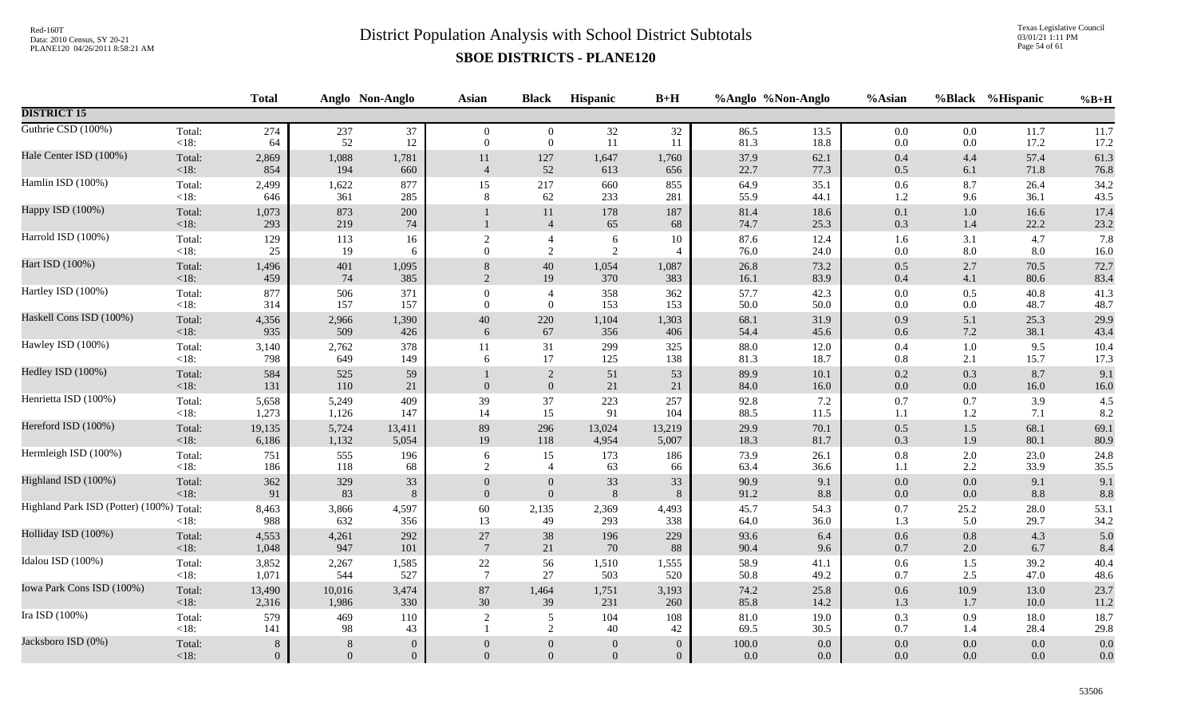# District Population Analysis with School District Subtotals

## SBOE DISTRICTS - PLANE120

| | | Total | Anglo | Non-Anglo | Asian | Black | Hispanic | B+H | %Anglo | %Non-Anglo | %Asian | %Black | %Hispanic | %B+H |
|---|---|---|---|---|---|---|---|---|---|---|---|---|---|---|
| **DISTRICT 15** | | | | | | | | | | | | | | |
| Guthrie CSD (100%) | Total: | 274 | 237 | 37 | 0 | 0 | 32 | 32 | 86.5 | 13.5 | 0.0 | 0.0 | 11.7 | 11.7 |
| | <18: | 64 | 52 | 12 | 0 | 0 | 11 | 11 | 81.3 | 18.8 | 0.0 | 0.0 | 17.2 | 17.2 |
| Hale Center ISD (100%) | Total: | 2,869 | 1,088 | 1,781 | 11 | 127 | 1,647 | 1,760 | 37.9 | 62.1 | 0.4 | 4.4 | 57.4 | 61.3 |
| | <18: | 854 | 194 | 660 | 4 | 52 | 613 | 656 | 22.7 | 77.3 | 0.5 | 6.1 | 71.8 | 76.8 |
| Hamlin ISD (100%) | Total: | 2,499 | 1,622 | 877 | 15 | 217 | 660 | 855 | 64.9 | 35.1 | 0.6 | 8.7 | 26.4 | 34.2 |
| | <18: | 646 | 361 | 285 | 8 | 62 | 233 | 281 | 55.9 | 44.1 | 1.2 | 9.6 | 36.1 | 43.5 |
| Happy ISD (100%) | Total: | 1,073 | 873 | 200 | 1 | 11 | 178 | 187 | 81.4 | 18.6 | 0.1 | 1.0 | 16.6 | 17.4 |
| | <18: | 293 | 219 | 74 | 1 | 4 | 65 | 68 | 74.7 | 25.3 | 0.3 | 1.4 | 22.2 | 23.2 |
| Harrold ISD (100%) | Total: | 129 | 113 | 16 | 2 | 4 | 6 | 10 | 87.6 | 12.4 | 1.6 | 3.1 | 4.7 | 7.8 |
| | <18: | 25 | 19 | 6 | 0 | 2 | 2 | 4 | 76.0 | 24.0 | 0.0 | 8.0 | 8.0 | 16.0 |
| Hart ISD (100%) | Total: | 1,496 | 401 | 1,095 | 8 | 40 | 1,054 | 1,087 | 26.8 | 73.2 | 0.5 | 2.7 | 70.5 | 72.7 |
| | <18: | 459 | 74 | 385 | 2 | 19 | 370 | 383 | 16.1 | 83.9 | 0.4 | 4.1 | 80.6 | 83.4 |
| Hartley ISD (100%) | Total: | 877 | 506 | 371 | 0 | 4 | 358 | 362 | 57.7 | 42.3 | 0.0 | 0.5 | 40.8 | 41.3 |
| | <18: | 314 | 157 | 157 | 0 | 0 | 153 | 153 | 50.0 | 50.0 | 0.0 | 0.0 | 48.7 | 48.7 |
| Haskell Cons ISD (100%) | Total: | 4,356 | 2,966 | 1,390 | 40 | 220 | 1,104 | 1,303 | 68.1 | 31.9 | 0.9 | 5.1 | 25.3 | 29.9 |
| | <18: | 935 | 509 | 426 | 6 | 67 | 356 | 406 | 54.4 | 45.6 | 0.6 | 7.2 | 38.1 | 43.4 |
| Hawley ISD (100%) | Total: | 3,140 | 2,762 | 378 | 11 | 31 | 299 | 325 | 88.0 | 12.0 | 0.4 | 1.0 | 9.5 | 10.4 |
| | <18: | 798 | 649 | 149 | 6 | 17 | 125 | 138 | 81.3 | 18.7 | 0.8 | 2.1 | 15.7 | 17.3 |
| Hedley ISD (100%) | Total: | 584 | 525 | 59 | 1 | 2 | 51 | 53 | 89.9 | 10.1 | 0.2 | 0.3 | 8.7 | 9.1 |
| | <18: | 131 | 110 | 21 | 0 | 0 | 21 | 21 | 84.0 | 16.0 | 0.0 | 0.0 | 16.0 | 16.0 |
| Henrietta ISD (100%) | Total: | 5,658 | 5,249 | 409 | 39 | 37 | 223 | 257 | 92.8 | 7.2 | 0.7 | 0.7 | 3.9 | 4.5 |
| | <18: | 1,273 | 1,126 | 147 | 14 | 15 | 91 | 104 | 88.5 | 11.5 | 1.1 | 1.2 | 7.1 | 8.2 |
| Hereford ISD (100%) | Total: | 19,135 | 5,724 | 13,411 | 89 | 296 | 13,024 | 13,219 | 29.9 | 70.1 | 0.5 | 1.5 | 68.1 | 69.1 |
| | <18: | 6,186 | 1,132 | 5,054 | 19 | 118 | 4,954 | 5,007 | 18.3 | 81.7 | 0.3 | 1.9 | 80.1 | 80.9 |
| Hermleigh ISD (100%) | Total: | 751 | 555 | 196 | 6 | 15 | 173 | 186 | 73.9 | 26.1 | 0.8 | 2.0 | 23.0 | 24.8 |
| | <18: | 186 | 118 | 68 | 2 | 4 | 63 | 66 | 63.4 | 36.6 | 1.1 | 2.2 | 33.9 | 35.5 |
| Highland ISD (100%) | Total: | 362 | 329 | 33 | 0 | 0 | 33 | 33 | 90.9 | 9.1 | 0.0 | 0.0 | 9.1 | 9.1 |
| | <18: | 91 | 83 | 8 | 0 | 0 | 8 | 8 | 91.2 | 8.8 | 0.0 | 0.0 | 8.8 | 8.8 |
| Highland Park ISD (Potter) (100%) | Total: | 8,463 | 3,866 | 4,597 | 60 | 2,135 | 2,369 | 4,493 | 45.7 | 54.3 | 0.7 | 25.2 | 28.0 | 53.1 |
| | <18: | 988 | 632 | 356 | 13 | 49 | 293 | 338 | 64.0 | 36.0 | 1.3 | 5.0 | 29.7 | 34.2 |
| Holliday ISD (100%) | Total: | 4,553 | 4,261 | 292 | 27 | 38 | 196 | 229 | 93.6 | 6.4 | 0.6 | 0.8 | 4.3 | 5.0 |
| | <18: | 1,048 | 947 | 101 | 7 | 21 | 70 | 88 | 90.4 | 9.6 | 0.7 | 2.0 | 6.7 | 8.4 |
| Idalou ISD (100%) | Total: | 3,852 | 2,267 | 1,585 | 22 | 56 | 1,510 | 1,555 | 58.9 | 41.1 | 0.6 | 1.5 | 39.2 | 40.4 |
| | <18: | 1,071 | 544 | 527 | 7 | 27 | 503 | 520 | 50.8 | 49.2 | 0.7 | 2.5 | 47.0 | 48.6 |
| Iowa Park Cons ISD (100%) | Total: | 13,490 | 10,016 | 3,474 | 87 | 1,464 | 1,751 | 3,193 | 74.2 | 25.8 | 0.6 | 10.9 | 13.0 | 23.7 |
| | <18: | 2,316 | 1,986 | 330 | 30 | 39 | 231 | 260 | 85.8 | 14.2 | 1.3 | 1.7 | 10.0 | 11.2 |
| Ira ISD (100%) | Total: | 579 | 469 | 110 | 2 | 5 | 104 | 108 | 81.0 | 19.0 | 0.3 | 0.9 | 18.0 | 18.7 |
| | <18: | 141 | 98 | 43 | 1 | 2 | 40 | 42 | 69.5 | 30.5 | 0.7 | 1.4 | 28.4 | 29.8 |
| Jacksboro ISD (0%) | Total: | 8 | 8 | 0 | 0 | 0 | 0 | 0 | 100.0 | 0.0 | 0.0 | 0.0 | 0.0 | 0.0 |
| | <18: | 0 | 0 | 0 | 0 | 0 | 0 | 0 | 0.0 | 0.0 | 0.0 | 0.0 | 0.0 | 0.0 |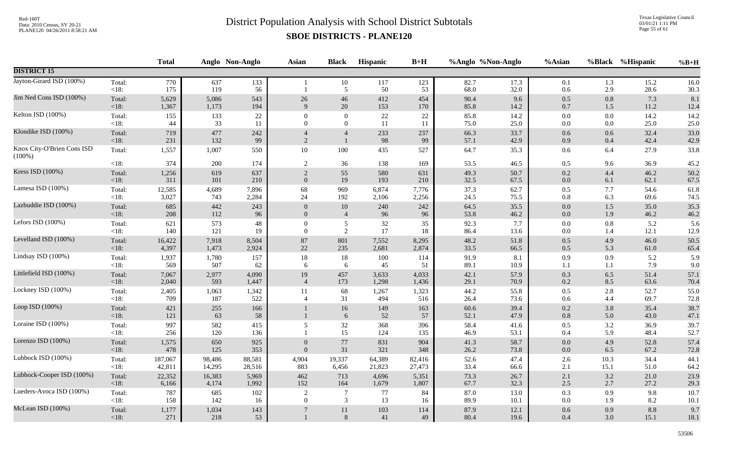# District Population Analysis with School District Subtotals

## SBOE DISTRICTS - PLANE120

| | | Total | Anglo | Non-Anglo | Asian | Black | Hispanic | B+H | %Anglo | %Non-Anglo | %Asian | %Black | %Hispanic | %B+H |
|---|---|---|---|---|---|---|---|---|---|---|---|---|---|---|
| **DISTRICT 15** | | | | | | | | | | | | | | |
| Jayton-Girard ISD (100%) | Total: | 770 | 637 | 133 | 1 | 10 | 117 | 123 | 82.7 | 17.3 | 0.1 | 1.3 | 15.2 | 16.0 |
| | <18: | 175 | 119 | 56 | 1 | 5 | 50 | 53 | 68.0 | 32.0 | 0.6 | 2.9 | 28.6 | 30.3 |
| Jim Ned Cons ISD (100%) | Total: | 5,629 | 5,086 | 543 | 26 | 46 | 412 | 454 | 90.4 | 9.6 | 0.5 | 0.8 | 7.3 | 8.1 |
| | <18: | 1,367 | 1,173 | 194 | 9 | 20 | 153 | 170 | 85.8 | 14.2 | 0.7 | 1.5 | 11.2 | 12.4 |
| Kelton ISD (100%) | Total: | 155 | 133 | 22 | 0 | 0 | 22 | 22 | 85.8 | 14.2 | 0.0 | 0.0 | 14.2 | 14.2 |
| | <18: | 44 | 33 | 11 | 0 | 0 | 11 | 11 | 75.0 | 25.0 | 0.0 | 0.0 | 25.0 | 25.0 |
| Klondike ISD (100%) | Total: | 719 | 477 | 242 | 4 | 4 | 233 | 237 | 66.3 | 33.7 | 0.6 | 0.6 | 32.4 | 33.0 |
| | <18: | 231 | 132 | 99 | 2 | 1 | 98 | 99 | 57.1 | 42.9 | 0.9 | 0.4 | 42.4 | 42.9 |
| Knox City-O'Brien Cons ISD (100%) | Total: | 1,557 | 1,007 | 550 | 10 | 100 | 435 | 527 | 64.7 | 35.3 | 0.6 | 6.4 | 27.9 | 33.8 |
| | <18: | 374 | 200 | 174 | 2 | 36 | 138 | 169 | 53.5 | 46.5 | 0.5 | 9.6 | 36.9 | 45.2 |
| Kress ISD (100%) | Total: | 1,256 | 619 | 637 | 2 | 55 | 580 | 631 | 49.3 | 50.7 | 0.2 | 4.4 | 46.2 | 50.2 |
| | <18: | 311 | 101 | 210 | 0 | 19 | 193 | 210 | 32.5 | 67.5 | 0.0 | 6.1 | 62.1 | 67.5 |
| Lamesa ISD (100%) | Total: | 12,585 | 4,689 | 7,896 | 68 | 969 | 6,874 | 7,776 | 37.3 | 62.7 | 0.5 | 7.7 | 54.6 | 61.8 |
| | <18: | 3,027 | 743 | 2,284 | 24 | 192 | 2,106 | 2,256 | 24.5 | 75.5 | 0.8 | 6.3 | 69.6 | 74.5 |
| Lazbuddie ISD (100%) | Total: | 685 | 442 | 243 | 0 | 10 | 240 | 242 | 64.5 | 35.5 | 0.0 | 1.5 | 35.0 | 35.3 |
| | <18: | 208 | 112 | 96 | 0 | 4 | 96 | 96 | 53.8 | 46.2 | 0.0 | 1.9 | 46.2 | 46.2 |
| Lefors ISD (100%) | Total: | 621 | 573 | 48 | 0 | 5 | 32 | 35 | 92.3 | 7.7 | 0.0 | 0.8 | 5.2 | 5.6 |
| | <18: | 140 | 121 | 19 | 0 | 2 | 17 | 18 | 86.4 | 13.6 | 0.0 | 1.4 | 12.1 | 12.9 |
| Levelland ISD (100%) | Total: | 16,422 | 7,918 | 8,504 | 87 | 801 | 7,552 | 8,295 | 48.2 | 51.8 | 0.5 | 4.9 | 46.0 | 50.5 |
| | <18: | 4,397 | 1,473 | 2,924 | 22 | 235 | 2,681 | 2,874 | 33.5 | 66.5 | 0.5 | 5.3 | 61.0 | 65.4 |
| Lindsay ISD (100%) | Total: | 1,937 | 1,780 | 157 | 18 | 18 | 100 | 114 | 91.9 | 8.1 | 0.9 | 0.9 | 5.2 | 5.9 |
| | <18: | 569 | 507 | 62 | 6 | 6 | 45 | 51 | 89.1 | 10.9 | 1.1 | 1.1 | 7.9 | 9.0 |
| Littlefield ISD (100%) | Total: | 7,067 | 2,977 | 4,090 | 19 | 457 | 3,633 | 4,033 | 42.1 | 57.9 | 0.3 | 6.5 | 51.4 | 57.1 |
| | <18: | 2,040 | 593 | 1,447 | 4 | 173 | 1,298 | 1,436 | 29.1 | 70.9 | 0.2 | 8.5 | 63.6 | 70.4 |
| Lockney ISD (100%) | Total: | 2,405 | 1,063 | 1,342 | 11 | 68 | 1,267 | 1,323 | 44.2 | 55.8 | 0.5 | 2.8 | 52.7 | 55.0 |
| | <18: | 709 | 187 | 522 | 4 | 31 | 494 | 516 | 26.4 | 73.6 | 0.6 | 4.4 | 69.7 | 72.8 |
| Loop ISD (100%) | Total: | 421 | 255 | 166 | 1 | 16 | 149 | 163 | 60.6 | 39.4 | 0.2 | 3.8 | 35.4 | 38.7 |
| | <18: | 121 | 63 | 58 | 1 | 6 | 52 | 57 | 52.1 | 47.9 | 0.8 | 5.0 | 43.0 | 47.1 |
| Loraine ISD (100%) | Total: | 997 | 582 | 415 | 5 | 32 | 368 | 396 | 58.4 | 41.6 | 0.5 | 3.2 | 36.9 | 39.7 |
| | <18: | 256 | 120 | 136 | 1 | 15 | 124 | 135 | 46.9 | 53.1 | 0.4 | 5.9 | 48.4 | 52.7 |
| Lorenzo ISD (100%) | Total: | 1,575 | 650 | 925 | 0 | 77 | 831 | 904 | 41.3 | 58.7 | 0.0 | 4.9 | 52.8 | 57.4 |
| | <18: | 478 | 125 | 353 | 0 | 31 | 321 | 348 | 26.2 | 73.8 | 0.0 | 6.5 | 67.2 | 72.8 |
| Lubbock ISD (100%) | Total: | 187,067 | 98,486 | 88,581 | 4,904 | 19,337 | 64,389 | 82,416 | 52.6 | 47.4 | 2.6 | 10.3 | 34.4 | 44.1 |
| | <18: | 42,811 | 14,295 | 28,516 | 883 | 6,456 | 21,823 | 27,473 | 33.4 | 66.6 | 2.1 | 15.1 | 51.0 | 64.2 |
| Lubbock-Cooper ISD (100%) | Total: | 22,352 | 16,383 | 5,969 | 462 | 713 | 4,696 | 5,351 | 73.3 | 26.7 | 2.1 | 3.2 | 21.0 | 23.9 |
| | <18: | 6,166 | 4,174 | 1,992 | 152 | 164 | 1,679 | 1,807 | 67.7 | 32.3 | 2.5 | 2.7 | 27.2 | 29.3 |
| Lueders-Avoca ISD (100%) | Total: | 787 | 685 | 102 | 2 | 7 | 77 | 84 | 87.0 | 13.0 | 0.3 | 0.9 | 9.8 | 10.7 |
| | <18: | 158 | 142 | 16 | 0 | 3 | 13 | 16 | 89.9 | 10.1 | 0.0 | 1.9 | 8.2 | 10.1 |
| McLean ISD (100%) | Total: | 1,177 | 1,034 | 143 | 7 | 11 | 103 | 114 | 87.9 | 12.1 | 0.6 | 0.9 | 8.8 | 9.7 |
| | <18: | 271 | 218 | 53 | 1 | 8 | 41 | 49 | 80.4 | 19.6 | 0.4 | 3.0 | 15.1 | 18.1 |

53506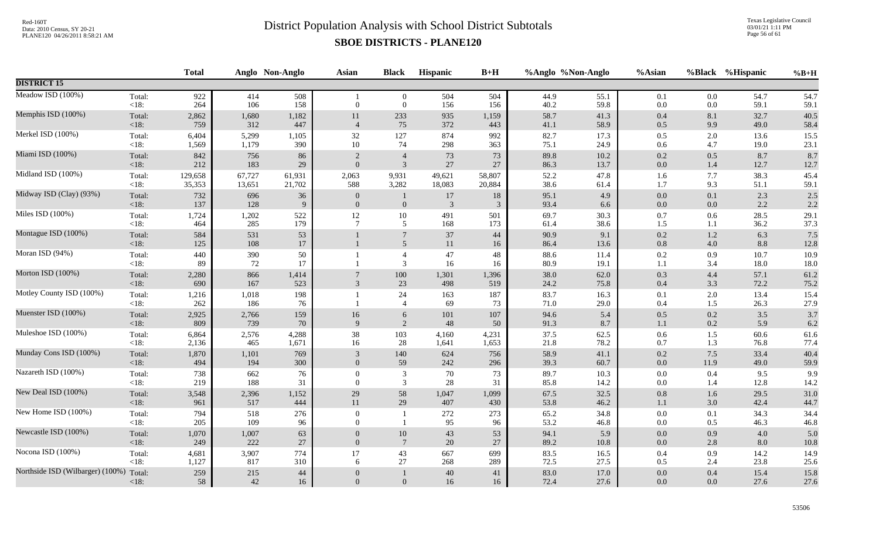# District Population Analysis with School District Subtotals

## SBOE DISTRICTS - PLANE120

| | | Total | Anglo | Non-Anglo | Asian | Black | Hispanic | B+H | %Anglo | %Non-Anglo | %Asian | %Black | %Hispanic | %B+H |
|---|---|---|---|---|---|---|---|---|---|---|---|---|---|---|
| **DISTRICT 15** | | | | | | | | | | | | | | |
| Meadow ISD (100%) | Total: | 922 | 414 | 508 | 1 | 0 | 504 | 504 | 44.9 | 55.1 | 0.1 | 0.0 | 54.7 | 54.7 |
| | <18: | 264 | 106 | 158 | 0 | 0 | 156 | 156 | 40.2 | 59.8 | 0.0 | 0.0 | 59.1 | 59.1 |
| Memphis ISD (100%) | Total: | 2,862 | 1,680 | 1,182 | 11 | 233 | 935 | 1,159 | 58.7 | 41.3 | 0.4 | 8.1 | 32.7 | 40.5 |
| | <18: | 759 | 312 | 447 | 4 | 75 | 372 | 443 | 41.1 | 58.9 | 0.5 | 9.9 | 49.0 | 58.4 |
| Merkel ISD (100%) | Total: | 6,404 | 5,299 | 1,105 | 32 | 127 | 874 | 992 | 82.7 | 17.3 | 0.5 | 2.0 | 13.6 | 15.5 |
| | <18: | 1,569 | 1,179 | 390 | 10 | 74 | 298 | 363 | 75.1 | 24.9 | 0.6 | 4.7 | 19.0 | 23.1 |
| Miami ISD (100%) | Total: | 842 | 756 | 86 | 2 | 4 | 73 | 73 | 89.8 | 10.2 | 0.2 | 0.5 | 8.7 | 8.7 |
| | <18: | 212 | 183 | 29 | 0 | 3 | 27 | 27 | 86.3 | 13.7 | 0.0 | 1.4 | 12.7 | 12.7 |
| Midland ISD (100%) | Total: | 129,658 | 67,727 | 61,931 | 2,063 | 9,931 | 49,621 | 58,807 | 52.2 | 47.8 | 1.6 | 7.7 | 38.3 | 45.4 |
| | <18: | 35,353 | 13,651 | 21,702 | 588 | 3,282 | 18,083 | 20,884 | 38.6 | 61.4 | 1.7 | 9.3 | 51.1 | 59.1 |
| Midway ISD (Clay) (93%) | Total: | 732 | 696 | 36 | 0 | 1 | 17 | 18 | 95.1 | 4.9 | 0.0 | 0.1 | 2.3 | 2.5 |
| | <18: | 137 | 128 | 9 | 0 | 0 | 3 | 3 | 93.4 | 6.6 | 0.0 | 0.0 | 2.2 | 2.2 |
| Miles ISD (100%) | Total: | 1,724 | 1,202 | 522 | 12 | 10 | 491 | 501 | 69.7 | 30.3 | 0.7 | 0.6 | 28.5 | 29.1 |
| | <18: | 464 | 285 | 179 | 7 | 5 | 168 | 173 | 61.4 | 38.6 | 1.5 | 1.1 | 36.2 | 37.3 |
| Montague ISD (100%) | Total: | 584 | 531 | 53 | 1 | 7 | 37 | 44 | 90.9 | 9.1 | 0.2 | 1.2 | 6.3 | 7.5 |
| | <18: | 125 | 108 | 17 | 1 | 5 | 11 | 16 | 86.4 | 13.6 | 0.8 | 4.0 | 8.8 | 12.8 |
| Moran ISD (94%) | Total: | 440 | 390 | 50 | 1 | 4 | 47 | 48 | 88.6 | 11.4 | 0.2 | 0.9 | 10.7 | 10.9 |
| | <18: | 89 | 72 | 17 | 1 | 3 | 16 | 16 | 80.9 | 19.1 | 1.1 | 3.4 | 18.0 | 18.0 |
| Morton ISD (100%) | Total: | 2,280 | 866 | 1,414 | 7 | 100 | 1,301 | 1,396 | 38.0 | 62.0 | 0.3 | 4.4 | 57.1 | 61.2 |
| | <18: | 690 | 167 | 523 | 3 | 23 | 498 | 519 | 24.2 | 75.8 | 0.4 | 3.3 | 72.2 | 75.2 |
| Motley County ISD (100%) | Total: | 1,216 | 1,018 | 198 | 1 | 24 | 163 | 187 | 83.7 | 16.3 | 0.1 | 2.0 | 13.4 | 15.4 |
| | <18: | 262 | 186 | 76 | 1 | 4 | 69 | 73 | 71.0 | 29.0 | 0.4 | 1.5 | 26.3 | 27.9 |
| Muenster ISD (100%) | Total: | 2,925 | 2,766 | 159 | 16 | 6 | 101 | 107 | 94.6 | 5.4 | 0.5 | 0.2 | 3.5 | 3.7 |
| | <18: | 809 | 739 | 70 | 9 | 2 | 48 | 50 | 91.3 | 8.7 | 1.1 | 0.2 | 5.9 | 6.2 |
| Muleshoe ISD (100%) | Total: | 6,864 | 2,576 | 4,288 | 38 | 103 | 4,160 | 4,231 | 37.5 | 62.5 | 0.6 | 1.5 | 60.6 | 61.6 |
| | <18: | 2,136 | 465 | 1,671 | 16 | 28 | 1,641 | 1,653 | 21.8 | 78.2 | 0.7 | 1.3 | 76.8 | 77.4 |
| Munday Cons ISD (100%) | Total: | 1,870 | 1,101 | 769 | 3 | 140 | 624 | 756 | 58.9 | 41.1 | 0.2 | 7.5 | 33.4 | 40.4 |
| | <18: | 494 | 194 | 300 | 0 | 59 | 242 | 296 | 39.3 | 60.7 | 0.0 | 11.9 | 49.0 | 59.9 |
| Nazareth ISD (100%) | Total: | 738 | 662 | 76 | 0 | 3 | 70 | 73 | 89.7 | 10.3 | 0.0 | 0.4 | 9.5 | 9.9 |
| | <18: | 219 | 188 | 31 | 0 | 3 | 28 | 31 | 85.8 | 14.2 | 0.0 | 1.4 | 12.8 | 14.2 |
| New Deal ISD (100%) | Total: | 3,548 | 2,396 | 1,152 | 29 | 58 | 1,047 | 1,099 | 67.5 | 32.5 | 0.8 | 1.6 | 29.5 | 31.0 |
| | <18: | 961 | 517 | 444 | 11 | 29 | 407 | 430 | 53.8 | 46.2 | 1.1 | 3.0 | 42.4 | 44.7 |
| New Home ISD (100%) | Total: | 794 | 518 | 276 | 0 | 1 | 272 | 273 | 65.2 | 34.8 | 0.0 | 0.1 | 34.3 | 34.4 |
| | <18: | 205 | 109 | 96 | 0 | 1 | 95 | 96 | 53.2 | 46.8 | 0.0 | 0.5 | 46.3 | 46.8 |
| Newcastle ISD (100%) | Total: | 1,070 | 1,007 | 63 | 0 | 10 | 43 | 53 | 94.1 | 5.9 | 0.0 | 0.9 | 4.0 | 5.0 |
| | <18: | 249 | 222 | 27 | 0 | 7 | 20 | 27 | 89.2 | 10.8 | 0.0 | 2.8 | 8.0 | 10.8 |
| Nocona ISD (100%) | Total: | 4,681 | 3,907 | 774 | 17 | 43 | 667 | 699 | 83.5 | 16.5 | 0.4 | 0.9 | 14.2 | 14.9 |
| | <18: | 1,127 | 817 | 310 | 6 | 27 | 268 | 289 | 72.5 | 27.5 | 0.5 | 2.4 | 23.8 | 25.6 |
| Northside ISD (Wilbarger) (100%) | Total: | 259 | 215 | 44 | 0 | 1 | 40 | 41 | 83.0 | 17.0 | 0.0 | 0.4 | 15.4 | 15.8 |
| | <18: | 58 | 42 | 16 | 0 | 0 | 16 | 16 | 72.4 | 27.6 | 0.0 | 0.0 | 27.6 | 27.6 |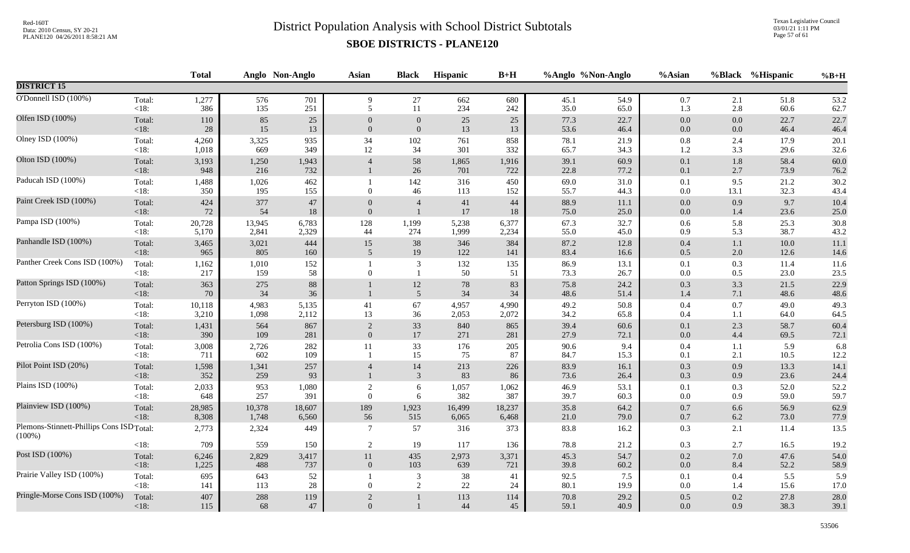# District Population Analysis with School District Subtotals

## SBOE DISTRICTS - PLANE120

| | | Total | Anglo | Non-Anglo | Asian | Black | Hispanic | B+H | %Anglo | %Non-Anglo | %Asian | %Black | %Hispanic | %B+H |
|---|---|---|---|---|---|---|---|---|---|---|---|---|---|---|
| **DISTRICT 15** | | | | | | | | | | | | | | |
| O'Donnell ISD (100%) | Total: | 1,277 | 576 | 701 | 9 | 27 | 662 | 680 | 45.1 | 54.9 | 0.7 | 2.1 | 51.8 | 53.2 |
| | <18: | 386 | 135 | 251 | 5 | 11 | 234 | 242 | 35.0 | 65.0 | 1.3 | 2.8 | 60.6 | 62.7 |
| Olfen ISD (100%) | Total: | 110 | 85 | 25 | 0 | 0 | 25 | 25 | 77.3 | 22.7 | 0.0 | 0.0 | 22.7 | 22.7 |
| | <18: | 28 | 15 | 13 | 0 | 0 | 13 | 13 | 53.6 | 46.4 | 0.0 | 0.0 | 46.4 | 46.4 |
| Olney ISD (100%) | Total: | 4,260 | 3,325 | 935 | 34 | 102 | 761 | 858 | 78.1 | 21.9 | 0.8 | 2.4 | 17.9 | 20.1 |
| | <18: | 1,018 | 669 | 349 | 12 | 34 | 301 | 332 | 65.7 | 34.3 | 1.2 | 3.3 | 29.6 | 32.6 |
| Olton ISD (100%) | Total: | 3,193 | 1,250 | 1,943 | 4 | 58 | 1,865 | 1,916 | 39.1 | 60.9 | 0.1 | 1.8 | 58.4 | 60.0 |
| | <18: | 948 | 216 | 732 | 1 | 26 | 701 | 722 | 22.8 | 77.2 | 0.1 | 2.7 | 73.9 | 76.2 |
| Paducah ISD (100%) | Total: | 1,488 | 1,026 | 462 | 1 | 142 | 316 | 450 | 69.0 | 31.0 | 0.1 | 9.5 | 21.2 | 30.2 |
| | <18: | 350 | 195 | 155 | 0 | 46 | 113 | 152 | 55.7 | 44.3 | 0.0 | 13.1 | 32.3 | 43.4 |
| Paint Creek ISD (100%) | Total: | 424 | 377 | 47 | 0 | 4 | 41 | 44 | 88.9 | 11.1 | 0.0 | 0.9 | 9.7 | 10.4 |
| | <18: | 72 | 54 | 18 | 0 | 1 | 17 | 18 | 75.0 | 25.0 | 0.0 | 1.4 | 23.6 | 25.0 |
| Pampa ISD (100%) | Total: | 20,728 | 13,945 | 6,783 | 128 | 1,199 | 5,238 | 6,377 | 67.3 | 32.7 | 0.6 | 5.8 | 25.3 | 30.8 |
| | <18: | 5,170 | 2,841 | 2,329 | 44 | 274 | 1,999 | 2,234 | 55.0 | 45.0 | 0.9 | 5.3 | 38.7 | 43.2 |
| Panhandle ISD (100%) | Total: | 3,465 | 3,021 | 444 | 15 | 38 | 346 | 384 | 87.2 | 12.8 | 0.4 | 1.1 | 10.0 | 11.1 |
| | <18: | 965 | 805 | 160 | 5 | 19 | 122 | 141 | 83.4 | 16.6 | 0.5 | 2.0 | 12.6 | 14.6 |
| Panther Creek Cons ISD (100%) | Total: | 1,162 | 1,010 | 152 | 1 | 3 | 132 | 135 | 86.9 | 13.1 | 0.1 | 0.3 | 11.4 | 11.6 |
| | <18: | 217 | 159 | 58 | 0 | 1 | 50 | 51 | 73.3 | 26.7 | 0.0 | 0.5 | 23.0 | 23.5 |
| Patton Springs ISD (100%) | Total: | 363 | 275 | 88 | 1 | 12 | 78 | 83 | 75.8 | 24.2 | 0.3 | 3.3 | 21.5 | 22.9 |
| | <18: | 70 | 34 | 36 | 1 | 5 | 34 | 34 | 48.6 | 51.4 | 1.4 | 7.1 | 48.6 | 48.6 |
| Perryton ISD (100%) | Total: | 10,118 | 4,983 | 5,135 | 41 | 67 | 4,957 | 4,990 | 49.2 | 50.8 | 0.4 | 0.7 | 49.0 | 49.3 |
| | <18: | 3,210 | 1,098 | 2,112 | 13 | 36 | 2,053 | 2,072 | 34.2 | 65.8 | 0.4 | 1.1 | 64.0 | 64.5 |
| Petersburg ISD (100%) | Total: | 1,431 | 564 | 867 | 2 | 33 | 840 | 865 | 39.4 | 60.6 | 0.1 | 2.3 | 58.7 | 60.4 |
| | <18: | 390 | 109 | 281 | 0 | 17 | 271 | 281 | 27.9 | 72.1 | 0.0 | 4.4 | 69.5 | 72.1 |
| Petrolia Cons ISD (100%) | Total: | 3,008 | 2,726 | 282 | 11 | 33 | 176 | 205 | 90.6 | 9.4 | 0.4 | 1.1 | 5.9 | 6.8 |
| | <18: | 711 | 602 | 109 | 1 | 15 | 75 | 87 | 84.7 | 15.3 | 0.1 | 2.1 | 10.5 | 12.2 |
| Pilot Point ISD (20%) | Total: | 1,598 | 1,341 | 257 | 4 | 14 | 213 | 226 | 83.9 | 16.1 | 0.3 | 0.9 | 13.3 | 14.1 |
| | <18: | 352 | 259 | 93 | 1 | 3 | 83 | 86 | 73.6 | 26.4 | 0.3 | 0.9 | 23.6 | 24.4 |
| Plains ISD (100%) | Total: | 2,033 | 953 | 1,080 | 2 | 6 | 1,057 | 1,062 | 46.9 | 53.1 | 0.1 | 0.3 | 52.0 | 52.2 |
| | <18: | 648 | 257 | 391 | 0 | 6 | 382 | 387 | 39.7 | 60.3 | 0.0 | 0.9 | 59.0 | 59.7 |
| Plainview ISD (100%) | Total: | 28,985 | 10,378 | 18,607 | 189 | 1,923 | 16,499 | 18,237 | 35.8 | 64.2 | 0.7 | 6.6 | 56.9 | 62.9 |
| | <18: | 8,308 | 1,748 | 6,560 | 56 | 515 | 6,065 | 6,468 | 21.0 | 79.0 | 0.7 | 6.2 | 73.0 | 77.9 |
| Plemons-Stinnett-Phillips Cons ISD (100%) | Total: | 2,773 | 2,324 | 449 | 7 | 57 | 316 | 373 | 83.8 | 16.2 | 0.3 | 2.1 | 11.4 | 13.5 |
| | <18: | 709 | 559 | 150 | 2 | 19 | 117 | 136 | 78.8 | 21.2 | 0.3 | 2.7 | 16.5 | 19.2 |
| Post ISD (100%) | Total: | 6,246 | 2,829 | 3,417 | 11 | 435 | 2,973 | 3,371 | 45.3 | 54.7 | 0.2 | 7.0 | 47.6 | 54.0 |
| | <18: | 1,225 | 488 | 737 | 0 | 103 | 639 | 721 | 39.8 | 60.2 | 0.0 | 8.4 | 52.2 | 58.9 |
| Prairie Valley ISD (100%) | Total: | 695 | 643 | 52 | 1 | 3 | 38 | 41 | 92.5 | 7.5 | 0.1 | 0.4 | 5.5 | 5.9 |
| | <18: | 141 | 113 | 28 | 0 | 2 | 22 | 24 | 80.1 | 19.9 | 0.0 | 1.4 | 15.6 | 17.0 |
| Pringle-Morse Cons ISD (100%) | Total: | 407 | 288 | 119 | 2 | 1 | 113 | 114 | 70.8 | 29.2 | 0.5 | 0.2 | 27.8 | 28.0 |
| | <18: | 115 | 68 | 47 | 0 | 1 | 44 | 45 | 59.1 | 40.9 | 0.0 | 0.9 | 38.3 | 39.1 |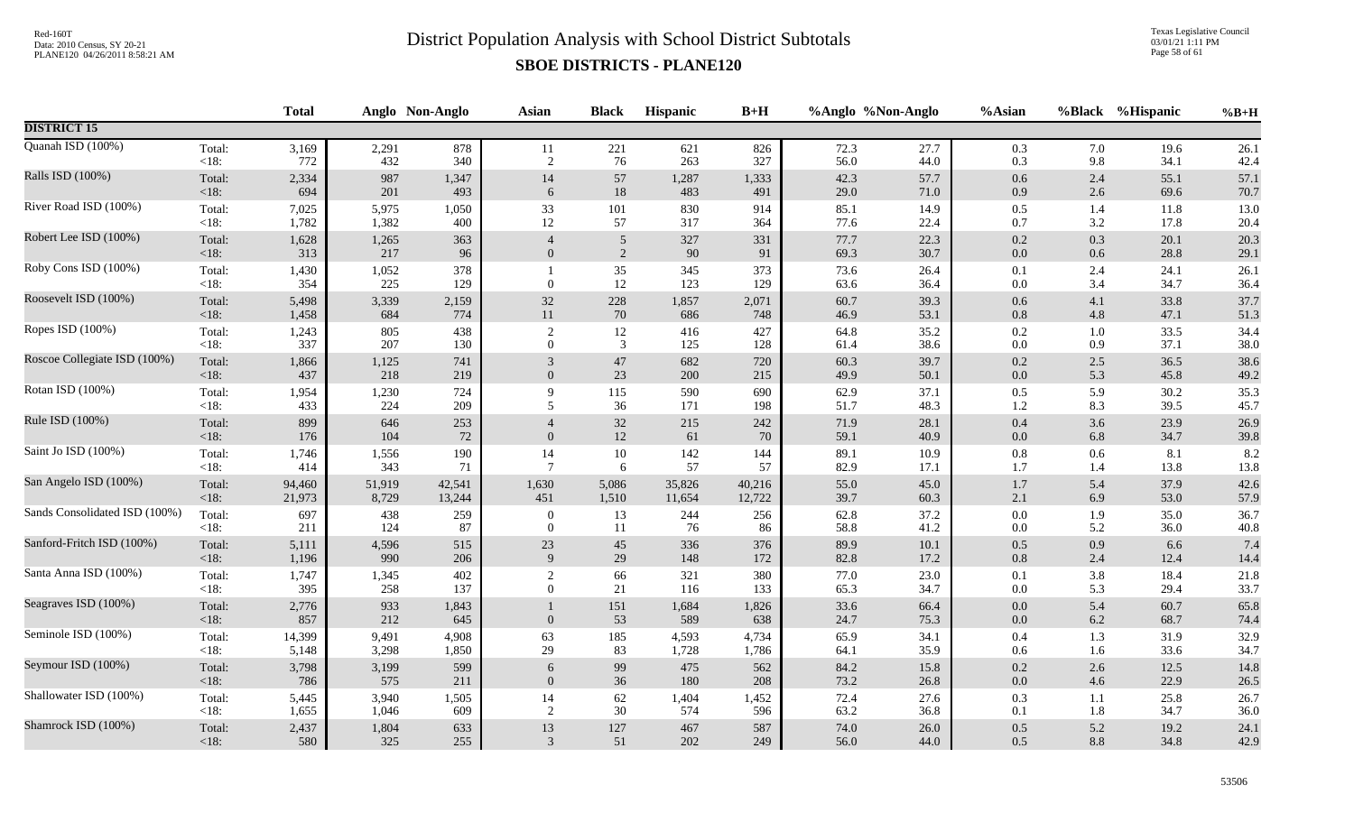# District Population Analysis with School District Subtotals

## SBOE DISTRICTS - PLANE120

| | | Total | Anglo | Non-Anglo | Asian | Black | Hispanic | B+H | %Anglo | %Non-Anglo | %Asian | %Black | %Hispanic | %B+H |
|---|---|---|---|---|---|---|---|---|---|---|---|---|---|---|
| **DISTRICT 15** | | | | | | | | | | | | | | |
| Quanah ISD (100%) | Total: | 3,169 | 2,291 | 878 | 11 | 221 | 621 | 826 | 72.3 | 27.7 | 0.3 | 7.0 | 19.6 | 26.1 |
| | <18: | 772 | 432 | 340 | 2 | 76 | 263 | 327 | 56.0 | 44.0 | 0.3 | 9.8 | 34.1 | 42.4 |
| Ralls ISD (100%) | Total: | 2,334 | 987 | 1,347 | 14 | 57 | 1,287 | 1,333 | 42.3 | 57.7 | 0.6 | 2.4 | 55.1 | 57.1 |
| | <18: | 694 | 201 | 493 | 6 | 18 | 483 | 491 | 29.0 | 71.0 | 0.9 | 2.6 | 69.6 | 70.7 |
| River Road ISD (100%) | Total: | 7,025 | 5,975 | 1,050 | 33 | 101 | 830 | 914 | 85.1 | 14.9 | 0.5 | 1.4 | 11.8 | 13.0 |
| | <18: | 1,782 | 1,382 | 400 | 12 | 57 | 317 | 364 | 77.6 | 22.4 | 0.7 | 3.2 | 17.8 | 20.4 |
| Robert Lee ISD (100%) | Total: | 1,628 | 1,265 | 363 | 4 | 5 | 327 | 331 | 77.7 | 22.3 | 0.2 | 0.3 | 20.1 | 20.3 |
| | <18: | 313 | 217 | 96 | 0 | 2 | 90 | 91 | 69.3 | 30.7 | 0.0 | 0.6 | 28.8 | 29.1 |
| Roby Cons ISD (100%) | Total: | 1,430 | 1,052 | 378 | 1 | 35 | 345 | 373 | 73.6 | 26.4 | 0.1 | 2.4 | 24.1 | 26.1 |
| | <18: | 354 | 225 | 129 | 0 | 12 | 123 | 129 | 63.6 | 36.4 | 0.0 | 3.4 | 34.7 | 36.4 |
| Roosevelt ISD (100%) | Total: | 5,498 | 3,339 | 2,159 | 32 | 228 | 1,857 | 2,071 | 60.7 | 39.3 | 0.6 | 4.1 | 33.8 | 37.7 |
| | <18: | 1,458 | 684 | 774 | 11 | 70 | 686 | 748 | 46.9 | 53.1 | 0.8 | 4.8 | 47.1 | 51.3 |
| Ropes ISD (100%) | Total: | 1,243 | 805 | 438 | 2 | 12 | 416 | 427 | 64.8 | 35.2 | 0.2 | 1.0 | 33.5 | 34.4 |
| | <18: | 337 | 207 | 130 | 0 | 3 | 125 | 128 | 61.4 | 38.6 | 0.0 | 0.9 | 37.1 | 38.0 |
| Roscoe Collegiate ISD (100%) | Total: | 1,866 | 1,125 | 741 | 3 | 47 | 682 | 720 | 60.3 | 39.7 | 0.2 | 2.5 | 36.5 | 38.6 |
| | <18: | 437 | 218 | 219 | 0 | 23 | 200 | 215 | 49.9 | 50.1 | 0.0 | 5.3 | 45.8 | 49.2 |
| Rotan ISD (100%) | Total: | 1,954 | 1,230 | 724 | 9 | 115 | 590 | 690 | 62.9 | 37.1 | 0.5 | 5.9 | 30.2 | 35.3 |
| | <18: | 433 | 224 | 209 | 5 | 36 | 171 | 198 | 51.7 | 48.3 | 1.2 | 8.3 | 39.5 | 45.7 |
| Rule ISD (100%) | Total: | 899 | 646 | 253 | 4 | 32 | 215 | 242 | 71.9 | 28.1 | 0.4 | 3.6 | 23.9 | 26.9 |
| | <18: | 176 | 104 | 72 | 0 | 12 | 61 | 70 | 59.1 | 40.9 | 0.0 | 6.8 | 34.7 | 39.8 |
| Saint Jo ISD (100%) | Total: | 1,746 | 1,556 | 190 | 14 | 10 | 142 | 144 | 89.1 | 10.9 | 0.8 | 0.6 | 8.1 | 8.2 |
| | <18: | 414 | 343 | 71 | 7 | 6 | 57 | 57 | 82.9 | 17.1 | 1.7 | 1.4 | 13.8 | 13.8 |
| San Angelo ISD (100%) | Total: | 94,460 | 51,919 | 42,541 | 1,630 | 5,086 | 35,826 | 40,216 | 55.0 | 45.0 | 1.7 | 5.4 | 37.9 | 42.6 |
| | <18: | 21,973 | 8,729 | 13,244 | 451 | 1,510 | 11,654 | 12,722 | 39.7 | 60.3 | 2.1 | 6.9 | 53.0 | 57.9 |
| Sands Consolidated ISD (100%) | Total: | 697 | 438 | 259 | 0 | 13 | 244 | 256 | 62.8 | 37.2 | 0.0 | 1.9 | 35.0 | 36.7 |
| | <18: | 211 | 124 | 87 | 0 | 11 | 76 | 86 | 58.8 | 41.2 | 0.0 | 5.2 | 36.0 | 40.8 |
| Sanford-Fritch ISD (100%) | Total: | 5,111 | 4,596 | 515 | 23 | 45 | 336 | 376 | 89.9 | 10.1 | 0.5 | 0.9 | 6.6 | 7.4 |
| | <18: | 1,196 | 990 | 206 | 9 | 29 | 148 | 172 | 82.8 | 17.2 | 0.8 | 2.4 | 12.4 | 14.4 |
| Santa Anna ISD (100%) | Total: | 1,747 | 1,345 | 402 | 2 | 66 | 321 | 380 | 77.0 | 23.0 | 0.1 | 3.8 | 18.4 | 21.8 |
| | <18: | 395 | 258 | 137 | 0 | 21 | 116 | 133 | 65.3 | 34.7 | 0.0 | 5.3 | 29.4 | 33.7 |
| Seagraves ISD (100%) | Total: | 2,776 | 933 | 1,843 | 1 | 151 | 1,684 | 1,826 | 33.6 | 66.4 | 0.0 | 5.4 | 60.7 | 65.8 |
| | <18: | 857 | 212 | 645 | 0 | 53 | 589 | 638 | 24.7 | 75.3 | 0.0 | 6.2 | 68.7 | 74.4 |
| Seminole ISD (100%) | Total: | 14,399 | 9,491 | 4,908 | 63 | 185 | 4,593 | 4,734 | 65.9 | 34.1 | 0.4 | 1.3 | 31.9 | 32.9 |
| | <18: | 5,148 | 3,298 | 1,850 | 29 | 83 | 1,728 | 1,786 | 64.1 | 35.9 | 0.6 | 1.6 | 33.6 | 34.7 |
| Seymour ISD (100%) | Total: | 3,798 | 3,199 | 599 | 6 | 99 | 475 | 562 | 84.2 | 15.8 | 0.2 | 2.6 | 12.5 | 14.8 |
| | <18: | 786 | 575 | 211 | 0 | 36 | 180 | 208 | 73.2 | 26.8 | 0.0 | 4.6 | 22.9 | 26.5 |
| Shallowater ISD (100%) | Total: | 5,445 | 3,940 | 1,505 | 14 | 62 | 1,404 | 1,452 | 72.4 | 27.6 | 0.3 | 1.1 | 25.8 | 26.7 |
| | <18: | 1,655 | 1,046 | 609 | 2 | 30 | 574 | 596 | 63.2 | 36.8 | 0.1 | 1.8 | 34.7 | 36.0 |
| Shamrock ISD (100%) | Total: | 2,437 | 1,804 | 633 | 13 | 127 | 467 | 587 | 74.0 | 26.0 | 0.5 | 5.2 | 19.2 | 24.1 |
| | <18: | 580 | 325 | 255 | 3 | 51 | 202 | 249 | 56.0 | 44.0 | 0.5 | 8.8 | 34.8 | 42.9 |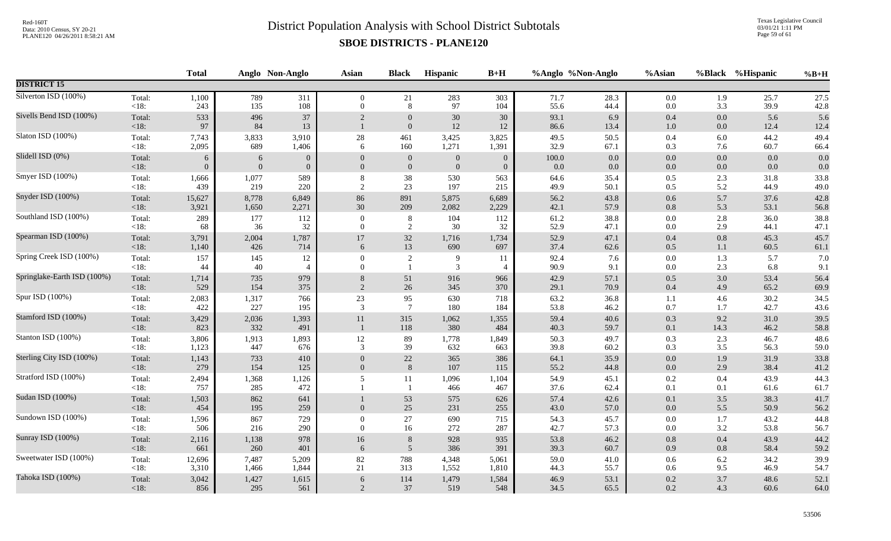# District Population Analysis with School District Subtotals

## SBOE DISTRICTS - PLANE120

| | | Total | Anglo | Non-Anglo | Asian | Black | Hispanic | B+H | %Anglo | %Non-Anglo | %Asian | %Black | %Hispanic | %B+H |
|---|---|---|---|---|---|---|---|---|---|---|---|---|---|---|
| **DISTRICT 15** | | | | | | | | | | | | | | |
| Silverton ISD (100%) | Total: | 1,100 | 789 | 311 | 0 | 21 | 283 | 303 | 71.7 | 28.3 | 0.0 | 1.9 | 25.7 | 27.5 |
| | <18: | 243 | 135 | 108 | 0 | 8 | 97 | 104 | 55.6 | 44.4 | 0.0 | 3.3 | 39.9 | 42.8 |
| Sivells Bend ISD (100%) | Total: | 533 | 496 | 37 | 2 | 0 | 30 | 30 | 93.1 | 6.9 | 0.4 | 0.0 | 5.6 | 5.6 |
| | <18: | 97 | 84 | 13 | 1 | 0 | 12 | 12 | 86.6 | 13.4 | 1.0 | 0.0 | 12.4 | 12.4 |
| Slaton ISD (100%) | Total: | 7,743 | 3,833 | 3,910 | 28 | 461 | 3,425 | 3,825 | 49.5 | 50.5 | 0.4 | 6.0 | 44.2 | 49.4 |
| | <18: | 2,095 | 689 | 1,406 | 6 | 160 | 1,271 | 1,391 | 32.9 | 67.1 | 0.3 | 7.6 | 60.7 | 66.4 |
| Slidell ISD (0%) | Total: | 6 | 6 | 0 | 0 | 0 | 0 | 0 | 100.0 | 0.0 | 0.0 | 0.0 | 0.0 | 0.0 |
| | <18: | 0 | 0 | 0 | 0 | 0 | 0 | 0 | 0.0 | 0.0 | 0.0 | 0.0 | 0.0 | 0.0 |
| Smyer ISD (100%) | Total: | 1,666 | 1,077 | 589 | 8 | 38 | 530 | 563 | 64.6 | 35.4 | 0.5 | 2.3 | 31.8 | 33.8 |
| | <18: | 439 | 219 | 220 | 2 | 23 | 197 | 215 | 49.9 | 50.1 | 0.5 | 5.2 | 44.9 | 49.0 |
| Snyder ISD (100%) | Total: | 15,627 | 8,778 | 6,849 | 86 | 891 | 5,875 | 6,689 | 56.2 | 43.8 | 0.6 | 5.7 | 37.6 | 42.8 |
| | <18: | 3,921 | 1,650 | 2,271 | 30 | 209 | 2,082 | 2,229 | 42.1 | 57.9 | 0.8 | 5.3 | 53.1 | 56.8 |
| Southland ISD (100%) | Total: | 289 | 177 | 112 | 0 | 8 | 104 | 112 | 61.2 | 38.8 | 0.0 | 2.8 | 36.0 | 38.8 |
| | <18: | 68 | 36 | 32 | 0 | 2 | 30 | 32 | 52.9 | 47.1 | 0.0 | 2.9 | 44.1 | 47.1 |
| Spearman ISD (100%) | Total: | 3,791 | 2,004 | 1,787 | 17 | 32 | 1,716 | 1,734 | 52.9 | 47.1 | 0.4 | 0.8 | 45.3 | 45.7 |
| | <18: | 1,140 | 426 | 714 | 6 | 13 | 690 | 697 | 37.4 | 62.6 | 0.5 | 1.1 | 60.5 | 61.1 |
| Spring Creek ISD (100%) | Total: | 157 | 145 | 12 | 0 | 2 | 9 | 11 | 92.4 | 7.6 | 0.0 | 1.3 | 5.7 | 7.0 |
| | <18: | 44 | 40 | 4 | 0 | 1 | 3 | 4 | 90.9 | 9.1 | 0.0 | 2.3 | 6.8 | 9.1 |
| Springlake-Earth ISD (100%) | Total: | 1,714 | 735 | 979 | 8 | 51 | 916 | 966 | 42.9 | 57.1 | 0.5 | 3.0 | 53.4 | 56.4 |
| | <18: | 529 | 154 | 375 | 2 | 26 | 345 | 370 | 29.1 | 70.9 | 0.4 | 4.9 | 65.2 | 69.9 |
| Spur ISD (100%) | Total: | 2,083 | 1,317 | 766 | 23 | 95 | 630 | 718 | 63.2 | 36.8 | 1.1 | 4.6 | 30.2 | 34.5 |
| | <18: | 422 | 227 | 195 | 3 | 7 | 180 | 184 | 53.8 | 46.2 | 0.7 | 1.7 | 42.7 | 43.6 |
| Stamford ISD (100%) | Total: | 3,429 | 2,036 | 1,393 | 11 | 315 | 1,062 | 1,355 | 59.4 | 40.6 | 0.3 | 9.2 | 31.0 | 39.5 |
| | <18: | 823 | 332 | 491 | 1 | 118 | 380 | 484 | 40.3 | 59.7 | 0.1 | 14.3 | 46.2 | 58.8 |
| Stanton ISD (100%) | Total: | 3,806 | 1,913 | 1,893 | 12 | 89 | 1,778 | 1,849 | 50.3 | 49.7 | 0.3 | 2.3 | 46.7 | 48.6 |
| | <18: | 1,123 | 447 | 676 | 3 | 39 | 632 | 663 | 39.8 | 60.2 | 0.3 | 3.5 | 56.3 | 59.0 |
| Sterling City ISD (100%) | Total: | 1,143 | 733 | 410 | 0 | 22 | 365 | 386 | 64.1 | 35.9 | 0.0 | 1.9 | 31.9 | 33.8 |
| | <18: | 279 | 154 | 125 | 0 | 8 | 107 | 115 | 55.2 | 44.8 | 0.0 | 2.9 | 38.4 | 41.2 |
| Stratford ISD (100%) | Total: | 2,494 | 1,368 | 1,126 | 5 | 11 | 1,096 | 1,104 | 54.9 | 45.1 | 0.2 | 0.4 | 43.9 | 44.3 |
| | <18: | 757 | 285 | 472 | 1 | 1 | 466 | 467 | 37.6 | 62.4 | 0.1 | 0.1 | 61.6 | 61.7 |
| Sudan ISD (100%) | Total: | 1,503 | 862 | 641 | 1 | 53 | 575 | 626 | 57.4 | 42.6 | 0.1 | 3.5 | 38.3 | 41.7 |
| | <18: | 454 | 195 | 259 | 0 | 25 | 231 | 255 | 43.0 | 57.0 | 0.0 | 5.5 | 50.9 | 56.2 |
| Sundown ISD (100%) | Total: | 1,596 | 867 | 729 | 0 | 27 | 690 | 715 | 54.3 | 45.7 | 0.0 | 1.7 | 43.2 | 44.8 |
| | <18: | 506 | 216 | 290 | 0 | 16 | 272 | 287 | 42.7 | 57.3 | 0.0 | 3.2 | 53.8 | 56.7 |
| Sunray ISD (100%) | Total: | 2,116 | 1,138 | 978 | 16 | 8 | 928 | 935 | 53.8 | 46.2 | 0.8 | 0.4 | 43.9 | 44.2 |
| | <18: | 661 | 260 | 401 | 6 | 5 | 386 | 391 | 39.3 | 60.7 | 0.9 | 0.8 | 58.4 | 59.2 |
| Sweetwater ISD (100%) | Total: | 12,696 | 7,487 | 5,209 | 82 | 788 | 4,348 | 5,061 | 59.0 | 41.0 | 0.6 | 6.2 | 34.2 | 39.9 |
| | <18: | 3,310 | 1,466 | 1,844 | 21 | 313 | 1,552 | 1,810 | 44.3 | 55.7 | 0.6 | 9.5 | 46.9 | 54.7 |
| Tahoka ISD (100%) | Total: | 3,042 | 1,427 | 1,615 | 6 | 114 | 1,479 | 1,584 | 46.9 | 53.1 | 0.2 | 3.7 | 48.6 | 52.1 |
| | <18: | 856 | 295 | 561 | 2 | 37 | 519 | 548 | 34.5 | 65.5 | 0.2 | 4.3 | 60.6 | 64.0 |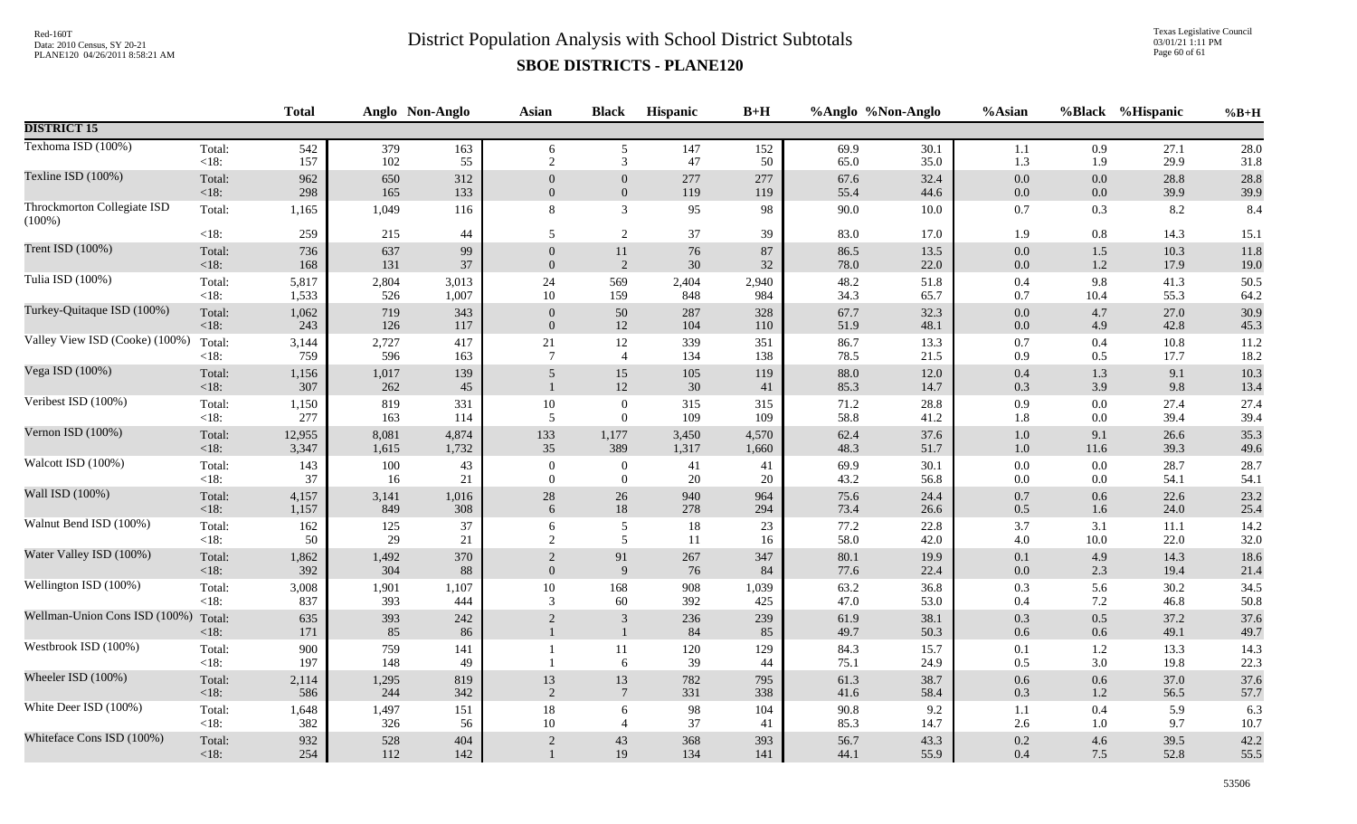# District Population Analysis with School District Subtotals

## SBOE DISTRICTS - PLANE120

| | | Total | Anglo | Non-Anglo | Asian | Black | Hispanic | B+H | %Anglo | %Non-Anglo | %Asian | %Black | %Hispanic | %B+H |
|---|---|---|---|---|---|---|---|---|---|---|---|---|---|---|
| **DISTRICT 15** | | | | | | | | | | | | | | |
| Texhoma ISD (100%) | Total: | 542 | 379 | 163 | 6 | 5 | 147 | 152 | 69.9 | 30.1 | 1.1 | 0.9 | 27.1 | 28.0 |
| | <18: | 157 | 102 | 55 | 2 | 3 | 47 | 50 | 65.0 | 35.0 | 1.3 | 1.9 | 29.9 | 31.8 |
| Texline ISD (100%) | Total: | 962 | 650 | 312 | 0 | 0 | 277 | 277 | 67.6 | 32.4 | 0.0 | 0.0 | 28.8 | 28.8 |
| | <18: | 298 | 165 | 133 | 0 | 0 | 119 | 119 | 55.4 | 44.6 | 0.0 | 0.0 | 39.9 | 39.9 |
| Throckmorton Collegiate ISD (100%) | Total: | 1,165 | 1,049 | 116 | 8 | 3 | 95 | 98 | 90.0 | 10.0 | 0.7 | 0.3 | 8.2 | 8.4 |
| | <18: | 259 | 215 | 44 | 5 | 2 | 37 | 39 | 83.0 | 17.0 | 1.9 | 0.8 | 14.3 | 15.1 |
| Trent ISD (100%) | Total: | 736 | 637 | 99 | 0 | 11 | 76 | 87 | 86.5 | 13.5 | 0.0 | 1.5 | 10.3 | 11.8 |
| | <18: | 168 | 131 | 37 | 0 | 2 | 30 | 32 | 78.0 | 22.0 | 0.0 | 1.2 | 17.9 | 19.0 |
| Tulia ISD (100%) | Total: | 5,817 | 2,804 | 3,013 | 24 | 569 | 2,404 | 2,940 | 48.2 | 51.8 | 0.4 | 9.8 | 41.3 | 50.5 |
| | <18: | 1,533 | 526 | 1,007 | 10 | 159 | 848 | 984 | 34.3 | 65.7 | 0.7 | 10.4 | 55.3 | 64.2 |
| Turkey-Quitaque ISD (100%) | Total: | 1,062 | 719 | 343 | 0 | 50 | 287 | 328 | 67.7 | 32.3 | 0.0 | 4.7 | 27.0 | 30.9 |
| | <18: | 243 | 126 | 117 | 0 | 12 | 104 | 110 | 51.9 | 48.1 | 0.0 | 4.9 | 42.8 | 45.3 |
| Valley View ISD (Cooke) (100%) | Total: | 3,144 | 2,727 | 417 | 21 | 12 | 339 | 351 | 86.7 | 13.3 | 0.7 | 0.4 | 10.8 | 11.2 |
| | <18: | 759 | 596 | 163 | 7 | 4 | 134 | 138 | 78.5 | 21.5 | 0.9 | 0.5 | 17.7 | 18.2 |
| Vega ISD (100%) | Total: | 1,156 | 1,017 | 139 | 5 | 15 | 105 | 119 | 88.0 | 12.0 | 0.4 | 1.3 | 9.1 | 10.3 |
| | <18: | 307 | 262 | 45 | 1 | 12 | 30 | 41 | 85.3 | 14.7 | 0.3 | 3.9 | 9.8 | 13.4 |
| Veribest ISD (100%) | Total: | 1,150 | 819 | 331 | 10 | 0 | 315 | 315 | 71.2 | 28.8 | 0.9 | 0.0 | 27.4 | 27.4 |
| | <18: | 277 | 163 | 114 | 5 | 0 | 109 | 109 | 58.8 | 41.2 | 1.8 | 0.0 | 39.4 | 39.4 |
| Vernon ISD (100%) | Total: | 12,955 | 8,081 | 4,874 | 133 | 1,177 | 3,450 | 4,570 | 62.4 | 37.6 | 1.0 | 9.1 | 26.6 | 35.3 |
| | <18: | 3,347 | 1,615 | 1,732 | 35 | 389 | 1,317 | 1,660 | 48.3 | 51.7 | 1.0 | 11.6 | 39.3 | 49.6 |
| Walcott ISD (100%) | Total: | 143 | 100 | 43 | 0 | 0 | 41 | 41 | 69.9 | 30.1 | 0.0 | 0.0 | 28.7 | 28.7 |
| | <18: | 37 | 16 | 21 | 0 | 0 | 20 | 20 | 43.2 | 56.8 | 0.0 | 0.0 | 54.1 | 54.1 |
| Wall ISD (100%) | Total: | 4,157 | 3,141 | 1,016 | 28 | 26 | 940 | 964 | 75.6 | 24.4 | 0.7 | 0.6 | 22.6 | 23.2 |
| | <18: | 1,157 | 849 | 308 | 6 | 18 | 278 | 294 | 73.4 | 26.6 | 0.5 | 1.6 | 24.0 | 25.4 |
| Walnut Bend ISD (100%) | Total: | 162 | 125 | 37 | 6 | 5 | 18 | 23 | 77.2 | 22.8 | 3.7 | 3.1 | 11.1 | 14.2 |
| | <18: | 50 | 29 | 21 | 2 | 5 | 11 | 16 | 58.0 | 42.0 | 4.0 | 10.0 | 22.0 | 32.0 |
| Water Valley ISD (100%) | Total: | 1,862 | 1,492 | 370 | 2 | 91 | 267 | 347 | 80.1 | 19.9 | 0.1 | 4.9 | 14.3 | 18.6 |
| | <18: | 392 | 304 | 88 | 0 | 9 | 76 | 84 | 77.6 | 22.4 | 0.0 | 2.3 | 19.4 | 21.4 |
| Wellington ISD (100%) | Total: | 3,008 | 1,901 | 1,107 | 10 | 168 | 908 | 1,039 | 63.2 | 36.8 | 0.3 | 5.6 | 30.2 | 34.5 |
| | <18: | 837 | 393 | 444 | 3 | 60 | 392 | 425 | 47.0 | 53.0 | 0.4 | 7.2 | 46.8 | 50.8 |
| Wellman-Union Cons ISD (100%) | Total: | 635 | 393 | 242 | 2 | 3 | 236 | 239 | 61.9 | 38.1 | 0.3 | 0.5 | 37.2 | 37.6 |
| | <18: | 171 | 85 | 86 | 1 | 1 | 84 | 85 | 49.7 | 50.3 | 0.6 | 0.6 | 49.1 | 49.7 |
| Westbrook ISD (100%) | Total: | 900 | 759 | 141 | 1 | 11 | 120 | 129 | 84.3 | 15.7 | 0.1 | 1.2 | 13.3 | 14.3 |
| | <18: | 197 | 148 | 49 | 1 | 6 | 39 | 44 | 75.1 | 24.9 | 0.5 | 3.0 | 19.8 | 22.3 |
| Wheeler ISD (100%) | Total: | 2,114 | 1,295 | 819 | 13 | 13 | 782 | 795 | 61.3 | 38.7 | 0.6 | 0.6 | 37.0 | 37.6 |
| | <18: | 586 | 244 | 342 | 2 | 7 | 331 | 338 | 41.6 | 58.4 | 0.3 | 1.2 | 56.5 | 57.7 |
| White Deer ISD (100%) | Total: | 1,648 | 1,497 | 151 | 18 | 6 | 98 | 104 | 90.8 | 9.2 | 1.1 | 0.4 | 5.9 | 6.3 |
| | <18: | 382 | 326 | 56 | 10 | 4 | 37 | 41 | 85.3 | 14.7 | 2.6 | 1.0 | 9.7 | 10.7 |
| Whiteface Cons ISD (100%) | Total: | 932 | 528 | 404 | 2 | 43 | 368 | 393 | 56.7 | 43.3 | 0.2 | 4.6 | 39.5 | 42.2 |
| | <18: | 254 | 112 | 142 | 1 | 19 | 134 | 141 | 44.1 | 55.9 | 0.4 | 7.5 | 52.8 | 55.5 |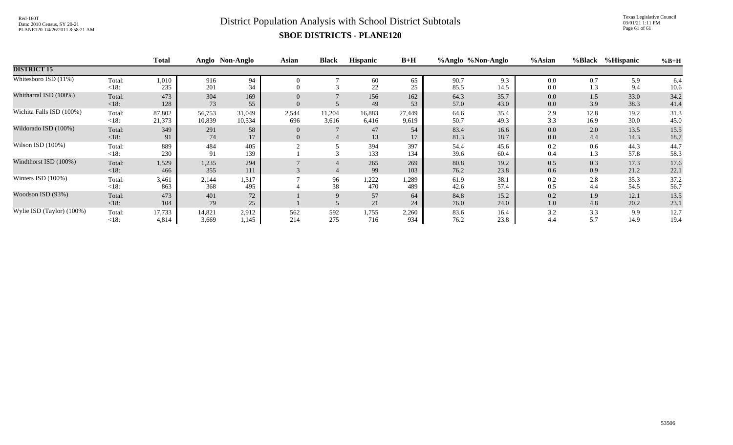# District Population Analysis with School District Subtotals

## SBOE DISTRICTS - PLANE120

| | | Total | Anglo | Non-Anglo | Asian | Black | Hispanic | B+H | %Anglo | %Non-Anglo | %Asian | %Black | %Hispanic | %B+H |
|---|---|---|---|---|---|---|---|---|---|---|---|---|---|---|
| **DISTRICT 15** | | | | | | | | | | | | | | |
| Whitesboro ISD (11%) | Total: | 1,010 | 916 | 94 | 0 | 7 | 60 | 65 | 90.7 | 9.3 | 0.0 | 0.7 | 5.9 | 6.4 |
| | <18: | 235 | 201 | 34 | 0 | 3 | 22 | 25 | 85.5 | 14.5 | 0.0 | 1.3 | 9.4 | 10.6 |
| Whitharral ISD (100%) | Total: | 473 | 304 | 169 | 0 | 7 | 156 | 162 | 64.3 | 35.7 | 0.0 | 1.5 | 33.0 | 34.2 |
| | <18: | 128 | 73 | 55 | 0 | 5 | 49 | 53 | 57.0 | 43.0 | 0.0 | 3.9 | 38.3 | 41.4 |
| Wichita Falls ISD (100%) | Total: | 87,802 | 56,753 | 31,049 | 2,544 | 11,204 | 16,883 | 27,449 | 64.6 | 35.4 | 2.9 | 12.8 | 19.2 | 31.3 |
| | <18: | 21,373 | 10,839 | 10,534 | 696 | 3,616 | 6,416 | 9,619 | 50.7 | 49.3 | 3.3 | 16.9 | 30.0 | 45.0 |
| Wildorado ISD (100%) | Total: | 349 | 291 | 58 | 0 | 7 | 47 | 54 | 83.4 | 16.6 | 0.0 | 2.0 | 13.5 | 15.5 |
| | <18: | 91 | 74 | 17 | 0 | 4 | 13 | 17 | 81.3 | 18.7 | 0.0 | 4.4 | 14.3 | 18.7 |
| Wilson ISD (100%) | Total: | 889 | 484 | 405 | 2 | 5 | 394 | 397 | 54.4 | 45.6 | 0.2 | 0.6 | 44.3 | 44.7 |
| | <18: | 230 | 91 | 139 | 1 | 3 | 133 | 134 | 39.6 | 60.4 | 0.4 | 1.3 | 57.8 | 58.3 |
| Windthorst ISD (100%) | Total: | 1,529 | 1,235 | 294 | 7 | 4 | 265 | 269 | 80.8 | 19.2 | 0.5 | 0.3 | 17.3 | 17.6 |
| | <18: | 466 | 355 | 111 | 3 | 4 | 99 | 103 | 76.2 | 23.8 | 0.6 | 0.9 | 21.2 | 22.1 |
| Winters ISD (100%) | Total: | 3,461 | 2,144 | 1,317 | 7 | 96 | 1,222 | 1,289 | 61.9 | 38.1 | 0.2 | 2.8 | 35.3 | 37.2 |
| | <18: | 863 | 368 | 495 | 4 | 38 | 470 | 489 | 42.6 | 57.4 | 0.5 | 4.4 | 54.5 | 56.7 |
| Woodson ISD (93%) | Total: | 473 | 401 | 72 | 1 | 9 | 57 | 64 | 84.8 | 15.2 | 0.2 | 1.9 | 12.1 | 13.5 |
| | <18: | 104 | 79 | 25 | 1 | 5 | 21 | 24 | 76.0 | 24.0 | 1.0 | 4.8 | 20.2 | 23.1 |
| Wylie ISD (Taylor) (100%) | Total: | 17,733 | 14,821 | 2,912 | 562 | 592 | 1,755 | 2,260 | 83.6 | 16.4 | 3.2 | 3.3 | 9.9 | 12.7 |
| | <18: | 4,814 | 3,669 | 1,145 | 214 | 275 | 716 | 934 | 76.2 | 23.8 | 4.4 | 5.7 | 14.9 | 19.4 |